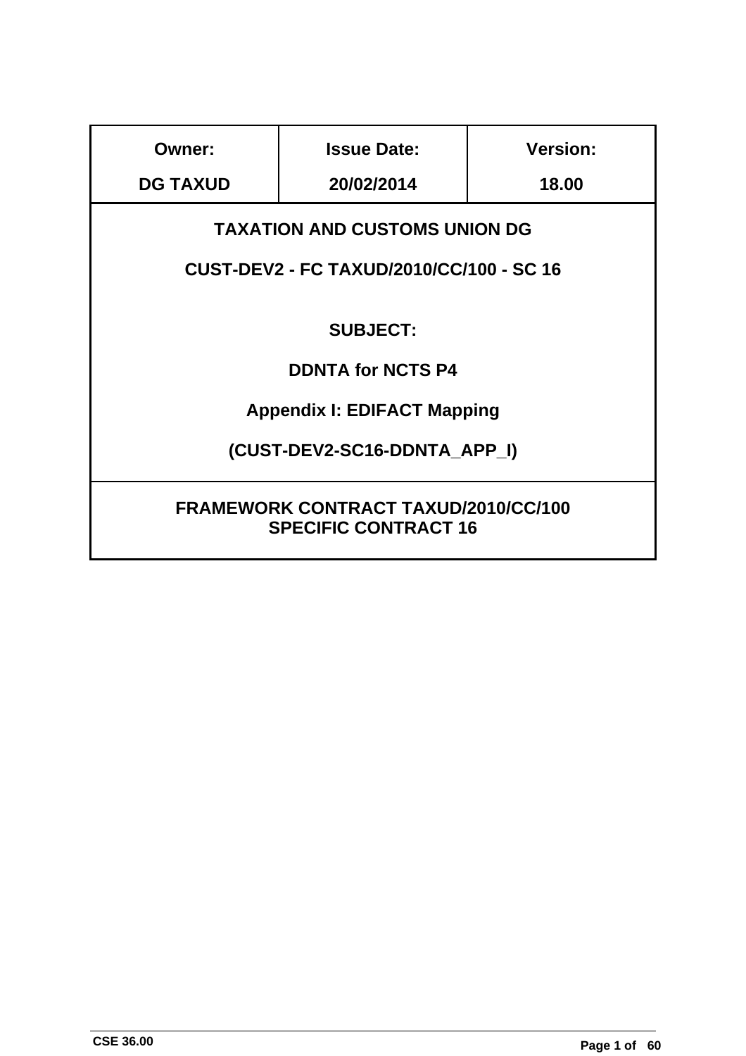| Owner: | Issue Date: | Version: |
| --- | --- | --- |
| DG TAXUD | 20/02/2014 | 18.00 |

**TAXATION AND CUSTOMS UNION DG**

**CUST-DEV2 - FC TAXUD/2010/CC/100 - SC 16**

**SUBJECT:**

**DDNTA for NCTS P4**

**Appendix I: EDIFACT Mapping**

**(CUST-DEV2-SC16-DDNTA_APP_I)**

**FRAMEWORK CONTRACT TAXUD/2010/CC/100**
**SPECIFIC CONTRACT 16**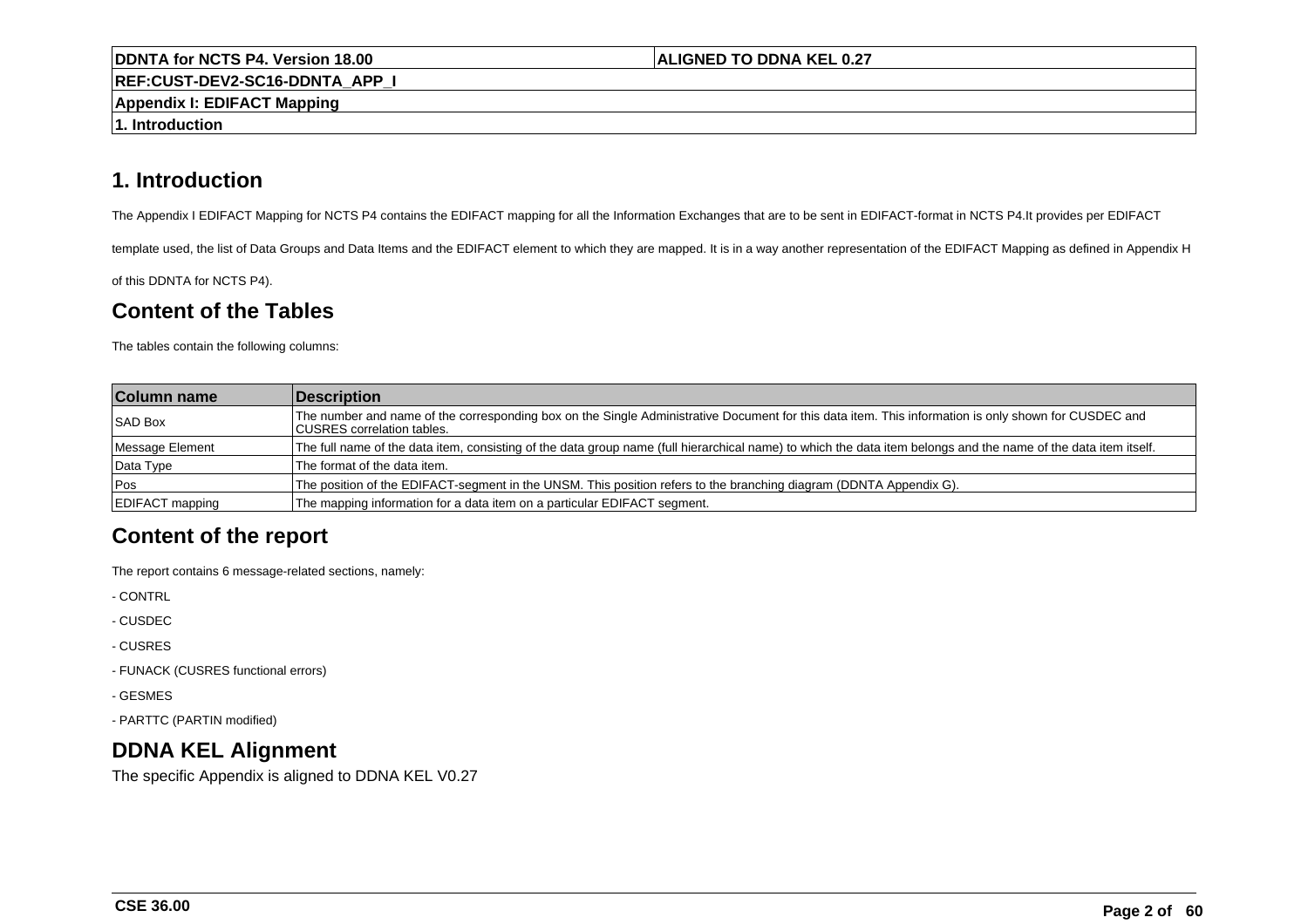# 1. Introduction

The Appendix I EDIFACT Mapping for NCTS P4 contains the EDIFACT mapping for all the Information Exchanges that are to be sent in EDIFACT-format in NCTS P4.It provides per EDIFACT template used, the list of Data Groups and Data Items and the EDIFACT element to which they are mapped. It is in a way another representation of the EDIFACT Mapping as defined in Appendix H of this DDNTA for NCTS P4).

## Content of the Tables

The tables contain the following columns:

| Column name | Description |
|---|---|
| SAD Box | The number and name of the corresponding box on the Single Administrative Document for this data item. This information is only shown for CUSDEC and CUSRES correlation tables. |
| Message Element | The full name of the data item, consisting of the data group name (full hierarchical name) to which the data item belongs and the name of the data item itself. |
| Data Type | The format of the data item. |
| Pos | The position of the EDIFACT-segment in the UNSM. This position refers to the branching diagram (DDNTA Appendix G). |
| EDIFACT mapping | The mapping information for a data item on a particular EDIFACT segment. |

## Content of the report

The report contains 6 message-related sections, namely:

- CONTRL
- CUSDEC
- CUSRES
- FUNACK (CUSRES functional errors)
- GESMES
- PARTTC (PARTIN modified)

## DDNA KEL Alignment

The specific Appendix is aligned to DDNA KEL V0.27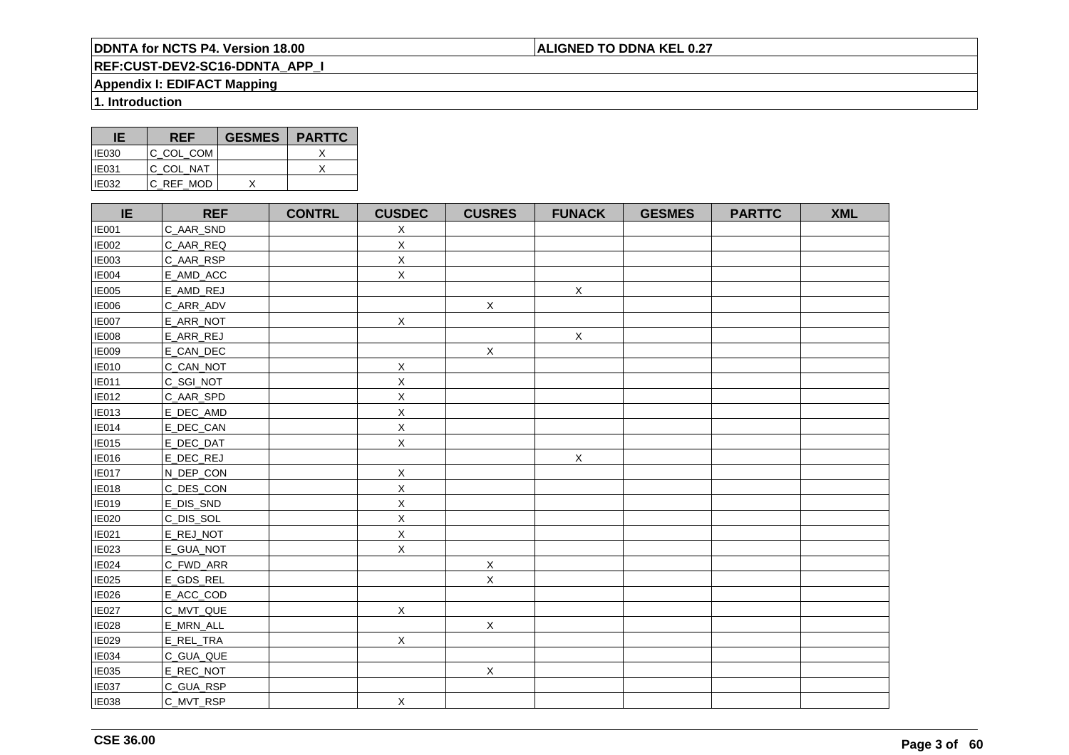| IE | REF | GESMES | PARTTC |
| --- | --- | --- | --- |
| IE030 | C_COL_COM | | X |
| IE031 | C_COL_NAT | | X |
| IE032 | C_REF_MOD | X | |

| IE | REF | CONTRL | CUSDEC | CUSRES | FUNACK | GESMES | PARTTC | XML |
| --- | --- | --- | --- | --- | --- | --- | --- | --- |
| IE001 | C_AAR_SND | | X | | | | | |
| IE002 | C_AAR_REQ | | X | | | | | |
| IE003 | C_AAR_RSP | | X | | | | | |
| IE004 | E_AMD_ACC | | X | | | | | |
| IE005 | E_AMD_REJ | | | | X | | | |
| IE006 | C_ARR_ADV | | | X | | | | |
| IE007 | E_ARR_NOT | | X | | | | | |
| IE008 | E_ARR_REJ | | | | X | | | |
| IE009 | E_CAN_DEC | | | X | | | | |
| IE010 | C_CAN_NOT | | X | | | | | |
| IE011 | C_SGI_NOT | | X | | | | | |
| IE012 | C_AAR_SPD | | X | | | | | |
| IE013 | E_DEC_AMD | | X | | | | | |
| IE014 | E_DEC_CAN | | X | | | | | |
| IE015 | E_DEC_DAT | | X | | | | | |
| IE016 | E_DEC_REJ | | | | X | | | |
| IE017 | N_DEP_CON | | X | | | | | |
| IE018 | C_DES_CON | | X | | | | | |
| IE019 | E_DIS_SND | | X | | | | | |
| IE020 | C_DIS_SOL | | X | | | | | |
| IE021 | E_REJ_NOT | | X | | | | | |
| IE023 | E_GUA_NOT | | X | | | | | |
| IE024 | C_FWD_ARR | | | X | | | | |
| IE025 | E_GDS_REL | | | X | | | | |
| IE026 | E_ACC_COD | | | | | | | |
| IE027 | C_MVT_QUE | | X | | | | | |
| IE028 | E_MRN_ALL | | | X | | | | |
| IE029 | E_REL_TRA | | X | | | | | |
| IE034 | C_GUA_QUE | | | | | | | |
| IE035 | E_REC_NOT | | | X | | | | |
| IE037 | C_GUA_RSP | | | | | | | |
| IE038 | C_MVT_RSP | | X | | | | | |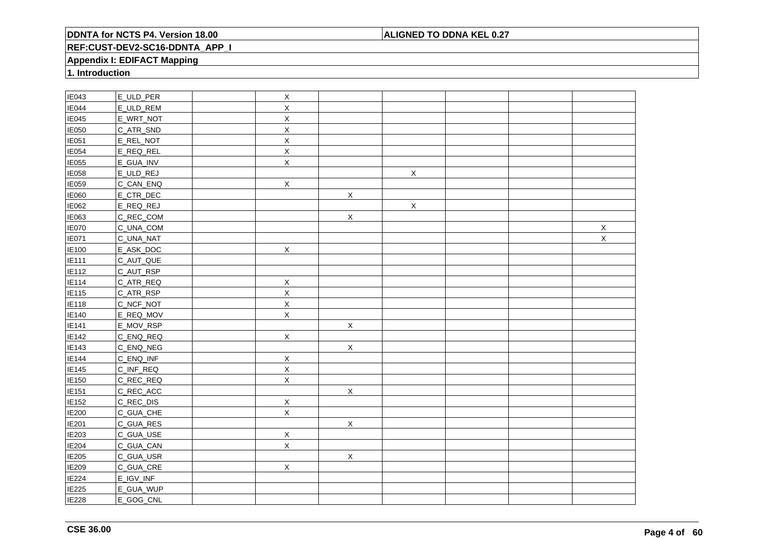| | | | | | | | | |
|---|---|---|---|---|---|---|---|---|
| IE043 | E_ULD_PER | | X | | | | | |
| IE044 | E_ULD_REM | | X | | | | | |
| IE045 | E_WRT_NOT | | X | | | | | |
| IE050 | C_ATR_SND | | X | | | | | |
| IE051 | E_REL_NOT | | X | | | | | |
| IE054 | E_REQ_REL | | X | | | | | |
| IE055 | E_GUA_INV | | X | | | | | |
| IE058 | E_ULD_REJ | | | | X | | | |
| IE059 | C_CAN_ENQ | | X | | | | | |
| IE060 | E_CTR_DEC | | | X | | | | |
| IE062 | E_REQ_REJ | | | | X | | | |
| IE063 | C_REC_COM | | | X | | | | |
| IE070 | C_UNA_COM | | | | | | | X |
| IE071 | C_UNA_NAT | | | | | | | X |
| IE100 | E_ASK_DOC | | X | | | | | |
| IE111 | C_AUT_QUE | | | | | | | |
| IE112 | C_AUT_RSP | | | | | | | |
| IE114 | C_ATR_REQ | | X | | | | | |
| IE115 | C_ATR_RSP | | X | | | | | |
| IE118 | C_NCF_NOT | | X | | | | | |
| IE140 | E_REQ_MOV | | X | | | | | |
| IE141 | E_MOV_RSP | | | X | | | | |
| IE142 | C_ENQ_REQ | | X | | | | | |
| IE143 | C_ENQ_NEG | | | X | | | | |
| IE144 | C_ENQ_INF | | X | | | | | |
| IE145 | C_INF_REQ | | X | | | | | |
| IE150 | C_REC_REQ | | X | | | | | |
| IE151 | C_REC_ACC | | | X | | | | |
| IE152 | C_REC_DIS | | X | | | | | |
| IE200 | C_GUA_CHE | | X | | | | | |
| IE201 | C_GUA_RES | | | X | | | | |
| IE203 | C_GUA_USE | | X | | | | | |
| IE204 | C_GUA_CAN | | X | | | | | |
| IE205 | C_GUA_USR | | | X | | | | |
| IE209 | C_GUA_CRE | | X | | | | | |
| IE224 | E_IGV_INF | | | | | | | |
| IE225 | E_GUA_WUP | | | | | | | |
| IE228 | E_GOG_CNL | | | | | | | |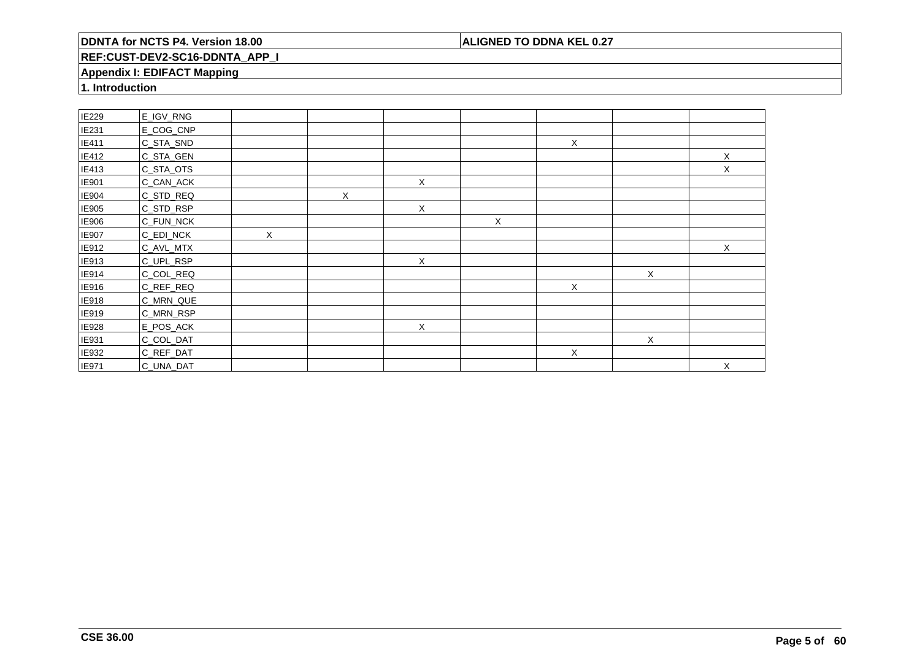| | | | | | | | | |
|---|---|---|---|---|---|---|---|---|
| IE229 | E_IGV_RNG | | | | | | | |
| IE231 | E_COG_CNP | | | | | | | |
| IE411 | C_STA_SND | | | | | X | | |
| IE412 | C_STA_GEN | | | | | | | X |
| IE413 | C_STA_OTS | | | | | | | X |
| IE901 | C_CAN_ACK | | | X | | | | |
| IE904 | C_STD_REQ | | X | | | | | |
| IE905 | C_STD_RSP | | | X | | | | |
| IE906 | C_FUN_NCK | | | | X | | | |
| IE907 | C_EDI_NCK | X | | | | | | |
| IE912 | C_AVL_MTX | | | | | | | X |
| IE913 | C_UPL_RSP | | | X | | | | |
| IE914 | C_COL_REQ | | | | | | X | |
| IE916 | C_REF_REQ | | | | | X | | |
| IE918 | C_MRN_QUE | | | | | | | |
| IE919 | C_MRN_RSP | | | | | | | |
| IE928 | E_POS_ACK | | | X | | | | |
| IE931 | C_COL_DAT | | | | | | X | |
| IE932 | C_REF_DAT | | | | | X | | |
| IE971 | C_UNA_DAT | | | | | | | X |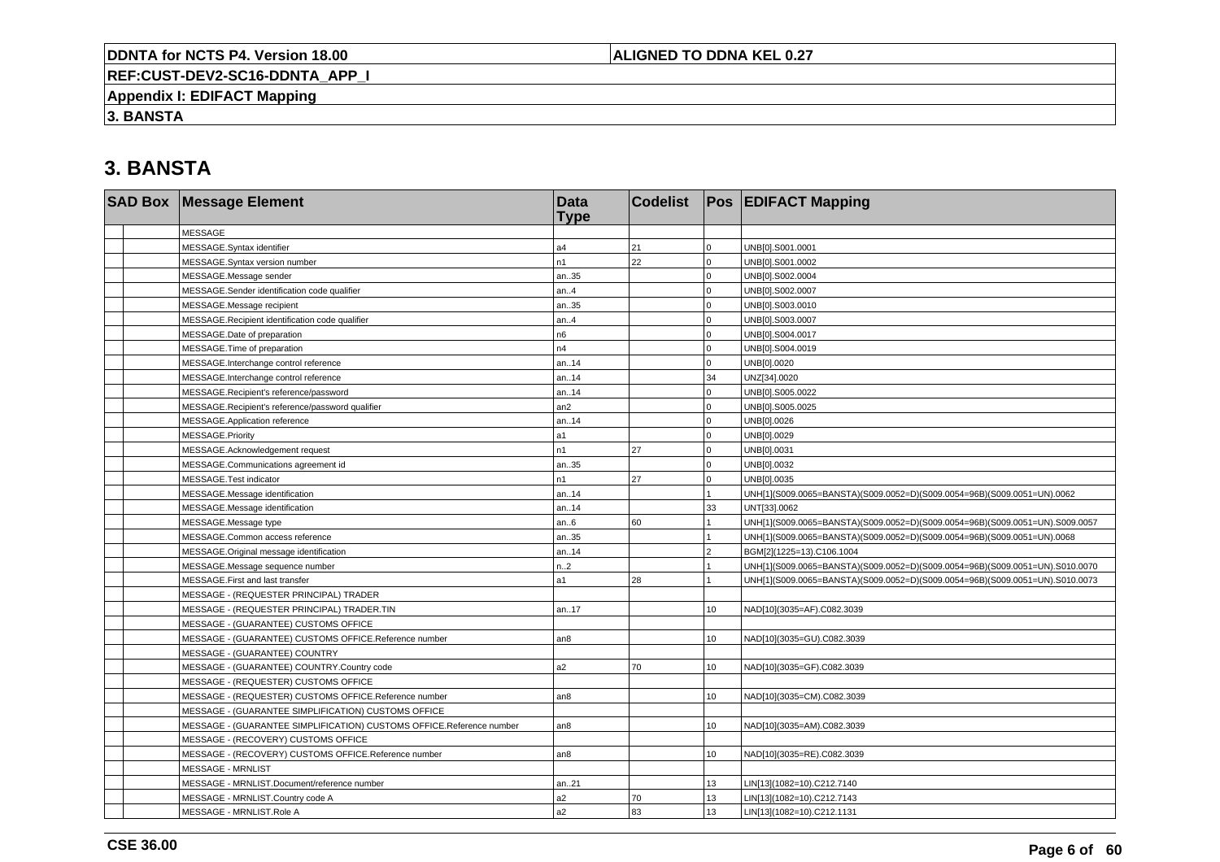# 3. BANSTA

| SAD Box | | Message Element | Data Type | Codelist | Pos | EDIFACT Mapping |
|---|---|---|---|---|---|---|
| | | MESSAGE | | | | |
| | | MESSAGE.Syntax identifier | a4 | 21 | 0 | UNB[0].S001.0001 |
| | | MESSAGE.Syntax version number | n1 | 22 | 0 | UNB[0].S001.0002 |
| | | MESSAGE.Message sender | an..35 | | 0 | UNB[0].S002.0004 |
| | | MESSAGE.Sender identification code qualifier | an..4 | | 0 | UNB[0].S002.0007 |
| | | MESSAGE.Message recipient | an..35 | | 0 | UNB[0].S003.0010 |
| | | MESSAGE.Recipient identification code qualifier | an..4 | | 0 | UNB[0].S003.0007 |
| | | MESSAGE.Date of preparation | n6 | | 0 | UNB[0].S004.0017 |
| | | MESSAGE.Time of preparation | n4 | | 0 | UNB[0].S004.0019 |
| | | MESSAGE.Interchange control reference | an..14 | | 0 | UNB[0].0020 |
| | | MESSAGE.Interchange control reference | an..14 | | 34 | UNZ[34].0020 |
| | | MESSAGE.Recipient's reference/password | an..14 | | 0 | UNB[0].S005.0022 |
| | | MESSAGE.Recipient's reference/password qualifier | an2 | | 0 | UNB[0].S005.0025 |
| | | MESSAGE.Application reference | an..14 | | 0 | UNB[0].0026 |
| | | MESSAGE.Priority | a1 | | 0 | UNB[0].0029 |
| | | MESSAGE.Acknowledgement request | n1 | 27 | 0 | UNB[0].0031 |
| | | MESSAGE.Communications agreement id | an..35 | | 0 | UNB[0].0032 |
| | | MESSAGE.Test indicator | n1 | 27 | 0 | UNB[0].0035 |
| | | MESSAGE.Message identification | an..14 | | 1 | UNH[1](S009.0065=BANSTA)(S009.0052=D)(S009.0054=96B)(S009.0051=UN).0062 |
| | | MESSAGE.Message identification | an..14 | | 33 | UNT[33].0062 |
| | | MESSAGE.Message type | an..6 | 60 | 1 | UNH[1](S009.0065=BANSTA)(S009.0052=D)(S009.0054=96B)(S009.0051=UN).S009.0057 |
| | | MESSAGE.Common access reference | an..35 | | 1 | UNH[1](S009.0065=BANSTA)(S009.0052=D)(S009.0054=96B)(S009.0051=UN).0068 |
| | | MESSAGE.Original message identification | an..14 | | 2 | BGM[2](1225=13).C106.1004 |
| | | MESSAGE.Message sequence number | n..2 | | 1 | UNH[1](S009.0065=BANSTA)(S009.0052=D)(S009.0054=96B)(S009.0051=UN).S010.0070 |
| | | MESSAGE.First and last transfer | a1 | 28 | 1 | UNH[1](S009.0065=BANSTA)(S009.0052=D)(S009.0054=96B)(S009.0051=UN).S010.0073 |
| | | MESSAGE - (REQUESTER PRINCIPAL) TRADER | | | | |
| | | MESSAGE - (REQUESTER PRINCIPAL) TRADER.TIN | an..17 | | 10 | NAD[10](3035=AF).C082.3039 |
| | | MESSAGE - (GUARANTEE) CUSTOMS OFFICE | | | | |
| | | MESSAGE - (GUARANTEE) CUSTOMS OFFICE.Reference number | an8 | | 10 | NAD[10](3035=GU).C082.3039 |
| | | MESSAGE - (GUARANTEE) COUNTRY | | | | |
| | | MESSAGE - (GUARANTEE) COUNTRY.Country code | a2 | 70 | 10 | NAD[10](3035=GF).C082.3039 |
| | | MESSAGE - (REQUESTER) CUSTOMS OFFICE | | | | |
| | | MESSAGE - (REQUESTER) CUSTOMS OFFICE.Reference number | an8 | | 10 | NAD[10](3035=CM).C082.3039 |
| | | MESSAGE - (GUARANTEE SIMPLIFICATION) CUSTOMS OFFICE | | | | |
| | | MESSAGE - (GUARANTEE SIMPLIFICATION) CUSTOMS OFFICE.Reference number | an8 | | 10 | NAD[10](3035=AM).C082.3039 |
| | | MESSAGE - (RECOVERY) CUSTOMS OFFICE | | | | |
| | | MESSAGE - (RECOVERY) CUSTOMS OFFICE.Reference number | an8 | | 10 | NAD[10](3035=RE).C082.3039 |
| | | MESSAGE - MRNLIST | | | | |
| | | MESSAGE - MRNLIST.Document/reference number | an..21 | | 13 | LIN[13](1082=10).C212.7140 |
| | | MESSAGE - MRNLIST.Country code A | a2 | 70 | 13 | LIN[13](1082=10).C212.7143 |
| | | MESSAGE - MRNLIST.Role A | a2 | 83 | 13 | LIN[13](1082=10).C212.1131 |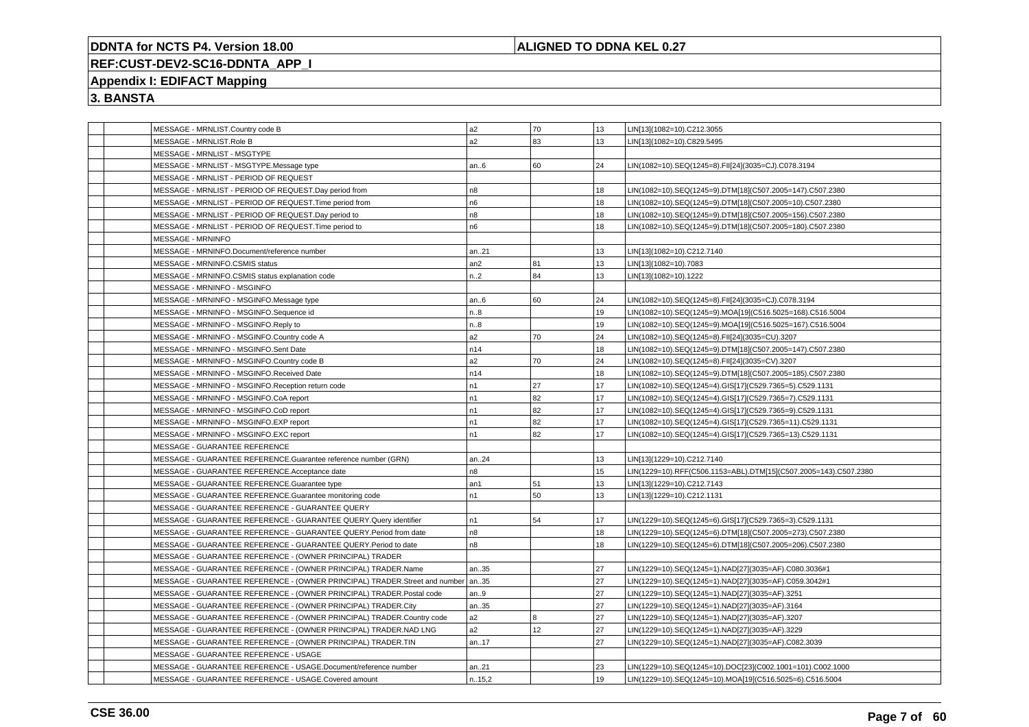**DDNTA for NCTS P4. Version 18.00** | **ALIGNED TO DDNA KEL 0.27**

**REF:CUST-DEV2-SC16-DDNTA_APP_I**

**Appendix I: EDIFACT Mapping**

**3. BANSTA**

| | | | | | | |
|---|---|---|---|---|---|---|
| | | MESSAGE - MRNLIST.Country code B | a2 | 70 | 13 | LIN[13](1082=10).C212.3055 |
| | | MESSAGE - MRNLIST.Role B | a2 | 83 | 13 | LIN[13](1082=10).C829.5495 |
| | | MESSAGE - MRNLIST - MSGTYPE | | | | |
| | | MESSAGE - MRNLIST - MSGTYPE.Message type | an..6 | 60 | 24 | LIN(1082=10).SEQ(1245=8).FII[24](3035=CJ).C078.3194 |
| | | MESSAGE - MRNLIST - PERIOD OF REQUEST | | | | |
| | | MESSAGE - MRNLIST - PERIOD OF REQUEST.Day period from | n8 | | 18 | LIN(1082=10).SEQ(1245=9).DTM[18](C507.2005=147).C507.2380 |
| | | MESSAGE - MRNLIST - PERIOD OF REQUEST.Time period from | n6 | | 18 | LIN(1082=10).SEQ(1245=9).DTM[18](C507.2005=10).C507.2380 |
| | | MESSAGE - MRNLIST - PERIOD OF REQUEST.Day period to | n8 | | 18 | LIN(1082=10).SEQ(1245=9).DTM[18](C507.2005=156).C507.2380 |
| | | MESSAGE - MRNLIST - PERIOD OF REQUEST.Time period to | n6 | | 18 | LIN(1082=10).SEQ(1245=9).DTM[18](C507.2005=180).C507.2380 |
| | | MESSAGE - MRNINFO | | | | |
| | | MESSAGE - MRNINFO.Document/reference number | an..21 | | 13 | LIN[13](1082=10).C212.7140 |
| | | MESSAGE - MRNINFO.CSMIS status | an2 | 81 | 13 | LIN[13](1082=10).7083 |
| | | MESSAGE - MRNINFO.CSMIS status explanation code | n..2 | 84 | 13 | LIN[13](1082=10).1222 |
| | | MESSAGE - MRNINFO - MSGINFO | | | | |
| | | MESSAGE - MRNINFO - MSGINFO.Message type | an..6 | 60 | 24 | LIN(1082=10).SEQ(1245=8).FII[24](3035=CJ).C078.3194 |
| | | MESSAGE - MRNINFO - MSGINFO.Sequence id | n..8 | | 19 | LIN(1082=10).SEQ(1245=9).MOA[19](C516.5025=168).C516.5004 |
| | | MESSAGE - MRNINFO - MSGINFO.Reply to | n..8 | | 19 | LIN(1082=10).SEQ(1245=9).MOA[19](C516.5025=167).C516.5004 |
| | | MESSAGE - MRNINFO - MSGINFO.Country code A | a2 | 70 | 24 | LIN(1082=10).SEQ(1245=8).FII[24](3035=CU).3207 |
| | | MESSAGE - MRNINFO - MSGINFO.Sent Date | n14 | | 18 | LIN(1082=10).SEQ(1245=9).DTM[18](C507.2005=147).C507.2380 |
| | | MESSAGE - MRNINFO - MSGINFO.Country code B | a2 | 70 | 24 | LIN(1082=10).SEQ(1245=8).FII[24](3035=CV).3207 |
| | | MESSAGE - MRNINFO - MSGINFO.Received Date | n14 | | 18 | LIN(1082=10).SEQ(1245=9).DTM[18](C507.2005=185).C507.2380 |
| | | MESSAGE - MRNINFO - MSGINFO.Reception return code | n1 | 27 | 17 | LIN(1082=10).SEQ(1245=4).GIS[17](C529.7365=5).C529.1131 |
| | | MESSAGE - MRNINFO - MSGINFO.CoA report | n1 | 82 | 17 | LIN(1082=10).SEQ(1245=4).GIS[17](C529.7365=7).C529.1131 |
| | | MESSAGE - MRNINFO - MSGINFO.CoD report | n1 | 82 | 17 | LIN(1082=10).SEQ(1245=4).GIS[17](C529.7365=9).C529.1131 |
| | | MESSAGE - MRNINFO - MSGINFO.EXP report | n1 | 82 | 17 | LIN(1082=10).SEQ(1245=4).GIS[17](C529.7365=11).C529.1131 |
| | | MESSAGE - MRNINFO - MSGINFO.EXC report | n1 | 82 | 17 | LIN(1082=10).SEQ(1245=4).GIS[17](C529.7365=13).C529.1131 |
| | | MESSAGE - GUARANTEE REFERENCE | | | | |
| | | MESSAGE - GUARANTEE REFERENCE.Guarantee reference number (GRN) | an..24 | | 13 | LIN[13](1229=10).C212.7140 |
| | | MESSAGE - GUARANTEE REFERENCE.Acceptance date | n8 | | 15 | LIN(1229=10).RFF(C506.1153=ABL).DTM[15](C507.2005=143).C507.2380 |
| | | MESSAGE - GUARANTEE REFERENCE.Guarantee type | an1 | 51 | 13 | LIN[13](1229=10).C212.7143 |
| | | MESSAGE - GUARANTEE REFERENCE.Guarantee monitoring code | n1 | 50 | 13 | LIN[13](1229=10).C212.1131 |
| | | MESSAGE - GUARANTEE REFERENCE - GUARANTEE QUERY | | | | |
| | | MESSAGE - GUARANTEE REFERENCE - GUARANTEE QUERY.Query identifier | n1 | 54 | 17 | LIN(1229=10).SEQ(1245=6).GIS[17](C529.7365=3).C529.1131 |
| | | MESSAGE - GUARANTEE REFERENCE - GUARANTEE QUERY.Period from date | n8 | | 18 | LIN(1229=10).SEQ(1245=6).DTM[18](C507.2005=273).C507.2380 |
| | | MESSAGE - GUARANTEE REFERENCE - GUARANTEE QUERY.Period to date | n8 | | 18 | LIN(1229=10).SEQ(1245=6).DTM[18](C507.2005=206).C507.2380 |
| | | MESSAGE - GUARANTEE REFERENCE - (OWNER PRINCIPAL) TRADER | | | | |
| | | MESSAGE - GUARANTEE REFERENCE - (OWNER PRINCIPAL) TRADER.Name | an..35 | | 27 | LIN(1229=10).SEQ(1245=1).NAD[27](3035=AF).C080.3036#1 |
| | | MESSAGE - GUARANTEE REFERENCE - (OWNER PRINCIPAL) TRADER.Street and number | an..35 | | 27 | LIN(1229=10).SEQ(1245=1).NAD[27](3035=AF).C059.3042#1 |
| | | MESSAGE - GUARANTEE REFERENCE - (OWNER PRINCIPAL) TRADER.Postal code | an..9 | | 27 | LIN(1229=10).SEQ(1245=1).NAD[27](3035=AF).3251 |
| | | MESSAGE - GUARANTEE REFERENCE - (OWNER PRINCIPAL) TRADER.City | an..35 | | 27 | LIN(1229=10).SEQ(1245=1).NAD[27](3035=AF).3164 |
| | | MESSAGE - GUARANTEE REFERENCE - (OWNER PRINCIPAL) TRADER.Country code | a2 | 8 | 27 | LIN(1229=10).SEQ(1245=1).NAD[27](3035=AF).3207 |
| | | MESSAGE - GUARANTEE REFERENCE - (OWNER PRINCIPAL) TRADER.NAD LNG | a2 | 12 | 27 | LIN(1229=10).SEQ(1245=1).NAD[27](3035=AF).3229 |
| | | MESSAGE - GUARANTEE REFERENCE - (OWNER PRINCIPAL) TRADER.TIN | an..17 | | 27 | LIN(1229=10).SEQ(1245=1).NAD[27](3035=AF).C082.3039 |
| | | MESSAGE - GUARANTEE REFERENCE - USAGE | | | | |
| | | MESSAGE - GUARANTEE REFERENCE - USAGE.Document/reference number | an..21 | | 23 | LIN(1229=10).SEQ(1245=10).DOC[23](C002.1001=101).C002.1000 |
| | | MESSAGE - GUARANTEE REFERENCE - USAGE.Covered amount | n..15,2 | | 19 | LIN(1229=10).SEQ(1245=10).MOA[19](C516.5025=6).C516.5004 |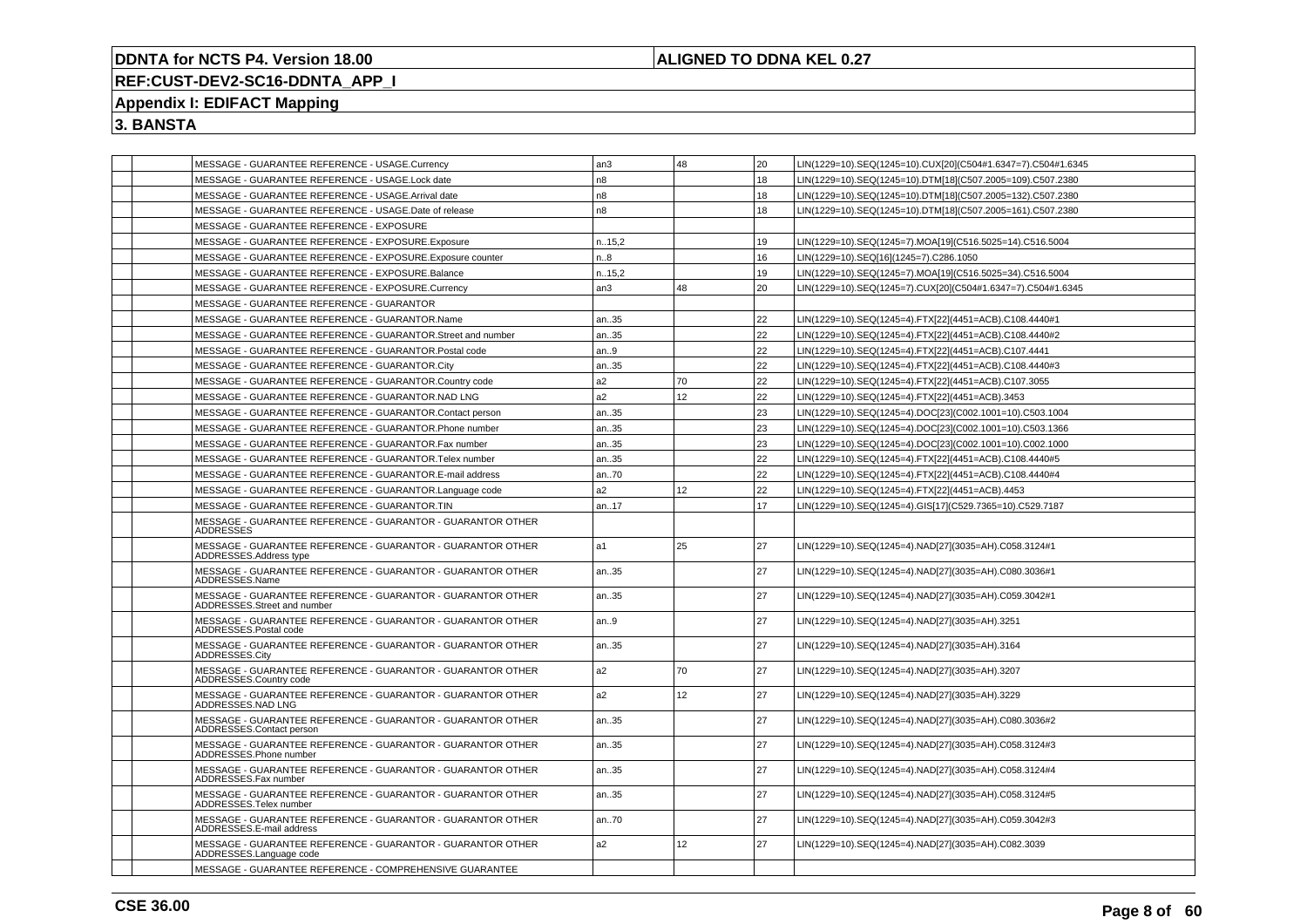## 3. BANSTA

| | | | | | | |
|---|---|---|---|---|---|---|
| | | MESSAGE - GUARANTEE REFERENCE - USAGE.Currency | an3 | 48 | 20 | LIN(1229=10).SEQ(1245=10).CUX[20](C504#1.6347=7).C504#1.6345 |
| | | MESSAGE - GUARANTEE REFERENCE - USAGE.Lock date | n8 | | 18 | LIN(1229=10).SEQ(1245=10).DTM[18](C507.2005=109).C507.2380 |
| | | MESSAGE - GUARANTEE REFERENCE - USAGE.Arrival date | n8 | | 18 | LIN(1229=10).SEQ(1245=10).DTM[18](C507.2005=132).C507.2380 |
| | | MESSAGE - GUARANTEE REFERENCE - USAGE.Date of release | n8 | | 18 | LIN(1229=10).SEQ(1245=10).DTM[18](C507.2005=161).C507.2380 |
| | | MESSAGE - GUARANTEE REFERENCE - EXPOSURE | | | | |
| | | MESSAGE - GUARANTEE REFERENCE - EXPOSURE.Exposure | n..15,2 | | 19 | LIN(1229=10).SEQ(1245=7).MOA[19](C516.5025=14).C516.5004 |
| | | MESSAGE - GUARANTEE REFERENCE - EXPOSURE.Exposure counter | n..8 | | 16 | LIN(1229=10).SEQ[16](1245=7).C286.1050 |
| | | MESSAGE - GUARANTEE REFERENCE - EXPOSURE.Balance | n..15,2 | | 19 | LIN(1229=10).SEQ(1245=7).MOA[19](C516.5025=34).C516.5004 |
| | | MESSAGE - GUARANTEE REFERENCE - EXPOSURE.Currency | an3 | 48 | 20 | LIN(1229=10).SEQ(1245=7).CUX[20](C504#1.6347=7).C504#1.6345 |
| | | MESSAGE - GUARANTEE REFERENCE - GUARANTOR | | | | |
| | | MESSAGE - GUARANTEE REFERENCE - GUARANTOR.Name | an..35 | | 22 | LIN(1229=10).SEQ(1245=4).FTX[22](4451=ACB).C108.4440#1 |
| | | MESSAGE - GUARANTEE REFERENCE - GUARANTOR.Street and number | an..35 | | 22 | LIN(1229=10).SEQ(1245=4).FTX[22](4451=ACB).C108.4440#2 |
| | | MESSAGE - GUARANTEE REFERENCE - GUARANTOR.Postal code | an..9 | | 22 | LIN(1229=10).SEQ(1245=4).FTX[22](4451=ACB).C107.4441 |
| | | MESSAGE - GUARANTEE REFERENCE - GUARANTOR.City | an..35 | | 22 | LIN(1229=10).SEQ(1245=4).FTX[22](4451=ACB).C108.4440#3 |
| | | MESSAGE - GUARANTEE REFERENCE - GUARANTOR.Country code | a2 | 70 | 22 | LIN(1229=10).SEQ(1245=4).FTX[22](4451=ACB).C107.3055 |
| | | MESSAGE - GUARANTEE REFERENCE - GUARANTOR.NAD LNG | a2 | 12 | 22 | LIN(1229=10).SEQ(1245=4).FTX[22](4451=ACB).3453 |
| | | MESSAGE - GUARANTEE REFERENCE - GUARANTOR.Contact person | an..35 | | 23 | LIN(1229=10).SEQ(1245=4).DOC[23](C002.1001=10).C503.1004 |
| | | MESSAGE - GUARANTEE REFERENCE - GUARANTOR.Phone number | an..35 | | 23 | LIN(1229=10).SEQ(1245=4).DOC[23](C002.1001=10).C503.1366 |
| | | MESSAGE - GUARANTEE REFERENCE - GUARANTOR.Fax number | an..35 | | 23 | LIN(1229=10).SEQ(1245=4).DOC[23](C002.1001=10).C002.1000 |
| | | MESSAGE - GUARANTEE REFERENCE - GUARANTOR.Telex number | an..35 | | 22 | LIN(1229=10).SEQ(1245=4).FTX[22](4451=ACB).C108.4440#5 |
| | | MESSAGE - GUARANTEE REFERENCE - GUARANTOR.E-mail address | an..70 | | 22 | LIN(1229=10).SEQ(1245=4).FTX[22](4451=ACB).C108.4440#4 |
| | | MESSAGE - GUARANTEE REFERENCE - GUARANTOR.Language code | a2 | 12 | 22 | LIN(1229=10).SEQ(1245=4).FTX[22](4451=ACB).4453 |
| | | MESSAGE - GUARANTEE REFERENCE - GUARANTOR.TIN | an..17 | | 17 | LIN(1229=10).SEQ(1245=4).GIS[17](C529.7365=10).C529.7187 |
| | | MESSAGE - GUARANTEE REFERENCE - GUARANTOR - GUARANTOR OTHER ADDRESSES | | | | |
| | | MESSAGE - GUARANTEE REFERENCE - GUARANTOR - GUARANTOR OTHER ADDRESSES.Address type | a1 | 25 | 27 | LIN(1229=10).SEQ(1245=4).NAD[27](3035=AH).C058.3124#1 |
| | | MESSAGE - GUARANTEE REFERENCE - GUARANTOR - GUARANTOR OTHER ADDRESSES.Name | an..35 | | 27 | LIN(1229=10).SEQ(1245=4).NAD[27](3035=AH).C080.3036#1 |
| | | MESSAGE - GUARANTEE REFERENCE - GUARANTOR - GUARANTOR OTHER ADDRESSES.Street and number | an..35 | | 27 | LIN(1229=10).SEQ(1245=4).NAD[27](3035=AH).C059.3042#1 |
| | | MESSAGE - GUARANTEE REFERENCE - GUARANTOR - GUARANTOR OTHER ADDRESSES.Postal code | an..9 | | 27 | LIN(1229=10).SEQ(1245=4).NAD[27](3035=AH).3251 |
| | | MESSAGE - GUARANTEE REFERENCE - GUARANTOR - GUARANTOR OTHER ADDRESSES.City | an..35 | | 27 | LIN(1229=10).SEQ(1245=4).NAD[27](3035=AH).3164 |
| | | MESSAGE - GUARANTEE REFERENCE - GUARANTOR - GUARANTOR OTHER ADDRESSES.Country code | a2 | 70 | 27 | LIN(1229=10).SEQ(1245=4).NAD[27](3035=AH).3207 |
| | | MESSAGE - GUARANTEE REFERENCE - GUARANTOR - GUARANTOR OTHER ADDRESSES.NAD LNG | a2 | 12 | 27 | LIN(1229=10).SEQ(1245=4).NAD[27](3035=AH).3229 |
| | | MESSAGE - GUARANTEE REFERENCE - GUARANTOR - GUARANTOR OTHER ADDRESSES.Contact person | an..35 | | 27 | LIN(1229=10).SEQ(1245=4).NAD[27](3035=AH).C080.3036#2 |
| | | MESSAGE - GUARANTEE REFERENCE - GUARANTOR - GUARANTOR OTHER ADDRESSES.Phone number | an..35 | | 27 | LIN(1229=10).SEQ(1245=4).NAD[27](3035=AH).C058.3124#3 |
| | | MESSAGE - GUARANTEE REFERENCE - GUARANTOR - GUARANTOR OTHER ADDRESSES.Fax number | an..35 | | 27 | LIN(1229=10).SEQ(1245=4).NAD[27](3035=AH).C058.3124#4 |
| | | MESSAGE - GUARANTEE REFERENCE - GUARANTOR - GUARANTOR OTHER ADDRESSES.Telex number | an..35 | | 27 | LIN(1229=10).SEQ(1245=4).NAD[27](3035=AH).C058.3124#5 |
| | | MESSAGE - GUARANTEE REFERENCE - GUARANTOR - GUARANTOR OTHER ADDRESSES.E-mail address | an..70 | | 27 | LIN(1229=10).SEQ(1245=4).NAD[27](3035=AH).C059.3042#3 |
| | | MESSAGE - GUARANTEE REFERENCE - GUARANTOR - GUARANTOR OTHER ADDRESSES.Language code | a2 | 12 | 27 | LIN(1229=10).SEQ(1245=4).NAD[27](3035=AH).C082.3039 |
| | | MESSAGE - GUARANTEE REFERENCE - COMPREHENSIVE GUARANTEE | | | | |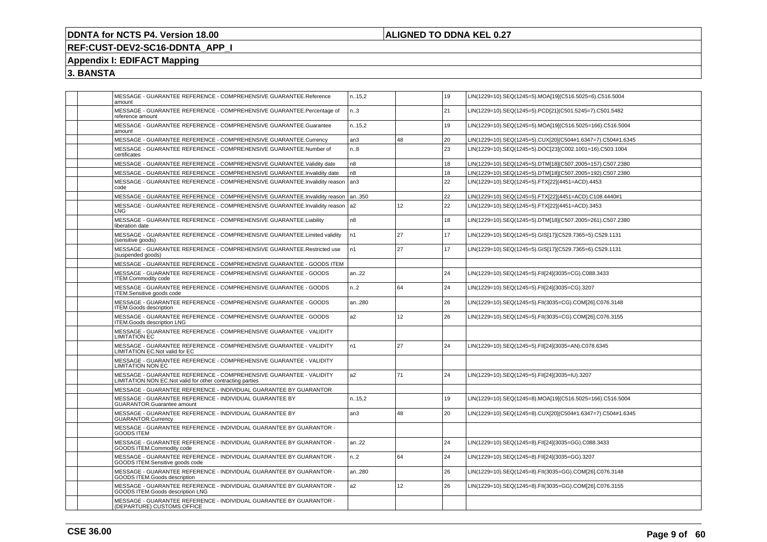**DDNTA for NCTS P4. Version 18.00**

**ALIGNED TO DDNA KEL 0.27**

**REF:CUST-DEV2-SC16-DDNTA_APP_I**

**Appendix I: EDIFACT Mapping**

**3. BANSTA**

| | | | | | | |
|---|---|---|---|---|---|---|
| | | MESSAGE - GUARANTEE REFERENCE - COMPREHENSIVE GUARANTEE.Reference amount | n..15,2 | | 19 | LIN(1229=10).SEQ(1245=5).MOA[19](C516.5025=6).C516.5004 |
| | | MESSAGE - GUARANTEE REFERENCE - COMPREHENSIVE GUARANTEE.Percentage of reference amount | n..3 | | 21 | LIN(1229=10).SEQ(1245=5).PCD[21](C501.5245=7).C501.5482 |
| | | MESSAGE - GUARANTEE REFERENCE - COMPREHENSIVE GUARANTEE.Guarantee amount | n..15,2 | | 19 | LIN(1229=10).SEQ(1245=5).MOA[19](C516.5025=166).C516.5004 |
| | | MESSAGE - GUARANTEE REFERENCE - COMPREHENSIVE GUARANTEE.Currency | an3 | 48 | 20 | LIN(1229=10).SEQ(1245=5).CUX[20](C504#1.6347=7).C504#1.6345 |
| | | MESSAGE - GUARANTEE REFERENCE - COMPREHENSIVE GUARANTEE.Number of certificates | n..8 | | 23 | LIN(1229=10).SEQ(1245=5).DOC[23](C002.1001=16).C503.1004 |
| | | MESSAGE - GUARANTEE REFERENCE - COMPREHENSIVE GUARANTEE.Validity date | n8 | | 18 | LIN(1229=10).SEQ(1245=5).DTM[18](C507.2005=157).C507.2380 |
| | | MESSAGE - GUARANTEE REFERENCE - COMPREHENSIVE GUARANTEE.Invalidity date | n8 | | 18 | LIN(1229=10).SEQ(1245=5).DTM[18](C507.2005=192).C507.2380 |
| | | MESSAGE - GUARANTEE REFERENCE - COMPREHENSIVE GUARANTEE.Invalidity reason code | an3 | | 22 | LIN(1229=10).SEQ(1245=5).FTX[22](4451=ACD).4453 |
| | | MESSAGE - GUARANTEE REFERENCE - COMPREHENSIVE GUARANTEE.Invalidity reason | an..350 | | 22 | LIN(1229=10).SEQ(1245=5).FTX[22](4451=ACD).C108.4440#1 |
| | | MESSAGE - GUARANTEE REFERENCE - COMPREHENSIVE GUARANTEE.Invalidity reason LNG | a2 | 12 | 22 | LIN(1229=10).SEQ(1245=5).FTX[22](4451=ACD).3453 |
| | | MESSAGE - GUARANTEE REFERENCE - COMPREHENSIVE GUARANTEE.Liability liberation date | n8 | | 18 | LIN(1229=10).SEQ(1245=5).DTM[18](C507.2005=261).C507.2380 |
| | | MESSAGE - GUARANTEE REFERENCE - COMPREHENSIVE GUARANTEE.Limited validity (sensitive goods) | n1 | 27 | 17 | LIN(1229=10).SEQ(1245=5).GIS[17](C529.7365=5).C529.1131 |
| | | MESSAGE - GUARANTEE REFERENCE - COMPREHENSIVE GUARANTEE.Restricted use (suspended goods) | n1 | 27 | 17 | LIN(1229=10).SEQ(1245=5).GIS[17](C529.7365=6).C529.1131 |
| | | MESSAGE - GUARANTEE REFERENCE - COMPREHENSIVE GUARANTEE - GOODS ITEM | | | | |
| | | MESSAGE - GUARANTEE REFERENCE - COMPREHENSIVE GUARANTEE - GOODS ITEM.Commodity code | an..22 | | 24 | LIN(1229=10).SEQ(1245=5).FII[24](3035=CG).C088.3433 |
| | | MESSAGE - GUARANTEE REFERENCE - COMPREHENSIVE GUARANTEE - GOODS ITEM.Sensitive goods code | n..2 | 64 | 24 | LIN(1229=10).SEQ(1245=5).FII[24](3035=CG).3207 |
| | | MESSAGE - GUARANTEE REFERENCE - COMPREHENSIVE GUARANTEE - GOODS ITEM.Goods description | an..280 | | 26 | LIN(1229=10).SEQ(1245=5).FII(3035=CG).COM[26].C076.3148 |
| | | MESSAGE - GUARANTEE REFERENCE - COMPREHENSIVE GUARANTEE - GOODS ITEM.Goods description LNG | a2 | 12 | 26 | LIN(1229=10).SEQ(1245=5).FII(3035=CG).COM[26].C076.3155 |
| | | MESSAGE - GUARANTEE REFERENCE - COMPREHENSIVE GUARANTEE - VALIDITY LIMITATION EC | | | | |
| | | MESSAGE - GUARANTEE REFERENCE - COMPREHENSIVE GUARANTEE - VALIDITY LIMITATION EC.Not valid for EC | n1 | 27 | 24 | LIN(1229=10).SEQ(1245=5).FII[24](3035=AN).C078.6345 |
| | | MESSAGE - GUARANTEE REFERENCE - COMPREHENSIVE GUARANTEE - VALIDITY LIMITATION NON EC | | | | |
| | | MESSAGE - GUARANTEE REFERENCE - COMPREHENSIVE GUARANTEE - VALIDITY LIMITATION NON EC.Not valid for other contracting parties | a2 | 71 | 24 | LIN(1229=10).SEQ(1245=5).FII[24](3035=IU).3207 |
| | | MESSAGE - GUARANTEE REFERENCE - INDIVIDUAL GUARANTEE BY GUARANTOR | | | | |
| | | MESSAGE - GUARANTEE REFERENCE - INDIVIDUAL GUARANTEE BY GUARANTOR.Guarantee amount | n..15,2 | | 19 | LIN(1229=10).SEQ(1245=8).MOA[19](C516.5025=166).C516.5004 |
| | | MESSAGE - GUARANTEE REFERENCE - INDIVIDUAL GUARANTEE BY GUARANTOR.Currency | an3 | 48 | 20 | LIN(1229=10).SEQ(1245=8).CUX[20](C504#1.6347=7).C504#1.6345 |
| | | MESSAGE - GUARANTEE REFERENCE - INDIVIDUAL GUARANTEE BY GUARANTOR - GOODS ITEM | | | | |
| | | MESSAGE - GUARANTEE REFERENCE - INDIVIDUAL GUARANTEE BY GUARANTOR - GOODS ITEM.Commodity code | an..22 | | 24 | LIN(1229=10).SEQ(1245=8).FII[24](3035=GG).C088.3433 |
| | | MESSAGE - GUARANTEE REFERENCE - INDIVIDUAL GUARANTEE BY GUARANTOR - GOODS ITEM.Sensitive goods code | n..2 | 64 | 24 | LIN(1229=10).SEQ(1245=8).FII[24](3035=GG).3207 |
| | | MESSAGE - GUARANTEE REFERENCE - INDIVIDUAL GUARANTEE BY GUARANTOR - GOODS ITEM.Goods description | an..280 | | 26 | LIN(1229=10).SEQ(1245=8).FII(3035=GG).COM[26].C076.3148 |
| | | MESSAGE - GUARANTEE REFERENCE - INDIVIDUAL GUARANTEE BY GUARANTOR - GOODS ITEM.Goods description LNG | a2 | 12 | 26 | LIN(1229=10).SEQ(1245=8).FII(3035=GG).COM[26].C076.3155 |
| | | MESSAGE - GUARANTEE REFERENCE - INDIVIDUAL GUARANTEE BY GUARANTOR - (DEPARTURE) CUSTOMS OFFICE | | | | |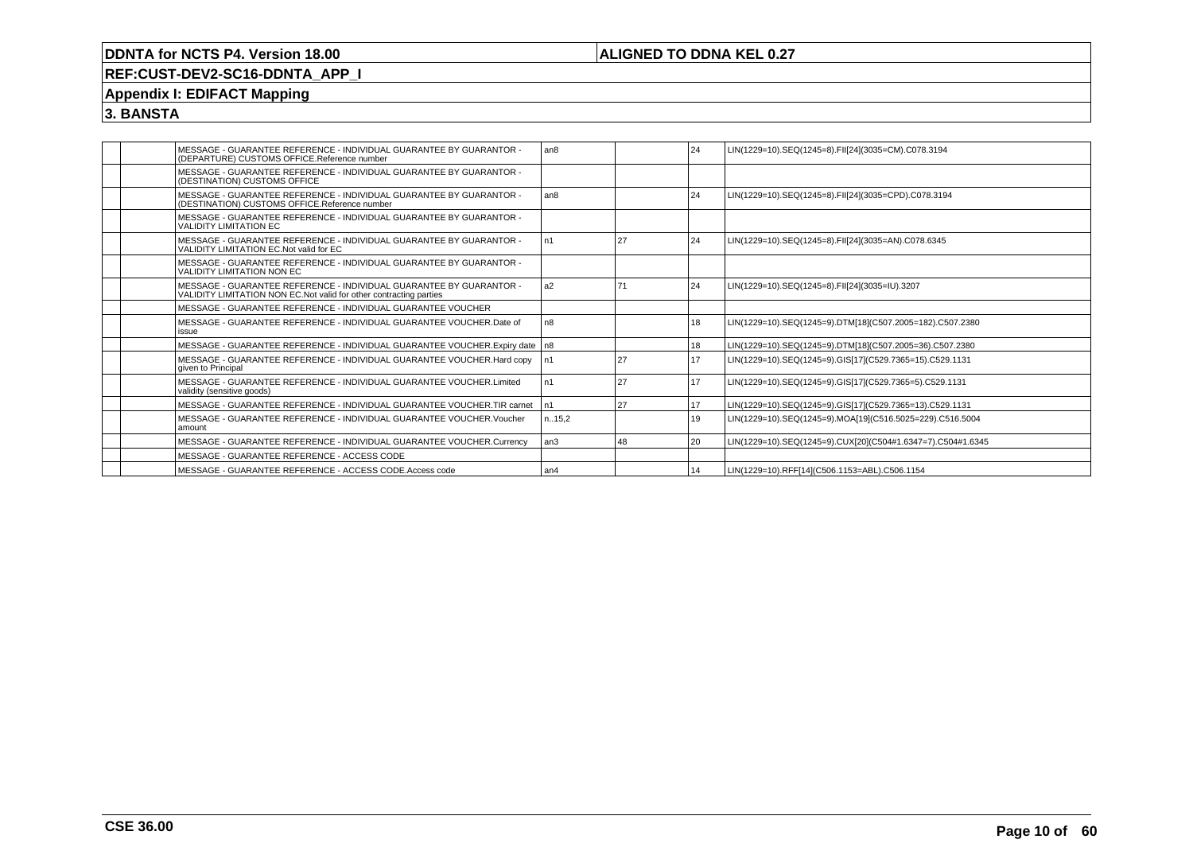**DDNTA for NCTS P4. Version 18.00** | **ALIGNED TO DDNA KEL 0.27**

**REF:CUST-DEV2-SC16-DDNTA_APP_I**

## Appendix I: EDIFACT Mapping

## 3. BANSTA

| | | | | | | |
|---|---|---|---|---|---|---|
| | | MESSAGE - GUARANTEE REFERENCE - INDIVIDUAL GUARANTEE BY GUARANTOR - (DEPARTURE) CUSTOMS OFFICE.Reference number | an8 | | 24 | LIN(1229=10).SEQ(1245=8).FII[24](3035=CM).C078.3194 |
| | | MESSAGE - GUARANTEE REFERENCE - INDIVIDUAL GUARANTEE BY GUARANTOR - (DESTINATION) CUSTOMS OFFICE | | | | |
| | | MESSAGE - GUARANTEE REFERENCE - INDIVIDUAL GUARANTEE BY GUARANTOR - (DESTINATION) CUSTOMS OFFICE.Reference number | an8 | | 24 | LIN(1229=10).SEQ(1245=8).FII[24](3035=CPD).C078.3194 |
| | | MESSAGE - GUARANTEE REFERENCE - INDIVIDUAL GUARANTEE BY GUARANTOR - VALIDITY LIMITATION EC | | | | |
| | | MESSAGE - GUARANTEE REFERENCE - INDIVIDUAL GUARANTEE BY GUARANTOR - VALIDITY LIMITATION EC.Not valid for EC | n1 | 27 | 24 | LIN(1229=10).SEQ(1245=8).FII[24](3035=AN).C078.6345 |
| | | MESSAGE - GUARANTEE REFERENCE - INDIVIDUAL GUARANTEE BY GUARANTOR - VALIDITY LIMITATION NON EC | | | | |
| | | MESSAGE - GUARANTEE REFERENCE - INDIVIDUAL GUARANTEE BY GUARANTOR - VALIDITY LIMITATION NON EC.Not valid for other contracting parties | a2 | 71 | 24 | LIN(1229=10).SEQ(1245=8).FII[24](3035=IU).3207 |
| | | MESSAGE - GUARANTEE REFERENCE - INDIVIDUAL GUARANTEE VOUCHER | | | | |
| | | MESSAGE - GUARANTEE REFERENCE - INDIVIDUAL GUARANTEE VOUCHER.Date of issue | n8 | | 18 | LIN(1229=10).SEQ(1245=9).DTM[18](C507.2005=182).C507.2380 |
| | | MESSAGE - GUARANTEE REFERENCE - INDIVIDUAL GUARANTEE VOUCHER.Expiry date | n8 | | 18 | LIN(1229=10).SEQ(1245=9).DTM[18](C507.2005=36).C507.2380 |
| | | MESSAGE - GUARANTEE REFERENCE - INDIVIDUAL GUARANTEE VOUCHER.Hard copy given to Principal | n1 | 27 | 17 | LIN(1229=10).SEQ(1245=9).GIS[17](C529.7365=15).C529.1131 |
| | | MESSAGE - GUARANTEE REFERENCE - INDIVIDUAL GUARANTEE VOUCHER.Limited validity (sensitive goods) | n1 | 27 | 17 | LIN(1229=10).SEQ(1245=9).GIS[17](C529.7365=5).C529.1131 |
| | | MESSAGE - GUARANTEE REFERENCE - INDIVIDUAL GUARANTEE VOUCHER.TIR carnet | n1 | 27 | 17 | LIN(1229=10).SEQ(1245=9).GIS[17](C529.7365=13).C529.1131 |
| | | MESSAGE - GUARANTEE REFERENCE - INDIVIDUAL GUARANTEE VOUCHER.Voucher amount | n..15,2 | | 19 | LIN(1229=10).SEQ(1245=9).MOA[19](C516.5025=229).C516.5004 |
| | | MESSAGE - GUARANTEE REFERENCE - INDIVIDUAL GUARANTEE VOUCHER.Currency | an3 | 48 | 20 | LIN(1229=10).SEQ(1245=9).CUX[20](C504#1.6347=7).C504#1.6345 |
| | | MESSAGE - GUARANTEE REFERENCE - ACCESS CODE | | | | |
| | | MESSAGE - GUARANTEE REFERENCE - ACCESS CODE.Access code | an4 | | 14 | LIN(1229=10).RFF[14](C506.1153=ABL).C506.1154 |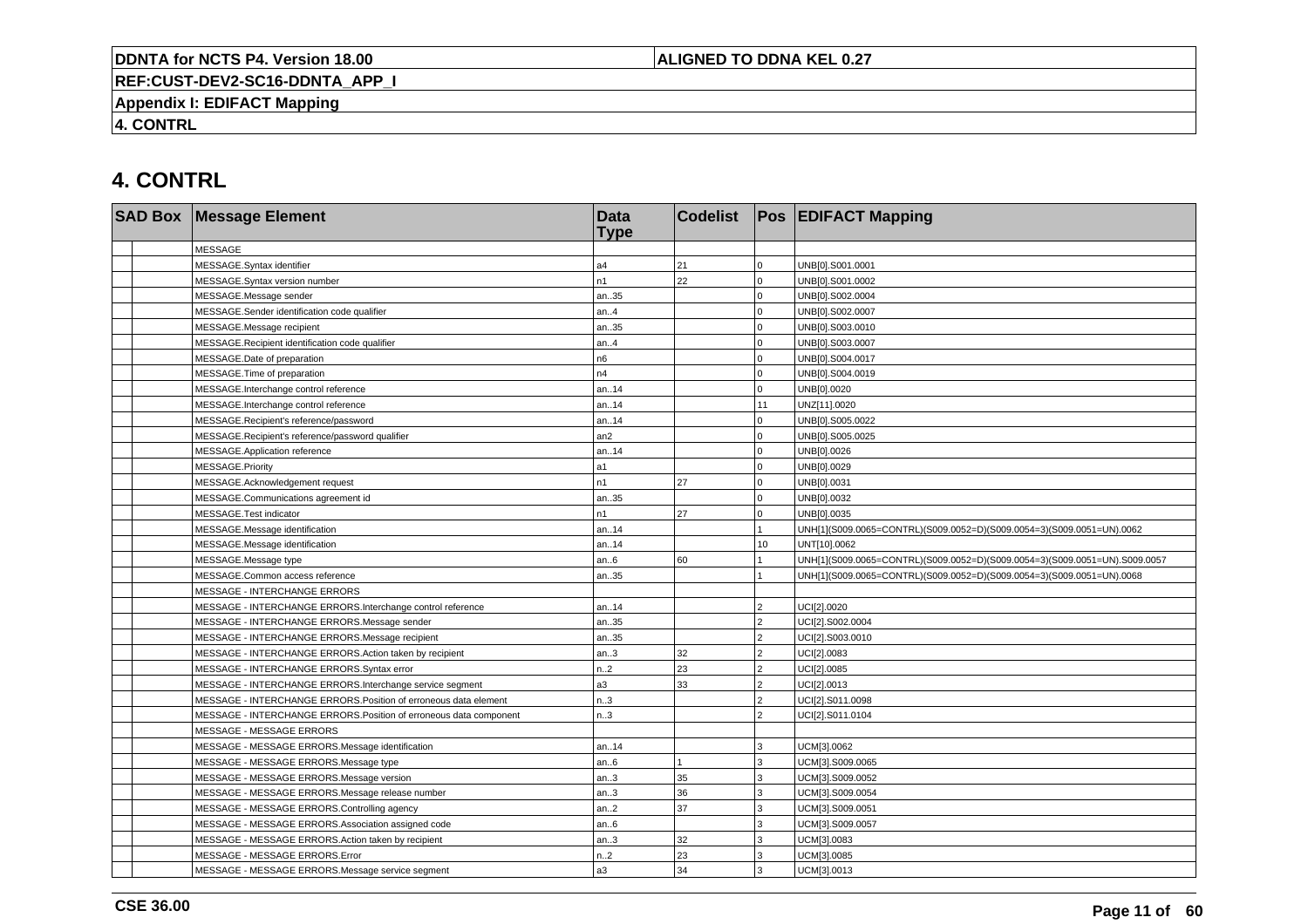# 4. CONTRL

| SAD Box | | Message Element | Data Type | Codelist | Pos | EDIFACT Mapping |
|---|---|---|---|---|---|---|
| | | MESSAGE | | | | |
| | | MESSAGE.Syntax identifier | a4 | 21 | 0 | UNB[0].S001.0001 |
| | | MESSAGE.Syntax version number | n1 | 22 | 0 | UNB[0].S001.0002 |
| | | MESSAGE.Message sender | an..35 | | 0 | UNB[0].S002.0004 |
| | | MESSAGE.Sender identification code qualifier | an..4 | | 0 | UNB[0].S002.0007 |
| | | MESSAGE.Message recipient | an..35 | | 0 | UNB[0].S003.0010 |
| | | MESSAGE.Recipient identification code qualifier | an..4 | | 0 | UNB[0].S003.0007 |
| | | MESSAGE.Date of preparation | n6 | | 0 | UNB[0].S004.0017 |
| | | MESSAGE.Time of preparation | n4 | | 0 | UNB[0].S004.0019 |
| | | MESSAGE.Interchange control reference | an..14 | | 0 | UNB[0].0020 |
| | | MESSAGE.Interchange control reference | an..14 | | 11 | UNZ[11].0020 |
| | | MESSAGE.Recipient's reference/password | an..14 | | 0 | UNB[0].S005.0022 |
| | | MESSAGE.Recipient's reference/password qualifier | an2 | | 0 | UNB[0].S005.0025 |
| | | MESSAGE.Application reference | an..14 | | 0 | UNB[0].0026 |
| | | MESSAGE.Priority | a1 | | 0 | UNB[0].0029 |
| | | MESSAGE.Acknowledgement request | n1 | 27 | 0 | UNB[0].0031 |
| | | MESSAGE.Communications agreement id | an..35 | | 0 | UNB[0].0032 |
| | | MESSAGE.Test indicator | n1 | 27 | 0 | UNB[0].0035 |
| | | MESSAGE.Message identification | an..14 | | 1 | UNH[1](S009.0065=CONTRL)(S009.0052=D)(S009.0054=3)(S009.0051=UN).0062 |
| | | MESSAGE.Message identification | an..14 | | 10 | UNT[10].0062 |
| | | MESSAGE.Message type | an..6 | 60 | 1 | UNH[1](S009.0065=CONTRL)(S009.0052=D)(S009.0054=3)(S009.0051=UN).S009.0057 |
| | | MESSAGE.Common access reference | an..35 | | 1 | UNH[1](S009.0065=CONTRL)(S009.0052=D)(S009.0054=3)(S009.0051=UN).0068 |
| | | MESSAGE - INTERCHANGE ERRORS | | | | |
| | | MESSAGE - INTERCHANGE ERRORS.Interchange control reference | an..14 | | 2 | UCI[2].0020 |
| | | MESSAGE - INTERCHANGE ERRORS.Message sender | an..35 | | 2 | UCI[2].S002.0004 |
| | | MESSAGE - INTERCHANGE ERRORS.Message recipient | an..35 | | 2 | UCI[2].S003.0010 |
| | | MESSAGE - INTERCHANGE ERRORS.Action taken by recipient | an..3 | 32 | 2 | UCI[2].0083 |
| | | MESSAGE - INTERCHANGE ERRORS.Syntax error | n..2 | 23 | 2 | UCI[2].0085 |
| | | MESSAGE - INTERCHANGE ERRORS.Interchange service segment | a3 | 33 | 2 | UCI[2].0013 |
| | | MESSAGE - INTERCHANGE ERRORS.Position of erroneous data element | n..3 | | 2 | UCI[2].S011.0098 |
| | | MESSAGE - INTERCHANGE ERRORS.Position of erroneous data component | n..3 | | 2 | UCI[2].S011.0104 |
| | | MESSAGE - MESSAGE ERRORS | | | | |
| | | MESSAGE - MESSAGE ERRORS.Message identification | an..14 | | 3 | UCM[3].0062 |
| | | MESSAGE - MESSAGE ERRORS.Message type | an..6 | 1 | 3 | UCM[3].S009.0065 |
| | | MESSAGE - MESSAGE ERRORS.Message version | an..3 | 35 | 3 | UCM[3].S009.0052 |
| | | MESSAGE - MESSAGE ERRORS.Message release number | an..3 | 36 | 3 | UCM[3].S009.0054 |
| | | MESSAGE - MESSAGE ERRORS.Controlling agency | an..2 | 37 | 3 | UCM[3].S009.0051 |
| | | MESSAGE - MESSAGE ERRORS.Association assigned code | an..6 | | 3 | UCM[3].S009.0057 |
| | | MESSAGE - MESSAGE ERRORS.Action taken by recipient | an..3 | 32 | 3 | UCM[3].0083 |
| | | MESSAGE - MESSAGE ERRORS.Error | n..2 | 23 | 3 | UCM[3].0085 |
| | | MESSAGE - MESSAGE ERRORS.Message service segment | a3 | 34 | 3 | UCM[3].0013 |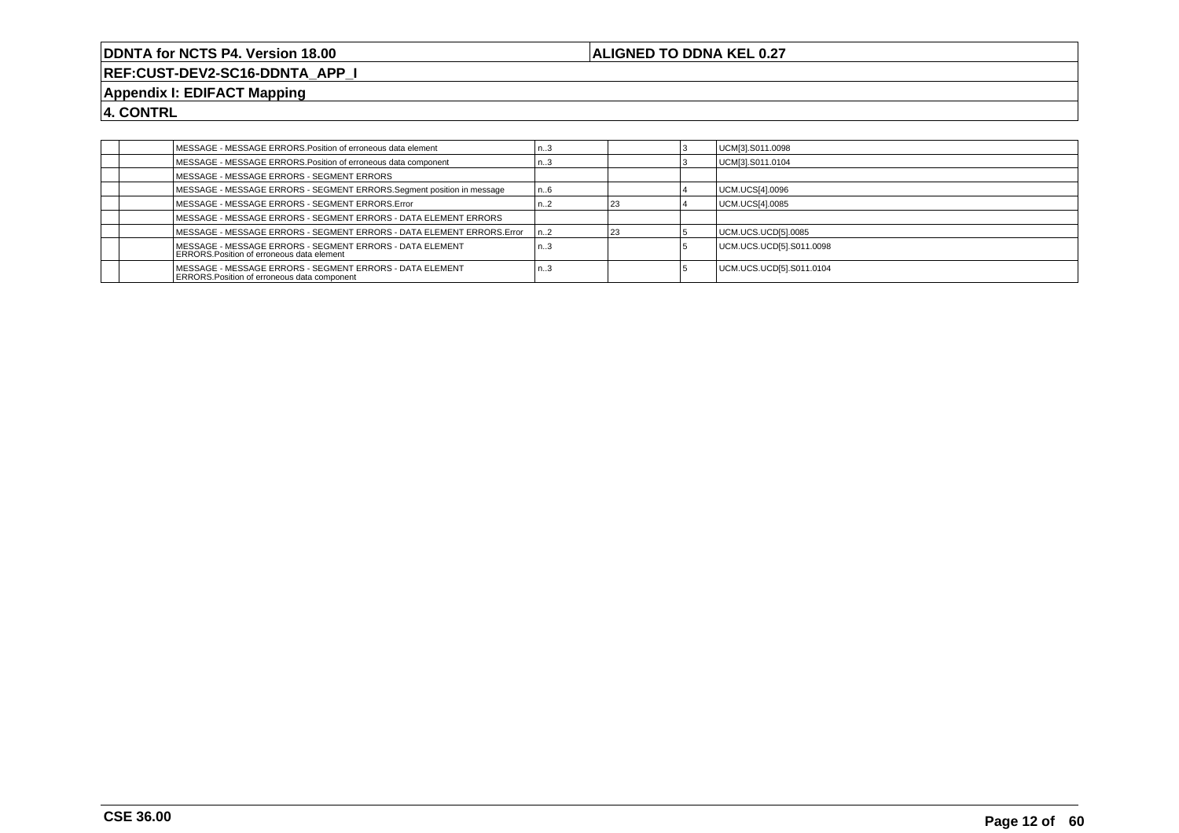# DDNTA for NCTS P4. Version 18.00

**ALIGNED TO DDNA KEL 0.27**

**REF:CUST-DEV2-SC16-DDNTA_APP_I**

## Appendix I: EDIFACT Mapping

## 4. CONTRL

| | | | | | | |
|---|---|---|---|---|---|---|
| | | MESSAGE - MESSAGE ERRORS.Position of erroneous data element | n..3 | | 3 | UCM[3].S011.0098 |
| | | MESSAGE - MESSAGE ERRORS.Position of erroneous data component | n..3 | | 3 | UCM[3].S011.0104 |
| | | MESSAGE - MESSAGE ERRORS - SEGMENT ERRORS | | | | |
| | | MESSAGE - MESSAGE ERRORS - SEGMENT ERRORS.Segment position in message | n..6 | | 4 | UCM.UCS[4].0096 |
| | | MESSAGE - MESSAGE ERRORS - SEGMENT ERRORS.Error | n..2 | 23 | 4 | UCM.UCS[4].0085 |
| | | MESSAGE - MESSAGE ERRORS - SEGMENT ERRORS - DATA ELEMENT ERRORS | | | | |
| | | MESSAGE - MESSAGE ERRORS - SEGMENT ERRORS - DATA ELEMENT ERRORS.Error | n..2 | 23 | 5 | UCM.UCS.UCD[5].0085 |
| | | MESSAGE - MESSAGE ERRORS - SEGMENT ERRORS - DATA ELEMENT ERRORS.Position of erroneous data element | n..3 | | 5 | UCM.UCS.UCD[5].S011.0098 |
| | | MESSAGE - MESSAGE ERRORS - SEGMENT ERRORS - DATA ELEMENT ERRORS.Position of erroneous data component | n..3 | | 5 | UCM.UCS.UCD[5].S011.0104 |

**CSE 36.00**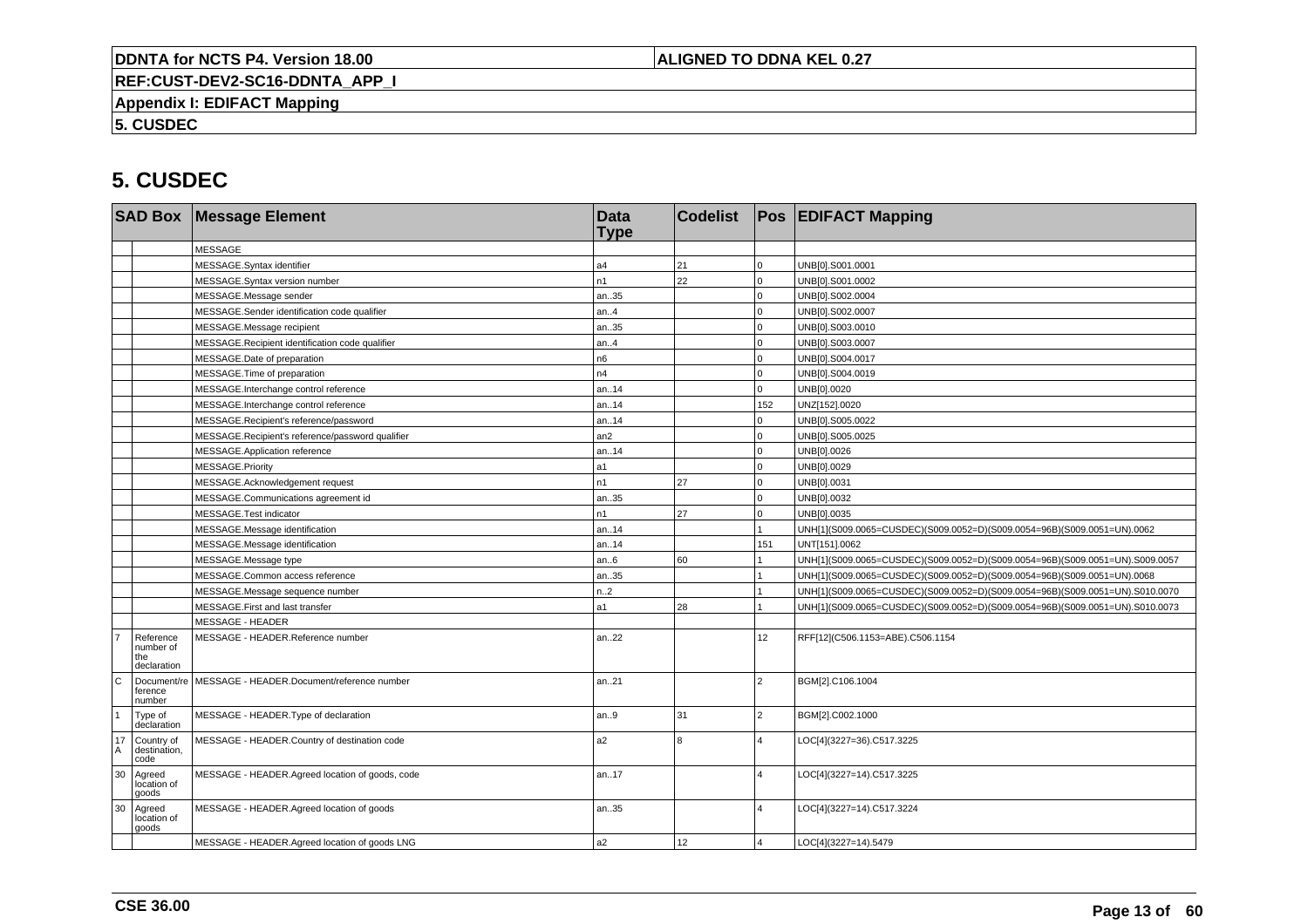# 5. CUSDEC

| SAD Box | | Message Element | Data Type | Codelist | Pos | EDIFACT Mapping |
|---|---|---|---|---|---|---|
| | | MESSAGE | | | | |
| | | MESSAGE.Syntax identifier | a4 | 21 | 0 | UNB[0].S001.0001 |
| | | MESSAGE.Syntax version number | n1 | 22 | 0 | UNB[0].S001.0002 |
| | | MESSAGE.Message sender | an..35 | | 0 | UNB[0].S002.0004 |
| | | MESSAGE.Sender identification code qualifier | an..4 | | 0 | UNB[0].S002.0007 |
| | | MESSAGE.Message recipient | an..35 | | 0 | UNB[0].S003.0010 |
| | | MESSAGE.Recipient identification code qualifier | an..4 | | 0 | UNB[0].S003.0007 |
| | | MESSAGE.Date of preparation | n6 | | 0 | UNB[0].S004.0017 |
| | | MESSAGE.Time of preparation | n4 | | 0 | UNB[0].S004.0019 |
| | | MESSAGE.Interchange control reference | an..14 | | 0 | UNB[0].0020 |
| | | MESSAGE.Interchange control reference | an..14 | | 152 | UNZ[152].0020 |
| | | MESSAGE.Recipient's reference/password | an..14 | | 0 | UNB[0].S005.0022 |
| | | MESSAGE.Recipient's reference/password qualifier | an2 | | 0 | UNB[0].S005.0025 |
| | | MESSAGE.Application reference | an..14 | | 0 | UNB[0].0026 |
| | | MESSAGE.Priority | a1 | | 0 | UNB[0].0029 |
| | | MESSAGE.Acknowledgement request | n1 | 27 | 0 | UNB[0].0031 |
| | | MESSAGE.Communications agreement id | an..35 | | 0 | UNB[0].0032 |
| | | MESSAGE.Test indicator | n1 | 27 | 0 | UNB[0].0035 |
| | | MESSAGE.Message identification | an..14 | | 1 | UNH[1](S009.0065=CUSDEC)(S009.0052=D)(S009.0054=96B)(S009.0051=UN).0062 |
| | | MESSAGE.Message identification | an..14 | | 151 | UNT[151].0062 |
| | | MESSAGE.Message type | an..6 | 60 | 1 | UNH[1](S009.0065=CUSDEC)(S009.0052=D)(S009.0054=96B)(S009.0051=UN).S009.0057 |
| | | MESSAGE.Common access reference | an..35 | | 1 | UNH[1](S009.0065=CUSDEC)(S009.0052=D)(S009.0054=96B)(S009.0051=UN).0068 |
| | | MESSAGE.Message sequence number | n..2 | | 1 | UNH[1](S009.0065=CUSDEC)(S009.0052=D)(S009.0054=96B)(S009.0051=UN).S010.0070 |
| | | MESSAGE.First and last transfer | a1 | 28 | 1 | UNH[1](S009.0065=CUSDEC)(S009.0052=D)(S009.0054=96B)(S009.0051=UN).S010.0073 |
| | | MESSAGE - HEADER | | | | |
| 7 | Reference number of the declaration | MESSAGE - HEADER.Reference number | an..22 | | 12 | RFF[12](C506.1153=ABE).C506.1154 |
| C | Document/reference number | MESSAGE - HEADER.Document/reference number | an..21 | | 2 | BGM[2].C106.1004 |
| 1 | Type of declaration | MESSAGE - HEADER.Type of declaration | an..9 | 31 | 2 | BGM[2].C002.1000 |
| 17 A | Country of destination, code | MESSAGE - HEADER.Country of destination code | a2 | 8 | 4 | LOC[4](3227=36).C517.3225 |
| 30 | Agreed location of goods | MESSAGE - HEADER.Agreed location of goods, code | an..17 | | 4 | LOC[4](3227=14).C517.3225 |
| 30 | Agreed location of goods | MESSAGE - HEADER.Agreed location of goods | an..35 | | 4 | LOC[4](3227=14).C517.3224 |
| | | MESSAGE - HEADER.Agreed location of goods LNG | a2 | 12 | 4 | LOC[4](3227=14).5479 |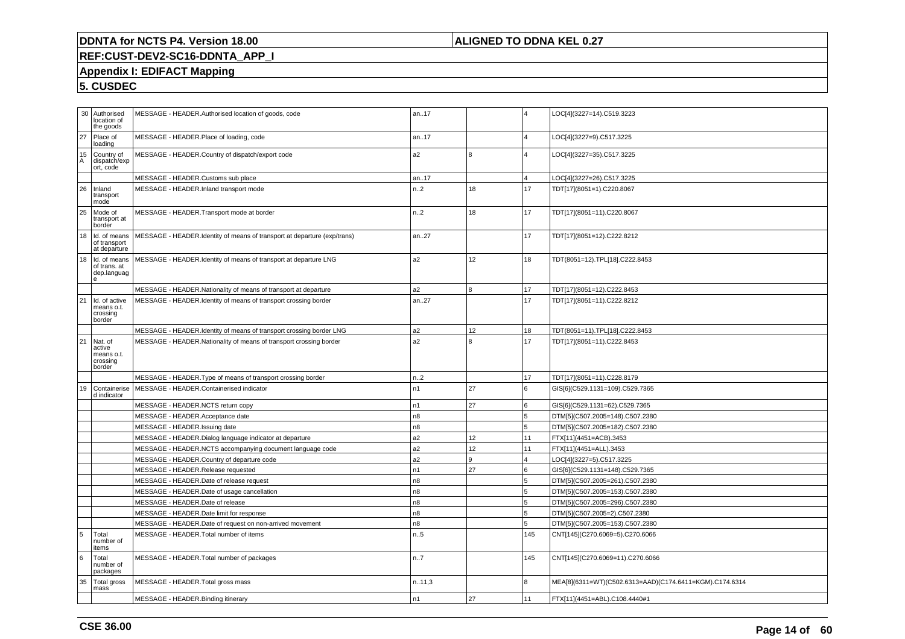| | | | | | | |
|---|---|---|---|---|---|---|
| 30 | Authorised location of the goods | MESSAGE - HEADER.Authorised location of goods, code | an..17 | | 4 | LOC[4](3227=14).C519.3223 |
| 27 | Place of loading | MESSAGE - HEADER.Place of loading, code | an..17 | | 4 | LOC[4](3227=9).C517.3225 |
| 15 A | Country of dispatch/export, code | MESSAGE - HEADER.Country of dispatch/export code | a2 | 8 | 4 | LOC[4](3227=35).C517.3225 |
| | | MESSAGE - HEADER.Customs sub place | an..17 | | 4 | LOC[4](3227=26).C517.3225 |
| 26 | Inland transport mode | MESSAGE - HEADER.Inland transport mode | n..2 | 18 | 17 | TDT[17](8051=1).C220.8067 |
| 25 | Mode of transport at border | MESSAGE - HEADER.Transport mode at border | n..2 | 18 | 17 | TDT[17](8051=11).C220.8067 |
| 18 | Id. of means of transport at departure | MESSAGE - HEADER.Identity of means of transport at departure (exp/trans) | an..27 | | 17 | TDT[17](8051=12).C222.8212 |
| 18 | Id. of means of trans. at dep.language | MESSAGE - HEADER.Identity of means of transport at departure LNG | a2 | 12 | 18 | TDT(8051=12).TPL[18].C222.8453 |
| | | MESSAGE - HEADER.Nationality of means of transport at departure | a2 | 8 | 17 | TDT[17](8051=12).C222.8453 |
| 21 | Id. of active means o.t. crossing border | MESSAGE - HEADER.Identity of means of transport crossing border | an..27 | | 17 | TDT[17](8051=11).C222.8212 |
| | | MESSAGE - HEADER.Identity of means of transport crossing border LNG | a2 | 12 | 18 | TDT(8051=11).TPL[18].C222.8453 |
| 21 | Nat. of active means o.t. crossing border | MESSAGE - HEADER.Nationality of means of transport crossing border | a2 | 8 | 17 | TDT[17](8051=11).C222.8453 |
| | | MESSAGE - HEADER.Type of means of transport crossing border | n..2 | | 17 | TDT[17](8051=11).C228.8179 |
| 19 | Containerised indicator | MESSAGE - HEADER.Containerised indicator | n1 | 27 | 6 | GIS[6](C529.1131=109).C529.7365 |
| | | MESSAGE - HEADER.NCTS return copy | n1 | 27 | 6 | GIS[6](C529.1131=62).C529.7365 |
| | | MESSAGE - HEADER.Acceptance date | n8 | | 5 | DTM[5](C507.2005=148).C507.2380 |
| | | MESSAGE - HEADER.Issuing date | n8 | | 5 | DTM[5](C507.2005=182).C507.2380 |
| | | MESSAGE - HEADER.Dialog language indicator at departure | a2 | 12 | 11 | FTX[11](4451=ACB).3453 |
| | | MESSAGE - HEADER.NCTS accompanying document language code | a2 | 12 | 11 | FTX[11](4451=ALL).3453 |
| | | MESSAGE - HEADER.Country of departure code | a2 | 9 | 4 | LOC[4](3227=5).C517.3225 |
| | | MESSAGE - HEADER.Release requested | n1 | 27 | 6 | GIS[6](C529.1131=148).C529.7365 |
| | | MESSAGE - HEADER.Date of release request | n8 | | 5 | DTM[5](C507.2005=261).C507.2380 |
| | | MESSAGE - HEADER.Date of usage cancellation | n8 | | 5 | DTM[5](C507.2005=153).C507.2380 |
| | | MESSAGE - HEADER.Date of release | n8 | | 5 | DTM[5](C507.2005=296).C507.2380 |
| | | MESSAGE - HEADER.Date limit for response | n8 | | 5 | DTM[5](C507.2005=2).C507.2380 |
| | | MESSAGE - HEADER.Date of request on non-arrived movement | n8 | | 5 | DTM[5](C507.2005=153).C507.2380 |
| 5 | Total number of items | MESSAGE - HEADER.Total number of items | n..5 | | 145 | CNT[145](C270.6069=5).C270.6066 |
| 6 | Total number of packages | MESSAGE - HEADER.Total number of packages | n..7 | | 145 | CNT[145](C270.6069=11).C270.6066 |
| 35 | Total gross mass | MESSAGE - HEADER.Total gross mass | n..11,3 | | 8 | MEA[8](6311=WT)(C502.6313=AAD)(C174.6411=KGM).C174.6314 |
| | | MESSAGE - HEADER.Binding itinerary | n1 | 27 | 11 | FTX[11](4451=ABL).C108.4440#1 |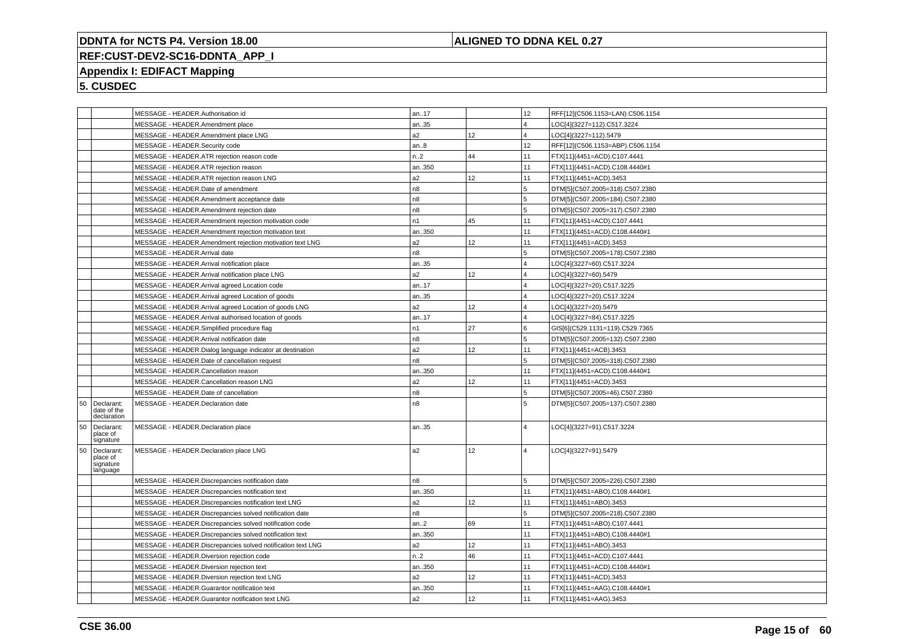# DDNTA for NCTS P4. Version 18.00

**ALIGNED TO DDNA KEL 0.27**

## REF:CUST-DEV2-SC16-DDNTA_APP_I

## Appendix I: EDIFACT Mapping

## 5. CUSDEC

| | | | | | | |
|---|---|---|---|---|---|---|
| | | MESSAGE - HEADER.Authorisation id | an..17 | | 12 | RFF[12](C506.1153=LAN).C506.1154 |
| | | MESSAGE - HEADER.Amendment place | an..35 | | 4 | LOC[4](3227=112).C517.3224 |
| | | MESSAGE - HEADER.Amendment place LNG | a2 | 12 | 4 | LOC[4](3227=112).5479 |
| | | MESSAGE - HEADER.Security code | an..8 | | 12 | RFF[12](C506.1153=ABP).C506.1154 |
| | | MESSAGE - HEADER.ATR rejection reason code | n..2 | 44 | 11 | FTX[11](4451=ACD).C107.4441 |
| | | MESSAGE - HEADER.ATR rejection reason | an..350 | | 11 | FTX[11](4451=ACD).C108.4440#1 |
| | | MESSAGE - HEADER.ATR rejection reason LNG | a2 | 12 | 11 | FTX[11](4451=ACD).3453 |
| | | MESSAGE - HEADER.Date of amendment | n8 | | 5 | DTM[5](C507.2005=318).C507.2380 |
| | | MESSAGE - HEADER.Amendment acceptance date | n8 | | 5 | DTM[5](C507.2005=184).C507.2380 |
| | | MESSAGE - HEADER.Amendment rejection date | n8 | | 5 | DTM[5](C507.2005=317).C507.2380 |
| | | MESSAGE - HEADER.Amendment rejection motivation code | n1 | 45 | 11 | FTX[11](4451=ACD).C107.4441 |
| | | MESSAGE - HEADER.Amendment rejection motivation text | an..350 | | 11 | FTX[11](4451=ACD).C108.4440#1 |
| | | MESSAGE - HEADER.Amendment rejection motivation text LNG | a2 | 12 | 11 | FTX[11](4451=ACD).3453 |
| | | MESSAGE - HEADER.Arrival date | n8 | | 5 | DTM[5](C507.2005=178).C507.2380 |
| | | MESSAGE - HEADER.Arrival notification place | an..35 | | 4 | LOC[4](3227=60).C517.3224 |
| | | MESSAGE - HEADER.Arrival notification place LNG | a2 | 12 | 4 | LOC[4](3227=60).5479 |
| | | MESSAGE - HEADER.Arrival agreed Location code | an..17 | | 4 | LOC[4](3227=20).C517.3225 |
| | | MESSAGE - HEADER.Arrival agreed Location of goods | an..35 | | 4 | LOC[4](3227=20).C517.3224 |
| | | MESSAGE - HEADER.Arrival agreed Location of goods LNG | a2 | 12 | 4 | LOC[4](3227=20).5479 |
| | | MESSAGE - HEADER.Arrival authorised location of goods | an..17 | | 4 | LOC[4](3227=84).C517.3225 |
| | | MESSAGE - HEADER.Simplified procedure flag | n1 | 27 | 6 | GIS[6](C529.1131=119).C529.7365 |
| | | MESSAGE - HEADER.Arrival notification date | n8 | | 5 | DTM[5](C507.2005=132).C507.2380 |
| | | MESSAGE - HEADER.Dialog language indicator at destination | a2 | 12 | 11 | FTX[11](4451=ACB).3453 |
| | | MESSAGE - HEADER.Date of cancellation request | n8 | | 5 | DTM[5](C507.2005=318).C507.2380 |
| | | MESSAGE - HEADER.Cancellation reason | an..350 | | 11 | FTX[11](4451=ACD).C108.4440#1 |
| | | MESSAGE - HEADER.Cancellation reason LNG | a2 | 12 | 11 | FTX[11](4451=ACD).3453 |
| | | MESSAGE - HEADER.Date of cancellation | n8 | | 5 | DTM[5](C507.2005=46).C507.2380 |
| 50 | Declarant: date of the declaration | MESSAGE - HEADER.Declaration date | n8 | | 5 | DTM[5](C507.2005=137).C507.2380 |
| 50 | Declarant: place of signature | MESSAGE - HEADER.Declaration place | an..35 | | 4 | LOC[4](3227=91).C517.3224 |
| 50 | Declarant: place of signature language | MESSAGE - HEADER.Declaration place LNG | a2 | 12 | 4 | LOC[4](3227=91).5479 |
| | | MESSAGE - HEADER.Discrepancies notification date | n8 | | 5 | DTM[5](C507.2005=226).C507.2380 |
| | | MESSAGE - HEADER.Discrepancies notification text | an..350 | | 11 | FTX[11](4451=ABO).C108.4440#1 |
| | | MESSAGE - HEADER.Discrepancies notification text LNG | a2 | 12 | 11 | FTX[11](4451=ABO).3453 |
| | | MESSAGE - HEADER.Discrepancies solved notification date | n8 | | 5 | DTM[5](C507.2005=218).C507.2380 |
| | | MESSAGE - HEADER.Discrepancies solved notification code | an..2 | 69 | 11 | FTX[11](4451=ABO).C107.4441 |
| | | MESSAGE - HEADER.Discrepancies solved notification text | an..350 | | 11 | FTX[11](4451=ABO).C108.4440#1 |
| | | MESSAGE - HEADER.Discrepancies solved notification text LNG | a2 | 12 | 11 | FTX[11](4451=ABO).3453 |
| | | MESSAGE - HEADER.Diversion rejection code | n..2 | 46 | 11 | FTX[11](4451=ACD).C107.4441 |
| | | MESSAGE - HEADER.Diversion rejection text | an..350 | | 11 | FTX[11](4451=ACD).C108.4440#1 |
| | | MESSAGE - HEADER.Diversion rejection text LNG | a2 | 12 | 11 | FTX[11](4451=ACD).3453 |
| | | MESSAGE - HEADER.Guarantor notification text | an..350 | | 11 | FTX[11](4451=AAG).C108.4440#1 |
| | | MESSAGE - HEADER.Guarantor notification text LNG | a2 | 12 | 11 | FTX[11](4451=AAG).3453 |

**CSE 36.00**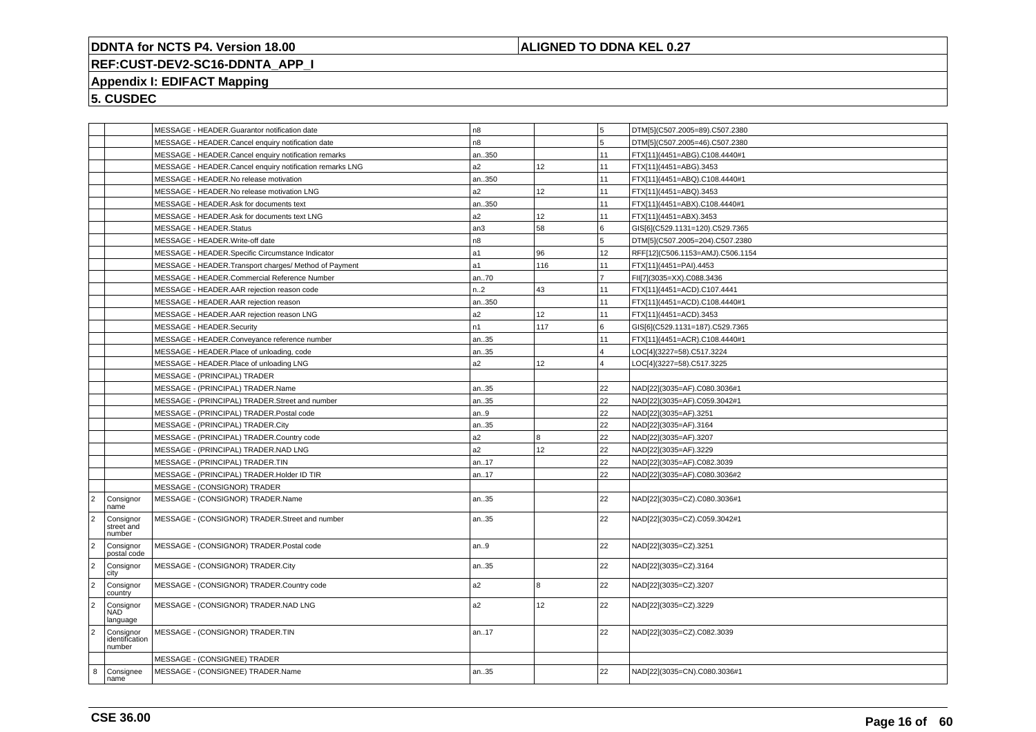**DDNTA for NCTS P4. Version 18.00** | **ALIGNED TO DDNA KEL 0.27**

**REF:CUST-DEV2-SC16-DDNTA_APP_I**

**Appendix I: EDIFACT Mapping**

**5. CUSDEC**

| | | | | | | |
|---|---|---|---|---|---|---|
| | | MESSAGE - HEADER.Guarantor notification date | n8 | | 5 | DTM[5](C507.2005=89).C507.2380 |
| | | MESSAGE - HEADER.Cancel enquiry notification date | n8 | | 5 | DTM[5](C507.2005=46).C507.2380 |
| | | MESSAGE - HEADER.Cancel enquiry notification remarks | an..350 | | 11 | FTX[11](4451=ABG).C108.4440#1 |
| | | MESSAGE - HEADER.Cancel enquiry notification remarks LNG | a2 | 12 | 11 | FTX[11](4451=ABG).3453 |
| | | MESSAGE - HEADER.No release motivation | an..350 | | 11 | FTX[11](4451=ABQ).C108.4440#1 |
| | | MESSAGE - HEADER.No release motivation LNG | a2 | 12 | 11 | FTX[11](4451=ABQ).3453 |
| | | MESSAGE - HEADER.Ask for documents text | an..350 | | 11 | FTX[11](4451=ABX).C108.4440#1 |
| | | MESSAGE - HEADER.Ask for documents text LNG | a2 | 12 | 11 | FTX[11](4451=ABX).3453 |
| | | MESSAGE - HEADER.Status | an3 | 58 | 6 | GIS[6](C529.1131=120).C529.7365 |
| | | MESSAGE - HEADER.Write-off date | n8 | | 5 | DTM[5](C507.2005=204).C507.2380 |
| | | MESSAGE - HEADER.Specific Circumstance Indicator | a1 | 96 | 12 | RFF[12](C506.1153=AMJ).C506.1154 |
| | | MESSAGE - HEADER.Transport charges/ Method of Payment | a1 | 116 | 11 | FTX[11](4451=PAI).4453 |
| | | MESSAGE - HEADER.Commercial Reference Number | an..70 | | 7 | FII[7](3035=XX).C088.3436 |
| | | MESSAGE - HEADER.AAR rejection reason code | n..2 | 43 | 11 | FTX[11](4451=ACD).C107.4441 |
| | | MESSAGE - HEADER.AAR rejection reason | an..350 | | 11 | FTX[11](4451=ACD).C108.4440#1 |
| | | MESSAGE - HEADER.AAR rejection reason LNG | a2 | 12 | 11 | FTX[11](4451=ACD).3453 |
| | | MESSAGE - HEADER.Security | n1 | 117 | 6 | GIS[6](C529.1131=187).C529.7365 |
| | | MESSAGE - HEADER.Conveyance reference number | an..35 | | 11 | FTX[11](4451=ACR).C108.4440#1 |
| | | MESSAGE - HEADER.Place of unloading, code | an..35 | | 4 | LOC[4](3227=58).C517.3224 |
| | | MESSAGE - HEADER.Place of unloading LNG | a2 | 12 | 4 | LOC[4](3227=58).C517.3225 |
| | | MESSAGE - (PRINCIPAL) TRADER | | | | |
| | | MESSAGE - (PRINCIPAL) TRADER.Name | an..35 | | 22 | NAD[22](3035=AF).C080.3036#1 |
| | | MESSAGE - (PRINCIPAL) TRADER.Street and number | an..35 | | 22 | NAD[22](3035=AF).C059.3042#1 |
| | | MESSAGE - (PRINCIPAL) TRADER.Postal code | an..9 | | 22 | NAD[22](3035=AF).3251 |
| | | MESSAGE - (PRINCIPAL) TRADER.City | an..35 | | 22 | NAD[22](3035=AF).3164 |
| | | MESSAGE - (PRINCIPAL) TRADER.Country code | a2 | 8 | 22 | NAD[22](3035=AF).3207 |
| | | MESSAGE - (PRINCIPAL) TRADER.NAD LNG | a2 | 12 | 22 | NAD[22](3035=AF).3229 |
| | | MESSAGE - (PRINCIPAL) TRADER.TIN | an..17 | | 22 | NAD[22](3035=AF).C082.3039 |
| | | MESSAGE - (PRINCIPAL) TRADER.Holder ID TIR | an..17 | | 22 | NAD[22](3035=AF).C080.3036#2 |
| | | MESSAGE - (CONSIGNOR) TRADER | | | | |
| 2 | Consignor name | MESSAGE - (CONSIGNOR) TRADER.Name | an..35 | | 22 | NAD[22](3035=CZ).C080.3036#1 |
| 2 | Consignor street and number | MESSAGE - (CONSIGNOR) TRADER.Street and number | an..35 | | 22 | NAD[22](3035=CZ).C059.3042#1 |
| 2 | Consignor postal code | MESSAGE - (CONSIGNOR) TRADER.Postal code | an..9 | | 22 | NAD[22](3035=CZ).3251 |
| 2 | Consignor city | MESSAGE - (CONSIGNOR) TRADER.City | an..35 | | 22 | NAD[22](3035=CZ).3164 |
| 2 | Consignor country | MESSAGE - (CONSIGNOR) TRADER.Country code | a2 | 8 | 22 | NAD[22](3035=CZ).3207 |
| 2 | Consignor NAD language | MESSAGE - (CONSIGNOR) TRADER.NAD LNG | a2 | 12 | 22 | NAD[22](3035=CZ).3229 |
| 2 | Consignor identification number | MESSAGE - (CONSIGNOR) TRADER.TIN | an..17 | | 22 | NAD[22](3035=CZ).C082.3039 |
| | | MESSAGE - (CONSIGNEE) TRADER | | | | |
| 8 | Consignee name | MESSAGE - (CONSIGNEE) TRADER.Name | an..35 | | 22 | NAD[22](3035=CN).C080.3036#1 |

**CSE 36.00**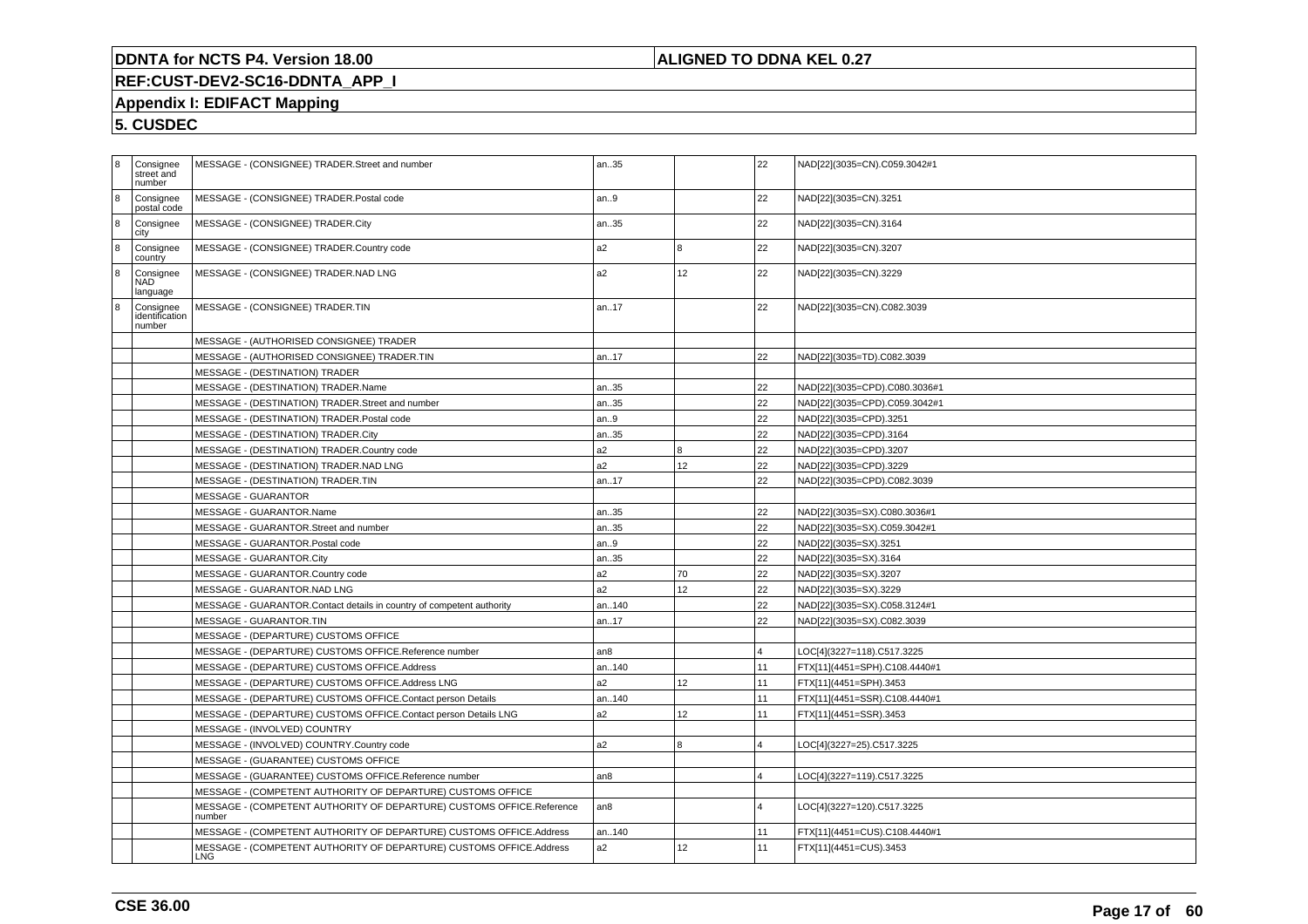**DDNTA for NCTS P4. Version 18.00** | **ALIGNED TO DDNA KEL 0.27**

**REF:CUST-DEV2-SC16-DDNTA_APP_I**

**Appendix I: EDIFACT Mapping**

**5. CUSDEC**

| | | | | | | |
|---|---|---|---|---|---|---|
| 8 | Consignee street and number | MESSAGE - (CONSIGNEE) TRADER.Street and number | an..35 | | 22 | NAD[22](3035=CN).C059.3042#1 |
| 8 | Consignee postal code | MESSAGE - (CONSIGNEE) TRADER.Postal code | an..9 | | 22 | NAD[22](3035=CN).3251 |
| 8 | Consignee city | MESSAGE - (CONSIGNEE) TRADER.City | an..35 | | 22 | NAD[22](3035=CN).3164 |
| 8 | Consignee country | MESSAGE - (CONSIGNEE) TRADER.Country code | a2 | 8 | 22 | NAD[22](3035=CN).3207 |
| 8 | Consignee NAD language | MESSAGE - (CONSIGNEE) TRADER.NAD LNG | a2 | 12 | 22 | NAD[22](3035=CN).3229 |
| 8 | Consignee identification number | MESSAGE - (CONSIGNEE) TRADER.TIN | an..17 | | 22 | NAD[22](3035=CN).C082.3039 |
| | | MESSAGE - (AUTHORISED CONSIGNEE) TRADER | | | | |
| | | MESSAGE - (AUTHORISED CONSIGNEE) TRADER.TIN | an..17 | | 22 | NAD[22](3035=TD).C082.3039 |
| | | MESSAGE - (DESTINATION) TRADER | | | | |
| | | MESSAGE - (DESTINATION) TRADER.Name | an..35 | | 22 | NAD[22](3035=CPD).C080.3036#1 |
| | | MESSAGE - (DESTINATION) TRADER.Street and number | an..35 | | 22 | NAD[22](3035=CPD).C059.3042#1 |
| | | MESSAGE - (DESTINATION) TRADER.Postal code | an..9 | | 22 | NAD[22](3035=CPD).3251 |
| | | MESSAGE - (DESTINATION) TRADER.City | an..35 | | 22 | NAD[22](3035=CPD).3164 |
| | | MESSAGE - (DESTINATION) TRADER.Country code | a2 | 8 | 22 | NAD[22](3035=CPD).3207 |
| | | MESSAGE - (DESTINATION) TRADER.NAD LNG | a2 | 12 | 22 | NAD[22](3035=CPD).3229 |
| | | MESSAGE - (DESTINATION) TRADER.TIN | an..17 | | 22 | NAD[22](3035=CPD).C082.3039 |
| | | MESSAGE - GUARANTOR | | | | |
| | | MESSAGE - GUARANTOR.Name | an..35 | | 22 | NAD[22](3035=SX).C080.3036#1 |
| | | MESSAGE - GUARANTOR.Street and number | an..35 | | 22 | NAD[22](3035=SX).C059.3042#1 |
| | | MESSAGE - GUARANTOR.Postal code | an..9 | | 22 | NAD[22](3035=SX).3251 |
| | | MESSAGE - GUARANTOR.City | an..35 | | 22 | NAD[22](3035=SX).3164 |
| | | MESSAGE - GUARANTOR.Country code | a2 | 70 | 22 | NAD[22](3035=SX).3207 |
| | | MESSAGE - GUARANTOR.NAD LNG | a2 | 12 | 22 | NAD[22](3035=SX).3229 |
| | | MESSAGE - GUARANTOR.Contact details in country of competent authority | an..140 | | 22 | NAD[22](3035=SX).C058.3124#1 |
| | | MESSAGE - GUARANTOR.TIN | an..17 | | 22 | NAD[22](3035=SX).C082.3039 |
| | | MESSAGE - (DEPARTURE) CUSTOMS OFFICE | | | | |
| | | MESSAGE - (DEPARTURE) CUSTOMS OFFICE.Reference number | an8 | | 4 | LOC[4](3227=118).C517.3225 |
| | | MESSAGE - (DEPARTURE) CUSTOMS OFFICE.Address | an..140 | | 11 | FTX[11](4451=SPH).C108.4440#1 |
| | | MESSAGE - (DEPARTURE) CUSTOMS OFFICE.Address LNG | a2 | 12 | 11 | FTX[11](4451=SPH).3453 |
| | | MESSAGE - (DEPARTURE) CUSTOMS OFFICE.Contact person Details | an..140 | | 11 | FTX[11](4451=SSR).C108.4440#1 |
| | | MESSAGE - (DEPARTURE) CUSTOMS OFFICE.Contact person Details LNG | a2 | 12 | 11 | FTX[11](4451=SSR).3453 |
| | | MESSAGE - (INVOLVED) COUNTRY | | | | |
| | | MESSAGE - (INVOLVED) COUNTRY.Country code | a2 | 8 | 4 | LOC[4](3227=25).C517.3225 |
| | | MESSAGE - (GUARANTEE) CUSTOMS OFFICE | | | | |
| | | MESSAGE - (GUARANTEE) CUSTOMS OFFICE.Reference number | an8 | | 4 | LOC[4](3227=119).C517.3225 |
| | | MESSAGE - (COMPETENT AUTHORITY OF DEPARTURE) CUSTOMS OFFICE | | | | |
| | | MESSAGE - (COMPETENT AUTHORITY OF DEPARTURE) CUSTOMS OFFICE.Reference number | an8 | | 4 | LOC[4](3227=120).C517.3225 |
| | | MESSAGE - (COMPETENT AUTHORITY OF DEPARTURE) CUSTOMS OFFICE.Address | an..140 | | 11 | FTX[11](4451=CUS).C108.4440#1 |
| | | MESSAGE - (COMPETENT AUTHORITY OF DEPARTURE) CUSTOMS OFFICE.Address LNG | a2 | 12 | 11 | FTX[11](4451=CUS).3453 |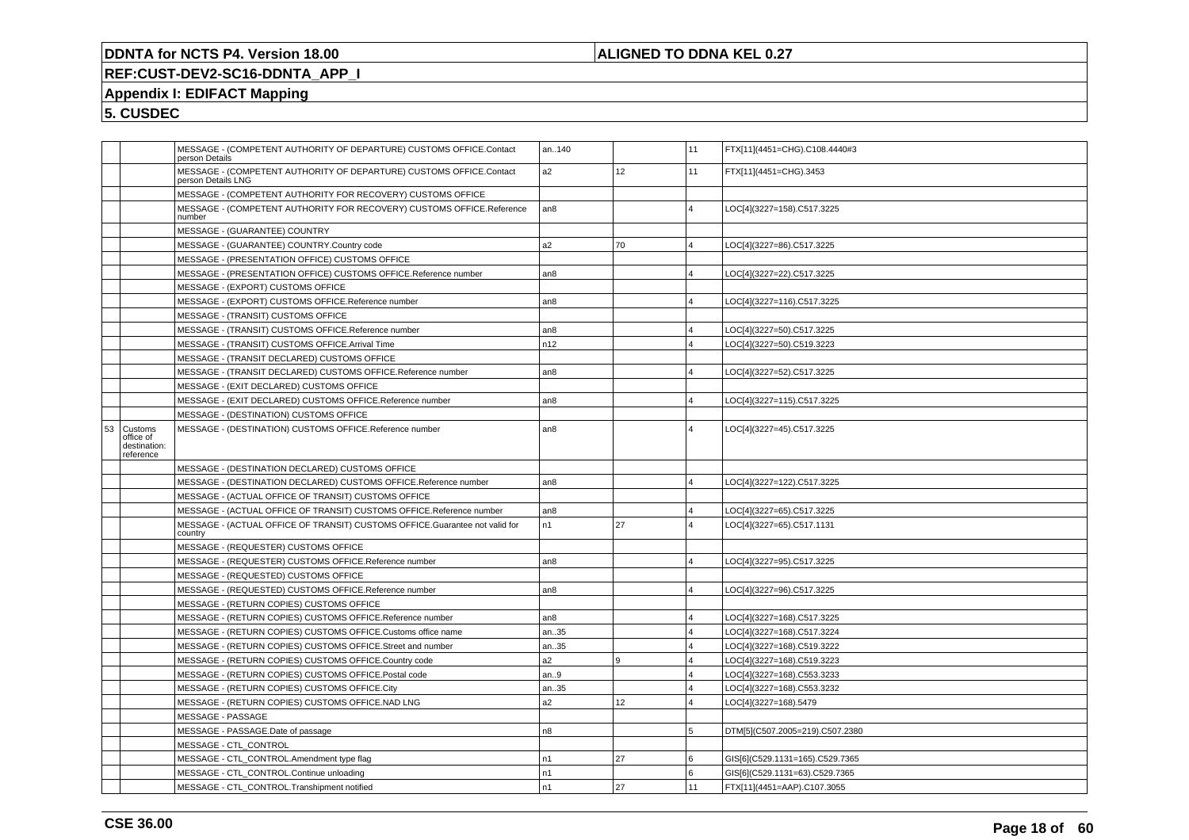# DDNTA for NCTS P4. Version 18.00

**ALIGNED TO DDNA KEL 0.27**

## REF:CUST-DEV2-SC16-DDNTA_APP_I

## Appendix I: EDIFACT Mapping

## 5. CUSDEC

| | | | | | | |
|---|---|---|---|---|---|---|
| | | MESSAGE - (COMPETENT AUTHORITY OF DEPARTURE) CUSTOMS OFFICE.Contact person Details | an..140 | | 11 | FTX[11](4451=CHG).C108.4440#3 |
| | | MESSAGE - (COMPETENT AUTHORITY OF DEPARTURE) CUSTOMS OFFICE.Contact person Details LNG | a2 | 12 | 11 | FTX[11](4451=CHG).3453 |
| | | MESSAGE - (COMPETENT AUTHORITY FOR RECOVERY) CUSTOMS OFFICE | | | | |
| | | MESSAGE - (COMPETENT AUTHORITY FOR RECOVERY) CUSTOMS OFFICE.Reference number | an8 | | 4 | LOC[4](3227=158).C517.3225 |
| | | MESSAGE - (GUARANTEE) COUNTRY | | | | |
| | | MESSAGE - (GUARANTEE) COUNTRY.Country code | a2 | 70 | 4 | LOC[4](3227=86).C517.3225 |
| | | MESSAGE - (PRESENTATION OFFICE) CUSTOMS OFFICE | | | | |
| | | MESSAGE - (PRESENTATION OFFICE) CUSTOMS OFFICE.Reference number | an8 | | 4 | LOC[4](3227=22).C517.3225 |
| | | MESSAGE - (EXPORT) CUSTOMS OFFICE | | | | |
| | | MESSAGE - (EXPORT) CUSTOMS OFFICE.Reference number | an8 | | 4 | LOC[4](3227=116).C517.3225 |
| | | MESSAGE - (TRANSIT) CUSTOMS OFFICE | | | | |
| | | MESSAGE - (TRANSIT) CUSTOMS OFFICE.Reference number | an8 | | 4 | LOC[4](3227=50).C517.3225 |
| | | MESSAGE - (TRANSIT) CUSTOMS OFFICE.Arrival Time | n12 | | 4 | LOC[4](3227=50).C519.3223 |
| | | MESSAGE - (TRANSIT DECLARED) CUSTOMS OFFICE | | | | |
| | | MESSAGE - (TRANSIT DECLARED) CUSTOMS OFFICE.Reference number | an8 | | 4 | LOC[4](3227=52).C517.3225 |
| | | MESSAGE - (EXIT DECLARED) CUSTOMS OFFICE | | | | |
| | | MESSAGE - (EXIT DECLARED) CUSTOMS OFFICE.Reference number | an8 | | 4 | LOC[4](3227=115).C517.3225 |
| | | MESSAGE - (DESTINATION) CUSTOMS OFFICE | | | | |
| 53 | Customs office of destination: reference | MESSAGE - (DESTINATION) CUSTOMS OFFICE.Reference number | an8 | | 4 | LOC[4](3227=45).C517.3225 |
| | | MESSAGE - (DESTINATION DECLARED) CUSTOMS OFFICE | | | | |
| | | MESSAGE - (DESTINATION DECLARED) CUSTOMS OFFICE.Reference number | an8 | | 4 | LOC[4](3227=122).C517.3225 |
| | | MESSAGE - (ACTUAL OFFICE OF TRANSIT) CUSTOMS OFFICE | | | | |
| | | MESSAGE - (ACTUAL OFFICE OF TRANSIT) CUSTOMS OFFICE.Reference number | an8 | | 4 | LOC[4](3227=65).C517.3225 |
| | | MESSAGE - (ACTUAL OFFICE OF TRANSIT) CUSTOMS OFFICE.Guarantee not valid for country | n1 | 27 | 4 | LOC[4](3227=65).C517.1131 |
| | | MESSAGE - (REQUESTER) CUSTOMS OFFICE | | | | |
| | | MESSAGE - (REQUESTER) CUSTOMS OFFICE.Reference number | an8 | | 4 | LOC[4](3227=95).C517.3225 |
| | | MESSAGE - (REQUESTED) CUSTOMS OFFICE | | | | |
| | | MESSAGE - (REQUESTED) CUSTOMS OFFICE.Reference number | an8 | | 4 | LOC[4](3227=96).C517.3225 |
| | | MESSAGE - (RETURN COPIES) CUSTOMS OFFICE | | | | |
| | | MESSAGE - (RETURN COPIES) CUSTOMS OFFICE.Reference number | an8 | | 4 | LOC[4](3227=168).C517.3225 |
| | | MESSAGE - (RETURN COPIES) CUSTOMS OFFICE.Customs office name | an..35 | | 4 | LOC[4](3227=168).C517.3224 |
| | | MESSAGE - (RETURN COPIES) CUSTOMS OFFICE.Street and number | an..35 | | 4 | LOC[4](3227=168).C519.3222 |
| | | MESSAGE - (RETURN COPIES) CUSTOMS OFFICE.Country code | a2 | 9 | 4 | LOC[4](3227=168).C519.3223 |
| | | MESSAGE - (RETURN COPIES) CUSTOMS OFFICE.Postal code | an..9 | | 4 | LOC[4](3227=168).C553.3233 |
| | | MESSAGE - (RETURN COPIES) CUSTOMS OFFICE.City | an..35 | | 4 | LOC[4](3227=168).C553.3232 |
| | | MESSAGE - (RETURN COPIES) CUSTOMS OFFICE.NAD LNG | a2 | 12 | 4 | LOC[4](3227=168).5479 |
| | | MESSAGE - PASSAGE | | | | |
| | | MESSAGE - PASSAGE.Date of passage | n8 | | 5 | DTM[5](C507.2005=219).C507.2380 |
| | | MESSAGE - CTL_CONTROL | | | | |
| | | MESSAGE - CTL_CONTROL.Amendment type flag | n1 | 27 | 6 | GIS[6](C529.1131=165).C529.7365 |
| | | MESSAGE - CTL_CONTROL.Continue unloading | n1 | | 6 | GIS[6](C529.1131=63).C529.7365 |
| | | MESSAGE - CTL_CONTROL.Transhipment notified | n1 | 27 | 11 | FTX[11](4451=AAP).C107.3055 |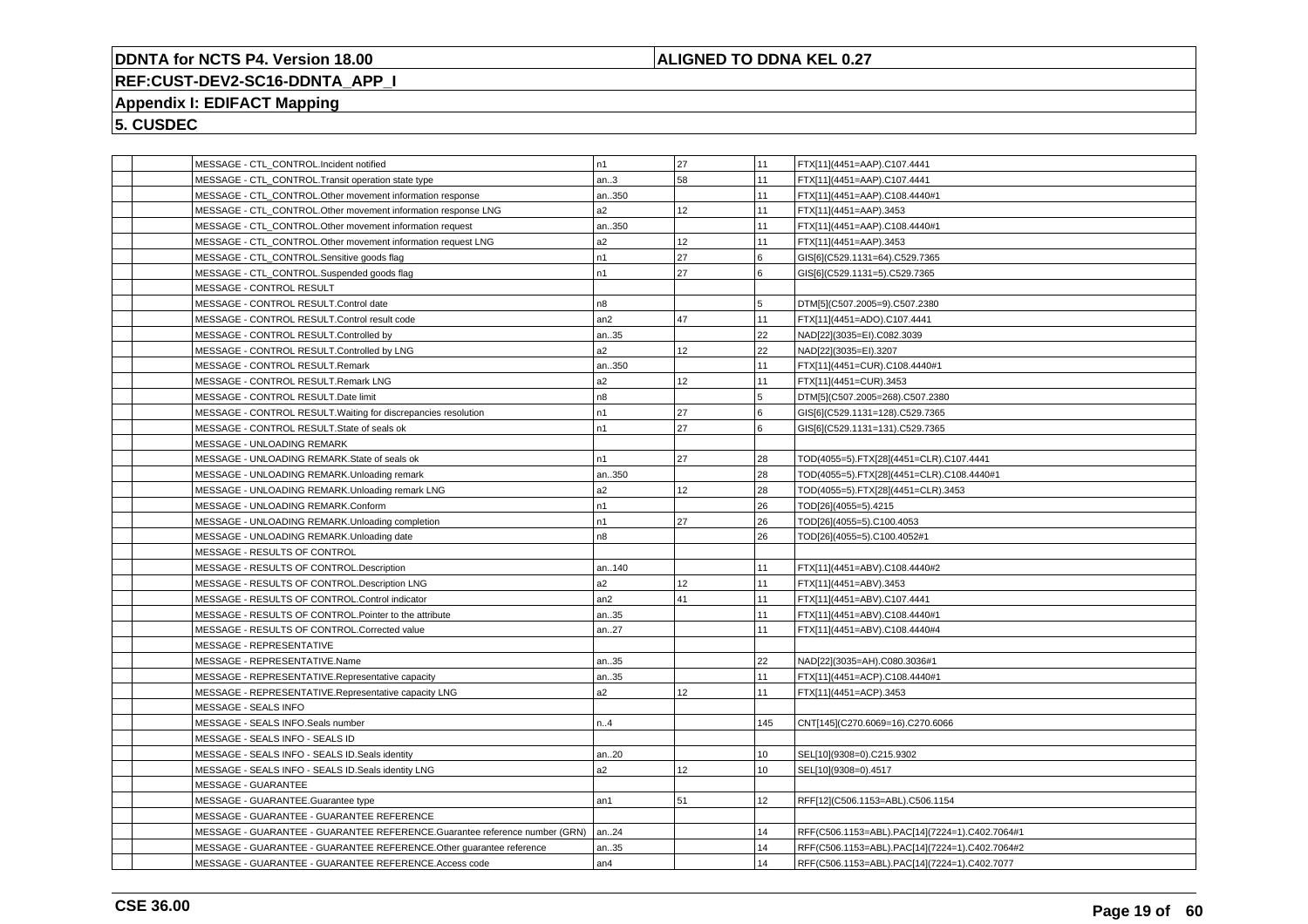# DDNTA for NCTS P4. Version 18.00

**ALIGNED TO DDNA KEL 0.27**

**REF:CUST-DEV2-SC16-DDNTA_APP_I**

## Appendix I: EDIFACT Mapping

## 5. CUSDEC

| | | | | | | |
|---|---|---|---|---|---|---|
| | | MESSAGE - CTL_CONTROL.Incident notified | n1 | 27 | 11 | FTX[11](4451=AAP).C107.4441 |
| | | MESSAGE - CTL_CONTROL.Transit operation state type | an..3 | 58 | 11 | FTX[11](4451=AAP).C107.4441 |
| | | MESSAGE - CTL_CONTROL.Other movement information response | an..350 | | 11 | FTX[11](4451=AAP).C108.4440#1 |
| | | MESSAGE - CTL_CONTROL.Other movement information response LNG | a2 | 12 | 11 | FTX[11](4451=AAP).3453 |
| | | MESSAGE - CTL_CONTROL.Other movement information request | an..350 | | 11 | FTX[11](4451=AAP).C108.4440#1 |
| | | MESSAGE - CTL_CONTROL.Other movement information request LNG | a2 | 12 | 11 | FTX[11](4451=AAP).3453 |
| | | MESSAGE - CTL_CONTROL.Sensitive goods flag | n1 | 27 | 6 | GIS[6](C529.1131=64).C529.7365 |
| | | MESSAGE - CTL_CONTROL.Suspended goods flag | n1 | 27 | 6 | GIS[6](C529.1131=5).C529.7365 |
| | | MESSAGE - CONTROL RESULT | | | | |
| | | MESSAGE - CONTROL RESULT.Control date | n8 | | 5 | DTM[5](C507.2005=9).C507.2380 |
| | | MESSAGE - CONTROL RESULT.Control result code | an2 | 47 | 11 | FTX[11](4451=ADO).C107.4441 |
| | | MESSAGE - CONTROL RESULT.Controlled by | an..35 | | 22 | NAD[22](3035=EI).C082.3039 |
| | | MESSAGE - CONTROL RESULT.Controlled by LNG | a2 | 12 | 22 | NAD[22](3035=EI).3207 |
| | | MESSAGE - CONTROL RESULT.Remark | an..350 | | 11 | FTX[11](4451=CUR).C108.4440#1 |
| | | MESSAGE - CONTROL RESULT.Remark LNG | a2 | 12 | 11 | FTX[11](4451=CUR).3453 |
| | | MESSAGE - CONTROL RESULT.Date limit | n8 | | 5 | DTM[5](C507.2005=268).C507.2380 |
| | | MESSAGE - CONTROL RESULT.Waiting for discrepancies resolution | n1 | 27 | 6 | GIS[6](C529.1131=128).C529.7365 |
| | | MESSAGE - CONTROL RESULT.State of seals ok | n1 | 27 | 6 | GIS[6](C529.1131=131).C529.7365 |
| | | MESSAGE - UNLOADING REMARK | | | | |
| | | MESSAGE - UNLOADING REMARK.State of seals ok | n1 | 27 | 28 | TOD(4055=5).FTX[28](4451=CLR).C107.4441 |
| | | MESSAGE - UNLOADING REMARK.Unloading remark | an..350 | | 28 | TOD(4055=5).FTX[28](4451=CLR).C108.4440#1 |
| | | MESSAGE - UNLOADING REMARK.Unloading remark LNG | a2 | 12 | 28 | TOD(4055=5).FTX[28](4451=CLR).3453 |
| | | MESSAGE - UNLOADING REMARK.Conform | n1 | | 26 | TOD[26](4055=5).4215 |
| | | MESSAGE - UNLOADING REMARK.Unloading completion | n1 | 27 | 26 | TOD[26](4055=5).C100.4053 |
| | | MESSAGE - UNLOADING REMARK.Unloading date | n8 | | 26 | TOD[26](4055=5).C100.4052#1 |
| | | MESSAGE - RESULTS OF CONTROL | | | | |
| | | MESSAGE - RESULTS OF CONTROL.Description | an..140 | | 11 | FTX[11](4451=ABV).C108.4440#2 |
| | | MESSAGE - RESULTS OF CONTROL.Description LNG | a2 | 12 | 11 | FTX[11](4451=ABV).3453 |
| | | MESSAGE - RESULTS OF CONTROL.Control indicator | an2 | 41 | 11 | FTX[11](4451=ABV).C107.4441 |
| | | MESSAGE - RESULTS OF CONTROL.Pointer to the attribute | an..35 | | 11 | FTX[11](4451=ABV).C108.4440#1 |
| | | MESSAGE - RESULTS OF CONTROL.Corrected value | an..27 | | 11 | FTX[11](4451=ABV).C108.4440#4 |
| | | MESSAGE - REPRESENTATIVE | | | | |
| | | MESSAGE - REPRESENTATIVE.Name | an..35 | | 22 | NAD[22](3035=AH).C080.3036#1 |
| | | MESSAGE - REPRESENTATIVE.Representative capacity | an..35 | | 11 | FTX[11](4451=ACP).C108.4440#1 |
| | | MESSAGE - REPRESENTATIVE.Representative capacity LNG | a2 | 12 | 11 | FTX[11](4451=ACP).3453 |
| | | MESSAGE - SEALS INFO | | | | |
| | | MESSAGE - SEALS INFO.Seals number | n..4 | | 145 | CNT[145](C270.6069=16).C270.6066 |
| | | MESSAGE - SEALS INFO - SEALS ID | | | | |
| | | MESSAGE - SEALS INFO - SEALS ID.Seals identity | an..20 | | 10 | SEL[10](9308=0).C215.9302 |
| | | MESSAGE - SEALS INFO - SEALS ID.Seals identity LNG | a2 | 12 | 10 | SEL[10](9308=0).4517 |
| | | MESSAGE - GUARANTEE | | | | |
| | | MESSAGE - GUARANTEE.Guarantee type | an1 | 51 | 12 | RFF[12](C506.1153=ABL).C506.1154 |
| | | MESSAGE - GUARANTEE - GUARANTEE REFERENCE | | | | |
| | | MESSAGE - GUARANTEE - GUARANTEE REFERENCE.Guarantee reference number (GRN) | an..24 | | 14 | RFF(C506.1153=ABL).PAC[14](7224=1).C402.7064#1 |
| | | MESSAGE - GUARANTEE - GUARANTEE REFERENCE.Other guarantee reference | an..35 | | 14 | RFF(C506.1153=ABL).PAC[14](7224=1).C402.7064#2 |
| | | MESSAGE - GUARANTEE - GUARANTEE REFERENCE.Access code | an4 | | 14 | RFF(C506.1153=ABL).PAC[14](7224=1).C402.7077 |

**CSE 36.00**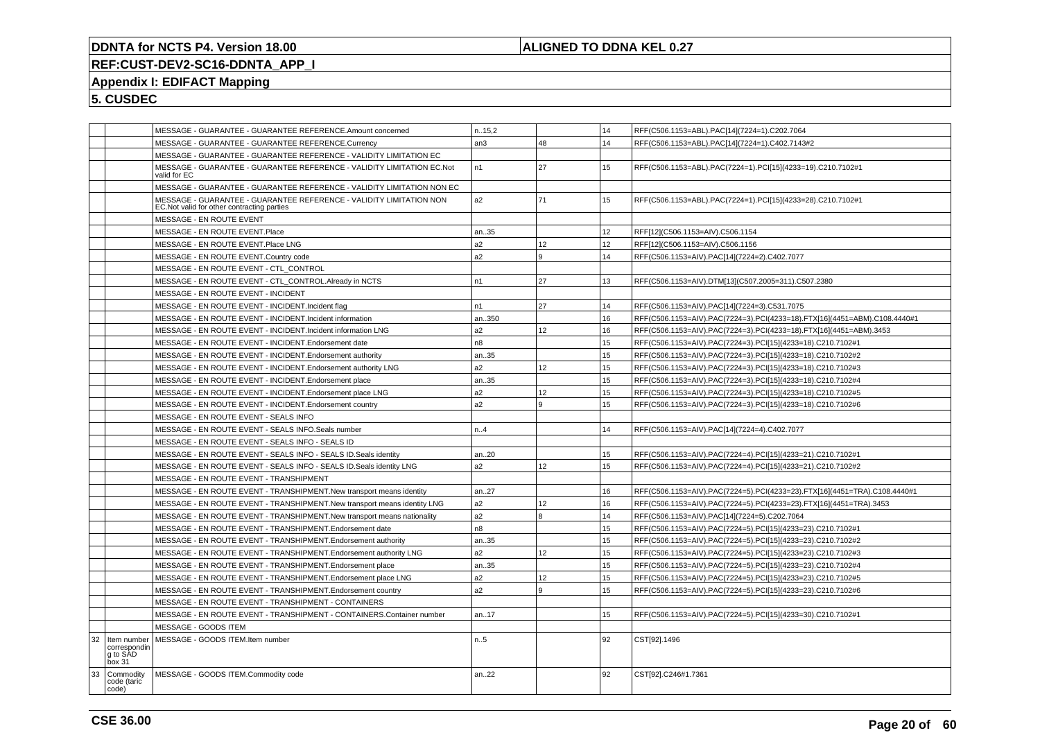**DDNTA for NCTS P4. Version 18.00** | **ALIGNED TO DDNA KEL 0.27**

**REF:CUST-DEV2-SC16-DDNTA_APP_I**

**Appendix I: EDIFACT Mapping**

**5. CUSDEC**

| | | | | | | |
|---|---|---|---|---|---|---|
| | | MESSAGE - GUARANTEE - GUARANTEE REFERENCE.Amount concerned | n..15,2 | | 14 | RFF(C506.1153=ABL).PAC[14](7224=1).C202.7064 |
| | | MESSAGE - GUARANTEE - GUARANTEE REFERENCE.Currency | an3 | 48 | 14 | RFF(C506.1153=ABL).PAC[14](7224=1).C402.7143#2 |
| | | MESSAGE - GUARANTEE - GUARANTEE REFERENCE - VALIDITY LIMITATION EC | | | | |
| | | MESSAGE - GUARANTEE - GUARANTEE REFERENCE - VALIDITY LIMITATION EC.Not valid for EC | n1 | 27 | 15 | RFF(C506.1153=ABL).PAC(7224=1).PCI[15](4233=19).C210.7102#1 |
| | | MESSAGE - GUARANTEE - GUARANTEE REFERENCE - VALIDITY LIMITATION NON EC | | | | |
| | | MESSAGE - GUARANTEE - GUARANTEE REFERENCE - VALIDITY LIMITATION NON EC.Not valid for other contracting parties | a2 | 71 | 15 | RFF(C506.1153=ABL).PAC(7224=1).PCI[15](4233=28).C210.7102#1 |
| | | MESSAGE - EN ROUTE EVENT | | | | |
| | | MESSAGE - EN ROUTE EVENT.Place | an..35 | | 12 | RFF[12](C506.1153=AIV).C506.1154 |
| | | MESSAGE - EN ROUTE EVENT.Place LNG | a2 | 12 | 12 | RFF[12](C506.1153=AIV).C506.1156 |
| | | MESSAGE - EN ROUTE EVENT.Country code | a2 | 9 | 14 | RFF(C506.1153=AIV).PAC[14](7224=2).C402.7077 |
| | | MESSAGE - EN ROUTE EVENT - CTL_CONTROL | | | | |
| | | MESSAGE - EN ROUTE EVENT - CTL_CONTROL.Already in NCTS | n1 | 27 | 13 | RFF(C506.1153=AIV).DTM[13](C507.2005=311).C507.2380 |
| | | MESSAGE - EN ROUTE EVENT - INCIDENT | | | | |
| | | MESSAGE - EN ROUTE EVENT - INCIDENT.Incident flag | n1 | 27 | 14 | RFF(C506.1153=AIV).PAC[14](7224=3).C531.7075 |
| | | MESSAGE - EN ROUTE EVENT - INCIDENT.Incident information | an..350 | | 16 | RFF(C506.1153=AIV).PAC(7224=3).PCI(4233=18).FTX[16](4451=ABM).C108.4440#1 |
| | | MESSAGE - EN ROUTE EVENT - INCIDENT.Incident information LNG | a2 | 12 | 16 | RFF(C506.1153=AIV).PAC(7224=3).PCI(4233=18).FTX[16](4451=ABM).3453 |
| | | MESSAGE - EN ROUTE EVENT - INCIDENT.Endorsement date | n8 | | 15 | RFF(C506.1153=AIV).PAC(7224=3).PCI[15](4233=18).C210.7102#1 |
| | | MESSAGE - EN ROUTE EVENT - INCIDENT.Endorsement authority | an..35 | | 15 | RFF(C506.1153=AIV).PAC(7224=3).PCI[15](4233=18).C210.7102#2 |
| | | MESSAGE - EN ROUTE EVENT - INCIDENT.Endorsement authority LNG | a2 | 12 | 15 | RFF(C506.1153=AIV).PAC(7224=3).PCI[15](4233=18).C210.7102#3 |
| | | MESSAGE - EN ROUTE EVENT - INCIDENT.Endorsement place | an..35 | | 15 | RFF(C506.1153=AIV).PAC(7224=3).PCI[15](4233=18).C210.7102#4 |
| | | MESSAGE - EN ROUTE EVENT - INCIDENT.Endorsement place LNG | a2 | 12 | 15 | RFF(C506.1153=AIV).PAC(7224=3).PCI[15](4233=18).C210.7102#5 |
| | | MESSAGE - EN ROUTE EVENT - INCIDENT.Endorsement country | a2 | 9 | 15 | RFF(C506.1153=AIV).PAC(7224=3).PCI[15](4233=18).C210.7102#6 |
| | | MESSAGE - EN ROUTE EVENT - SEALS INFO | | | | |
| | | MESSAGE - EN ROUTE EVENT - SEALS INFO.Seals number | n..4 | | 14 | RFF(C506.1153=AIV).PAC[14](7224=4).C402.7077 |
| | | MESSAGE - EN ROUTE EVENT - SEALS INFO - SEALS ID | | | | |
| | | MESSAGE - EN ROUTE EVENT - SEALS INFO - SEALS ID.Seals identity | an..20 | | 15 | RFF(C506.1153=AIV).PAC(7224=4).PCI[15](4233=21).C210.7102#1 |
| | | MESSAGE - EN ROUTE EVENT - SEALS INFO - SEALS ID.Seals identity LNG | a2 | 12 | 15 | RFF(C506.1153=AIV).PAC(7224=4).PCI[15](4233=21).C210.7102#2 |
| | | MESSAGE - EN ROUTE EVENT - TRANSHIPMENT | | | | |
| | | MESSAGE - EN ROUTE EVENT - TRANSHIPMENT.New transport means identity | an..27 | | 16 | RFF(C506.1153=AIV).PAC(7224=5).PCI(4233=23).FTX[16](4451=TRA).C108.4440#1 |
| | | MESSAGE - EN ROUTE EVENT - TRANSHIPMENT.New transport means identity LNG | a2 | 12 | 16 | RFF(C506.1153=AIV).PAC(7224=5).PCI(4233=23).FTX[16](4451=TRA).3453 |
| | | MESSAGE - EN ROUTE EVENT - TRANSHIPMENT.New transport means nationality | a2 | 8 | 14 | RFF(C506.1153=AIV).PAC[14](7224=5).C202.7064 |
| | | MESSAGE - EN ROUTE EVENT - TRANSHIPMENT.Endorsement date | n8 | | 15 | RFF(C506.1153=AIV).PAC(7224=5).PCI[15](4233=23).C210.7102#1 |
| | | MESSAGE - EN ROUTE EVENT - TRANSHIPMENT.Endorsement authority | an..35 | | 15 | RFF(C506.1153=AIV).PAC(7224=5).PCI[15](4233=23).C210.7102#2 |
| | | MESSAGE - EN ROUTE EVENT - TRANSHIPMENT.Endorsement authority LNG | a2 | 12 | 15 | RFF(C506.1153=AIV).PAC(7224=5).PCI[15](4233=23).C210.7102#3 |
| | | MESSAGE - EN ROUTE EVENT - TRANSHIPMENT.Endorsement place | an..35 | | 15 | RFF(C506.1153=AIV).PAC(7224=5).PCI[15](4233=23).C210.7102#4 |
| | | MESSAGE - EN ROUTE EVENT - TRANSHIPMENT.Endorsement place LNG | a2 | 12 | 15 | RFF(C506.1153=AIV).PAC(7224=5).PCI[15](4233=23).C210.7102#5 |
| | | MESSAGE - EN ROUTE EVENT - TRANSHIPMENT.Endorsement country | a2 | 9 | 15 | RFF(C506.1153=AIV).PAC(7224=5).PCI[15](4233=23).C210.7102#6 |
| | | MESSAGE - EN ROUTE EVENT - TRANSHIPMENT - CONTAINERS | | | | |
| | | MESSAGE - EN ROUTE EVENT - TRANSHIPMENT - CONTAINERS.Container number | an..17 | | 15 | RFF(C506.1153=AIV).PAC(7224=5).PCI[15](4233=30).C210.7102#1 |
| | | MESSAGE - GOODS ITEM | | | | |
| 32 | Item number correspondin g to SAD box 31 | MESSAGE - GOODS ITEM.Item number | n..5 | | 92 | CST[92].1496 |
| 33 | Commodity code (taric code) | MESSAGE - GOODS ITEM.Commodity code | an..22 | | 92 | CST[92].C246#1.7361 |

**CSE 36.00**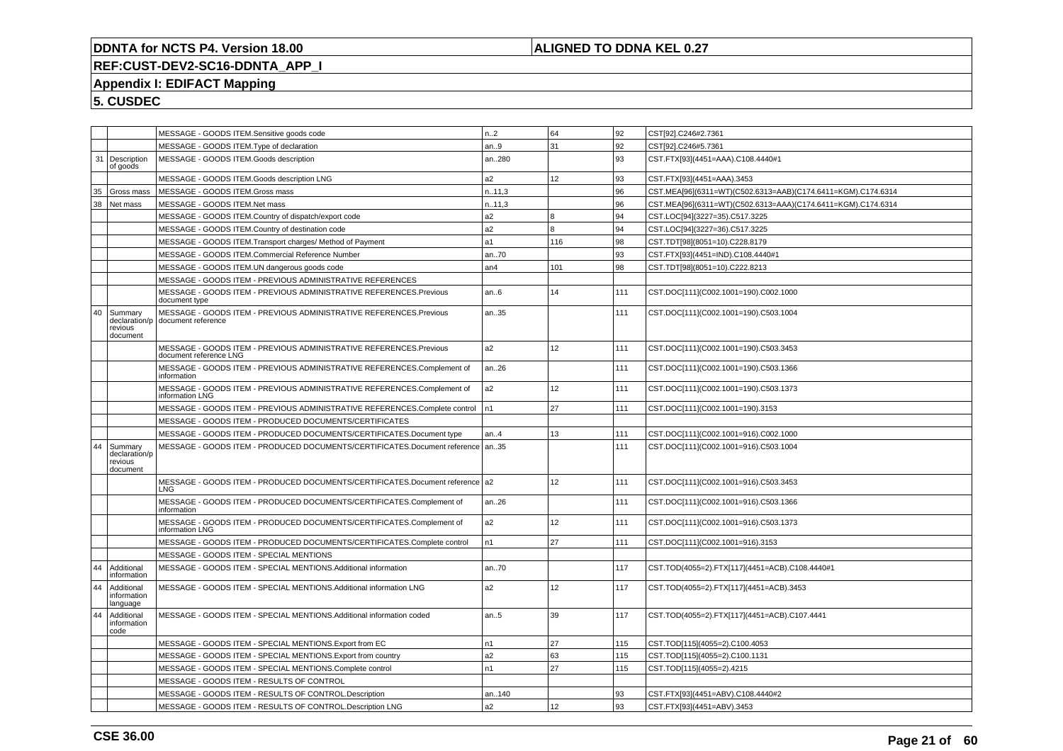**DDNTA for NCTS P4. Version 18.00** | **ALIGNED TO DDNA KEL 0.27**

**REF:CUST-DEV2-SC16-DDNTA_APP_I**

**Appendix I: EDIFACT Mapping**

**5. CUSDEC**

| | | | | | | |
|---|---|---|---|---|---|---|
| | | MESSAGE - GOODS ITEM.Sensitive goods code | n..2 | 64 | 92 | CST[92].C246#2.7361 |
| | | MESSAGE - GOODS ITEM.Type of declaration | an..9 | 31 | 92 | CST[92].C246#5.7361 |
| 31 | Description of goods | MESSAGE - GOODS ITEM.Goods description | an..280 | | 93 | CST.FTX[93](4451=AAA).C108.4440#1 |
| | | MESSAGE - GOODS ITEM.Goods description LNG | a2 | 12 | 93 | CST.FTX[93](4451=AAA).3453 |
| 35 | Gross mass | MESSAGE - GOODS ITEM.Gross mass | n..11,3 | | 96 | CST.MEA[96](6311=WT)(C502.6313=AAB)(C174.6411=KGM).C174.6314 |
| 38 | Net mass | MESSAGE - GOODS ITEM.Net mass | n..11,3 | | 96 | CST.MEA[96](6311=WT)(C502.6313=AAA)(C174.6411=KGM).C174.6314 |
| | | MESSAGE - GOODS ITEM.Country of dispatch/export code | a2 | 8 | 94 | CST.LOC[94](3227=35).C517.3225 |
| | | MESSAGE - GOODS ITEM.Country of destination code | a2 | 8 | 94 | CST.LOC[94](3227=36).C517.3225 |
| | | MESSAGE - GOODS ITEM.Transport charges/ Method of Payment | a1 | 116 | 98 | CST.TDT[98](8051=10).C228.8179 |
| | | MESSAGE - GOODS ITEM.Commercial Reference Number | an..70 | | 93 | CST.FTX[93](4451=IND).C108.4440#1 |
| | | MESSAGE - GOODS ITEM.UN dangerous goods code | an4 | 101 | 98 | CST.TDT[98](8051=10).C222.8213 |
| | | MESSAGE - GOODS ITEM - PREVIOUS ADMINISTRATIVE REFERENCES | | | | |
| | | MESSAGE - GOODS ITEM - PREVIOUS ADMINISTRATIVE REFERENCES.Previous document type | an..6 | 14 | 111 | CST.DOC[111](C002.1001=190).C002.1000 |
| 40 | Summary declaration/previous document | MESSAGE - GOODS ITEM - PREVIOUS ADMINISTRATIVE REFERENCES.Previous document reference | an..35 | | 111 | CST.DOC[111](C002.1001=190).C503.1004 |
| | | MESSAGE - GOODS ITEM - PREVIOUS ADMINISTRATIVE REFERENCES.Previous document reference LNG | a2 | 12 | 111 | CST.DOC[111](C002.1001=190).C503.3453 |
| | | MESSAGE - GOODS ITEM - PREVIOUS ADMINISTRATIVE REFERENCES.Complement of information | an..26 | | 111 | CST.DOC[111](C002.1001=190).C503.1366 |
| | | MESSAGE - GOODS ITEM - PREVIOUS ADMINISTRATIVE REFERENCES.Complement of information LNG | a2 | 12 | 111 | CST.DOC[111](C002.1001=190).C503.1373 |
| | | MESSAGE - GOODS ITEM - PREVIOUS ADMINISTRATIVE REFERENCES.Complete control | n1 | 27 | 111 | CST.DOC[111](C002.1001=190).3153 |
| | | MESSAGE - GOODS ITEM - PRODUCED DOCUMENTS/CERTIFICATES | | | | |
| | | MESSAGE - GOODS ITEM - PRODUCED DOCUMENTS/CERTIFICATES.Document type | an..4 | 13 | 111 | CST.DOC[111](C002.1001=916).C002.1000 |
| 44 | Summary declaration/previous document | MESSAGE - GOODS ITEM - PRODUCED DOCUMENTS/CERTIFICATES.Document reference | an..35 | | 111 | CST.DOC[111](C002.1001=916).C503.1004 |
| | | MESSAGE - GOODS ITEM - PRODUCED DOCUMENTS/CERTIFICATES.Document reference LNG | a2 | 12 | 111 | CST.DOC[111](C002.1001=916).C503.3453 |
| | | MESSAGE - GOODS ITEM - PRODUCED DOCUMENTS/CERTIFICATES.Complement of information | an..26 | | 111 | CST.DOC[111](C002.1001=916).C503.1366 |
| | | MESSAGE - GOODS ITEM - PRODUCED DOCUMENTS/CERTIFICATES.Complement of information LNG | a2 | 12 | 111 | CST.DOC[111](C002.1001=916).C503.1373 |
| | | MESSAGE - GOODS ITEM - PRODUCED DOCUMENTS/CERTIFICATES.Complete control | n1 | 27 | 111 | CST.DOC[111](C002.1001=916).3153 |
| | | MESSAGE - GOODS ITEM - SPECIAL MENTIONS | | | | |
| 44 | Additional information | MESSAGE - GOODS ITEM - SPECIAL MENTIONS.Additional information | an..70 | | 117 | CST.TOD(4055=2).FTX[117](4451=ACB).C108.4440#1 |
| 44 | Additional information language | MESSAGE - GOODS ITEM - SPECIAL MENTIONS.Additional information LNG | a2 | 12 | 117 | CST.TOD(4055=2).FTX[117](4451=ACB).3453 |
| 44 | Additional information code | MESSAGE - GOODS ITEM - SPECIAL MENTIONS.Additional information coded | an..5 | 39 | 117 | CST.TOD(4055=2).FTX[117](4451=ACB).C107.4441 |
| | | MESSAGE - GOODS ITEM - SPECIAL MENTIONS.Export from EC | n1 | 27 | 115 | CST.TOD[115](4055=2).C100.4053 |
| | | MESSAGE - GOODS ITEM - SPECIAL MENTIONS.Export from country | a2 | 63 | 115 | CST.TOD[115](4055=2).C100.1131 |
| | | MESSAGE - GOODS ITEM - SPECIAL MENTIONS.Complete control | n1 | 27 | 115 | CST.TOD[115](4055=2).4215 |
| | | MESSAGE - GOODS ITEM - RESULTS OF CONTROL | | | | |
| | | MESSAGE - GOODS ITEM - RESULTS OF CONTROL.Description | an..140 | | 93 | CST.FTX[93](4451=ABV).C108.4440#2 |
| | | MESSAGE - GOODS ITEM - RESULTS OF CONTROL.Description LNG | a2 | 12 | 93 | CST.FTX[93](4451=ABV).3453 |

**CSE 36.00**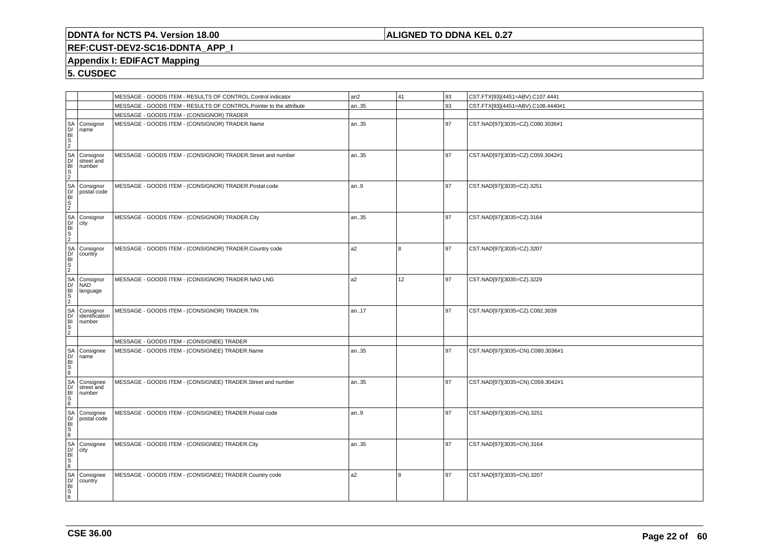**DDNTA for NCTS P4. Version 18.00** | **ALIGNED TO DDNA KEL 0.27**

**REF:CUST-DEV2-SC16-DDNTA_APP_I**

**Appendix I: EDIFACT Mapping**

**5. CUSDEC**

| | | | | | | |
|---|---|---|---|---|---|---|
| | | MESSAGE - GOODS ITEM - RESULTS OF CONTROL.Control indicator | an2 | 41 | 93 | CST.FTX[93](4451=ABV).C107.4441 |
| | | MESSAGE - GOODS ITEM - RESULTS OF CONTROL.Pointer to the attribute | an..35 | | 93 | CST.FTX[93](4451=ABV).C108.4440#1 |
| | | MESSAGE - GOODS ITEM - (CONSIGNOR) TRADER | | | | |
| SAD/BIS 2 | Consignor name | MESSAGE - GOODS ITEM - (CONSIGNOR) TRADER.Name | an..35 | | 97 | CST.NAD[97](3035=CZ).C080.3036#1 |
| SAD/BIS 2 | Consignor street and number | MESSAGE - GOODS ITEM - (CONSIGNOR) TRADER.Street and number | an..35 | | 97 | CST.NAD[97](3035=CZ).C059.3042#1 |
| SAD/BIS 2 | Consignor postal code | MESSAGE - GOODS ITEM - (CONSIGNOR) TRADER.Postal code | an..9 | | 97 | CST.NAD[97](3035=CZ).3251 |
| SAD/BIS 2 | Consignor city | MESSAGE - GOODS ITEM - (CONSIGNOR) TRADER.City | an..35 | | 97 | CST.NAD[97](3035=CZ).3164 |
| SAD/BIS 2 | Consignor country | MESSAGE - GOODS ITEM - (CONSIGNOR) TRADER.Country code | a2 | 8 | 97 | CST.NAD[97](3035=CZ).3207 |
| SAD/BIS 2 | Consignor NAD language | MESSAGE - GOODS ITEM - (CONSIGNOR) TRADER.NAD LNG | a2 | 12 | 97 | CST.NAD[97](3035=CZ).3229 |
| SAD/BIS 2 | Consignor identification number | MESSAGE - GOODS ITEM - (CONSIGNOR) TRADER.TIN | an..17 | | 97 | CST.NAD[97](3035=CZ).C082.3039 |
| | | MESSAGE - GOODS ITEM - (CONSIGNEE) TRADER | | | | |
| SAD/BIS 8 | Consignee name | MESSAGE - GOODS ITEM - (CONSIGNEE) TRADER.Name | an..35 | | 97 | CST.NAD[97](3035=CN).C080.3036#1 |
| SAD/BIS 8 | Consignee street and number | MESSAGE - GOODS ITEM - (CONSIGNEE) TRADER.Street and number | an..35 | | 97 | CST.NAD[97](3035=CN).C059.3042#1 |
| SAD/BIS 8 | Consignee postal code | MESSAGE - GOODS ITEM - (CONSIGNEE) TRADER.Postal code | an..9 | | 97 | CST.NAD[97](3035=CN).3251 |
| SAD/BIS 8 | Consignee city | MESSAGE - GOODS ITEM - (CONSIGNEE) TRADER.City | an..35 | | 97 | CST.NAD[97](3035=CN).3164 |
| SAD/BIS 8 | Consignee country | MESSAGE - GOODS ITEM - (CONSIGNEE) TRADER.Country code | a2 | 8 | 97 | CST.NAD[97](3035=CN).3207 |

**CSE 36.00**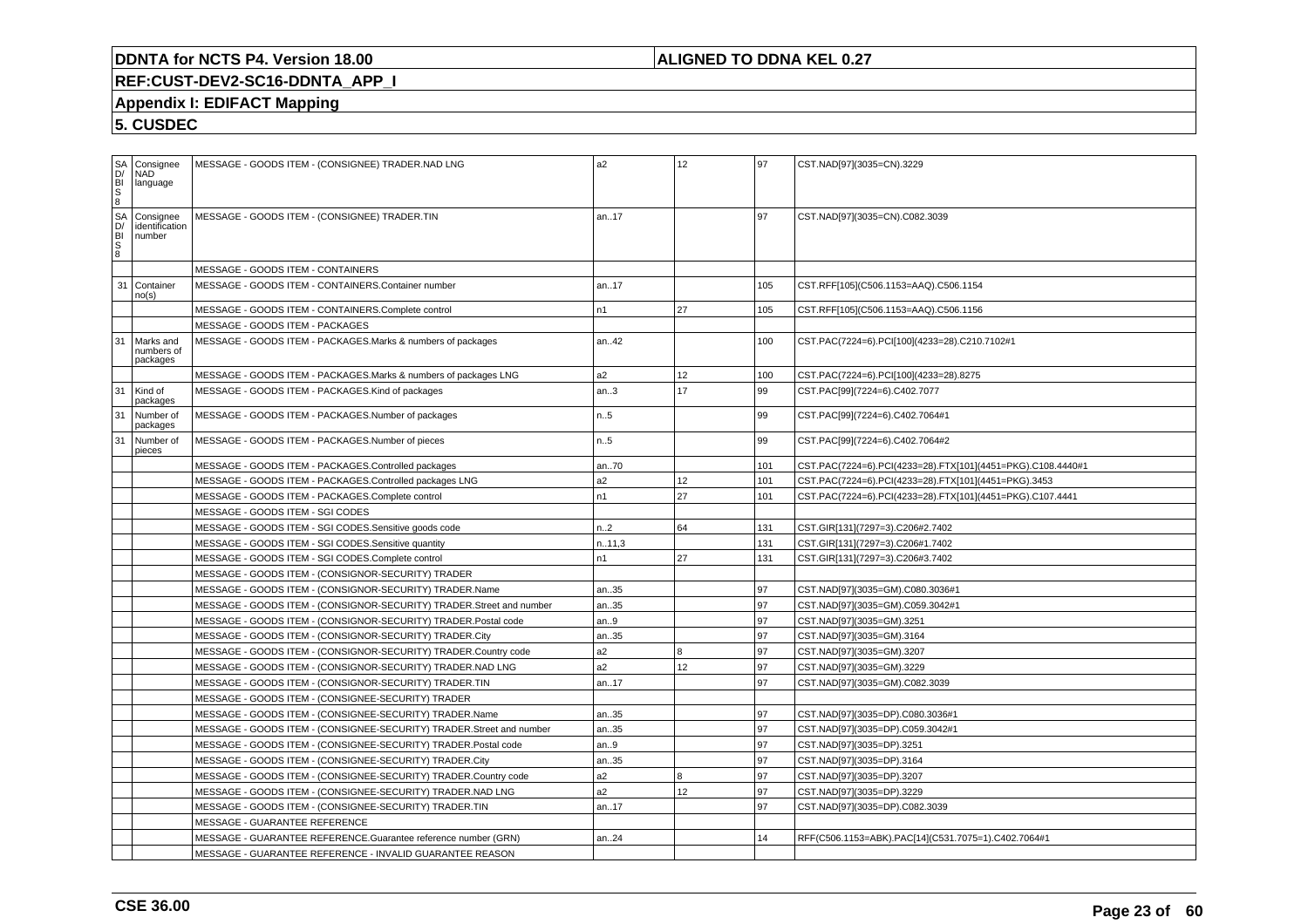# DDNTA for NCTS P4. Version 18.00

**ALIGNED TO DDNA KEL 0.27**

**REF:CUST-DEV2-SC16-DDNTA_APP_I**

**Appendix I: EDIFACT Mapping**

**5. CUSDEC**

| | | | | | | |
|---|---|---|---|---|---|---|
| SAD/BIS 8 | Consignee NAD language | MESSAGE - GOODS ITEM - (CONSIGNEE) TRADER.NAD LNG | a2 | 12 | 97 | CST.NAD[97](3035=CN).3229 |
| SAD/BIS 8 | Consignee identification number | MESSAGE - GOODS ITEM - (CONSIGNEE) TRADER.TIN | an..17 | | 97 | CST.NAD[97](3035=CN).C082.3039 |
| | | MESSAGE - GOODS ITEM - CONTAINERS | | | | |
| 31 | Container no(s) | MESSAGE - GOODS ITEM - CONTAINERS.Container number | an..17 | | 105 | CST.RFF[105](C506.1153=AAQ).C506.1154 |
| | | MESSAGE - GOODS ITEM - CONTAINERS.Complete control | n1 | 27 | 105 | CST.RFF[105](C506.1153=AAQ).C506.1156 |
| | | MESSAGE - GOODS ITEM - PACKAGES | | | | |
| 31 | Marks and numbers of packages | MESSAGE - GOODS ITEM - PACKAGES.Marks & numbers of packages | an..42 | | 100 | CST.PAC(7224=6).PCI[100](4233=28).C210.7102#1 |
| | | MESSAGE - GOODS ITEM - PACKAGES.Marks & numbers of packages LNG | a2 | 12 | 100 | CST.PAC(7224=6).PCI[100](4233=28).8275 |
| 31 | Kind of packages | MESSAGE - GOODS ITEM - PACKAGES.Kind of packages | an..3 | 17 | 99 | CST.PAC[99](7224=6).C402.7077 |
| 31 | Number of packages | MESSAGE - GOODS ITEM - PACKAGES.Number of packages | n..5 | | 99 | CST.PAC[99](7224=6).C402.7064#1 |
| 31 | Number of pieces | MESSAGE - GOODS ITEM - PACKAGES.Number of pieces | n..5 | | 99 | CST.PAC[99](7224=6).C402.7064#2 |
| | | MESSAGE - GOODS ITEM - PACKAGES.Controlled packages | an..70 | | 101 | CST.PAC(7224=6).PCI(4233=28).FTX[101](4451=PKG).C108.4440#1 |
| | | MESSAGE - GOODS ITEM - PACKAGES.Controlled packages LNG | a2 | 12 | 101 | CST.PAC(7224=6).PCI(4233=28).FTX[101](4451=PKG).3453 |
| | | MESSAGE - GOODS ITEM - PACKAGES.Complete control | n1 | 27 | 101 | CST.PAC(7224=6).PCI(4233=28).FTX[101](4451=PKG).C107.4441 |
| | | MESSAGE - GOODS ITEM - SGI CODES | | | | |
| | | MESSAGE - GOODS ITEM - SGI CODES.Sensitive goods code | n..2 | 64 | 131 | CST.GIR[131](7297=3).C206#2.7402 |
| | | MESSAGE - GOODS ITEM - SGI CODES.Sensitive quantity | n..11,3 | | 131 | CST.GIR[131](7297=3).C206#1.7402 |
| | | MESSAGE - GOODS ITEM - SGI CODES.Complete control | n1 | 27 | 131 | CST.GIR[131](7297=3).C206#3.7402 |
| | | MESSAGE - GOODS ITEM - (CONSIGNOR-SECURITY) TRADER | | | | |
| | | MESSAGE - GOODS ITEM - (CONSIGNOR-SECURITY) TRADER.Name | an..35 | | 97 | CST.NAD[97](3035=GM).C080.3036#1 |
| | | MESSAGE - GOODS ITEM - (CONSIGNOR-SECURITY) TRADER.Street and number | an..35 | | 97 | CST.NAD[97](3035=GM).C059.3042#1 |
| | | MESSAGE - GOODS ITEM - (CONSIGNOR-SECURITY) TRADER.Postal code | an..9 | | 97 | CST.NAD[97](3035=GM).3251 |
| | | MESSAGE - GOODS ITEM - (CONSIGNOR-SECURITY) TRADER.City | an..35 | | 97 | CST.NAD[97](3035=GM).3164 |
| | | MESSAGE - GOODS ITEM - (CONSIGNOR-SECURITY) TRADER.Country code | a2 | 8 | 97 | CST.NAD[97](3035=GM).3207 |
| | | MESSAGE - GOODS ITEM - (CONSIGNOR-SECURITY) TRADER.NAD LNG | a2 | 12 | 97 | CST.NAD[97](3035=GM).3229 |
| | | MESSAGE - GOODS ITEM - (CONSIGNOR-SECURITY) TRADER.TIN | an..17 | | 97 | CST.NAD[97](3035=GM).C082.3039 |
| | | MESSAGE - GOODS ITEM - (CONSIGNEE-SECURITY) TRADER | | | | |
| | | MESSAGE - GOODS ITEM - (CONSIGNEE-SECURITY) TRADER.Name | an..35 | | 97 | CST.NAD[97](3035=DP).C080.3036#1 |
| | | MESSAGE - GOODS ITEM - (CONSIGNEE-SECURITY) TRADER.Street and number | an..35 | | 97 | CST.NAD[97](3035=DP).C059.3042#1 |
| | | MESSAGE - GOODS ITEM - (CONSIGNEE-SECURITY) TRADER.Postal code | an..9 | | 97 | CST.NAD[97](3035=DP).3251 |
| | | MESSAGE - GOODS ITEM - (CONSIGNEE-SECURITY) TRADER.City | an..35 | | 97 | CST.NAD[97](3035=DP).3164 |
| | | MESSAGE - GOODS ITEM - (CONSIGNEE-SECURITY) TRADER.Country code | a2 | 8 | 97 | CST.NAD[97](3035=DP).3207 |
| | | MESSAGE - GOODS ITEM - (CONSIGNEE-SECURITY) TRADER.NAD LNG | a2 | 12 | 97 | CST.NAD[97](3035=DP).3229 |
| | | MESSAGE - GOODS ITEM - (CONSIGNEE-SECURITY) TRADER.TIN | an..17 | | 97 | CST.NAD[97](3035=DP).C082.3039 |
| | | MESSAGE - GUARANTEE REFERENCE | | | | |
| | | MESSAGE - GUARANTEE REFERENCE.Guarantee reference number (GRN) | an..24 | | 14 | RFF(C506.1153=ABK).PAC[14](C531.7075=1).C402.7064#1 |
| | | MESSAGE - GUARANTEE REFERENCE - INVALID GUARANTEE REASON | | | | |

**CSE 36.00**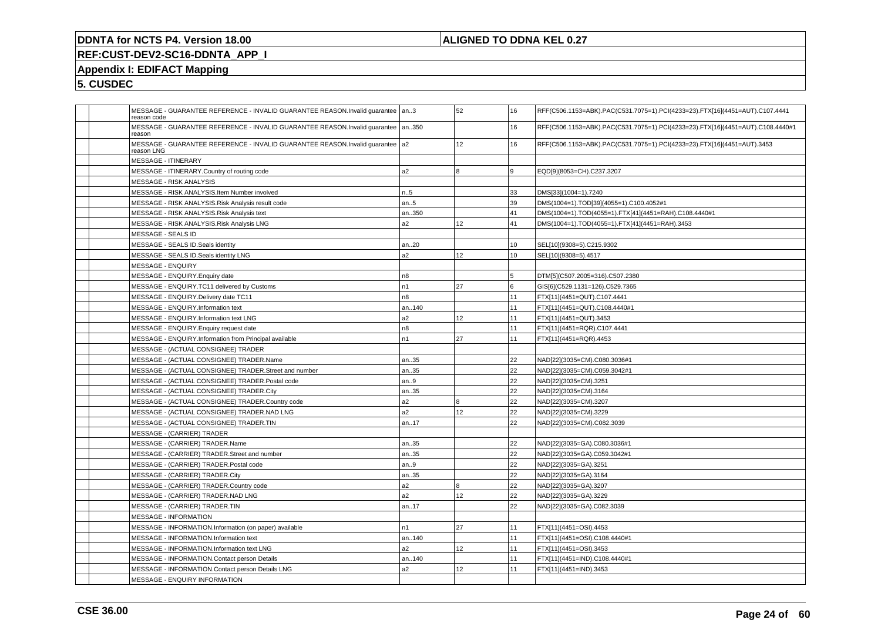**DDNTA for NCTS P4. Version 18.00** | **ALIGNED TO DDNA KEL 0.27**

**REF:CUST-DEV2-SC16-DDNTA_APP_I**

**Appendix I: EDIFACT Mapping**

**5. CUSDEC**

| | | | | | | |
|---|---|---|---|---|---|---|
| | | MESSAGE - GUARANTEE REFERENCE - INVALID GUARANTEE REASON.Invalid guarantee reason code | an..3 | 52 | 16 | RFF(C506.1153=ABK).PAC(C531.7075=1).PCI(4233=23).FTX[16](4451=AUT).C107.4441 |
| | | MESSAGE - GUARANTEE REFERENCE - INVALID GUARANTEE REASON.Invalid guarantee reason | an..350 | | 16 | RFF(C506.1153=ABK).PAC(C531.7075=1).PCI(4233=23).FTX[16](4451=AUT).C108.4440#1 |
| | | MESSAGE - GUARANTEE REFERENCE - INVALID GUARANTEE REASON.Invalid guarantee reason LNG | a2 | 12 | 16 | RFF(C506.1153=ABK).PAC(C531.7075=1).PCI(4233=23).FTX[16](4451=AUT).3453 |
| | | MESSAGE - ITINERARY | | | | |
| | | MESSAGE - ITINERARY.Country of routing code | a2 | 8 | 9 | EQD[9](8053=CH).C237.3207 |
| | | MESSAGE - RISK ANALYSIS | | | | |
| | | MESSAGE - RISK ANALYSIS.Item Number involved | n..5 | | 33 | DMS[33](1004=1).7240 |
| | | MESSAGE - RISK ANALYSIS.Risk Analysis result code | an..5 | | 39 | DMS(1004=1).TOD[39](4055=1).C100.4052#1 |
| | | MESSAGE - RISK ANALYSIS.Risk Analysis text | an..350 | | 41 | DMS(1004=1).TOD(4055=1).FTX[41](4451=RAH).C108.4440#1 |
| | | MESSAGE - RISK ANALYSIS.Risk Analysis LNG | a2 | 12 | 41 | DMS(1004=1).TOD(4055=1).FTX[41](4451=RAH).3453 |
| | | MESSAGE - SEALS ID | | | | |
| | | MESSAGE - SEALS ID.Seals identity | an..20 | | 10 | SEL[10](9308=5).C215.9302 |
| | | MESSAGE - SEALS ID.Seals identity LNG | a2 | 12 | 10 | SEL[10](9308=5).4517 |
| | | MESSAGE - ENQUIRY | | | | |
| | | MESSAGE - ENQUIRY.Enquiry date | n8 | | 5 | DTM[5](C507.2005=316).C507.2380 |
| | | MESSAGE - ENQUIRY.TC11 delivered by Customs | n1 | 27 | 6 | GIS[6](C529.1131=126).C529.7365 |
| | | MESSAGE - ENQUIRY.Delivery date TC11 | n8 | | 11 | FTX[11](4451=QUT).C107.4441 |
| | | MESSAGE - ENQUIRY.Information text | an..140 | | 11 | FTX[11](4451=QUT).C108.4440#1 |
| | | MESSAGE - ENQUIRY.Information text LNG | a2 | 12 | 11 | FTX[11](4451=QUT).3453 |
| | | MESSAGE - ENQUIRY.Enquiry request date | n8 | | 11 | FTX[11](4451=RQR).C107.4441 |
| | | MESSAGE - ENQUIRY.Information from Principal available | n1 | 27 | 11 | FTX[11](4451=RQR).4453 |
| | | MESSAGE - (ACTUAL CONSIGNEE) TRADER | | | | |
| | | MESSAGE - (ACTUAL CONSIGNEE) TRADER.Name | an..35 | | 22 | NAD[22](3035=CM).C080.3036#1 |
| | | MESSAGE - (ACTUAL CONSIGNEE) TRADER.Street and number | an..35 | | 22 | NAD[22](3035=CM).C059.3042#1 |
| | | MESSAGE - (ACTUAL CONSIGNEE) TRADER.Postal code | an..9 | | 22 | NAD[22](3035=CM).3251 |
| | | MESSAGE - (ACTUAL CONSIGNEE) TRADER.City | an..35 | | 22 | NAD[22](3035=CM).3164 |
| | | MESSAGE - (ACTUAL CONSIGNEE) TRADER.Country code | a2 | 8 | 22 | NAD[22](3035=CM).3207 |
| | | MESSAGE - (ACTUAL CONSIGNEE) TRADER.NAD LNG | a2 | 12 | 22 | NAD[22](3035=CM).3229 |
| | | MESSAGE - (ACTUAL CONSIGNEE) TRADER.TIN | an..17 | | 22 | NAD[22](3035=CM).C082.3039 |
| | | MESSAGE - (CARRIER) TRADER | | | | |
| | | MESSAGE - (CARRIER) TRADER.Name | an..35 | | 22 | NAD[22](3035=GA).C080.3036#1 |
| | | MESSAGE - (CARRIER) TRADER.Street and number | an..35 | | 22 | NAD[22](3035=GA).C059.3042#1 |
| | | MESSAGE - (CARRIER) TRADER.Postal code | an..9 | | 22 | NAD[22](3035=GA).3251 |
| | | MESSAGE - (CARRIER) TRADER.City | an..35 | | 22 | NAD[22](3035=GA).3164 |
| | | MESSAGE - (CARRIER) TRADER.Country code | a2 | 8 | 22 | NAD[22](3035=GA).3207 |
| | | MESSAGE - (CARRIER) TRADER.NAD LNG | a2 | 12 | 22 | NAD[22](3035=GA).3229 |
| | | MESSAGE - (CARRIER) TRADER.TIN | an..17 | | 22 | NAD[22](3035=GA).C082.3039 |
| | | MESSAGE - INFORMATION | | | | |
| | | MESSAGE - INFORMATION.Information (on paper) available | n1 | 27 | 11 | FTX[11](4451=OSI).4453 |
| | | MESSAGE - INFORMATION.Information text | an..140 | | 11 | FTX[11](4451=OSI).C108.4440#1 |
| | | MESSAGE - INFORMATION.Information text LNG | a2 | 12 | 11 | FTX[11](4451=OSI).3453 |
| | | MESSAGE - INFORMATION.Contact person Details | an..140 | | 11 | FTX[11](4451=IND).C108.4440#1 |
| | | MESSAGE - INFORMATION.Contact person Details LNG | a2 | 12 | 11 | FTX[11](4451=IND).3453 |
| | | MESSAGE - ENQUIRY INFORMATION | | | | |

**CSE 36.00**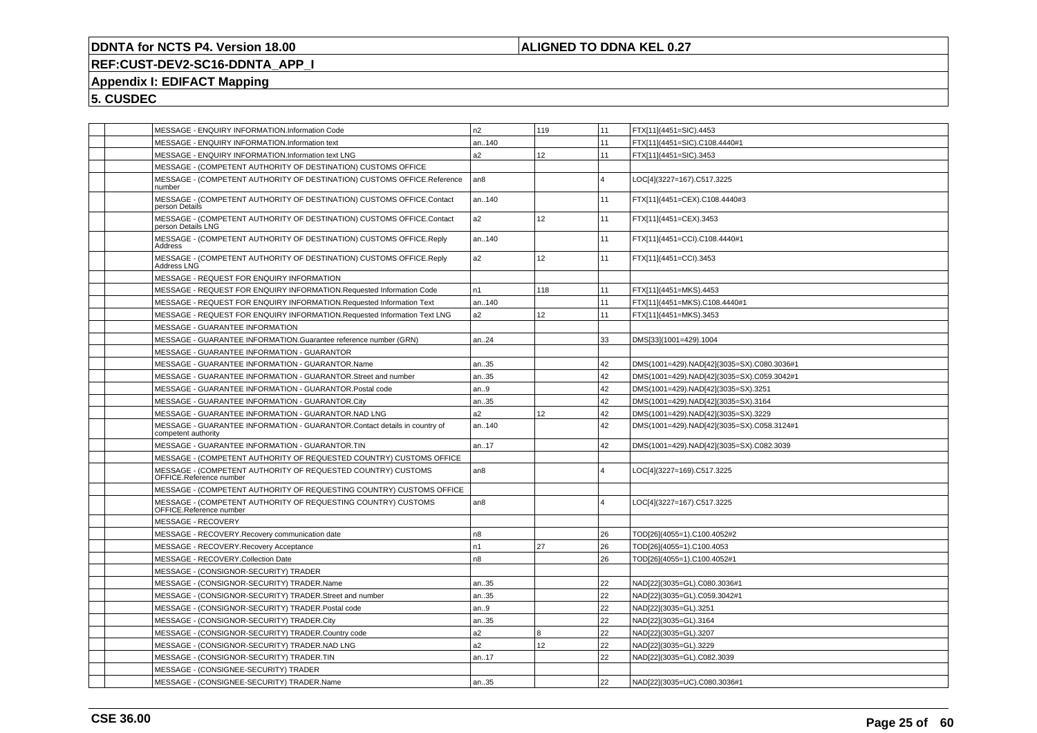# DDNTA for NCTS P4. Version 18.00

**ALIGNED TO DDNA KEL 0.27**

**REF:CUST-DEV2-SC16-DDNTA_APP_I**

**Appendix I: EDIFACT Mapping**

**5. CUSDEC**

| | | | | | | |
|---|---|---|---|---|---|---|
| | | MESSAGE - ENQUIRY INFORMATION.Information Code | n2 | 119 | 11 | FTX[11](4451=SIC).4453 |
| | | MESSAGE - ENQUIRY INFORMATION.Information text | an..140 | | 11 | FTX[11](4451=SIC).C108.4440#1 |
| | | MESSAGE - ENQUIRY INFORMATION.Information text LNG | a2 | 12 | 11 | FTX[11](4451=SIC).3453 |
| | | MESSAGE - (COMPETENT AUTHORITY OF DESTINATION) CUSTOMS OFFICE | | | | |
| | | MESSAGE - (COMPETENT AUTHORITY OF DESTINATION) CUSTOMS OFFICE.Reference number | an8 | | 4 | LOC[4](3227=167).C517.3225 |
| | | MESSAGE - (COMPETENT AUTHORITY OF DESTINATION) CUSTOMS OFFICE.Contact person Details | an..140 | | 11 | FTX[11](4451=CEX).C108.4440#3 |
| | | MESSAGE - (COMPETENT AUTHORITY OF DESTINATION) CUSTOMS OFFICE.Contact person Details LNG | a2 | 12 | 11 | FTX[11](4451=CEX).3453 |
| | | MESSAGE - (COMPETENT AUTHORITY OF DESTINATION) CUSTOMS OFFICE.Reply Address | an..140 | | 11 | FTX[11](4451=CCI).C108.4440#1 |
| | | MESSAGE - (COMPETENT AUTHORITY OF DESTINATION) CUSTOMS OFFICE.Reply Address LNG | a2 | 12 | 11 | FTX[11](4451=CCI).3453 |
| | | MESSAGE - REQUEST FOR ENQUIRY INFORMATION | | | | |
| | | MESSAGE - REQUEST FOR ENQUIRY INFORMATION.Requested Information Code | n1 | 118 | 11 | FTX[11](4451=MKS).4453 |
| | | MESSAGE - REQUEST FOR ENQUIRY INFORMATION.Requested Information Text | an..140 | | 11 | FTX[11](4451=MKS).C108.4440#1 |
| | | MESSAGE - REQUEST FOR ENQUIRY INFORMATION.Requested Information Text LNG | a2 | 12 | 11 | FTX[11](4451=MKS).3453 |
| | | MESSAGE - GUARANTEE INFORMATION | | | | |
| | | MESSAGE - GUARANTEE INFORMATION.Guarantee reference number (GRN) | an..24 | | 33 | DMS[33](1001=429).1004 |
| | | MESSAGE - GUARANTEE INFORMATION - GUARANTOR | | | | |
| | | MESSAGE - GUARANTEE INFORMATION - GUARANTOR.Name | an..35 | | 42 | DMS(1001=429).NAD[42](3035=SX).C080.3036#1 |
| | | MESSAGE - GUARANTEE INFORMATION - GUARANTOR.Street and number | an..35 | | 42 | DMS(1001=429).NAD[42](3035=SX).C059.3042#1 |
| | | MESSAGE - GUARANTEE INFORMATION - GUARANTOR.Postal code | an..9 | | 42 | DMS(1001=429).NAD[42](3035=SX).3251 |
| | | MESSAGE - GUARANTEE INFORMATION - GUARANTOR.City | an..35 | | 42 | DMS(1001=429).NAD[42](3035=SX).3164 |
| | | MESSAGE - GUARANTEE INFORMATION - GUARANTOR.NAD LNG | a2 | 12 | 42 | DMS(1001=429).NAD[42](3035=SX).3229 |
| | | MESSAGE - GUARANTEE INFORMATION - GUARANTOR.Contact details in country of competent authority | an..140 | | 42 | DMS(1001=429).NAD[42](3035=SX).C058.3124#1 |
| | | MESSAGE - GUARANTEE INFORMATION - GUARANTOR.TIN | an..17 | | 42 | DMS(1001=429).NAD[42](3035=SX).C082.3039 |
| | | MESSAGE - (COMPETENT AUTHORITY OF REQUESTED COUNTRY) CUSTOMS OFFICE | | | | |
| | | MESSAGE - (COMPETENT AUTHORITY OF REQUESTED COUNTRY) CUSTOMS OFFICE.Reference number | an8 | | 4 | LOC[4](3227=169).C517.3225 |
| | | MESSAGE - (COMPETENT AUTHORITY OF REQUESTING COUNTRY) CUSTOMS OFFICE | | | | |
| | | MESSAGE - (COMPETENT AUTHORITY OF REQUESTING COUNTRY) CUSTOMS OFFICE.Reference number | an8 | | 4 | LOC[4](3227=167).C517.3225 |
| | | MESSAGE - RECOVERY | | | | |
| | | MESSAGE - RECOVERY.Recovery communication date | n8 | | 26 | TOD[26](4055=1).C100.4052#2 |
| | | MESSAGE - RECOVERY.Recovery Acceptance | n1 | 27 | 26 | TOD[26](4055=1).C100.4053 |
| | | MESSAGE - RECOVERY.Collection Date | n8 | | 26 | TOD[26](4055=1).C100.4052#1 |
| | | MESSAGE - (CONSIGNOR-SECURITY) TRADER | | | | |
| | | MESSAGE - (CONSIGNOR-SECURITY) TRADER.Name | an..35 | | 22 | NAD[22](3035=GL).C080.3036#1 |
| | | MESSAGE - (CONSIGNOR-SECURITY) TRADER.Street and number | an..35 | | 22 | NAD[22](3035=GL).C059.3042#1 |
| | | MESSAGE - (CONSIGNOR-SECURITY) TRADER.Postal code | an..9 | | 22 | NAD[22](3035=GL).3251 |
| | | MESSAGE - (CONSIGNOR-SECURITY) TRADER.City | an..35 | | 22 | NAD[22](3035=GL).3164 |
| | | MESSAGE - (CONSIGNOR-SECURITY) TRADER.Country code | a2 | 8 | 22 | NAD[22](3035=GL).3207 |
| | | MESSAGE - (CONSIGNOR-SECURITY) TRADER.NAD LNG | a2 | 12 | 22 | NAD[22](3035=GL).3229 |
| | | MESSAGE - (CONSIGNOR-SECURITY) TRADER.TIN | an..17 | | 22 | NAD[22](3035=GL).C082.3039 |
| | | MESSAGE - (CONSIGNEE-SECURITY) TRADER | | | | |
| | | MESSAGE - (CONSIGNEE-SECURITY) TRADER.Name | an..35 | | 22 | NAD[22](3035=UC).C080.3036#1 |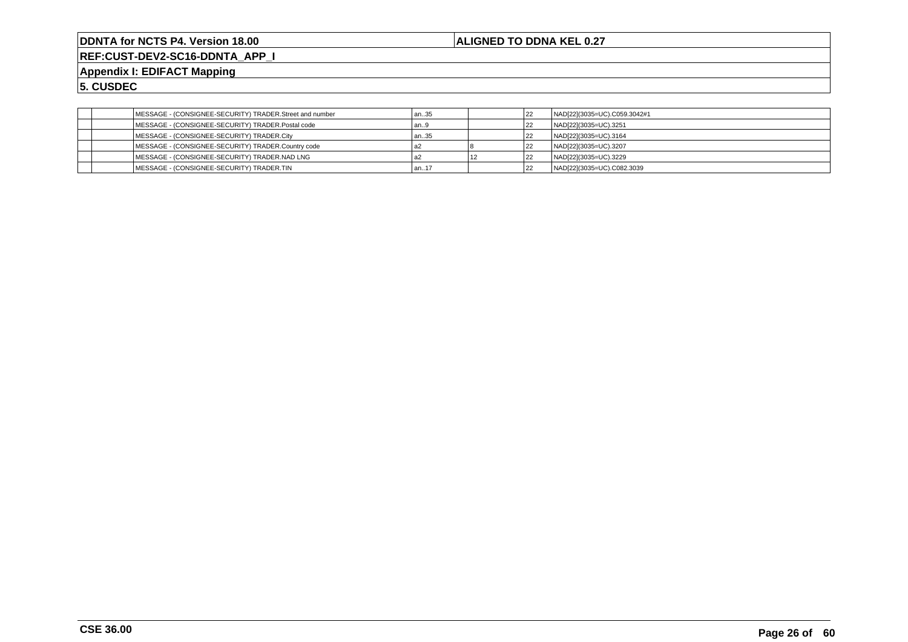| | | | | | | |
|---|---|---|---|---|---|---|
| | | MESSAGE - (CONSIGNEE-SECURITY) TRADER.Street and number | an..35 | | 22 | NAD[22](3035=UC).C059.3042#1 |
| | | MESSAGE - (CONSIGNEE-SECURITY) TRADER.Postal code | an..9 | | 22 | NAD[22](3035=UC).3251 |
| | | MESSAGE - (CONSIGNEE-SECURITY) TRADER.City | an..35 | | 22 | NAD[22](3035=UC).3164 |
| | | MESSAGE - (CONSIGNEE-SECURITY) TRADER.Country code | a2 | 8 | 22 | NAD[22](3035=UC).3207 |
| | | MESSAGE - (CONSIGNEE-SECURITY) TRADER.NAD LNG | a2 | 12 | 22 | NAD[22](3035=UC).3229 |
| | | MESSAGE - (CONSIGNEE-SECURITY) TRADER.TIN | an..17 | | 22 | NAD[22](3035=UC).C082.3039 |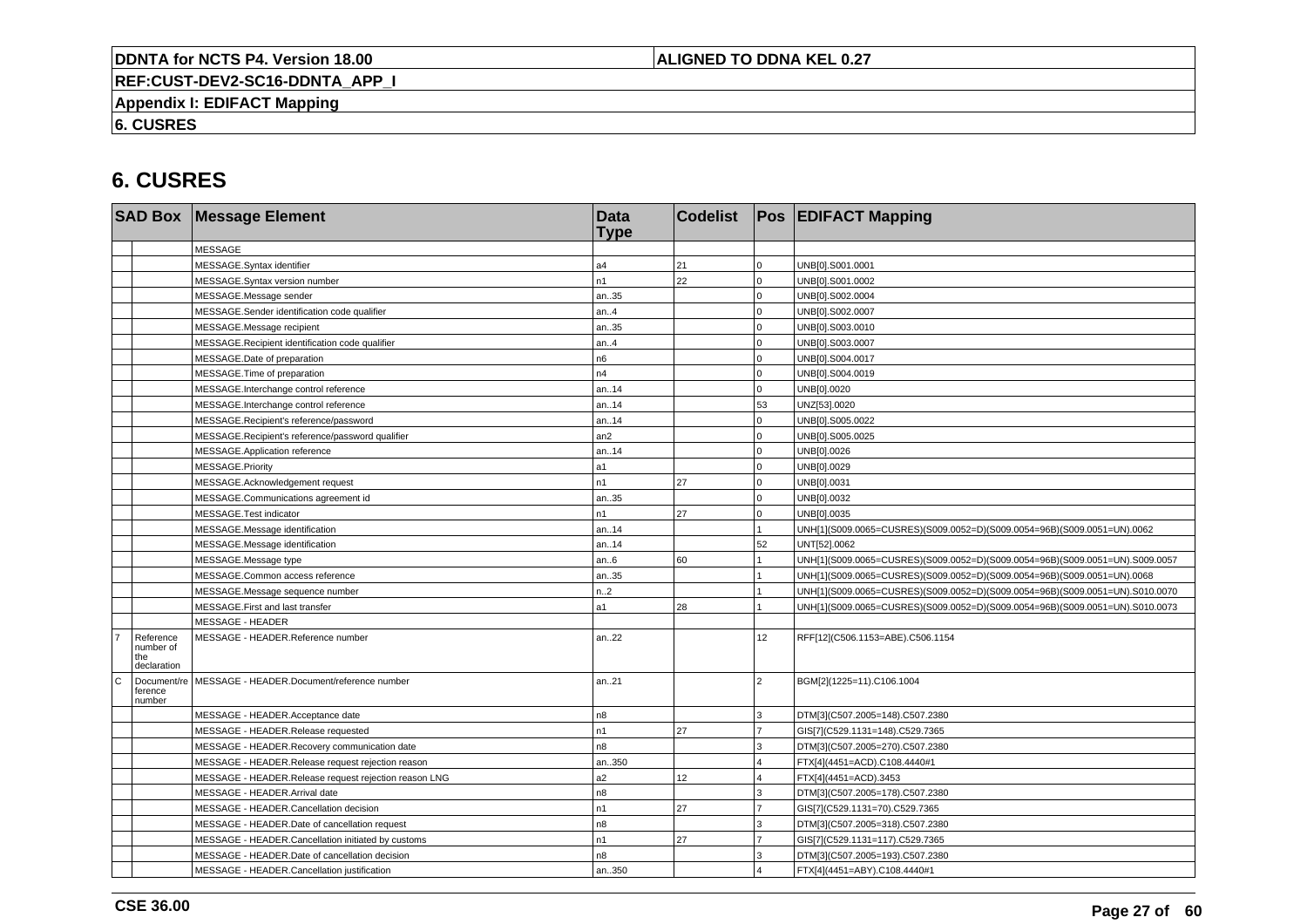# 6. CUSRES

| SAD Box | | Message Element | Data Type | Codelist | Pos | EDIFACT Mapping |
|---|---|---|---|---|---|---|
| | | MESSAGE | | | | |
| | | MESSAGE.Syntax identifier | a4 | 21 | 0 | UNB[0].S001.0001 |
| | | MESSAGE.Syntax version number | n1 | 22 | 0 | UNB[0].S001.0002 |
| | | MESSAGE.Message sender | an..35 | | 0 | UNB[0].S002.0004 |
| | | MESSAGE.Sender identification code qualifier | an..4 | | 0 | UNB[0].S002.0007 |
| | | MESSAGE.Message recipient | an..35 | | 0 | UNB[0].S003.0010 |
| | | MESSAGE.Recipient identification code qualifier | an..4 | | 0 | UNB[0].S003.0007 |
| | | MESSAGE.Date of preparation | n6 | | 0 | UNB[0].S004.0017 |
| | | MESSAGE.Time of preparation | n4 | | 0 | UNB[0].S004.0019 |
| | | MESSAGE.Interchange control reference | an..14 | | 0 | UNB[0].0020 |
| | | MESSAGE.Interchange control reference | an..14 | | 53 | UNZ[53].0020 |
| | | MESSAGE.Recipient's reference/password | an..14 | | 0 | UNB[0].S005.0022 |
| | | MESSAGE.Recipient's reference/password qualifier | an2 | | 0 | UNB[0].S005.0025 |
| | | MESSAGE.Application reference | an..14 | | 0 | UNB[0].0026 |
| | | MESSAGE.Priority | a1 | | 0 | UNB[0].0029 |
| | | MESSAGE.Acknowledgement request | n1 | 27 | 0 | UNB[0].0031 |
| | | MESSAGE.Communications agreement id | an..35 | | 0 | UNB[0].0032 |
| | | MESSAGE.Test indicator | n1 | 27 | 0 | UNB[0].0035 |
| | | MESSAGE.Message identification | an..14 | | 1 | UNH[1](S009.0065=CUSRES)(S009.0052=D)(S009.0054=96B)(S009.0051=UN).0062 |
| | | MESSAGE.Message identification | an..14 | | 52 | UNT[52].0062 |
| | | MESSAGE.Message type | an..6 | 60 | 1 | UNH[1](S009.0065=CUSRES)(S009.0052=D)(S009.0054=96B)(S009.0051=UN).S009.0057 |
| | | MESSAGE.Common access reference | an..35 | | 1 | UNH[1](S009.0065=CUSRES)(S009.0052=D)(S009.0054=96B)(S009.0051=UN).0068 |
| | | MESSAGE.Message sequence number | n..2 | | 1 | UNH[1](S009.0065=CUSRES)(S009.0052=D)(S009.0054=96B)(S009.0051=UN).S010.0070 |
| | | MESSAGE.First and last transfer | a1 | 28 | 1 | UNH[1](S009.0065=CUSRES)(S009.0052=D)(S009.0054=96B)(S009.0051=UN).S010.0073 |
| | | MESSAGE - HEADER | | | | |
| 7 | Reference number of the declaration | MESSAGE - HEADER.Reference number | an..22 | | 12 | RFF[12](C506.1153=ABE).C506.1154 |
| C | Document/reference number | MESSAGE - HEADER.Document/reference number | an..21 | | 2 | BGM[2](1225=11).C106.1004 |
| | | MESSAGE - HEADER.Acceptance date | n8 | | 3 | DTM[3](C507.2005=148).C507.2380 |
| | | MESSAGE - HEADER.Release requested | n1 | 27 | 7 | GIS[7](C529.1131=148).C529.7365 |
| | | MESSAGE - HEADER.Recovery communication date | n8 | | 3 | DTM[3](C507.2005=270).C507.2380 |
| | | MESSAGE - HEADER.Release request rejection reason | an..350 | | 4 | FTX[4](4451=ACD).C108.4440#1 |
| | | MESSAGE - HEADER.Release request rejection reason LNG | a2 | 12 | 4 | FTX[4](4451=ACD).3453 |
| | | MESSAGE - HEADER.Arrival date | n8 | | 3 | DTM[3](C507.2005=178).C507.2380 |
| | | MESSAGE - HEADER.Cancellation decision | n1 | 27 | 7 | GIS[7](C529.1131=70).C529.7365 |
| | | MESSAGE - HEADER.Date of cancellation request | n8 | | 3 | DTM[3](C507.2005=318).C507.2380 |
| | | MESSAGE - HEADER.Cancellation initiated by customs | n1 | 27 | 7 | GIS[7](C529.1131=117).C529.7365 |
| | | MESSAGE - HEADER.Date of cancellation decision | n8 | | 3 | DTM[3](C507.2005=193).C507.2380 |
| | | MESSAGE - HEADER.Cancellation justification | an..350 | | 4 | FTX[4](4451=ABY).C108.4440#1 |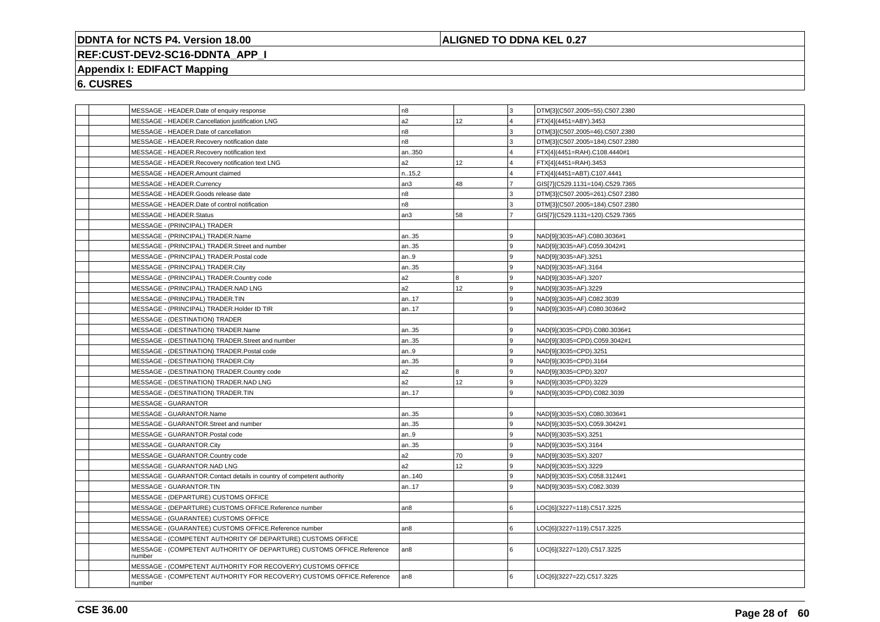**DDNTA for NCTS P4. Version 18.00** | **ALIGNED TO DDNA KEL 0.27**

**REF:CUST-DEV2-SC16-DDNTA_APP_I**

**Appendix I: EDIFACT Mapping**

**6. CUSRES**

| | | | | | | |
|---|---|---|---|---|---|---|
| | | MESSAGE - HEADER.Date of enquiry response | n8 | | 3 | DTM[3](C507.2005=55).C507.2380 |
| | | MESSAGE - HEADER.Cancellation justification LNG | a2 | 12 | 4 | FTX[4](4451=ABY).3453 |
| | | MESSAGE - HEADER.Date of cancellation | n8 | | 3 | DTM[3](C507.2005=46).C507.2380 |
| | | MESSAGE - HEADER.Recovery notification date | n8 | | 3 | DTM[3](C507.2005=184).C507.2380 |
| | | MESSAGE - HEADER.Recovery notification text | an..350 | | 4 | FTX[4](4451=RAH).C108.4440#1 |
| | | MESSAGE - HEADER.Recovery notification text LNG | a2 | 12 | 4 | FTX[4](4451=RAH).3453 |
| | | MESSAGE - HEADER.Amount claimed | n..15,2 | | 4 | FTX[4](4451=ABT).C107.4441 |
| | | MESSAGE - HEADER.Currency | an3 | 48 | 7 | GIS[7](C529.1131=104).C529.7365 |
| | | MESSAGE - HEADER.Goods release date | n8 | | 3 | DTM[3](C507.2005=261).C507.2380 |
| | | MESSAGE - HEADER.Date of control notification | n8 | | 3 | DTM[3](C507.2005=184).C507.2380 |
| | | MESSAGE - HEADER.Status | an3 | 58 | 7 | GIS[7](C529.1131=120).C529.7365 |
| | | MESSAGE - (PRINCIPAL) TRADER | | | | |
| | | MESSAGE - (PRINCIPAL) TRADER.Name | an..35 | | 9 | NAD[9](3035=AF).C080.3036#1 |
| | | MESSAGE - (PRINCIPAL) TRADER.Street and number | an..35 | | 9 | NAD[9](3035=AF).C059.3042#1 |
| | | MESSAGE - (PRINCIPAL) TRADER.Postal code | an..9 | | 9 | NAD[9](3035=AF).3251 |
| | | MESSAGE - (PRINCIPAL) TRADER.City | an..35 | | 9 | NAD[9](3035=AF).3164 |
| | | MESSAGE - (PRINCIPAL) TRADER.Country code | a2 | 8 | 9 | NAD[9](3035=AF).3207 |
| | | MESSAGE - (PRINCIPAL) TRADER.NAD LNG | a2 | 12 | 9 | NAD[9](3035=AF).3229 |
| | | MESSAGE - (PRINCIPAL) TRADER.TIN | an..17 | | 9 | NAD[9](3035=AF).C082.3039 |
| | | MESSAGE - (PRINCIPAL) TRADER.Holder ID TIR | an..17 | | 9 | NAD[9](3035=AF).C080.3036#2 |
| | | MESSAGE - (DESTINATION) TRADER | | | | |
| | | MESSAGE - (DESTINATION) TRADER.Name | an..35 | | 9 | NAD[9](3035=CPD).C080.3036#1 |
| | | MESSAGE - (DESTINATION) TRADER.Street and number | an..35 | | 9 | NAD[9](3035=CPD).C059.3042#1 |
| | | MESSAGE - (DESTINATION) TRADER.Postal code | an..9 | | 9 | NAD[9](3035=CPD).3251 |
| | | MESSAGE - (DESTINATION) TRADER.City | an..35 | | 9 | NAD[9](3035=CPD).3164 |
| | | MESSAGE - (DESTINATION) TRADER.Country code | a2 | 8 | 9 | NAD[9](3035=CPD).3207 |
| | | MESSAGE - (DESTINATION) TRADER.NAD LNG | a2 | 12 | 9 | NAD[9](3035=CPD).3229 |
| | | MESSAGE - (DESTINATION) TRADER.TIN | an..17 | | 9 | NAD[9](3035=CPD).C082.3039 |
| | | MESSAGE - GUARANTOR | | | | |
| | | MESSAGE - GUARANTOR.Name | an..35 | | 9 | NAD[9](3035=SX).C080.3036#1 |
| | | MESSAGE - GUARANTOR.Street and number | an..35 | | 9 | NAD[9](3035=SX).C059.3042#1 |
| | | MESSAGE - GUARANTOR.Postal code | an..9 | | 9 | NAD[9](3035=SX).3251 |
| | | MESSAGE - GUARANTOR.City | an..35 | | 9 | NAD[9](3035=SX).3164 |
| | | MESSAGE - GUARANTOR.Country code | a2 | 70 | 9 | NAD[9](3035=SX).3207 |
| | | MESSAGE - GUARANTOR.NAD LNG | a2 | 12 | 9 | NAD[9](3035=SX).3229 |
| | | MESSAGE - GUARANTOR.Contact details in country of competent authority | an..140 | | 9 | NAD[9](3035=SX).C058.3124#1 |
| | | MESSAGE - GUARANTOR.TIN | an..17 | | 9 | NAD[9](3035=SX).C082.3039 |
| | | MESSAGE - (DEPARTURE) CUSTOMS OFFICE | | | | |
| | | MESSAGE - (DEPARTURE) CUSTOMS OFFICE.Reference number | an8 | | 6 | LOC[6](3227=118).C517.3225 |
| | | MESSAGE - (GUARANTEE) CUSTOMS OFFICE | | | | |
| | | MESSAGE - (GUARANTEE) CUSTOMS OFFICE.Reference number | an8 | | 6 | LOC[6](3227=119).C517.3225 |
| | | MESSAGE - (COMPETENT AUTHORITY OF DEPARTURE) CUSTOMS OFFICE | | | | |
| | | MESSAGE - (COMPETENT AUTHORITY OF DEPARTURE) CUSTOMS OFFICE.Reference number | an8 | | 6 | LOC[6](3227=120).C517.3225 |
| | | MESSAGE - (COMPETENT AUTHORITY FOR RECOVERY) CUSTOMS OFFICE | | | | |
| | | MESSAGE - (COMPETENT AUTHORITY FOR RECOVERY) CUSTOMS OFFICE.Reference number | an8 | | 6 | LOC[6](3227=22).C517.3225 |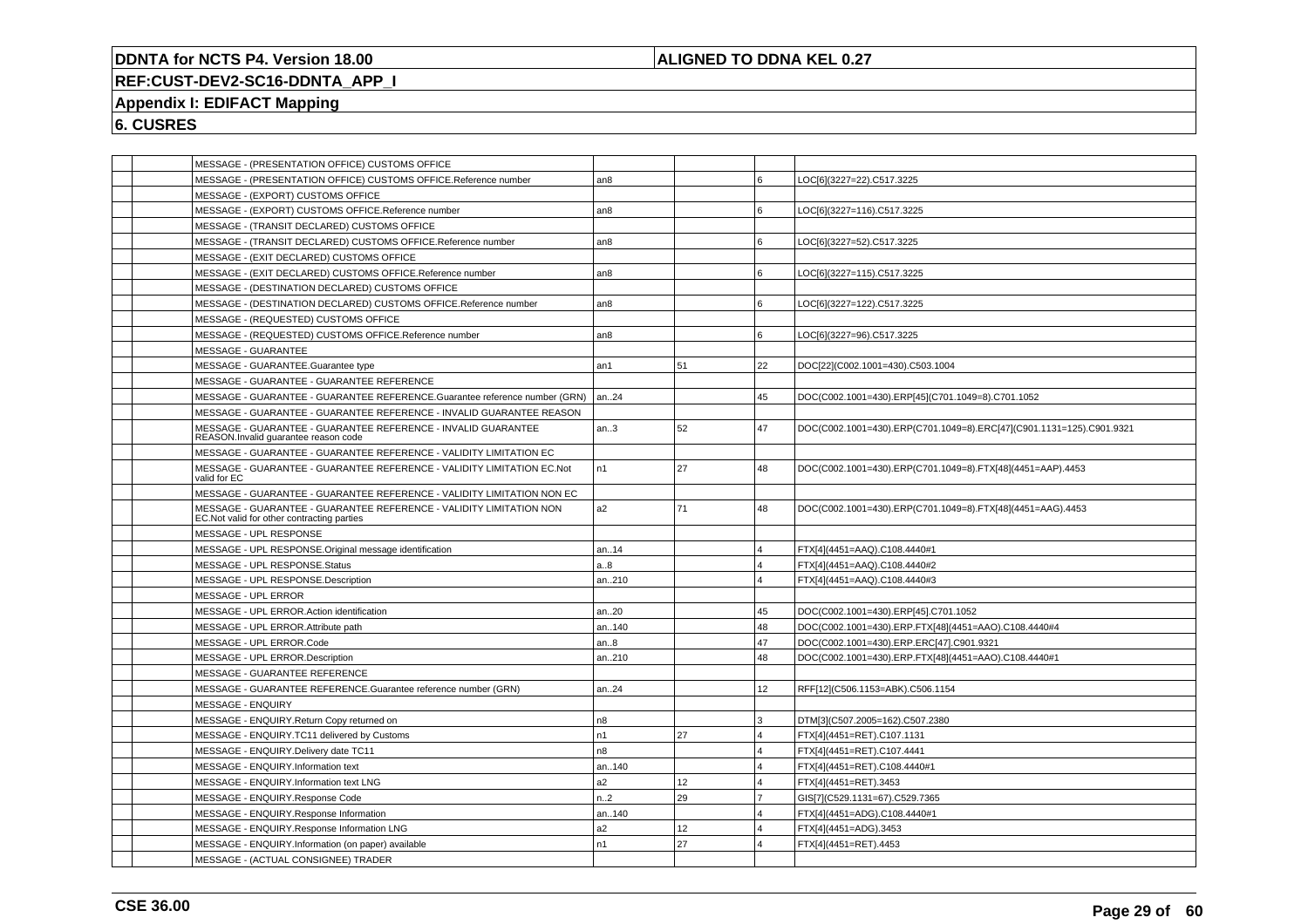# DDNTA for NCTS P4. Version 18.00

**ALIGNED TO DDNA KEL 0.27**

**REF:CUST-DEV2-SC16-DDNTA_APP_I**

**Appendix I: EDIFACT Mapping**

**6. CUSRES**

| | | | | | | |
|---|---|---|---|---|---|---|
| | | MESSAGE - (PRESENTATION OFFICE) CUSTOMS OFFICE | | | | |
| | | MESSAGE - (PRESENTATION OFFICE) CUSTOMS OFFICE.Reference number | an8 | | 6 | LOC[6](3227=22).C517.3225 |
| | | MESSAGE - (EXPORT) CUSTOMS OFFICE | | | | |
| | | MESSAGE - (EXPORT) CUSTOMS OFFICE.Reference number | an8 | | 6 | LOC[6](3227=116).C517.3225 |
| | | MESSAGE - (TRANSIT DECLARED) CUSTOMS OFFICE | | | | |
| | | MESSAGE - (TRANSIT DECLARED) CUSTOMS OFFICE.Reference number | an8 | | 6 | LOC[6](3227=52).C517.3225 |
| | | MESSAGE - (EXIT DECLARED) CUSTOMS OFFICE | | | | |
| | | MESSAGE - (EXIT DECLARED) CUSTOMS OFFICE.Reference number | an8 | | 6 | LOC[6](3227=115).C517.3225 |
| | | MESSAGE - (DESTINATION DECLARED) CUSTOMS OFFICE | | | | |
| | | MESSAGE - (DESTINATION DECLARED) CUSTOMS OFFICE.Reference number | an8 | | 6 | LOC[6](3227=122).C517.3225 |
| | | MESSAGE - (REQUESTED) CUSTOMS OFFICE | | | | |
| | | MESSAGE - (REQUESTED) CUSTOMS OFFICE.Reference number | an8 | | 6 | LOC[6](3227=96).C517.3225 |
| | | MESSAGE - GUARANTEE | | | | |
| | | MESSAGE - GUARANTEE.Guarantee type | an1 | 51 | 22 | DOC[22](C002.1001=430).C503.1004 |
| | | MESSAGE - GUARANTEE - GUARANTEE REFERENCE | | | | |
| | | MESSAGE - GUARANTEE - GUARANTEE REFERENCE.Guarantee reference number (GRN) | an..24 | | 45 | DOC(C002.1001=430).ERP[45](C701.1049=8).C701.1052 |
| | | MESSAGE - GUARANTEE - GUARANTEE REFERENCE - INVALID GUARANTEE REASON | | | | |
| | | MESSAGE - GUARANTEE - GUARANTEE REFERENCE - INVALID GUARANTEE REASON.Invalid guarantee reason code | an..3 | 52 | 47 | DOC(C002.1001=430).ERP(C701.1049=8).ERC[47](C901.1131=125).C901.9321 |
| | | MESSAGE - GUARANTEE - GUARANTEE REFERENCE - VALIDITY LIMITATION EC | | | | |
| | | MESSAGE - GUARANTEE - GUARANTEE REFERENCE - VALIDITY LIMITATION EC.Not valid for EC | n1 | 27 | 48 | DOC(C002.1001=430).ERP(C701.1049=8).FTX[48](4451=AAP).4453 |
| | | MESSAGE - GUARANTEE - GUARANTEE REFERENCE - VALIDITY LIMITATION NON EC | | | | |
| | | MESSAGE - GUARANTEE - GUARANTEE REFERENCE - VALIDITY LIMITATION NON EC.Not valid for other contracting parties | a2 | 71 | 48 | DOC(C002.1001=430).ERP(C701.1049=8).FTX[48](4451=AAG).4453 |
| | | MESSAGE - UPL RESPONSE | | | | |
| | | MESSAGE - UPL RESPONSE.Original message identification | an..14 | | 4 | FTX[4](4451=AAQ).C108.4440#1 |
| | | MESSAGE - UPL RESPONSE.Status | a..8 | | 4 | FTX[4](4451=AAQ).C108.4440#2 |
| | | MESSAGE - UPL RESPONSE.Description | an..210 | | 4 | FTX[4](4451=AAQ).C108.4440#3 |
| | | MESSAGE - UPL ERROR | | | | |
| | | MESSAGE - UPL ERROR.Action identification | an..20 | | 45 | DOC(C002.1001=430).ERP[45].C701.1052 |
| | | MESSAGE - UPL ERROR.Attribute path | an..140 | | 48 | DOC(C002.1001=430).ERP.FTX[48](4451=AAO).C108.4440#4 |
| | | MESSAGE - UPL ERROR.Code | an..8 | | 47 | DOC(C002.1001=430).ERP.ERC[47].C901.9321 |
| | | MESSAGE - UPL ERROR.Description | an..210 | | 48 | DOC(C002.1001=430).ERP.FTX[48](4451=AAO).C108.4440#1 |
| | | MESSAGE - GUARANTEE REFERENCE | | | | |
| | | MESSAGE - GUARANTEE REFERENCE.Guarantee reference number (GRN) | an..24 | | 12 | RFF[12](C506.1153=ABK).C506.1154 |
| | | MESSAGE - ENQUIRY | | | | |
| | | MESSAGE - ENQUIRY.Return Copy returned on | n8 | | 3 | DTM[3](C507.2005=162).C507.2380 |
| | | MESSAGE - ENQUIRY.TC11 delivered by Customs | n1 | 27 | 4 | FTX[4](4451=RET).C107.1131 |
| | | MESSAGE - ENQUIRY.Delivery date TC11 | n8 | | 4 | FTX[4](4451=RET).C107.4441 |
| | | MESSAGE - ENQUIRY.Information text | an..140 | | 4 | FTX[4](4451=RET).C108.4440#1 |
| | | MESSAGE - ENQUIRY.Information text LNG | a2 | 12 | 4 | FTX[4](4451=RET).3453 |
| | | MESSAGE - ENQUIRY.Response Code | n..2 | 29 | 7 | GIS[7](C529.1131=67).C529.7365 |
| | | MESSAGE - ENQUIRY.Response Information | an..140 | | 4 | FTX[4](4451=ADG).C108.4440#1 |
| | | MESSAGE - ENQUIRY.Response Information LNG | a2 | 12 | 4 | FTX[4](4451=ADG).3453 |
| | | MESSAGE - ENQUIRY.Information (on paper) available | n1 | 27 | 4 | FTX[4](4451=RET).4453 |
| | | MESSAGE - (ACTUAL CONSIGNEE) TRADER | | | | |

**CSE 36.00**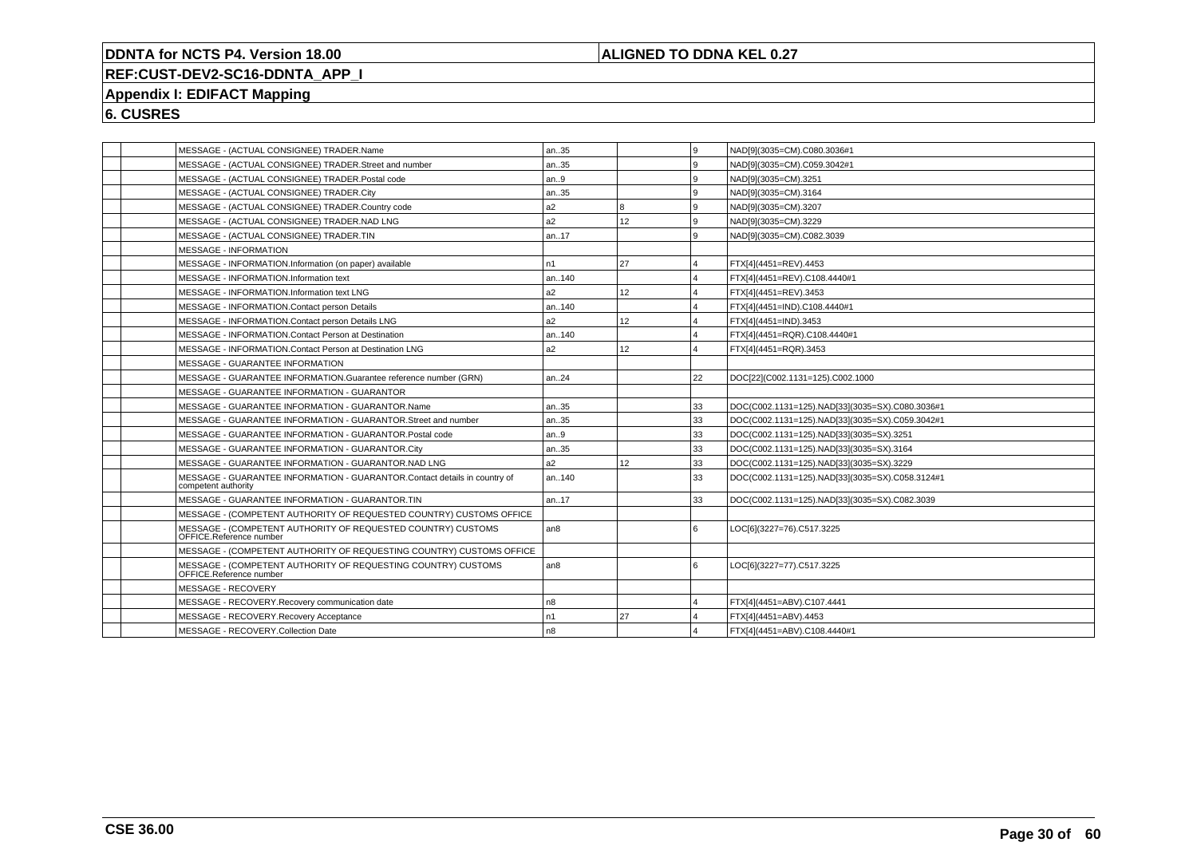# DDNTA for NCTS P4. Version 18.00

**ALIGNED TO DDNA KEL 0.27**

**REF:CUST-DEV2-SC16-DDNTA_APP_I**

**Appendix I: EDIFACT Mapping**

**6. CUSRES**

| | | | | | | |
|---|---|---|---|---|---|---|
| | | MESSAGE - (ACTUAL CONSIGNEE) TRADER.Name | an..35 | | 9 | NAD[9](3035=CM).C080.3036#1 |
| | | MESSAGE - (ACTUAL CONSIGNEE) TRADER.Street and number | an..35 | | 9 | NAD[9](3035=CM).C059.3042#1 |
| | | MESSAGE - (ACTUAL CONSIGNEE) TRADER.Postal code | an..9 | | 9 | NAD[9](3035=CM).3251 |
| | | MESSAGE - (ACTUAL CONSIGNEE) TRADER.City | an..35 | | 9 | NAD[9](3035=CM).3164 |
| | | MESSAGE - (ACTUAL CONSIGNEE) TRADER.Country code | a2 | 8 | 9 | NAD[9](3035=CM).3207 |
| | | MESSAGE - (ACTUAL CONSIGNEE) TRADER.NAD LNG | a2 | 12 | 9 | NAD[9](3035=CM).3229 |
| | | MESSAGE - (ACTUAL CONSIGNEE) TRADER.TIN | an..17 | | 9 | NAD[9](3035=CM).C082.3039 |
| | | MESSAGE - INFORMATION | | | | |
| | | MESSAGE - INFORMATION.Information (on paper) available | n1 | 27 | 4 | FTX[4](4451=REV).4453 |
| | | MESSAGE - INFORMATION.Information text | an..140 | | 4 | FTX[4](4451=REV).C108.4440#1 |
| | | MESSAGE - INFORMATION.Information text LNG | a2 | 12 | 4 | FTX[4](4451=REV).3453 |
| | | MESSAGE - INFORMATION.Contact person Details | an..140 | | 4 | FTX[4](4451=IND).C108.4440#1 |
| | | MESSAGE - INFORMATION.Contact person Details LNG | a2 | 12 | 4 | FTX[4](4451=IND).3453 |
| | | MESSAGE - INFORMATION.Contact Person at Destination | an..140 | | 4 | FTX[4](4451=RQR).C108.4440#1 |
| | | MESSAGE - INFORMATION.Contact Person at Destination LNG | a2 | 12 | 4 | FTX[4](4451=RQR).3453 |
| | | MESSAGE - GUARANTEE INFORMATION | | | | |
| | | MESSAGE - GUARANTEE INFORMATION.Guarantee reference number (GRN) | an..24 | | 22 | DOC[22](C002.1131=125).C002.1000 |
| | | MESSAGE - GUARANTEE INFORMATION - GUARANTOR | | | | |
| | | MESSAGE - GUARANTEE INFORMATION - GUARANTOR.Name | an..35 | | 33 | DOC(C002.1131=125).NAD[33](3035=SX).C080.3036#1 |
| | | MESSAGE - GUARANTEE INFORMATION - GUARANTOR.Street and number | an..35 | | 33 | DOC(C002.1131=125).NAD[33](3035=SX).C059.3042#1 |
| | | MESSAGE - GUARANTEE INFORMATION - GUARANTOR.Postal code | an..9 | | 33 | DOC(C002.1131=125).NAD[33](3035=SX).3251 |
| | | MESSAGE - GUARANTEE INFORMATION - GUARANTOR.City | an..35 | | 33 | DOC(C002.1131=125).NAD[33](3035=SX).3164 |
| | | MESSAGE - GUARANTEE INFORMATION - GUARANTOR.NAD LNG | a2 | 12 | 33 | DOC(C002.1131=125).NAD[33](3035=SX).3229 |
| | | MESSAGE - GUARANTEE INFORMATION - GUARANTOR.Contact details in country of competent authority | an..140 | | 33 | DOC(C002.1131=125).NAD[33](3035=SX).C058.3124#1 |
| | | MESSAGE - GUARANTEE INFORMATION - GUARANTOR.TIN | an..17 | | 33 | DOC(C002.1131=125).NAD[33](3035=SX).C082.3039 |
| | | MESSAGE - (COMPETENT AUTHORITY OF REQUESTED COUNTRY) CUSTOMS OFFICE | | | | |
| | | MESSAGE - (COMPETENT AUTHORITY OF REQUESTED COUNTRY) CUSTOMS OFFICE.Reference number | an8 | | 6 | LOC[6](3227=76).C517.3225 |
| | | MESSAGE - (COMPETENT AUTHORITY OF REQUESTING COUNTRY) CUSTOMS OFFICE | | | | |
| | | MESSAGE - (COMPETENT AUTHORITY OF REQUESTING COUNTRY) CUSTOMS OFFICE.Reference number | an8 | | 6 | LOC[6](3227=77).C517.3225 |
| | | MESSAGE - RECOVERY | | | | |
| | | MESSAGE - RECOVERY.Recovery communication date | n8 | | 4 | FTX[4](4451=ABV).C107.4441 |
| | | MESSAGE - RECOVERY.Recovery Acceptance | n1 | 27 | 4 | FTX[4](4451=ABV).4453 |
| | | MESSAGE - RECOVERY.Collection Date | n8 | | 4 | FTX[4](4451=ABV).C108.4440#1 |

**CSE 36.00**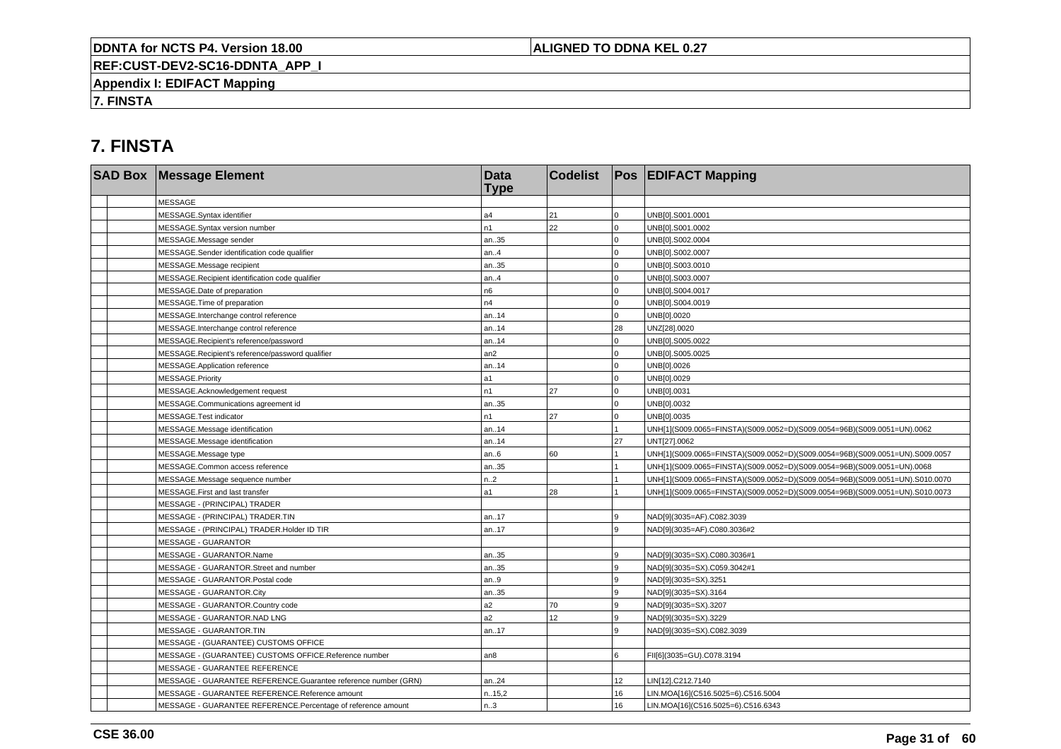# 7. FINSTA

| SAD Box | | Message Element | Data Type | Codelist | Pos | EDIFACT Mapping |
|---|---|---|---|---|---|---|
| | | MESSAGE | | | | |
| | | MESSAGE.Syntax identifier | a4 | 21 | 0 | UNB[0].S001.0001 |
| | | MESSAGE.Syntax version number | n1 | 22 | 0 | UNB[0].S001.0002 |
| | | MESSAGE.Message sender | an..35 | | 0 | UNB[0].S002.0004 |
| | | MESSAGE.Sender identification code qualifier | an..4 | | 0 | UNB[0].S002.0007 |
| | | MESSAGE.Message recipient | an..35 | | 0 | UNB[0].S003.0010 |
| | | MESSAGE.Recipient identification code qualifier | an..4 | | 0 | UNB[0].S003.0007 |
| | | MESSAGE.Date of preparation | n6 | | 0 | UNB[0].S004.0017 |
| | | MESSAGE.Time of preparation | n4 | | 0 | UNB[0].S004.0019 |
| | | MESSAGE.Interchange control reference | an..14 | | 0 | UNB[0].0020 |
| | | MESSAGE.Interchange control reference | an..14 | | 28 | UNZ[28].0020 |
| | | MESSAGE.Recipient's reference/password | an..14 | | 0 | UNB[0].S005.0022 |
| | | MESSAGE.Recipient's reference/password qualifier | an2 | | 0 | UNB[0].S005.0025 |
| | | MESSAGE.Application reference | an..14 | | 0 | UNB[0].0026 |
| | | MESSAGE.Priority | a1 | | 0 | UNB[0].0029 |
| | | MESSAGE.Acknowledgement request | n1 | 27 | 0 | UNB[0].0031 |
| | | MESSAGE.Communications agreement id | an..35 | | 0 | UNB[0].0032 |
| | | MESSAGE.Test indicator | n1 | 27 | 0 | UNB[0].0035 |
| | | MESSAGE.Message identification | an..14 | | 1 | UNH[1](S009.0065=FINSTA)(S009.0052=D)(S009.0054=96B)(S009.0051=UN).0062 |
| | | MESSAGE.Message identification | an..14 | | 27 | UNT[27].0062 |
| | | MESSAGE.Message type | an..6 | 60 | 1 | UNH[1](S009.0065=FINSTA)(S009.0052=D)(S009.0054=96B)(S009.0051=UN).S009.0057 |
| | | MESSAGE.Common access reference | an..35 | | 1 | UNH[1](S009.0065=FINSTA)(S009.0052=D)(S009.0054=96B)(S009.0051=UN).0068 |
| | | MESSAGE.Message sequence number | n..2 | | 1 | UNH[1](S009.0065=FINSTA)(S009.0052=D)(S009.0054=96B)(S009.0051=UN).S010.0070 |
| | | MESSAGE.First and last transfer | a1 | 28 | 1 | UNH[1](S009.0065=FINSTA)(S009.0052=D)(S009.0054=96B)(S009.0051=UN).S010.0073 |
| | | MESSAGE - (PRINCIPAL) TRADER | | | | |
| | | MESSAGE - (PRINCIPAL) TRADER.TIN | an..17 | | 9 | NAD[9](3035=AF).C082.3039 |
| | | MESSAGE - (PRINCIPAL) TRADER.Holder ID TIR | an..17 | | 9 | NAD[9](3035=AF).C080.3036#2 |
| | | MESSAGE - GUARANTOR | | | | |
| | | MESSAGE - GUARANTOR.Name | an..35 | | 9 | NAD[9](3035=SX).C080.3036#1 |
| | | MESSAGE - GUARANTOR.Street and number | an..35 | | 9 | NAD[9](3035=SX).C059.3042#1 |
| | | MESSAGE - GUARANTOR.Postal code | an..9 | | 9 | NAD[9](3035=SX).3251 |
| | | MESSAGE - GUARANTOR.City | an..35 | | 9 | NAD[9](3035=SX).3164 |
| | | MESSAGE - GUARANTOR.Country code | a2 | 70 | 9 | NAD[9](3035=SX).3207 |
| | | MESSAGE - GUARANTOR.NAD LNG | a2 | 12 | 9 | NAD[9](3035=SX).3229 |
| | | MESSAGE - GUARANTOR.TIN | an..17 | | 9 | NAD[9](3035=SX).C082.3039 |
| | | MESSAGE - (GUARANTEE) CUSTOMS OFFICE | | | | |
| | | MESSAGE - (GUARANTEE) CUSTOMS OFFICE.Reference number | an8 | | 6 | FII[6](3035=GU).C078.3194 |
| | | MESSAGE - GUARANTEE REFERENCE | | | | |
| | | MESSAGE - GUARANTEE REFERENCE.Guarantee reference number (GRN) | an..24 | | 12 | LIN[12].C212.7140 |
| | | MESSAGE - GUARANTEE REFERENCE.Reference amount | n..15,2 | | 16 | LIN.MOA[16](C516.5025=6).C516.5004 |
| | | MESSAGE - GUARANTEE REFERENCE.Percentage of reference amount | n..3 | | 16 | LIN.MOA[16](C516.5025=6).C516.6343 |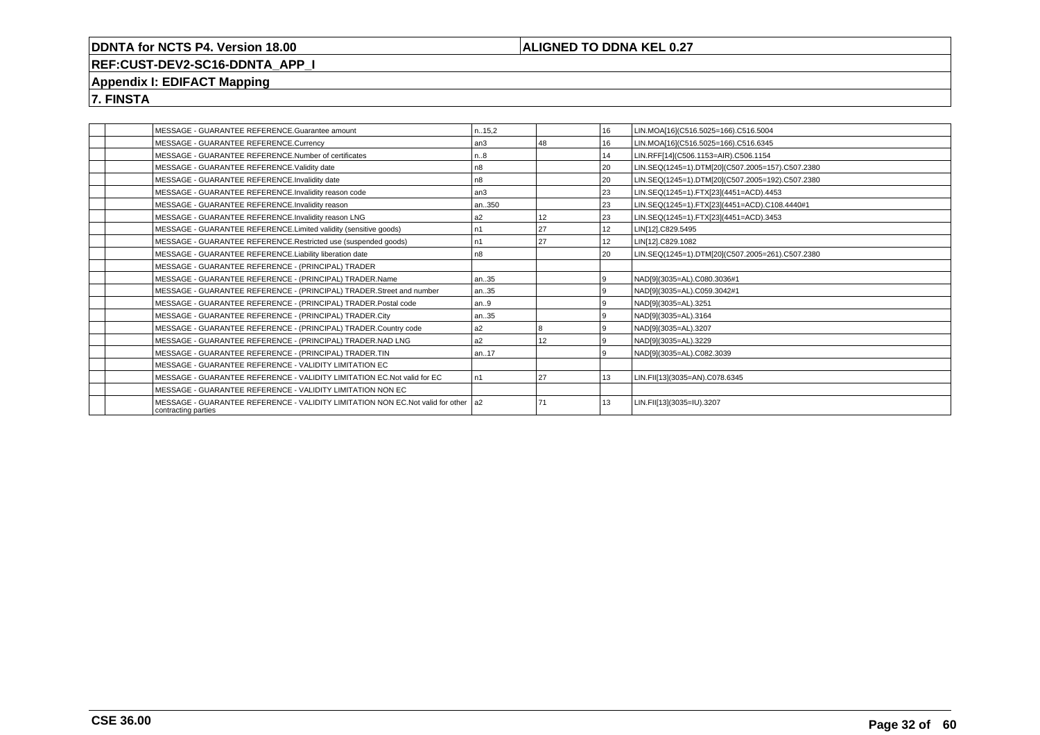**DDNTA for NCTS P4. Version 18.00** | **ALIGNED TO DDNA KEL 0.27**

**REF:CUST-DEV2-SC16-DDNTA_APP_I**

**Appendix I: EDIFACT Mapping**

**7. FINSTA**

| | | | | | | |
|---|---|---|---|---|---|---|
| | | MESSAGE - GUARANTEE REFERENCE.Guarantee amount | n..15,2 | | 16 | LIN.MOA[16](C516.5025=166).C516.5004 |
| | | MESSAGE - GUARANTEE REFERENCE.Currency | an3 | 48 | 16 | LIN.MOA[16](C516.5025=166).C516.6345 |
| | | MESSAGE - GUARANTEE REFERENCE.Number of certificates | n..8 | | 14 | LIN.RFF[14](C506.1153=AIR).C506.1154 |
| | | MESSAGE - GUARANTEE REFERENCE.Validity date | n8 | | 20 | LIN.SEQ(1245=1).DTM[20](C507.2005=157).C507.2380 |
| | | MESSAGE - GUARANTEE REFERENCE.Invalidity date | n8 | | 20 | LIN.SEQ(1245=1).DTM[20](C507.2005=192).C507.2380 |
| | | MESSAGE - GUARANTEE REFERENCE.Invalidity reason code | an3 | | 23 | LIN.SEQ(1245=1).FTX[23](4451=ACD).4453 |
| | | MESSAGE - GUARANTEE REFERENCE.Invalidity reason | an..350 | | 23 | LIN.SEQ(1245=1).FTX[23](4451=ACD).C108.4440#1 |
| | | MESSAGE - GUARANTEE REFERENCE.Invalidity reason LNG | a2 | 12 | 23 | LIN.SEQ(1245=1).FTX[23](4451=ACD).3453 |
| | | MESSAGE - GUARANTEE REFERENCE.Limited validity (sensitive goods) | n1 | 27 | 12 | LIN[12].C829.5495 |
| | | MESSAGE - GUARANTEE REFERENCE.Restricted use (suspended goods) | n1 | 27 | 12 | LIN[12].C829.1082 |
| | | MESSAGE - GUARANTEE REFERENCE.Liability liberation date | n8 | | 20 | LIN.SEQ(1245=1).DTM[20](C507.2005=261).C507.2380 |
| | | MESSAGE - GUARANTEE REFERENCE - (PRINCIPAL) TRADER | | | | |
| | | MESSAGE - GUARANTEE REFERENCE - (PRINCIPAL) TRADER.Name | an..35 | | 9 | NAD[9](3035=AL).C080.3036#1 |
| | | MESSAGE - GUARANTEE REFERENCE - (PRINCIPAL) TRADER.Street and number | an..35 | | 9 | NAD[9](3035=AL).C059.3042#1 |
| | | MESSAGE - GUARANTEE REFERENCE - (PRINCIPAL) TRADER.Postal code | an..9 | | 9 | NAD[9](3035=AL).3251 |
| | | MESSAGE - GUARANTEE REFERENCE - (PRINCIPAL) TRADER.City | an..35 | | 9 | NAD[9](3035=AL).3164 |
| | | MESSAGE - GUARANTEE REFERENCE - (PRINCIPAL) TRADER.Country code | a2 | 8 | 9 | NAD[9](3035=AL).3207 |
| | | MESSAGE - GUARANTEE REFERENCE - (PRINCIPAL) TRADER.NAD LNG | a2 | 12 | 9 | NAD[9](3035=AL).3229 |
| | | MESSAGE - GUARANTEE REFERENCE - (PRINCIPAL) TRADER.TIN | an..17 | | 9 | NAD[9](3035=AL).C082.3039 |
| | | MESSAGE - GUARANTEE REFERENCE - VALIDITY LIMITATION EC | | | | |
| | | MESSAGE - GUARANTEE REFERENCE - VALIDITY LIMITATION EC.Not valid for EC | n1 | 27 | 13 | LIN.FII[13](3035=AN).C078.6345 |
| | | MESSAGE - GUARANTEE REFERENCE - VALIDITY LIMITATION NON EC | | | | |
| | | MESSAGE - GUARANTEE REFERENCE - VALIDITY LIMITATION NON EC.Not valid for other contracting parties | a2 | 71 | 13 | LIN.FII[13](3035=IU).3207 |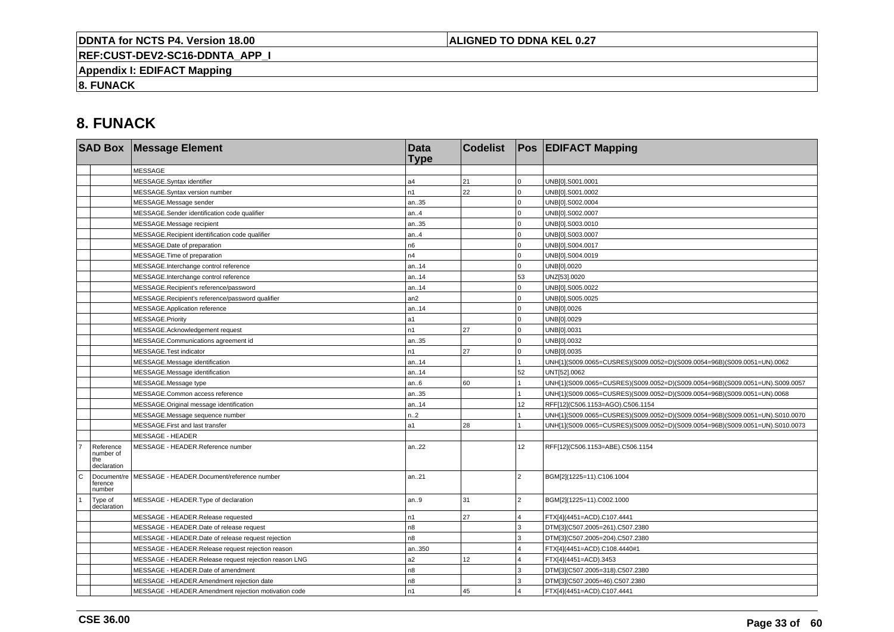# 8. FUNACK

| SAD Box | | Message Element | Data Type | Codelist | Pos | EDIFACT Mapping |
|---|---|---|---|---|---|---|
| | | MESSAGE | | | | |
| | | MESSAGE.Syntax identifier | a4 | 21 | 0 | UNB[0].S001.0001 |
| | | MESSAGE.Syntax version number | n1 | 22 | 0 | UNB[0].S001.0002 |
| | | MESSAGE.Message sender | an..35 | | 0 | UNB[0].S002.0004 |
| | | MESSAGE.Sender identification code qualifier | an..4 | | 0 | UNB[0].S002.0007 |
| | | MESSAGE.Message recipient | an..35 | | 0 | UNB[0].S003.0010 |
| | | MESSAGE.Recipient identification code qualifier | an..4 | | 0 | UNB[0].S003.0007 |
| | | MESSAGE.Date of preparation | n6 | | 0 | UNB[0].S004.0017 |
| | | MESSAGE.Time of preparation | n4 | | 0 | UNB[0].S004.0019 |
| | | MESSAGE.Interchange control reference | an..14 | | 0 | UNB[0].0020 |
| | | MESSAGE.Interchange control reference | an..14 | | 53 | UNZ[53].0020 |
| | | MESSAGE.Recipient's reference/password | an..14 | | 0 | UNB[0].S005.0022 |
| | | MESSAGE.Recipient's reference/password qualifier | an2 | | 0 | UNB[0].S005.0025 |
| | | MESSAGE.Application reference | an..14 | | 0 | UNB[0].0026 |
| | | MESSAGE.Priority | a1 | | 0 | UNB[0].0029 |
| | | MESSAGE.Acknowledgement request | n1 | 27 | 0 | UNB[0].0031 |
| | | MESSAGE.Communications agreement id | an..35 | | 0 | UNB[0].0032 |
| | | MESSAGE.Test indicator | n1 | 27 | 0 | UNB[0].0035 |
| | | MESSAGE.Message identification | an..14 | | 1 | UNH[1](S009.0065=CUSRES)(S009.0052=D)(S009.0054=96B)(S009.0051=UN).0062 |
| | | MESSAGE.Message identification | an..14 | | 52 | UNT[52].0062 |
| | | MESSAGE.Message type | an..6 | 60 | 1 | UNH[1](S009.0065=CUSRES)(S009.0052=D)(S009.0054=96B)(S009.0051=UN).S009.0057 |
| | | MESSAGE.Common access reference | an..35 | | 1 | UNH[1](S009.0065=CUSRES)(S009.0052=D)(S009.0054=96B)(S009.0051=UN).0068 |
| | | MESSAGE.Original message identification | an..14 | | 12 | RFF[12](C506.1153=AGO).C506.1154 |
| | | MESSAGE.Message sequence number | n..2 | | 1 | UNH[1](S009.0065=CUSRES)(S009.0052=D)(S009.0054=96B)(S009.0051=UN).S010.0070 |
| | | MESSAGE.First and last transfer | a1 | 28 | 1 | UNH[1](S009.0065=CUSRES)(S009.0052=D)(S009.0054=96B)(S009.0051=UN).S010.0073 |
| | | MESSAGE - HEADER | | | | |
| 7 | Reference number of the declaration | MESSAGE - HEADER.Reference number | an..22 | | 12 | RFF[12](C506.1153=ABE).C506.1154 |
| C | Document/reference number | MESSAGE - HEADER.Document/reference number | an..21 | | 2 | BGM[2](1225=11).C106.1004 |
| 1 | Type of declaration | MESSAGE - HEADER.Type of declaration | an..9 | 31 | 2 | BGM[2](1225=11).C002.1000 |
| | | MESSAGE - HEADER.Release requested | n1 | 27 | 4 | FTX[4](4451=ACD).C107.4441 |
| | | MESSAGE - HEADER.Date of release request | n8 | | 3 | DTM[3](C507.2005=261).C507.2380 |
| | | MESSAGE - HEADER.Date of release request rejection | n8 | | 3 | DTM[3](C507.2005=204).C507.2380 |
| | | MESSAGE - HEADER.Release request rejection reason | an..350 | | 4 | FTX[4](4451=ACD).C108.4440#1 |
| | | MESSAGE - HEADER.Release request rejection reason LNG | a2 | 12 | 4 | FTX[4](4451=ACD).3453 |
| | | MESSAGE - HEADER.Date of amendment | n8 | | 3 | DTM[3](C507.2005=318).C507.2380 |
| | | MESSAGE - HEADER.Amendment rejection date | n8 | | 3 | DTM[3](C507.2005=46).C507.2380 |
| | | MESSAGE - HEADER.Amendment rejection motivation code | n1 | 45 | 4 | FTX[4](4451=ACD).C107.4441 |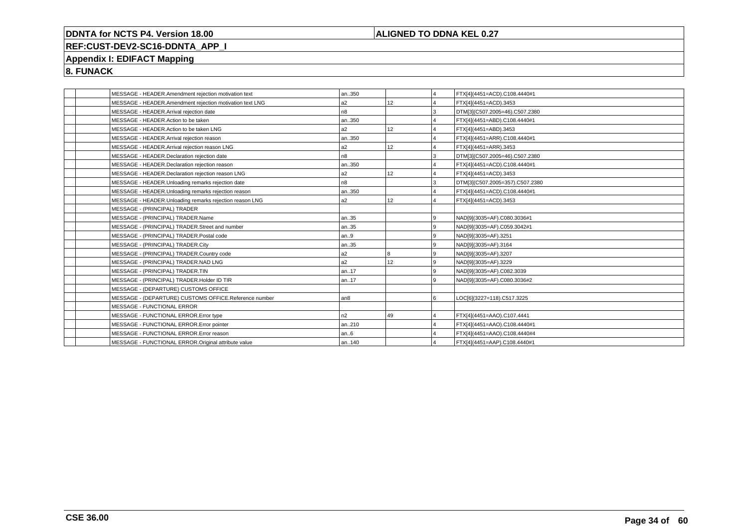**DDNTA for NCTS P4. Version 18.00** | **ALIGNED TO DDNA KEL 0.27**

**REF:CUST-DEV2-SC16-DDNTA_APP_I**

**Appendix I: EDIFACT Mapping**

**8. FUNACK**

| | | | | | | |
|---|---|---|---|---|---|---|
| | | MESSAGE - HEADER.Amendment rejection motivation text | an..350 | | 4 | FTX[4](4451=ACD).C108.4440#1 |
| | | MESSAGE - HEADER.Amendment rejection motivation text LNG | a2 | 12 | 4 | FTX[4](4451=ACD).3453 |
| | | MESSAGE - HEADER.Arrival rejection date | n8 | | 3 | DTM[3](C507.2005=46).C507.2380 |
| | | MESSAGE - HEADER.Action to be taken | an..350 | | 4 | FTX[4](4451=ABD).C108.4440#1 |
| | | MESSAGE - HEADER.Action to be taken LNG | a2 | 12 | 4 | FTX[4](4451=ABD).3453 |
| | | MESSAGE - HEADER.Arrival rejection reason | an..350 | | 4 | FTX[4](4451=ARR).C108.4440#1 |
| | | MESSAGE - HEADER.Arrival rejection reason LNG | a2 | 12 | 4 | FTX[4](4451=ARR).3453 |
| | | MESSAGE - HEADER.Declaration rejection date | n8 | | 3 | DTM[3](C507.2005=46).C507.2380 |
| | | MESSAGE - HEADER.Declaration rejection reason | an..350 | | 4 | FTX[4](4451=ACD).C108.4440#1 |
| | | MESSAGE - HEADER.Declaration rejection reason LNG | a2 | 12 | 4 | FTX[4](4451=ACD).3453 |
| | | MESSAGE - HEADER.Unloading remarks rejection date | n8 | | 3 | DTM[3](C507.2005=357).C507.2380 |
| | | MESSAGE - HEADER.Unloading remarks rejection reason | an..350 | | 4 | FTX[4](4451=ACD).C108.4440#1 |
| | | MESSAGE - HEADER.Unloading remarks rejection reason LNG | a2 | 12 | 4 | FTX[4](4451=ACD).3453 |
| | | MESSAGE - (PRINCIPAL) TRADER | | | | |
| | | MESSAGE - (PRINCIPAL) TRADER.Name | an..35 | | 9 | NAD[9](3035=AF).C080.3036#1 |
| | | MESSAGE - (PRINCIPAL) TRADER.Street and number | an..35 | | 9 | NAD[9](3035=AF).C059.3042#1 |
| | | MESSAGE - (PRINCIPAL) TRADER.Postal code | an..9 | | 9 | NAD[9](3035=AF).3251 |
| | | MESSAGE - (PRINCIPAL) TRADER.City | an..35 | | 9 | NAD[9](3035=AF).3164 |
| | | MESSAGE - (PRINCIPAL) TRADER.Country code | a2 | 8 | 9 | NAD[9](3035=AF).3207 |
| | | MESSAGE - (PRINCIPAL) TRADER.NAD LNG | a2 | 12 | 9 | NAD[9](3035=AF).3229 |
| | | MESSAGE - (PRINCIPAL) TRADER.TIN | an..17 | | 9 | NAD[9](3035=AF).C082.3039 |
| | | MESSAGE - (PRINCIPAL) TRADER.Holder ID TIR | an..17 | | 9 | NAD[9](3035=AF).C080.3036#2 |
| | | MESSAGE - (DEPARTURE) CUSTOMS OFFICE | | | | |
| | | MESSAGE - (DEPARTURE) CUSTOMS OFFICE.Reference number | an8 | | 6 | LOC[6](3227=118).C517.3225 |
| | | MESSAGE - FUNCTIONAL ERROR | | | | |
| | | MESSAGE - FUNCTIONAL ERROR.Error type | n2 | 49 | 4 | FTX[4](4451=AAO).C107.4441 |
| | | MESSAGE - FUNCTIONAL ERROR.Error pointer | an..210 | | 4 | FTX[4](4451=AAO).C108.4440#1 |
| | | MESSAGE - FUNCTIONAL ERROR.Error reason | an..6 | | 4 | FTX[4](4451=AAO).C108.4440#4 |
| | | MESSAGE - FUNCTIONAL ERROR.Original attribute value | an..140 | | 4 | FTX[4](4451=AAP).C108.4440#1 |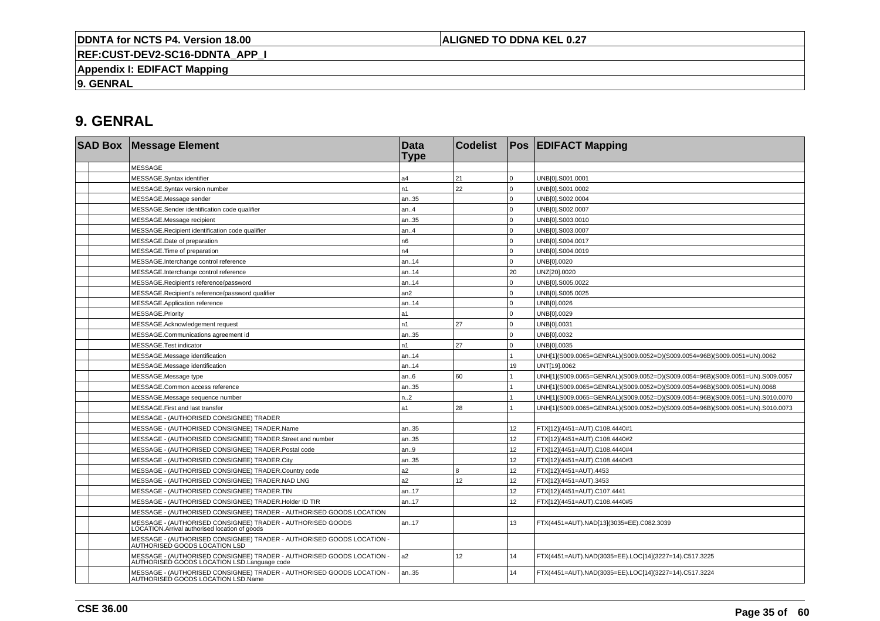# 9. GENRAL

| SAD Box | | Message Element | Data Type | Codelist | Pos | EDIFACT Mapping |
|---|---|---|---|---|---|---|
| | | MESSAGE | | | | |
| | | MESSAGE.Syntax identifier | a4 | 21 | 0 | UNB[0].S001.0001 |
| | | MESSAGE.Syntax version number | n1 | 22 | 0 | UNB[0].S001.0002 |
| | | MESSAGE.Message sender | an..35 | | 0 | UNB[0].S002.0004 |
| | | MESSAGE.Sender identification code qualifier | an..4 | | 0 | UNB[0].S002.0007 |
| | | MESSAGE.Message recipient | an..35 | | 0 | UNB[0].S003.0010 |
| | | MESSAGE.Recipient identification code qualifier | an..4 | | 0 | UNB[0].S003.0007 |
| | | MESSAGE.Date of preparation | n6 | | 0 | UNB[0].S004.0017 |
| | | MESSAGE.Time of preparation | n4 | | 0 | UNB[0].S004.0019 |
| | | MESSAGE.Interchange control reference | an..14 | | 0 | UNB[0].0020 |
| | | MESSAGE.Interchange control reference | an..14 | | 20 | UNZ[20].0020 |
| | | MESSAGE.Recipient's reference/password | an..14 | | 0 | UNB[0].S005.0022 |
| | | MESSAGE.Recipient's reference/password qualifier | an2 | | 0 | UNB[0].S005.0025 |
| | | MESSAGE.Application reference | an..14 | | 0 | UNB[0].0026 |
| | | MESSAGE.Priority | a1 | | 0 | UNB[0].0029 |
| | | MESSAGE.Acknowledgement request | n1 | 27 | 0 | UNB[0].0031 |
| | | MESSAGE.Communications agreement id | an..35 | | 0 | UNB[0].0032 |
| | | MESSAGE.Test indicator | n1 | 27 | 0 | UNB[0].0035 |
| | | MESSAGE.Message identification | an..14 | | 1 | UNH[1](S009.0065=GENRAL)(S009.0052=D)(S009.0054=96B)(S009.0051=UN).0062 |
| | | MESSAGE.Message identification | an..14 | | 19 | UNT[19].0062 |
| | | MESSAGE.Message type | an..6 | 60 | 1 | UNH[1](S009.0065=GENRAL)(S009.0052=D)(S009.0054=96B)(S009.0051=UN).S009.0057 |
| | | MESSAGE.Common access reference | an..35 | | 1 | UNH[1](S009.0065=GENRAL)(S009.0052=D)(S009.0054=96B)(S009.0051=UN).0068 |
| | | MESSAGE.Message sequence number | n..2 | | 1 | UNH[1](S009.0065=GENRAL)(S009.0052=D)(S009.0054=96B)(S009.0051=UN).S010.0070 |
| | | MESSAGE.First and last transfer | a1 | 28 | 1 | UNH[1](S009.0065=GENRAL)(S009.0052=D)(S009.0054=96B)(S009.0051=UN).S010.0073 |
| | | MESSAGE - (AUTHORISED CONSIGNEE) TRADER | | | | |
| | | MESSAGE - (AUTHORISED CONSIGNEE) TRADER.Name | an..35 | | 12 | FTX[12](4451=AUT).C108.4440#1 |
| | | MESSAGE - (AUTHORISED CONSIGNEE) TRADER.Street and number | an..35 | | 12 | FTX[12](4451=AUT).C108.4440#2 |
| | | MESSAGE - (AUTHORISED CONSIGNEE) TRADER.Postal code | an..9 | | 12 | FTX[12](4451=AUT).C108.4440#4 |
| | | MESSAGE - (AUTHORISED CONSIGNEE) TRADER.City | an..35 | | 12 | FTX[12](4451=AUT).C108.4440#3 |
| | | MESSAGE - (AUTHORISED CONSIGNEE) TRADER.Country code | a2 | 8 | 12 | FTX[12](4451=AUT).4453 |
| | | MESSAGE - (AUTHORISED CONSIGNEE) TRADER.NAD LNG | a2 | 12 | 12 | FTX[12](4451=AUT).3453 |
| | | MESSAGE - (AUTHORISED CONSIGNEE) TRADER.TIN | an..17 | | 12 | FTX[12](4451=AUT).C107.4441 |
| | | MESSAGE - (AUTHORISED CONSIGNEE) TRADER.Holder ID TIR | an..17 | | 12 | FTX[12](4451=AUT).C108.4440#5 |
| | | MESSAGE - (AUTHORISED CONSIGNEE) TRADER - AUTHORISED GOODS LOCATION | | | | |
| | | MESSAGE - (AUTHORISED CONSIGNEE) TRADER - AUTHORISED GOODS LOCATION.Arrival authorised location of goods | an..17 | | 13 | FTX(4451=AUT).NAD[13](3035=EE).C082.3039 |
| | | MESSAGE - (AUTHORISED CONSIGNEE) TRADER - AUTHORISED GOODS LOCATION - AUTHORISED GOODS LOCATION LSD | | | | |
| | | MESSAGE - (AUTHORISED CONSIGNEE) TRADER - AUTHORISED GOODS LOCATION - AUTHORISED GOODS LOCATION LSD.Language code | a2 | 12 | 14 | FTX(4451=AUT).NAD(3035=EE).LOC[14](3227=14).C517.3225 |
| | | MESSAGE - (AUTHORISED CONSIGNEE) TRADER - AUTHORISED GOODS LOCATION - AUTHORISED GOODS LOCATION LSD.Name | an..35 | | 14 | FTX(4451=AUT).NAD(3035=EE).LOC[14](3227=14).C517.3224 |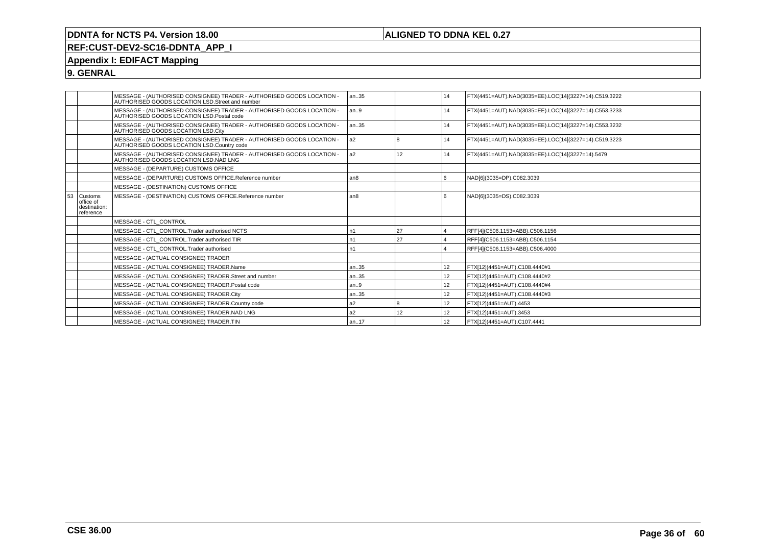# DDNTA for NCTS P4. Version 18.00

**ALIGNED TO DDNA KEL 0.27**

**REF:CUST-DEV2-SC16-DDNTA_APP_I**

**Appendix I: EDIFACT Mapping**

**9. GENRAL**

| | | | | | | |
|---|---|---|---|---|---|---|
| | | MESSAGE - (AUTHORISED CONSIGNEE) TRADER - AUTHORISED GOODS LOCATION - AUTHORISED GOODS LOCATION LSD.Street and number | an..35 | | 14 | FTX(4451=AUT).NAD(3035=EE).LOC[14](3227=14).C519.3222 |
| | | MESSAGE - (AUTHORISED CONSIGNEE) TRADER - AUTHORISED GOODS LOCATION - AUTHORISED GOODS LOCATION LSD.Postal code | an..9 | | 14 | FTX(4451=AUT).NAD(3035=EE).LOC[14](3227=14).C553.3233 |
| | | MESSAGE - (AUTHORISED CONSIGNEE) TRADER - AUTHORISED GOODS LOCATION - AUTHORISED GOODS LOCATION LSD.City | an..35 | | 14 | FTX(4451=AUT).NAD(3035=EE).LOC[14](3227=14).C553.3232 |
| | | MESSAGE - (AUTHORISED CONSIGNEE) TRADER - AUTHORISED GOODS LOCATION - AUTHORISED GOODS LOCATION LSD.Country code | a2 | 8 | 14 | FTX(4451=AUT).NAD(3035=EE).LOC[14](3227=14).C519.3223 |
| | | MESSAGE - (AUTHORISED CONSIGNEE) TRADER - AUTHORISED GOODS LOCATION - AUTHORISED GOODS LOCATION LSD.NAD LNG | a2 | 12 | 14 | FTX(4451=AUT).NAD(3035=EE).LOC[14](3227=14).5479 |
| | | MESSAGE - (DEPARTURE) CUSTOMS OFFICE | | | | |
| | | MESSAGE - (DEPARTURE) CUSTOMS OFFICE.Reference number | an8 | | 6 | NAD[6](3035=DP).C082.3039 |
| | | MESSAGE - (DESTINATION) CUSTOMS OFFICE | | | | |
| 53 | Customs office of destination: reference | MESSAGE - (DESTINATION) CUSTOMS OFFICE.Reference number | an8 | | 6 | NAD[6](3035=DS).C082.3039 |
| | | MESSAGE - CTL_CONTROL | | | | |
| | | MESSAGE - CTL_CONTROL.Trader authorised NCTS | n1 | 27 | 4 | RFF[4](C506.1153=ABB).C506.1156 |
| | | MESSAGE - CTL_CONTROL.Trader authorised TIR | n1 | 27 | 4 | RFF[4](C506.1153=ABB).C506.1154 |
| | | MESSAGE - CTL_CONTROL.Trader authorised | n1 | | 4 | RFF[4](C506.1153=ABB).C506.4000 |
| | | MESSAGE - (ACTUAL CONSIGNEE) TRADER | | | | |
| | | MESSAGE - (ACTUAL CONSIGNEE) TRADER.Name | an..35 | | 12 | FTX[12](4451=AUT).C108.4440#1 |
| | | MESSAGE - (ACTUAL CONSIGNEE) TRADER.Street and number | an..35 | | 12 | FTX[12](4451=AUT).C108.4440#2 |
| | | MESSAGE - (ACTUAL CONSIGNEE) TRADER.Postal code | an..9 | | 12 | FTX[12](4451=AUT).C108.4440#4 |
| | | MESSAGE - (ACTUAL CONSIGNEE) TRADER.City | an..35 | | 12 | FTX[12](4451=AUT).C108.4440#3 |
| | | MESSAGE - (ACTUAL CONSIGNEE) TRADER.Country code | a2 | 8 | 12 | FTX[12](4451=AUT).4453 |
| | | MESSAGE - (ACTUAL CONSIGNEE) TRADER.NAD LNG | a2 | 12 | 12 | FTX[12](4451=AUT).3453 |
| | | MESSAGE - (ACTUAL CONSIGNEE) TRADER.TIN | an..17 | | 12 | FTX[12](4451=AUT).C107.4441 |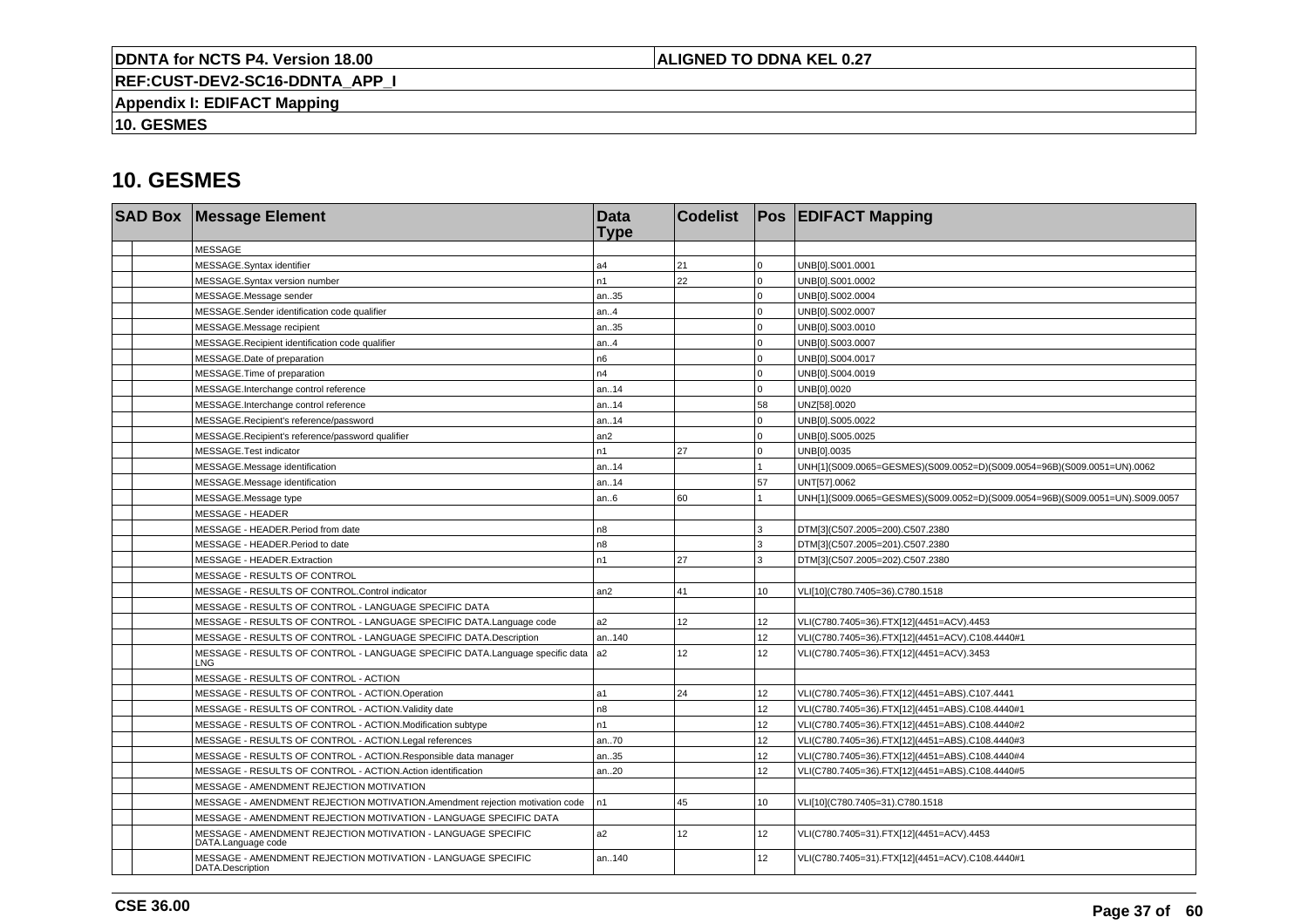# 10. GESMES

| SAD Box | | Message Element | Data Type | Codelist | Pos | EDIFACT Mapping |
|---|---|---|---|---|---|---|
| | | MESSAGE | | | | |
| | | MESSAGE.Syntax identifier | a4 | 21 | 0 | UNB[0].S001.0001 |
| | | MESSAGE.Syntax version number | n1 | 22 | 0 | UNB[0].S001.0002 |
| | | MESSAGE.Message sender | an..35 | | 0 | UNB[0].S002.0004 |
| | | MESSAGE.Sender identification code qualifier | an..4 | | 0 | UNB[0].S002.0007 |
| | | MESSAGE.Message recipient | an..35 | | 0 | UNB[0].S003.0010 |
| | | MESSAGE.Recipient identification code qualifier | an..4 | | 0 | UNB[0].S003.0007 |
| | | MESSAGE.Date of preparation | n6 | | 0 | UNB[0].S004.0017 |
| | | MESSAGE.Time of preparation | n4 | | 0 | UNB[0].S004.0019 |
| | | MESSAGE.Interchange control reference | an..14 | | 0 | UNB[0].0020 |
| | | MESSAGE.Interchange control reference | an..14 | | 58 | UNZ[58].0020 |
| | | MESSAGE.Recipient's reference/password | an..14 | | 0 | UNB[0].S005.0022 |
| | | MESSAGE.Recipient's reference/password qualifier | an2 | | 0 | UNB[0].S005.0025 |
| | | MESSAGE.Test indicator | n1 | 27 | 0 | UNB[0].0035 |
| | | MESSAGE.Message identification | an..14 | | 1 | UNH[1](S009.0065=GESMES)(S009.0052=D)(S009.0054=96B)(S009.0051=UN).0062 |
| | | MESSAGE.Message identification | an..14 | | 57 | UNT[57].0062 |
| | | MESSAGE.Message type | an..6 | 60 | 1 | UNH[1](S009.0065=GESMES)(S009.0052=D)(S009.0054=96B)(S009.0051=UN).S009.0057 |
| | | MESSAGE - HEADER | | | | |
| | | MESSAGE - HEADER.Period from date | n8 | | 3 | DTM[3](C507.2005=200).C507.2380 |
| | | MESSAGE - HEADER.Period to date | n8 | | 3 | DTM[3](C507.2005=201).C507.2380 |
| | | MESSAGE - HEADER.Extraction | n1 | 27 | 3 | DTM[3](C507.2005=202).C507.2380 |
| | | MESSAGE - RESULTS OF CONTROL | | | | |
| | | MESSAGE - RESULTS OF CONTROL.Control indicator | an2 | 41 | 10 | VLI[10](C780.7405=36).C780.1518 |
| | | MESSAGE - RESULTS OF CONTROL - LANGUAGE SPECIFIC DATA | | | | |
| | | MESSAGE - RESULTS OF CONTROL - LANGUAGE SPECIFIC DATA.Language code | a2 | 12 | 12 | VLI(C780.7405=36).FTX[12](4451=ACV).4453 |
| | | MESSAGE - RESULTS OF CONTROL - LANGUAGE SPECIFIC DATA.Description | an..140 | | 12 | VLI(C780.7405=36).FTX[12](4451=ACV).C108.4440#1 |
| | | MESSAGE - RESULTS OF CONTROL - LANGUAGE SPECIFIC DATA.Language specific data LNG | a2 | 12 | 12 | VLI(C780.7405=36).FTX[12](4451=ACV).3453 |
| | | MESSAGE - RESULTS OF CONTROL - ACTION | | | | |
| | | MESSAGE - RESULTS OF CONTROL - ACTION.Operation | a1 | 24 | 12 | VLI(C780.7405=36).FTX[12](4451=ABS).C107.4441 |
| | | MESSAGE - RESULTS OF CONTROL - ACTION.Validity date | n8 | | 12 | VLI(C780.7405=36).FTX[12](4451=ABS).C108.4440#1 |
| | | MESSAGE - RESULTS OF CONTROL - ACTION.Modification subtype | n1 | | 12 | VLI(C780.7405=36).FTX[12](4451=ABS).C108.4440#2 |
| | | MESSAGE - RESULTS OF CONTROL - ACTION.Legal references | an..70 | | 12 | VLI(C780.7405=36).FTX[12](4451=ABS).C108.4440#3 |
| | | MESSAGE - RESULTS OF CONTROL - ACTION.Responsible data manager | an..35 | | 12 | VLI(C780.7405=36).FTX[12](4451=ABS).C108.4440#4 |
| | | MESSAGE - RESULTS OF CONTROL - ACTION.Action identification | an..20 | | 12 | VLI(C780.7405=36).FTX[12](4451=ABS).C108.4440#5 |
| | | MESSAGE - AMENDMENT REJECTION MOTIVATION | | | | |
| | | MESSAGE - AMENDMENT REJECTION MOTIVATION.Amendment rejection motivation code | n1 | 45 | 10 | VLI[10](C780.7405=31).C780.1518 |
| | | MESSAGE - AMENDMENT REJECTION MOTIVATION - LANGUAGE SPECIFIC DATA | | | | |
| | | MESSAGE - AMENDMENT REJECTION MOTIVATION - LANGUAGE SPECIFIC DATA.Language code | a2 | 12 | 12 | VLI(C780.7405=31).FTX[12](4451=ACV).4453 |
| | | MESSAGE - AMENDMENT REJECTION MOTIVATION - LANGUAGE SPECIFIC DATA.Description | an..140 | | 12 | VLI(C780.7405=31).FTX[12](4451=ACV).C108.4440#1 |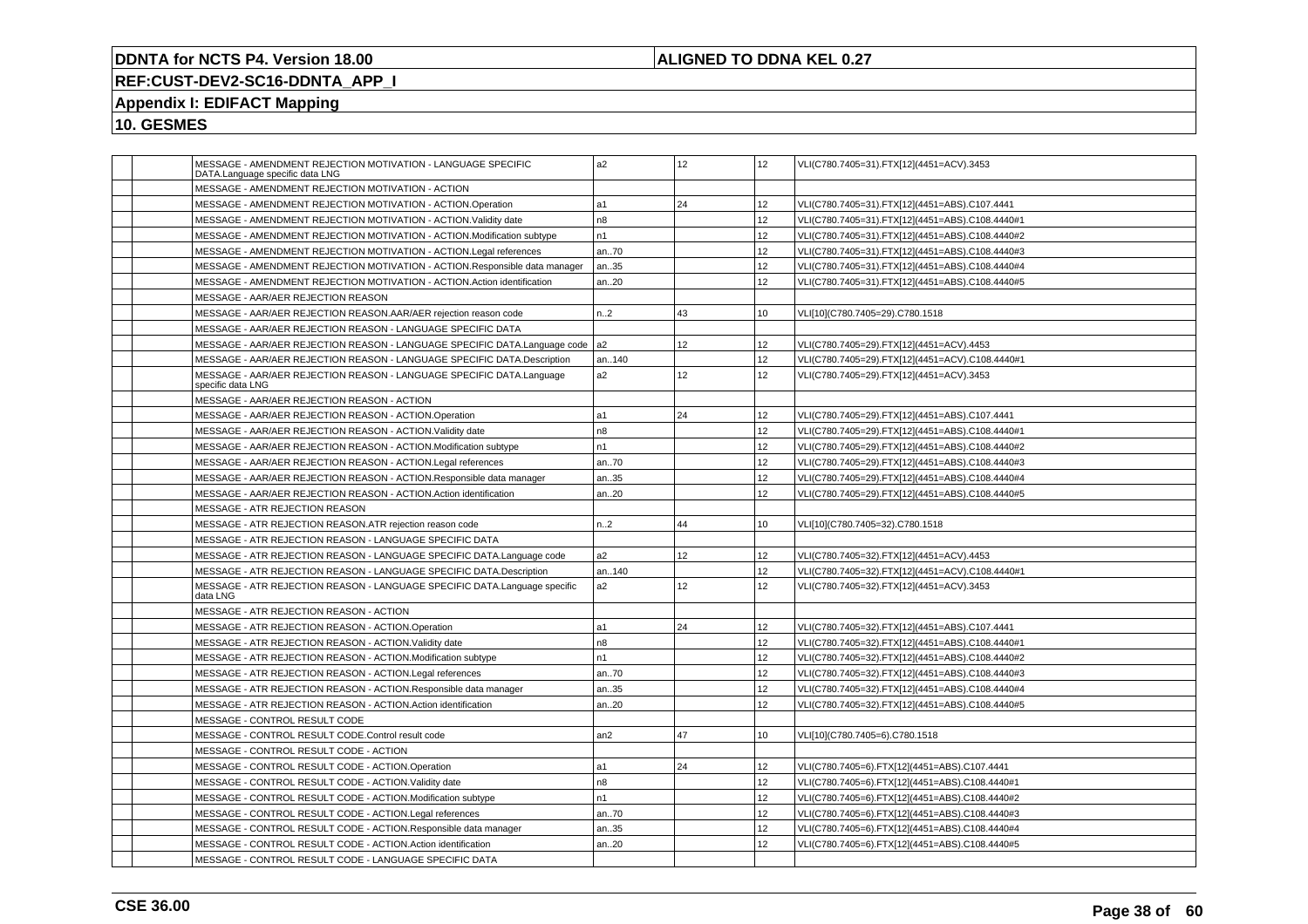**DDNTA for NCTS P4. Version 18.00** | **ALIGNED TO DDNA KEL 0.27**

**REF:CUST-DEV2-SC16-DDNTA_APP_I**

**Appendix I: EDIFACT Mapping**

**10. GESMES**

| | | | | | | |
|---|---|---|---|---|---|---|
| | | MESSAGE - AMENDMENT REJECTION MOTIVATION - LANGUAGE SPECIFIC DATA.Language specific data LNG | a2 | 12 | 12 | VLI(C780.7405=31).FTX[12](4451=ACV).3453 |
| | | MESSAGE - AMENDMENT REJECTION MOTIVATION - ACTION | | | | |
| | | MESSAGE - AMENDMENT REJECTION MOTIVATION - ACTION.Operation | a1 | 24 | 12 | VLI(C780.7405=31).FTX[12](4451=ABS).C107.4441 |
| | | MESSAGE - AMENDMENT REJECTION MOTIVATION - ACTION.Validity date | n8 | | 12 | VLI(C780.7405=31).FTX[12](4451=ABS).C108.4440#1 |
| | | MESSAGE - AMENDMENT REJECTION MOTIVATION - ACTION.Modification subtype | n1 | | 12 | VLI(C780.7405=31).FTX[12](4451=ABS).C108.4440#2 |
| | | MESSAGE - AMENDMENT REJECTION MOTIVATION - ACTION.Legal references | an..70 | | 12 | VLI(C780.7405=31).FTX[12](4451=ABS).C108.4440#3 |
| | | MESSAGE - AMENDMENT REJECTION MOTIVATION - ACTION.Responsible data manager | an..35 | | 12 | VLI(C780.7405=31).FTX[12](4451=ABS).C108.4440#4 |
| | | MESSAGE - AMENDMENT REJECTION MOTIVATION - ACTION.Action identification | an..20 | | 12 | VLI(C780.7405=31).FTX[12](4451=ABS).C108.4440#5 |
| | | MESSAGE - AAR/AER REJECTION REASON | | | | |
| | | MESSAGE - AAR/AER REJECTION REASON.AAR/AER rejection reason code | n..2 | 43 | 10 | VLI[10](C780.7405=29).C780.1518 |
| | | MESSAGE - AAR/AER REJECTION REASON - LANGUAGE SPECIFIC DATA | | | | |
| | | MESSAGE - AAR/AER REJECTION REASON - LANGUAGE SPECIFIC DATA.Language code | a2 | 12 | 12 | VLI(C780.7405=29).FTX[12](4451=ACV).4453 |
| | | MESSAGE - AAR/AER REJECTION REASON - LANGUAGE SPECIFIC DATA.Description | an..140 | | 12 | VLI(C780.7405=29).FTX[12](4451=ACV).C108.4440#1 |
| | | MESSAGE - AAR/AER REJECTION REASON - LANGUAGE SPECIFIC DATA.Language specific data LNG | a2 | 12 | 12 | VLI(C780.7405=29).FTX[12](4451=ACV).3453 |
| | | MESSAGE - AAR/AER REJECTION REASON - ACTION | | | | |
| | | MESSAGE - AAR/AER REJECTION REASON - ACTION.Operation | a1 | 24 | 12 | VLI(C780.7405=29).FTX[12](4451=ABS).C107.4441 |
| | | MESSAGE - AAR/AER REJECTION REASON - ACTION.Validity date | n8 | | 12 | VLI(C780.7405=29).FTX[12](4451=ABS).C108.4440#1 |
| | | MESSAGE - AAR/AER REJECTION REASON - ACTION.Modification subtype | n1 | | 12 | VLI(C780.7405=29).FTX[12](4451=ABS).C108.4440#2 |
| | | MESSAGE - AAR/AER REJECTION REASON - ACTION.Legal references | an..70 | | 12 | VLI(C780.7405=29).FTX[12](4451=ABS).C108.4440#3 |
| | | MESSAGE - AAR/AER REJECTION REASON - ACTION.Responsible data manager | an..35 | | 12 | VLI(C780.7405=29).FTX[12](4451=ABS).C108.4440#4 |
| | | MESSAGE - AAR/AER REJECTION REASON - ACTION.Action identification | an..20 | | 12 | VLI(C780.7405=29).FTX[12](4451=ABS).C108.4440#5 |
| | | MESSAGE - ATR REJECTION REASON | | | | |
| | | MESSAGE - ATR REJECTION REASON.ATR rejection reason code | n..2 | 44 | 10 | VLI[10](C780.7405=32).C780.1518 |
| | | MESSAGE - ATR REJECTION REASON - LANGUAGE SPECIFIC DATA | | | | |
| | | MESSAGE - ATR REJECTION REASON - LANGUAGE SPECIFIC DATA.Language code | a2 | 12 | 12 | VLI(C780.7405=32).FTX[12](4451=ACV).4453 |
| | | MESSAGE - ATR REJECTION REASON - LANGUAGE SPECIFIC DATA.Description | an..140 | | 12 | VLI(C780.7405=32).FTX[12](4451=ACV).C108.4440#1 |
| | | MESSAGE - ATR REJECTION REASON - LANGUAGE SPECIFIC DATA.Language specific data LNG | a2 | 12 | 12 | VLI(C780.7405=32).FTX[12](4451=ACV).3453 |
| | | MESSAGE - ATR REJECTION REASON - ACTION | | | | |
| | | MESSAGE - ATR REJECTION REASON - ACTION.Operation | a1 | 24 | 12 | VLI(C780.7405=32).FTX[12](4451=ABS).C107.4441 |
| | | MESSAGE - ATR REJECTION REASON - ACTION.Validity date | n8 | | 12 | VLI(C780.7405=32).FTX[12](4451=ABS).C108.4440#1 |
| | | MESSAGE - ATR REJECTION REASON - ACTION.Modification subtype | n1 | | 12 | VLI(C780.7405=32).FTX[12](4451=ABS).C108.4440#2 |
| | | MESSAGE - ATR REJECTION REASON - ACTION.Legal references | an..70 | | 12 | VLI(C780.7405=32).FTX[12](4451=ABS).C108.4440#3 |
| | | MESSAGE - ATR REJECTION REASON - ACTION.Responsible data manager | an..35 | | 12 | VLI(C780.7405=32).FTX[12](4451=ABS).C108.4440#4 |
| | | MESSAGE - ATR REJECTION REASON - ACTION.Action identification | an..20 | | 12 | VLI(C780.7405=32).FTX[12](4451=ABS).C108.4440#5 |
| | | MESSAGE - CONTROL RESULT CODE | | | | |
| | | MESSAGE - CONTROL RESULT CODE.Control result code | an2 | 47 | 10 | VLI[10](C780.7405=6).C780.1518 |
| | | MESSAGE - CONTROL RESULT CODE - ACTION | | | | |
| | | MESSAGE - CONTROL RESULT CODE - ACTION.Operation | a1 | 24 | 12 | VLI(C780.7405=6).FTX[12](4451=ABS).C107.4441 |
| | | MESSAGE - CONTROL RESULT CODE - ACTION.Validity date | n8 | | 12 | VLI(C780.7405=6).FTX[12](4451=ABS).C108.4440#1 |
| | | MESSAGE - CONTROL RESULT CODE - ACTION.Modification subtype | n1 | | 12 | VLI(C780.7405=6).FTX[12](4451=ABS).C108.4440#2 |
| | | MESSAGE - CONTROL RESULT CODE - ACTION.Legal references | an..70 | | 12 | VLI(C780.7405=6).FTX[12](4451=ABS).C108.4440#3 |
| | | MESSAGE - CONTROL RESULT CODE - ACTION.Responsible data manager | an..35 | | 12 | VLI(C780.7405=6).FTX[12](4451=ABS).C108.4440#4 |
| | | MESSAGE - CONTROL RESULT CODE - ACTION.Action identification | an..20 | | 12 | VLI(C780.7405=6).FTX[12](4451=ABS).C108.4440#5 |
| | | MESSAGE - CONTROL RESULT CODE - LANGUAGE SPECIFIC DATA | | | | |

**CSE 36.00**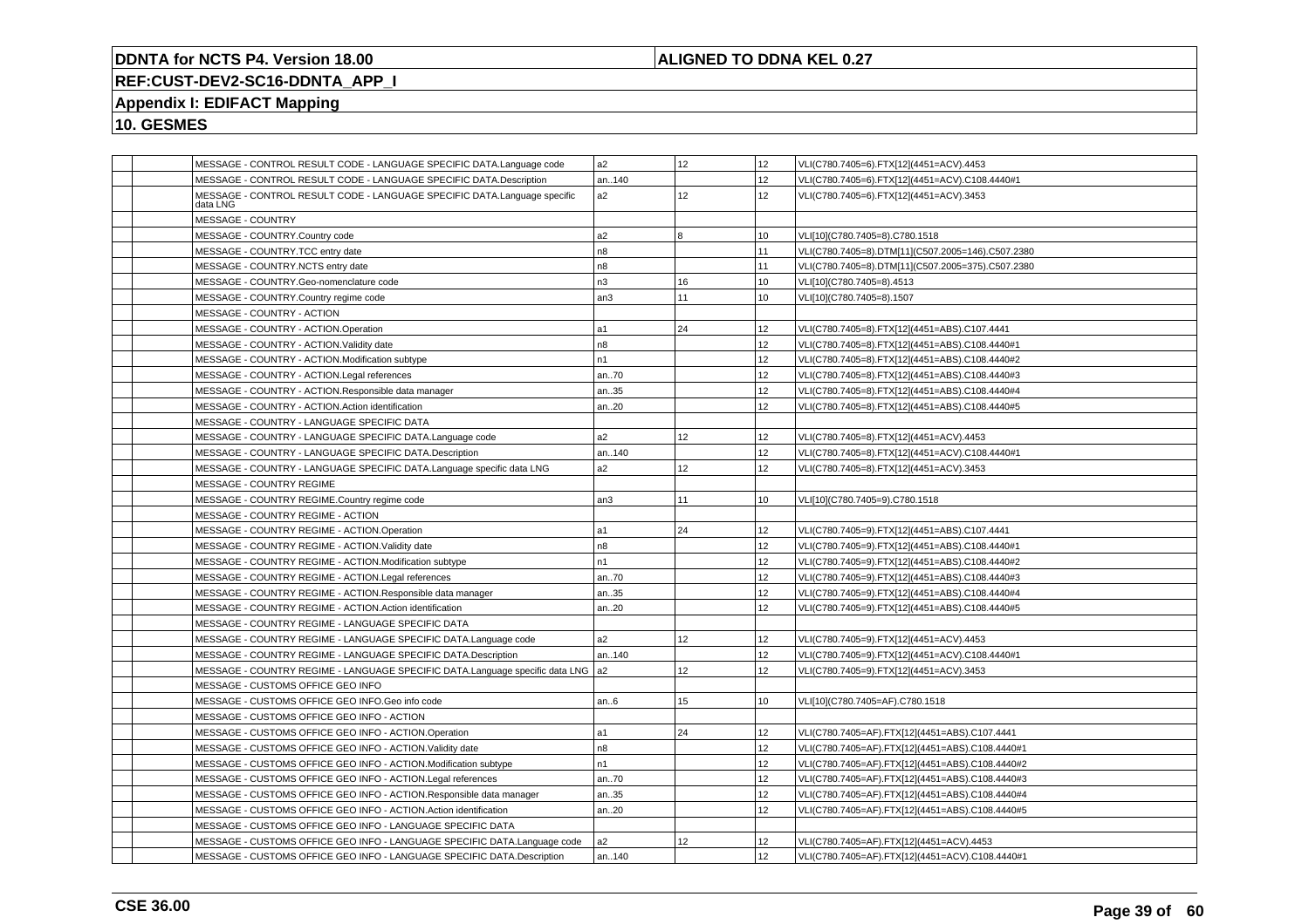| | | | | | | |
|---|---|---|---|---|---|---|
| | | MESSAGE - CONTROL RESULT CODE - LANGUAGE SPECIFIC DATA.Language code | a2 | 12 | 12 | VLI(C780.7405=6).FTX[12](4451=ACV).4453 |
| | | MESSAGE - CONTROL RESULT CODE - LANGUAGE SPECIFIC DATA.Description | an..140 | | 12 | VLI(C780.7405=6).FTX[12](4451=ACV).C108.4440#1 |
| | | MESSAGE - CONTROL RESULT CODE - LANGUAGE SPECIFIC DATA.Language specific data LNG | a2 | 12 | 12 | VLI(C780.7405=6).FTX[12](4451=ACV).3453 |
| | | MESSAGE - COUNTRY | | | | |
| | | MESSAGE - COUNTRY.Country code | a2 | 8 | 10 | VLI[10](C780.7405=8).C780.1518 |
| | | MESSAGE - COUNTRY.TCC entry date | n8 | | 11 | VLI(C780.7405=8).DTM[11](C507.2005=146).C507.2380 |
| | | MESSAGE - COUNTRY.NCTS entry date | n8 | | 11 | VLI(C780.7405=8).DTM[11](C507.2005=375).C507.2380 |
| | | MESSAGE - COUNTRY.Geo-nomenclature code | n3 | 16 | 10 | VLI[10](C780.7405=8).4513 |
| | | MESSAGE - COUNTRY.Country regime code | an3 | 11 | 10 | VLI[10](C780.7405=8).1507 |
| | | MESSAGE - COUNTRY - ACTION | | | | |
| | | MESSAGE - COUNTRY - ACTION.Operation | a1 | 24 | 12 | VLI(C780.7405=8).FTX[12](4451=ABS).C107.4441 |
| | | MESSAGE - COUNTRY - ACTION.Validity date | n8 | | 12 | VLI(C780.7405=8).FTX[12](4451=ABS).C108.4440#1 |
| | | MESSAGE - COUNTRY - ACTION.Modification subtype | n1 | | 12 | VLI(C780.7405=8).FTX[12](4451=ABS).C108.4440#2 |
| | | MESSAGE - COUNTRY - ACTION.Legal references | an..70 | | 12 | VLI(C780.7405=8).FTX[12](4451=ABS).C108.4440#3 |
| | | MESSAGE - COUNTRY - ACTION.Responsible data manager | an..35 | | 12 | VLI(C780.7405=8).FTX[12](4451=ABS).C108.4440#4 |
| | | MESSAGE - COUNTRY - ACTION.Action identification | an..20 | | 12 | VLI(C780.7405=8).FTX[12](4451=ABS).C108.4440#5 |
| | | MESSAGE - COUNTRY - LANGUAGE SPECIFIC DATA | | | | |
| | | MESSAGE - COUNTRY - LANGUAGE SPECIFIC DATA.Language code | a2 | 12 | 12 | VLI(C780.7405=8).FTX[12](4451=ACV).4453 |
| | | MESSAGE - COUNTRY - LANGUAGE SPECIFIC DATA.Description | an..140 | | 12 | VLI(C780.7405=8).FTX[12](4451=ACV).C108.4440#1 |
| | | MESSAGE - COUNTRY - LANGUAGE SPECIFIC DATA.Language specific data LNG | a2 | 12 | 12 | VLI(C780.7405=8).FTX[12](4451=ACV).3453 |
| | | MESSAGE - COUNTRY REGIME | | | | |
| | | MESSAGE - COUNTRY REGIME.Country regime code | an3 | 11 | 10 | VLI[10](C780.7405=9).C780.1518 |
| | | MESSAGE - COUNTRY REGIME - ACTION | | | | |
| | | MESSAGE - COUNTRY REGIME - ACTION.Operation | a1 | 24 | 12 | VLI(C780.7405=9).FTX[12](4451=ABS).C107.4441 |
| | | MESSAGE - COUNTRY REGIME - ACTION.Validity date | n8 | | 12 | VLI(C780.7405=9).FTX[12](4451=ABS).C108.4440#1 |
| | | MESSAGE - COUNTRY REGIME - ACTION.Modification subtype | n1 | | 12 | VLI(C780.7405=9).FTX[12](4451=ABS).C108.4440#2 |
| | | MESSAGE - COUNTRY REGIME - ACTION.Legal references | an..70 | | 12 | VLI(C780.7405=9).FTX[12](4451=ABS).C108.4440#3 |
| | | MESSAGE - COUNTRY REGIME - ACTION.Responsible data manager | an..35 | | 12 | VLI(C780.7405=9).FTX[12](4451=ABS).C108.4440#4 |
| | | MESSAGE - COUNTRY REGIME - ACTION.Action identification | an..20 | | 12 | VLI(C780.7405=9).FTX[12](4451=ABS).C108.4440#5 |
| | | MESSAGE - COUNTRY REGIME - LANGUAGE SPECIFIC DATA | | | | |
| | | MESSAGE - COUNTRY REGIME - LANGUAGE SPECIFIC DATA.Language code | a2 | 12 | 12 | VLI(C780.7405=9).FTX[12](4451=ACV).4453 |
| | | MESSAGE - COUNTRY REGIME - LANGUAGE SPECIFIC DATA.Description | an..140 | | 12 | VLI(C780.7405=9).FTX[12](4451=ACV).C108.4440#1 |
| | | MESSAGE - COUNTRY REGIME - LANGUAGE SPECIFIC DATA.Language specific data LNG | a2 | 12 | 12 | VLI(C780.7405=9).FTX[12](4451=ACV).3453 |
| | | MESSAGE - CUSTOMS OFFICE GEO INFO | | | | |
| | | MESSAGE - CUSTOMS OFFICE GEO INFO.Geo info code | an..6 | 15 | 10 | VLI[10](C780.7405=AF).C780.1518 |
| | | MESSAGE - CUSTOMS OFFICE GEO INFO - ACTION | | | | |
| | | MESSAGE - CUSTOMS OFFICE GEO INFO - ACTION.Operation | a1 | 24 | 12 | VLI(C780.7405=AF).FTX[12](4451=ABS).C107.4441 |
| | | MESSAGE - CUSTOMS OFFICE GEO INFO - ACTION.Validity date | n8 | | 12 | VLI(C780.7405=AF).FTX[12](4451=ABS).C108.4440#1 |
| | | MESSAGE - CUSTOMS OFFICE GEO INFO - ACTION.Modification subtype | n1 | | 12 | VLI(C780.7405=AF).FTX[12](4451=ABS).C108.4440#2 |
| | | MESSAGE - CUSTOMS OFFICE GEO INFO - ACTION.Legal references | an..70 | | 12 | VLI(C780.7405=AF).FTX[12](4451=ABS).C108.4440#3 |
| | | MESSAGE - CUSTOMS OFFICE GEO INFO - ACTION.Responsible data manager | an..35 | | 12 | VLI(C780.7405=AF).FTX[12](4451=ABS).C108.4440#4 |
| | | MESSAGE - CUSTOMS OFFICE GEO INFO - ACTION.Action identification | an..20 | | 12 | VLI(C780.7405=AF).FTX[12](4451=ABS).C108.4440#5 |
| | | MESSAGE - CUSTOMS OFFICE GEO INFO - LANGUAGE SPECIFIC DATA | | | | |
| | | MESSAGE - CUSTOMS OFFICE GEO INFO - LANGUAGE SPECIFIC DATA.Language code | a2 | 12 | 12 | VLI(C780.7405=AF).FTX[12](4451=ACV).4453 |
| | | MESSAGE - CUSTOMS OFFICE GEO INFO - LANGUAGE SPECIFIC DATA.Description | an..140 | | 12 | VLI(C780.7405=AF).FTX[12](4451=ACV).C108.4440#1 |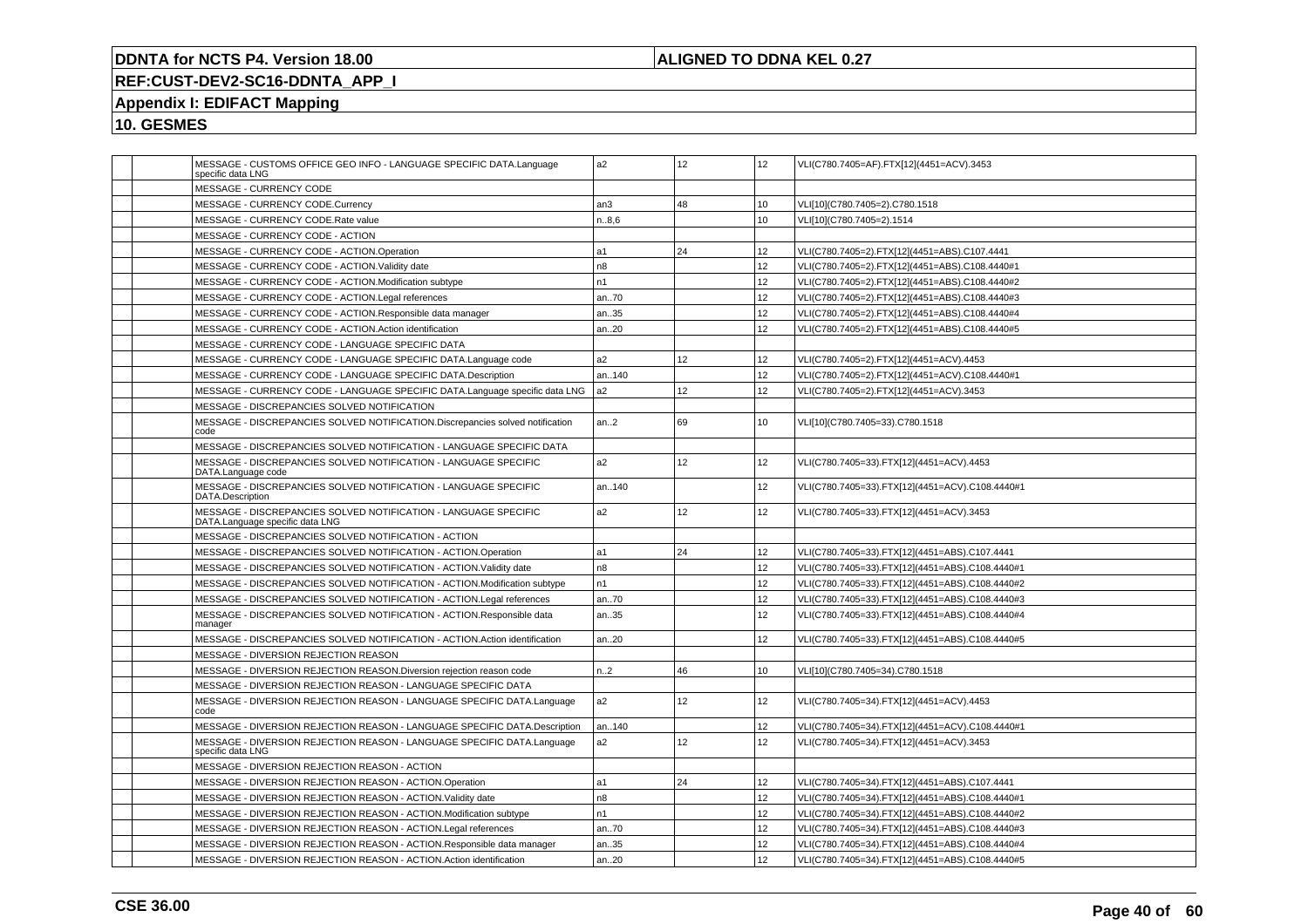**DDNTA for NCTS P4. Version 18.00** | **ALIGNED TO DDNA KEL 0.27**

**REF:CUST-DEV2-SC16-DDNTA_APP_I**

**Appendix I: EDIFACT Mapping**

**10. GESMES**

| | | | | | | |
|---|---|---|---|---|---|---|
| | | MESSAGE - CUSTOMS OFFICE GEO INFO - LANGUAGE SPECIFIC DATA.Language specific data LNG | a2 | 12 | 12 | VLI(C780.7405=AF).FTX[12](4451=ACV).3453 |
| | | MESSAGE - CURRENCY CODE | | | | |
| | | MESSAGE - CURRENCY CODE.Currency | an3 | 48 | 10 | VLI[10](C780.7405=2).C780.1518 |
| | | MESSAGE - CURRENCY CODE.Rate value | n..8,6 | | 10 | VLI[10](C780.7405=2).1514 |
| | | MESSAGE - CURRENCY CODE - ACTION | | | | |
| | | MESSAGE - CURRENCY CODE - ACTION.Operation | a1 | 24 | 12 | VLI(C780.7405=2).FTX[12](4451=ABS).C107.4441 |
| | | MESSAGE - CURRENCY CODE - ACTION.Validity date | n8 | | 12 | VLI(C780.7405=2).FTX[12](4451=ABS).C108.4440#1 |
| | | MESSAGE - CURRENCY CODE - ACTION.Modification subtype | n1 | | 12 | VLI(C780.7405=2).FTX[12](4451=ABS).C108.4440#2 |
| | | MESSAGE - CURRENCY CODE - ACTION.Legal references | an..70 | | 12 | VLI(C780.7405=2).FTX[12](4451=ABS).C108.4440#3 |
| | | MESSAGE - CURRENCY CODE - ACTION.Responsible data manager | an..35 | | 12 | VLI(C780.7405=2).FTX[12](4451=ABS).C108.4440#4 |
| | | MESSAGE - CURRENCY CODE - ACTION.Action identification | an..20 | | 12 | VLI(C780.7405=2).FTX[12](4451=ABS).C108.4440#5 |
| | | MESSAGE - CURRENCY CODE - LANGUAGE SPECIFIC DATA | | | | |
| | | MESSAGE - CURRENCY CODE - LANGUAGE SPECIFIC DATA.Language code | a2 | 12 | 12 | VLI(C780.7405=2).FTX[12](4451=ACV).4453 |
| | | MESSAGE - CURRENCY CODE - LANGUAGE SPECIFIC DATA.Description | an..140 | | 12 | VLI(C780.7405=2).FTX[12](4451=ACV).C108.4440#1 |
| | | MESSAGE - CURRENCY CODE - LANGUAGE SPECIFIC DATA.Language specific data LNG | a2 | 12 | 12 | VLI(C780.7405=2).FTX[12](4451=ACV).3453 |
| | | MESSAGE - DISCREPANCIES SOLVED NOTIFICATION | | | | |
| | | MESSAGE - DISCREPANCIES SOLVED NOTIFICATION.Discrepancies solved notification code | an..2 | 69 | 10 | VLI[10](C780.7405=33).C780.1518 |
| | | MESSAGE - DISCREPANCIES SOLVED NOTIFICATION - LANGUAGE SPECIFIC DATA | | | | |
| | | MESSAGE - DISCREPANCIES SOLVED NOTIFICATION - LANGUAGE SPECIFIC DATA.Language code | a2 | 12 | 12 | VLI(C780.7405=33).FTX[12](4451=ACV).4453 |
| | | MESSAGE - DISCREPANCIES SOLVED NOTIFICATION - LANGUAGE SPECIFIC DATA.Description | an..140 | | 12 | VLI(C780.7405=33).FTX[12](4451=ACV).C108.4440#1 |
| | | MESSAGE - DISCREPANCIES SOLVED NOTIFICATION - LANGUAGE SPECIFIC DATA.Language specific data LNG | a2 | 12 | 12 | VLI(C780.7405=33).FTX[12](4451=ACV).3453 |
| | | MESSAGE - DISCREPANCIES SOLVED NOTIFICATION - ACTION | | | | |
| | | MESSAGE - DISCREPANCIES SOLVED NOTIFICATION - ACTION.Operation | a1 | 24 | 12 | VLI(C780.7405=33).FTX[12](4451=ABS).C107.4441 |
| | | MESSAGE - DISCREPANCIES SOLVED NOTIFICATION - ACTION.Validity date | n8 | | 12 | VLI(C780.7405=33).FTX[12](4451=ABS).C108.4440#1 |
| | | MESSAGE - DISCREPANCIES SOLVED NOTIFICATION - ACTION.Modification subtype | n1 | | 12 | VLI(C780.7405=33).FTX[12](4451=ABS).C108.4440#2 |
| | | MESSAGE - DISCREPANCIES SOLVED NOTIFICATION - ACTION.Legal references | an..70 | | 12 | VLI(C780.7405=33).FTX[12](4451=ABS).C108.4440#3 |
| | | MESSAGE - DISCREPANCIES SOLVED NOTIFICATION - ACTION.Responsible data manager | an..35 | | 12 | VLI(C780.7405=33).FTX[12](4451=ABS).C108.4440#4 |
| | | MESSAGE - DISCREPANCIES SOLVED NOTIFICATION - ACTION.Action identification | an..20 | | 12 | VLI(C780.7405=33).FTX[12](4451=ABS).C108.4440#5 |
| | | MESSAGE - DIVERSION REJECTION REASON | | | | |
| | | MESSAGE - DIVERSION REJECTION REASON.Diversion rejection reason code | n..2 | 46 | 10 | VLI[10](C780.7405=34).C780.1518 |
| | | MESSAGE - DIVERSION REJECTION REASON - LANGUAGE SPECIFIC DATA | | | | |
| | | MESSAGE - DIVERSION REJECTION REASON - LANGUAGE SPECIFIC DATA.Language code | a2 | 12 | 12 | VLI(C780.7405=34).FTX[12](4451=ACV).4453 |
| | | MESSAGE - DIVERSION REJECTION REASON - LANGUAGE SPECIFIC DATA.Description | an..140 | | 12 | VLI(C780.7405=34).FTX[12](4451=ACV).C108.4440#1 |
| | | MESSAGE - DIVERSION REJECTION REASON - LANGUAGE SPECIFIC DATA.Language specific data LNG | a2 | 12 | 12 | VLI(C780.7405=34).FTX[12](4451=ACV).3453 |
| | | MESSAGE - DIVERSION REJECTION REASON - ACTION | | | | |
| | | MESSAGE - DIVERSION REJECTION REASON - ACTION.Operation | a1 | 24 | 12 | VLI(C780.7405=34).FTX[12](4451=ABS).C107.4441 |
| | | MESSAGE - DIVERSION REJECTION REASON - ACTION.Validity date | n8 | | 12 | VLI(C780.7405=34).FTX[12](4451=ABS).C108.4440#1 |
| | | MESSAGE - DIVERSION REJECTION REASON - ACTION.Modification subtype | n1 | | 12 | VLI(C780.7405=34).FTX[12](4451=ABS).C108.4440#2 |
| | | MESSAGE - DIVERSION REJECTION REASON - ACTION.Legal references | an..70 | | 12 | VLI(C780.7405=34).FTX[12](4451=ABS).C108.4440#3 |
| | | MESSAGE - DIVERSION REJECTION REASON - ACTION.Responsible data manager | an..35 | | 12 | VLI(C780.7405=34).FTX[12](4451=ABS).C108.4440#4 |
| | | MESSAGE - DIVERSION REJECTION REASON - ACTION.Action identification | an..20 | | 12 | VLI(C780.7405=34).FTX[12](4451=ABS).C108.4440#5 |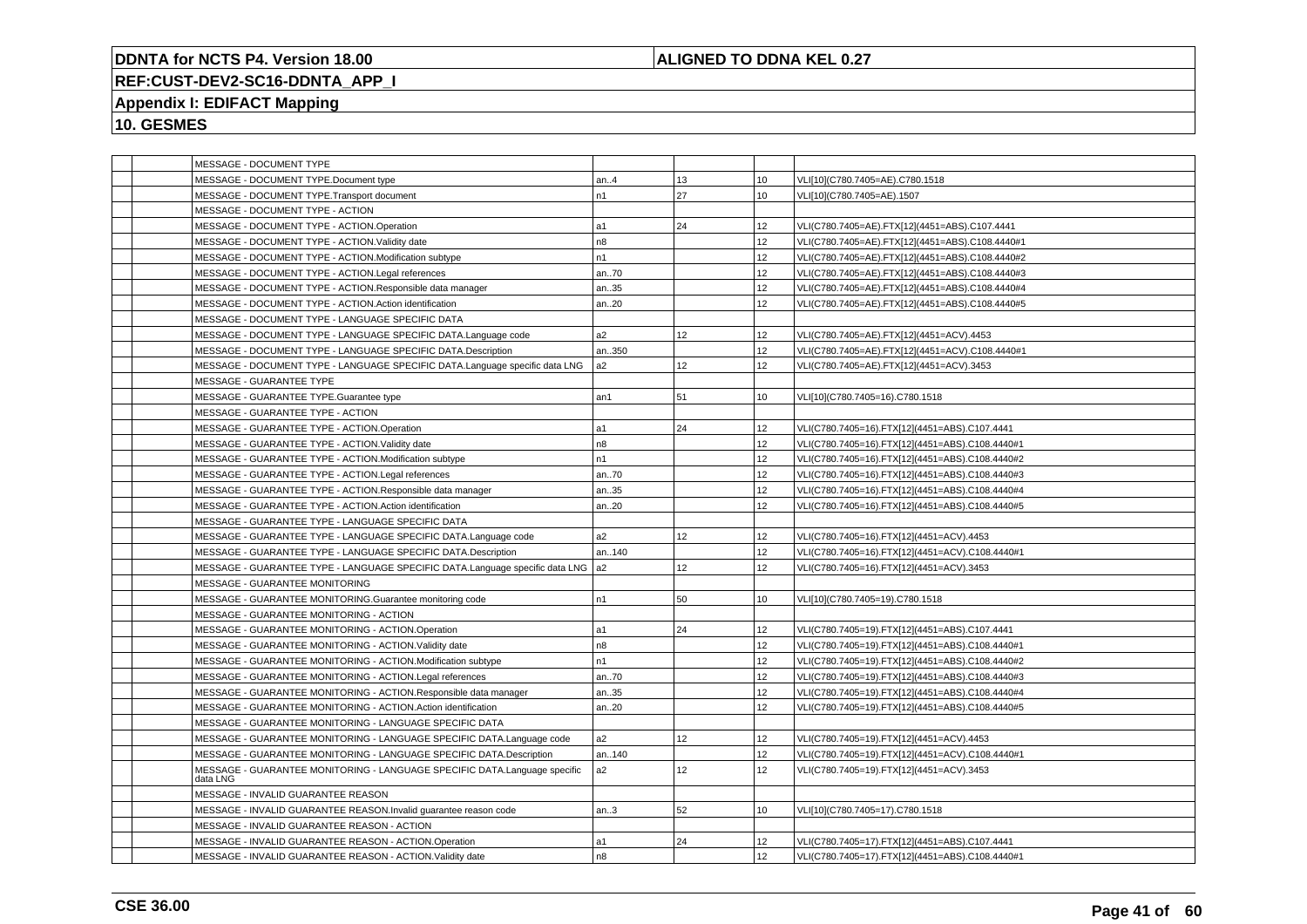# DDNTA for NCTS P4. Version 18.00

**ALIGNED TO DDNA KEL 0.27**

## REF:CUST-DEV2-SC16-DDNTA_APP_I

## Appendix I: EDIFACT Mapping

## 10. GESMES

| | | | | | | |
|---|---|---|---|---|---|---|
| | | MESSAGE - DOCUMENT TYPE | | | | |
| | | MESSAGE - DOCUMENT TYPE.Document type | an..4 | 13 | 10 | VLI[10](C780.7405=AE).C780.1518 |
| | | MESSAGE - DOCUMENT TYPE.Transport document | n1 | 27 | 10 | VLI[10](C780.7405=AE).1507 |
| | | MESSAGE - DOCUMENT TYPE - ACTION | | | | |
| | | MESSAGE - DOCUMENT TYPE - ACTION.Operation | a1 | 24 | 12 | VLI(C780.7405=AE).FTX[12](4451=ABS).C107.4441 |
| | | MESSAGE - DOCUMENT TYPE - ACTION.Validity date | n8 | | 12 | VLI(C780.7405=AE).FTX[12](4451=ABS).C108.4440#1 |
| | | MESSAGE - DOCUMENT TYPE - ACTION.Modification subtype | n1 | | 12 | VLI(C780.7405=AE).FTX[12](4451=ABS).C108.4440#2 |
| | | MESSAGE - DOCUMENT TYPE - ACTION.Legal references | an..70 | | 12 | VLI(C780.7405=AE).FTX[12](4451=ABS).C108.4440#3 |
| | | MESSAGE - DOCUMENT TYPE - ACTION.Responsible data manager | an..35 | | 12 | VLI(C780.7405=AE).FTX[12](4451=ABS).C108.4440#4 |
| | | MESSAGE - DOCUMENT TYPE - ACTION.Action identification | an..20 | | 12 | VLI(C780.7405=AE).FTX[12](4451=ABS).C108.4440#5 |
| | | MESSAGE - DOCUMENT TYPE - LANGUAGE SPECIFIC DATA | | | | |
| | | MESSAGE - DOCUMENT TYPE - LANGUAGE SPECIFIC DATA.Language code | a2 | 12 | 12 | VLI(C780.7405=AE).FTX[12](4451=ACV).4453 |
| | | MESSAGE - DOCUMENT TYPE - LANGUAGE SPECIFIC DATA.Description | an..350 | | 12 | VLI(C780.7405=AE).FTX[12](4451=ACV).C108.4440#1 |
| | | MESSAGE - DOCUMENT TYPE - LANGUAGE SPECIFIC DATA.Language specific data LNG | a2 | 12 | 12 | VLI(C780.7405=AE).FTX[12](4451=ACV).3453 |
| | | MESSAGE - GUARANTEE TYPE | | | | |
| | | MESSAGE - GUARANTEE TYPE.Guarantee type | an1 | 51 | 10 | VLI[10](C780.7405=16).C780.1518 |
| | | MESSAGE - GUARANTEE TYPE - ACTION | | | | |
| | | MESSAGE - GUARANTEE TYPE - ACTION.Operation | a1 | 24 | 12 | VLI(C780.7405=16).FTX[12](4451=ABS).C107.4441 |
| | | MESSAGE - GUARANTEE TYPE - ACTION.Validity date | n8 | | 12 | VLI(C780.7405=16).FTX[12](4451=ABS).C108.4440#1 |
| | | MESSAGE - GUARANTEE TYPE - ACTION.Modification subtype | n1 | | 12 | VLI(C780.7405=16).FTX[12](4451=ABS).C108.4440#2 |
| | | MESSAGE - GUARANTEE TYPE - ACTION.Legal references | an..70 | | 12 | VLI(C780.7405=16).FTX[12](4451=ABS).C108.4440#3 |
| | | MESSAGE - GUARANTEE TYPE - ACTION.Responsible data manager | an..35 | | 12 | VLI(C780.7405=16).FTX[12](4451=ABS).C108.4440#4 |
| | | MESSAGE - GUARANTEE TYPE - ACTION.Action identification | an..20 | | 12 | VLI(C780.7405=16).FTX[12](4451=ABS).C108.4440#5 |
| | | MESSAGE - GUARANTEE TYPE - LANGUAGE SPECIFIC DATA | | | | |
| | | MESSAGE - GUARANTEE TYPE - LANGUAGE SPECIFIC DATA.Language code | a2 | 12 | 12 | VLI(C780.7405=16).FTX[12](4451=ACV).4453 |
| | | MESSAGE - GUARANTEE TYPE - LANGUAGE SPECIFIC DATA.Description | an..140 | | 12 | VLI(C780.7405=16).FTX[12](4451=ACV).C108.4440#1 |
| | | MESSAGE - GUARANTEE TYPE - LANGUAGE SPECIFIC DATA.Language specific data LNG | a2 | 12 | 12 | VLI(C780.7405=16).FTX[12](4451=ACV).3453 |
| | | MESSAGE - GUARANTEE MONITORING | | | | |
| | | MESSAGE - GUARANTEE MONITORING.Guarantee monitoring code | n1 | 50 | 10 | VLI[10](C780.7405=19).C780.1518 |
| | | MESSAGE - GUARANTEE MONITORING - ACTION | | | | |
| | | MESSAGE - GUARANTEE MONITORING - ACTION.Operation | a1 | 24 | 12 | VLI(C780.7405=19).FTX[12](4451=ABS).C107.4441 |
| | | MESSAGE - GUARANTEE MONITORING - ACTION.Validity date | n8 | | 12 | VLI(C780.7405=19).FTX[12](4451=ABS).C108.4440#1 |
| | | MESSAGE - GUARANTEE MONITORING - ACTION.Modification subtype | n1 | | 12 | VLI(C780.7405=19).FTX[12](4451=ABS).C108.4440#2 |
| | | MESSAGE - GUARANTEE MONITORING - ACTION.Legal references | an..70 | | 12 | VLI(C780.7405=19).FTX[12](4451=ABS).C108.4440#3 |
| | | MESSAGE - GUARANTEE MONITORING - ACTION.Responsible data manager | an..35 | | 12 | VLI(C780.7405=19).FTX[12](4451=ABS).C108.4440#4 |
| | | MESSAGE - GUARANTEE MONITORING - ACTION.Action identification | an..20 | | 12 | VLI(C780.7405=19).FTX[12](4451=ABS).C108.4440#5 |
| | | MESSAGE - GUARANTEE MONITORING - LANGUAGE SPECIFIC DATA | | | | |
| | | MESSAGE - GUARANTEE MONITORING - LANGUAGE SPECIFIC DATA.Language code | a2 | 12 | 12 | VLI(C780.7405=19).FTX[12](4451=ACV).4453 |
| | | MESSAGE - GUARANTEE MONITORING - LANGUAGE SPECIFIC DATA.Description | an..140 | | 12 | VLI(C780.7405=19).FTX[12](4451=ACV).C108.4440#1 |
| | | MESSAGE - GUARANTEE MONITORING - LANGUAGE SPECIFIC DATA.Language specific data LNG | a2 | 12 | 12 | VLI(C780.7405=19).FTX[12](4451=ACV).3453 |
| | | MESSAGE - INVALID GUARANTEE REASON | | | | |
| | | MESSAGE - INVALID GUARANTEE REASON.Invalid guarantee reason code | an..3 | 52 | 10 | VLI[10](C780.7405=17).C780.1518 |
| | | MESSAGE - INVALID GUARANTEE REASON - ACTION | | | | |
| | | MESSAGE - INVALID GUARANTEE REASON - ACTION.Operation | a1 | 24 | 12 | VLI(C780.7405=17).FTX[12](4451=ABS).C107.4441 |
| | | MESSAGE - INVALID GUARANTEE REASON - ACTION.Validity date | n8 | | 12 | VLI(C780.7405=17).FTX[12](4451=ABS).C108.4440#1 |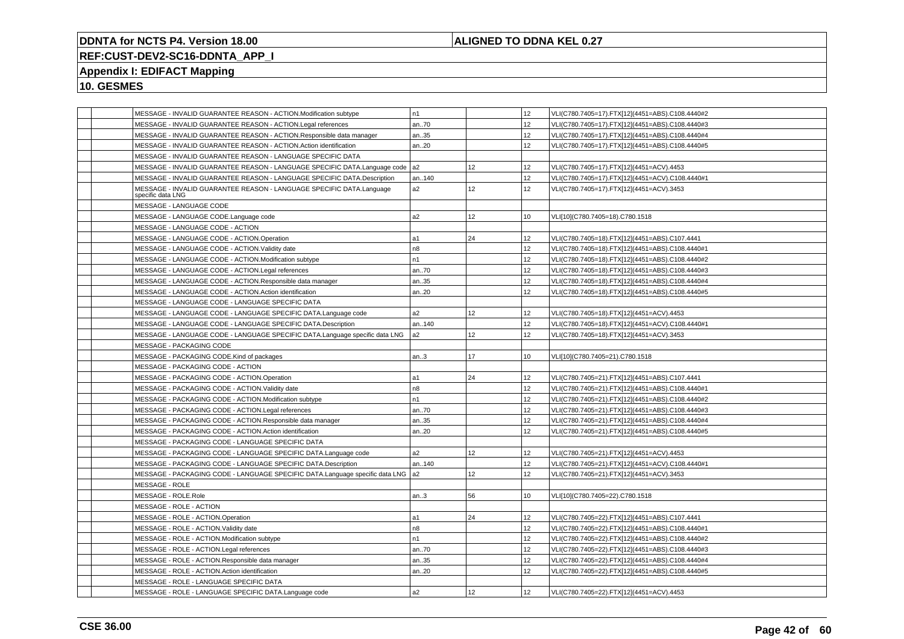# DDNTA for NCTS P4. Version 18.00

**ALIGNED TO DDNA KEL 0.27**

**REF:CUST-DEV2-SC16-DDNTA_APP_I**

## Appendix I: EDIFACT Mapping

## 10. GESMES

| | | | | | | |
|---|---|---|---|---|---|---|
| | | MESSAGE - INVALID GUARANTEE REASON - ACTION.Modification subtype | n1 | | 12 | VLI(C780.7405=17).FTX[12](4451=ABS).C108.4440#2 |
| | | MESSAGE - INVALID GUARANTEE REASON - ACTION.Legal references | an..70 | | 12 | VLI(C780.7405=17).FTX[12](4451=ABS).C108.4440#3 |
| | | MESSAGE - INVALID GUARANTEE REASON - ACTION.Responsible data manager | an..35 | | 12 | VLI(C780.7405=17).FTX[12](4451=ABS).C108.4440#4 |
| | | MESSAGE - INVALID GUARANTEE REASON - ACTION.Action identification | an..20 | | 12 | VLI(C780.7405=17).FTX[12](4451=ABS).C108.4440#5 |
| | | MESSAGE - INVALID GUARANTEE REASON - LANGUAGE SPECIFIC DATA | | | | |
| | | MESSAGE - INVALID GUARANTEE REASON - LANGUAGE SPECIFIC DATA.Language code | a2 | 12 | 12 | VLI(C780.7405=17).FTX[12](4451=ACV).4453 |
| | | MESSAGE - INVALID GUARANTEE REASON - LANGUAGE SPECIFIC DATA.Description | an..140 | | 12 | VLI(C780.7405=17).FTX[12](4451=ACV).C108.4440#1 |
| | | MESSAGE - INVALID GUARANTEE REASON - LANGUAGE SPECIFIC DATA.Language specific data LNG | a2 | 12 | 12 | VLI(C780.7405=17).FTX[12](4451=ACV).3453 |
| | | MESSAGE - LANGUAGE CODE | | | | |
| | | MESSAGE - LANGUAGE CODE.Language code | a2 | 12 | 10 | VLI[10](C780.7405=18).C780.1518 |
| | | MESSAGE - LANGUAGE CODE - ACTION | | | | |
| | | MESSAGE - LANGUAGE CODE - ACTION.Operation | a1 | 24 | 12 | VLI(C780.7405=18).FTX[12](4451=ABS).C107.4441 |
| | | MESSAGE - LANGUAGE CODE - ACTION.Validity date | n8 | | 12 | VLI(C780.7405=18).FTX[12](4451=ABS).C108.4440#1 |
| | | MESSAGE - LANGUAGE CODE - ACTION.Modification subtype | n1 | | 12 | VLI(C780.7405=18).FTX[12](4451=ABS).C108.4440#2 |
| | | MESSAGE - LANGUAGE CODE - ACTION.Legal references | an..70 | | 12 | VLI(C780.7405=18).FTX[12](4451=ABS).C108.4440#3 |
| | | MESSAGE - LANGUAGE CODE - ACTION.Responsible data manager | an..35 | | 12 | VLI(C780.7405=18).FTX[12](4451=ABS).C108.4440#4 |
| | | MESSAGE - LANGUAGE CODE - ACTION.Action identification | an..20 | | 12 | VLI(C780.7405=18).FTX[12](4451=ABS).C108.4440#5 |
| | | MESSAGE - LANGUAGE CODE - LANGUAGE SPECIFIC DATA | | | | |
| | | MESSAGE - LANGUAGE CODE - LANGUAGE SPECIFIC DATA.Language code | a2 | 12 | 12 | VLI(C780.7405=18).FTX[12](4451=ACV).4453 |
| | | MESSAGE - LANGUAGE CODE - LANGUAGE SPECIFIC DATA.Description | an..140 | | 12 | VLI(C780.7405=18).FTX[12](4451=ACV).C108.4440#1 |
| | | MESSAGE - LANGUAGE CODE - LANGUAGE SPECIFIC DATA.Language specific data LNG | a2 | 12 | 12 | VLI(C780.7405=18).FTX[12](4451=ACV).3453 |
| | | MESSAGE - PACKAGING CODE | | | | |
| | | MESSAGE - PACKAGING CODE.Kind of packages | an..3 | 17 | 10 | VLI[10](C780.7405=21).C780.1518 |
| | | MESSAGE - PACKAGING CODE - ACTION | | | | |
| | | MESSAGE - PACKAGING CODE - ACTION.Operation | a1 | 24 | 12 | VLI(C780.7405=21).FTX[12](4451=ABS).C107.4441 |
| | | MESSAGE - PACKAGING CODE - ACTION.Validity date | n8 | | 12 | VLI(C780.7405=21).FTX[12](4451=ABS).C108.4440#1 |
| | | MESSAGE - PACKAGING CODE - ACTION.Modification subtype | n1 | | 12 | VLI(C780.7405=21).FTX[12](4451=ABS).C108.4440#2 |
| | | MESSAGE - PACKAGING CODE - ACTION.Legal references | an..70 | | 12 | VLI(C780.7405=21).FTX[12](4451=ABS).C108.4440#3 |
| | | MESSAGE - PACKAGING CODE - ACTION.Responsible data manager | an..35 | | 12 | VLI(C780.7405=21).FTX[12](4451=ABS).C108.4440#4 |
| | | MESSAGE - PACKAGING CODE - ACTION.Action identification | an..20 | | 12 | VLI(C780.7405=21).FTX[12](4451=ABS).C108.4440#5 |
| | | MESSAGE - PACKAGING CODE - LANGUAGE SPECIFIC DATA | | | | |
| | | MESSAGE - PACKAGING CODE - LANGUAGE SPECIFIC DATA.Language code | a2 | 12 | 12 | VLI(C780.7405=21).FTX[12](4451=ACV).4453 |
| | | MESSAGE - PACKAGING CODE - LANGUAGE SPECIFIC DATA.Description | an..140 | | 12 | VLI(C780.7405=21).FTX[12](4451=ACV).C108.4440#1 |
| | | MESSAGE - PACKAGING CODE - LANGUAGE SPECIFIC DATA.Language specific data LNG | a2 | 12 | 12 | VLI(C780.7405=21).FTX[12](4451=ACV).3453 |
| | | MESSAGE - ROLE | | | | |
| | | MESSAGE - ROLE.Role | an..3 | 56 | 10 | VLI[10](C780.7405=22).C780.1518 |
| | | MESSAGE - ROLE - ACTION | | | | |
| | | MESSAGE - ROLE - ACTION.Operation | a1 | 24 | 12 | VLI(C780.7405=22).FTX[12](4451=ABS).C107.4441 |
| | | MESSAGE - ROLE - ACTION.Validity date | n8 | | 12 | VLI(C780.7405=22).FTX[12](4451=ABS).C108.4440#1 |
| | | MESSAGE - ROLE - ACTION.Modification subtype | n1 | | 12 | VLI(C780.7405=22).FTX[12](4451=ABS).C108.4440#2 |
| | | MESSAGE - ROLE - ACTION.Legal references | an..70 | | 12 | VLI(C780.7405=22).FTX[12](4451=ABS).C108.4440#3 |
| | | MESSAGE - ROLE - ACTION.Responsible data manager | an..35 | | 12 | VLI(C780.7405=22).FTX[12](4451=ABS).C108.4440#4 |
| | | MESSAGE - ROLE - ACTION.Action identification | an..20 | | 12 | VLI(C780.7405=22).FTX[12](4451=ABS).C108.4440#5 |
| | | MESSAGE - ROLE - LANGUAGE SPECIFIC DATA | | | | |
| | | MESSAGE - ROLE - LANGUAGE SPECIFIC DATA.Language code | a2 | 12 | 12 | VLI(C780.7405=22).FTX[12](4451=ACV).4453 |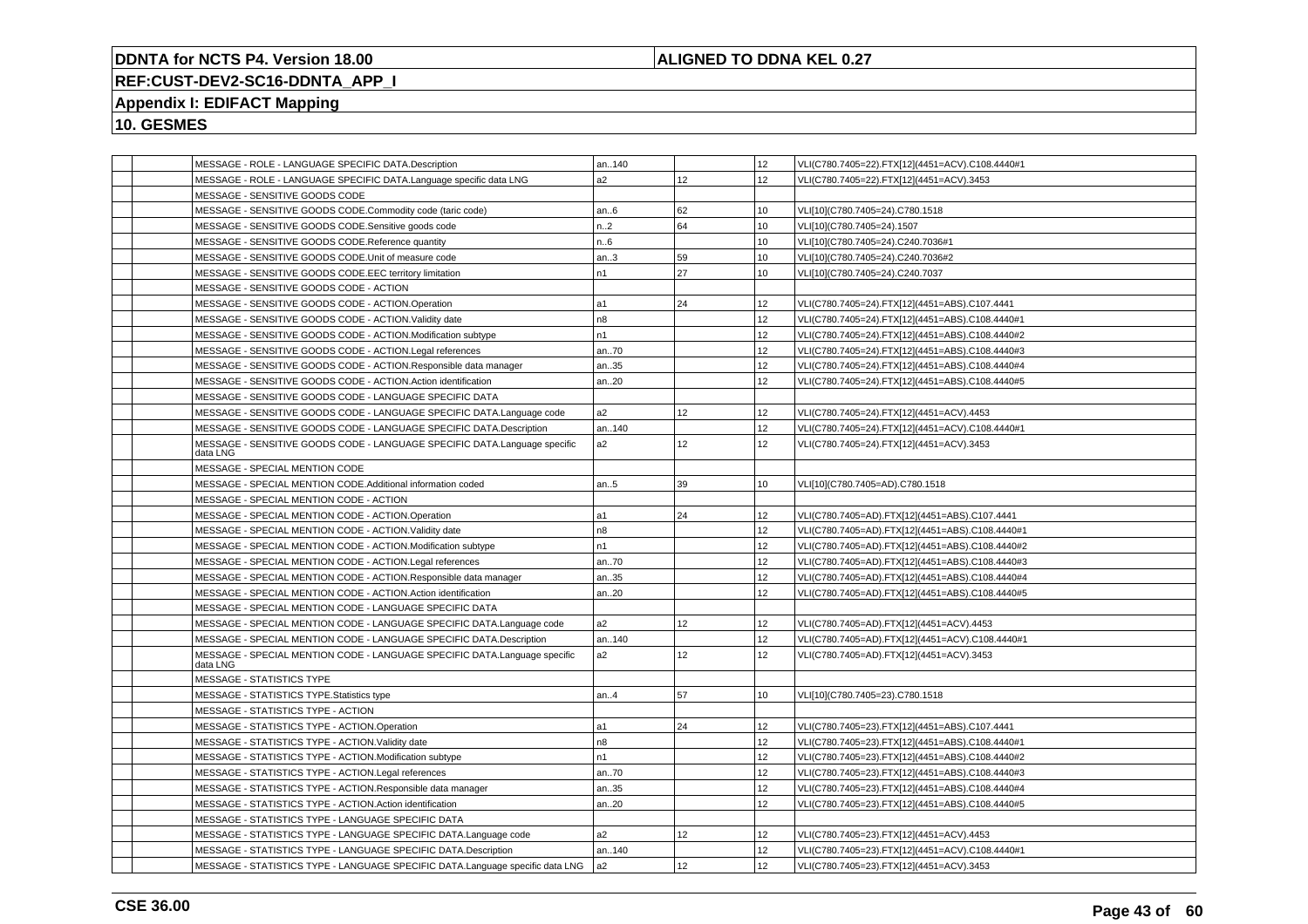**DDNTA for NCTS P4. Version 18.00** | **ALIGNED TO DDNA KEL 0.27**

**REF:CUST-DEV2-SC16-DDNTA_APP_I**

**Appendix I: EDIFACT Mapping**

**10. GESMES**

| | | | | | | |
|---|---|---|---|---|---|---|
| | | MESSAGE - ROLE - LANGUAGE SPECIFIC DATA.Description | an..140 | | 12 | VLI(C780.7405=22).FTX[12](4451=ACV).C108.4440#1 |
| | | MESSAGE - ROLE - LANGUAGE SPECIFIC DATA.Language specific data LNG | a2 | 12 | 12 | VLI(C780.7405=22).FTX[12](4451=ACV).3453 |
| | | MESSAGE - SENSITIVE GOODS CODE | | | | |
| | | MESSAGE - SENSITIVE GOODS CODE.Commodity code (taric code) | an..6 | 62 | 10 | VLI[10](C780.7405=24).C780.1518 |
| | | MESSAGE - SENSITIVE GOODS CODE.Sensitive goods code | n..2 | 64 | 10 | VLI[10](C780.7405=24).1507 |
| | | MESSAGE - SENSITIVE GOODS CODE.Reference quantity | n..6 | | 10 | VLI[10](C780.7405=24).C240.7036#1 |
| | | MESSAGE - SENSITIVE GOODS CODE.Unit of measure code | an..3 | 59 | 10 | VLI[10](C780.7405=24).C240.7036#2 |
| | | MESSAGE - SENSITIVE GOODS CODE.EEC territory limitation | n1 | 27 | 10 | VLI[10](C780.7405=24).C240.7037 |
| | | MESSAGE - SENSITIVE GOODS CODE - ACTION | | | | |
| | | MESSAGE - SENSITIVE GOODS CODE - ACTION.Operation | a1 | 24 | 12 | VLI(C780.7405=24).FTX[12](4451=ABS).C107.4441 |
| | | MESSAGE - SENSITIVE GOODS CODE - ACTION.Validity date | n8 | | 12 | VLI(C780.7405=24).FTX[12](4451=ABS).C108.4440#1 |
| | | MESSAGE - SENSITIVE GOODS CODE - ACTION.Modification subtype | n1 | | 12 | VLI(C780.7405=24).FTX[12](4451=ABS).C108.4440#2 |
| | | MESSAGE - SENSITIVE GOODS CODE - ACTION.Legal references | an..70 | | 12 | VLI(C780.7405=24).FTX[12](4451=ABS).C108.4440#3 |
| | | MESSAGE - SENSITIVE GOODS CODE - ACTION.Responsible data manager | an..35 | | 12 | VLI(C780.7405=24).FTX[12](4451=ABS).C108.4440#4 |
| | | MESSAGE - SENSITIVE GOODS CODE - ACTION.Action identification | an..20 | | 12 | VLI(C780.7405=24).FTX[12](4451=ABS).C108.4440#5 |
| | | MESSAGE - SENSITIVE GOODS CODE - LANGUAGE SPECIFIC DATA | | | | |
| | | MESSAGE - SENSITIVE GOODS CODE - LANGUAGE SPECIFIC DATA.Language code | a2 | 12 | 12 | VLI(C780.7405=24).FTX[12](4451=ACV).4453 |
| | | MESSAGE - SENSITIVE GOODS CODE - LANGUAGE SPECIFIC DATA.Description | an..140 | | 12 | VLI(C780.7405=24).FTX[12](4451=ACV).C108.4440#1 |
| | | MESSAGE - SENSITIVE GOODS CODE - LANGUAGE SPECIFIC DATA.Language specific data LNG | a2 | 12 | 12 | VLI(C780.7405=24).FTX[12](4451=ACV).3453 |
| | | MESSAGE - SPECIAL MENTION CODE | | | | |
| | | MESSAGE - SPECIAL MENTION CODE.Additional information coded | an..5 | 39 | 10 | VLI[10](C780.7405=AD).C780.1518 |
| | | MESSAGE - SPECIAL MENTION CODE - ACTION | | | | |
| | | MESSAGE - SPECIAL MENTION CODE - ACTION.Operation | a1 | 24 | 12 | VLI(C780.7405=AD).FTX[12](4451=ABS).C107.4441 |
| | | MESSAGE - SPECIAL MENTION CODE - ACTION.Validity date | n8 | | 12 | VLI(C780.7405=AD).FTX[12](4451=ABS).C108.4440#1 |
| | | MESSAGE - SPECIAL MENTION CODE - ACTION.Modification subtype | n1 | | 12 | VLI(C780.7405=AD).FTX[12](4451=ABS).C108.4440#2 |
| | | MESSAGE - SPECIAL MENTION CODE - ACTION.Legal references | an..70 | | 12 | VLI(C780.7405=AD).FTX[12](4451=ABS).C108.4440#3 |
| | | MESSAGE - SPECIAL MENTION CODE - ACTION.Responsible data manager | an..35 | | 12 | VLI(C780.7405=AD).FTX[12](4451=ABS).C108.4440#4 |
| | | MESSAGE - SPECIAL MENTION CODE - ACTION.Action identification | an..20 | | 12 | VLI(C780.7405=AD).FTX[12](4451=ABS).C108.4440#5 |
| | | MESSAGE - SPECIAL MENTION CODE - LANGUAGE SPECIFIC DATA | | | | |
| | | MESSAGE - SPECIAL MENTION CODE - LANGUAGE SPECIFIC DATA.Language code | a2 | 12 | 12 | VLI(C780.7405=AD).FTX[12](4451=ACV).4453 |
| | | MESSAGE - SPECIAL MENTION CODE - LANGUAGE SPECIFIC DATA.Description | an..140 | | 12 | VLI(C780.7405=AD).FTX[12](4451=ACV).C108.4440#1 |
| | | MESSAGE - SPECIAL MENTION CODE - LANGUAGE SPECIFIC DATA.Language specific data LNG | a2 | 12 | 12 | VLI(C780.7405=AD).FTX[12](4451=ACV).3453 |
| | | MESSAGE - STATISTICS TYPE | | | | |
| | | MESSAGE - STATISTICS TYPE.Statistics type | an..4 | 57 | 10 | VLI[10](C780.7405=23).C780.1518 |
| | | MESSAGE - STATISTICS TYPE - ACTION | | | | |
| | | MESSAGE - STATISTICS TYPE - ACTION.Operation | a1 | 24 | 12 | VLI(C780.7405=23).FTX[12](4451=ABS).C107.4441 |
| | | MESSAGE - STATISTICS TYPE - ACTION.Validity date | n8 | | 12 | VLI(C780.7405=23).FTX[12](4451=ABS).C108.4440#1 |
| | | MESSAGE - STATISTICS TYPE - ACTION.Modification subtype | n1 | | 12 | VLI(C780.7405=23).FTX[12](4451=ABS).C108.4440#2 |
| | | MESSAGE - STATISTICS TYPE - ACTION.Legal references | an..70 | | 12 | VLI(C780.7405=23).FTX[12](4451=ABS).C108.4440#3 |
| | | MESSAGE - STATISTICS TYPE - ACTION.Responsible data manager | an..35 | | 12 | VLI(C780.7405=23).FTX[12](4451=ABS).C108.4440#4 |
| | | MESSAGE - STATISTICS TYPE - ACTION.Action identification | an..20 | | 12 | VLI(C780.7405=23).FTX[12](4451=ABS).C108.4440#5 |
| | | MESSAGE - STATISTICS TYPE - LANGUAGE SPECIFIC DATA | | | | |
| | | MESSAGE - STATISTICS TYPE - LANGUAGE SPECIFIC DATA.Language code | a2 | 12 | 12 | VLI(C780.7405=23).FTX[12](4451=ACV).4453 |
| | | MESSAGE - STATISTICS TYPE - LANGUAGE SPECIFIC DATA.Description | an..140 | | 12 | VLI(C780.7405=23).FTX[12](4451=ACV).C108.4440#1 |
| | | MESSAGE - STATISTICS TYPE - LANGUAGE SPECIFIC DATA.Language specific data LNG | a2 | 12 | 12 | VLI(C780.7405=23).FTX[12](4451=ACV).3453 |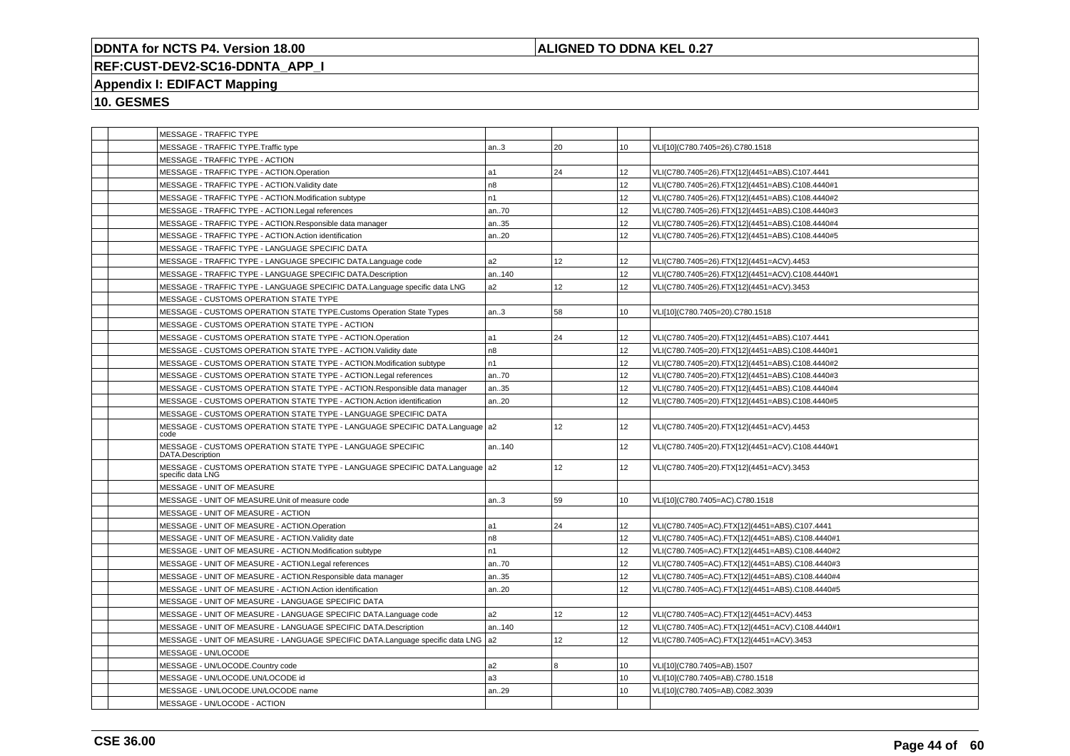**DDNTA for NCTS P4. Version 18.00** | **ALIGNED TO DDNA KEL 0.27**

**REF:CUST-DEV2-SC16-DDNTA_APP_I**

**Appendix I: EDIFACT Mapping**

**10. GESMES**

| | | | | | | |
|---|---|---|---|---|---|---|
| | | MESSAGE - TRAFFIC TYPE | | | | |
| | | MESSAGE - TRAFFIC TYPE.Traffic type | an..3 | 20 | 10 | VLI[10](C780.7405=26).C780.1518 |
| | | MESSAGE - TRAFFIC TYPE - ACTION | | | | |
| | | MESSAGE - TRAFFIC TYPE - ACTION.Operation | a1 | 24 | 12 | VLI(C780.7405=26).FTX[12](4451=ABS).C107.4441 |
| | | MESSAGE - TRAFFIC TYPE - ACTION.Validity date | n8 | | 12 | VLI(C780.7405=26).FTX[12](4451=ABS).C108.4440#1 |
| | | MESSAGE - TRAFFIC TYPE - ACTION.Modification subtype | n1 | | 12 | VLI(C780.7405=26).FTX[12](4451=ABS).C108.4440#2 |
| | | MESSAGE - TRAFFIC TYPE - ACTION.Legal references | an..70 | | 12 | VLI(C780.7405=26).FTX[12](4451=ABS).C108.4440#3 |
| | | MESSAGE - TRAFFIC TYPE - ACTION.Responsible data manager | an..35 | | 12 | VLI(C780.7405=26).FTX[12](4451=ABS).C108.4440#4 |
| | | MESSAGE - TRAFFIC TYPE - ACTION.Action identification | an..20 | | 12 | VLI(C780.7405=26).FTX[12](4451=ABS).C108.4440#5 |
| | | MESSAGE - TRAFFIC TYPE - LANGUAGE SPECIFIC DATA | | | | |
| | | MESSAGE - TRAFFIC TYPE - LANGUAGE SPECIFIC DATA.Language code | a2 | 12 | 12 | VLI(C780.7405=26).FTX[12](4451=ACV).4453 |
| | | MESSAGE - TRAFFIC TYPE - LANGUAGE SPECIFIC DATA.Description | an..140 | | 12 | VLI(C780.7405=26).FTX[12](4451=ACV).C108.4440#1 |
| | | MESSAGE - TRAFFIC TYPE - LANGUAGE SPECIFIC DATA.Language specific data LNG | a2 | 12 | 12 | VLI(C780.7405=26).FTX[12](4451=ACV).3453 |
| | | MESSAGE - CUSTOMS OPERATION STATE TYPE | | | | |
| | | MESSAGE - CUSTOMS OPERATION STATE TYPE.Customs Operation State Types | an..3 | 58 | 10 | VLI[10](C780.7405=20).C780.1518 |
| | | MESSAGE - CUSTOMS OPERATION STATE TYPE - ACTION | | | | |
| | | MESSAGE - CUSTOMS OPERATION STATE TYPE - ACTION.Operation | a1 | 24 | 12 | VLI(C780.7405=20).FTX[12](4451=ABS).C107.4441 |
| | | MESSAGE - CUSTOMS OPERATION STATE TYPE - ACTION.Validity date | n8 | | 12 | VLI(C780.7405=20).FTX[12](4451=ABS).C108.4440#1 |
| | | MESSAGE - CUSTOMS OPERATION STATE TYPE - ACTION.Modification subtype | n1 | | 12 | VLI(C780.7405=20).FTX[12](4451=ABS).C108.4440#2 |
| | | MESSAGE - CUSTOMS OPERATION STATE TYPE - ACTION.Legal references | an..70 | | 12 | VLI(C780.7405=20).FTX[12](4451=ABS).C108.4440#3 |
| | | MESSAGE - CUSTOMS OPERATION STATE TYPE - ACTION.Responsible data manager | an..35 | | 12 | VLI(C780.7405=20).FTX[12](4451=ABS).C108.4440#4 |
| | | MESSAGE - CUSTOMS OPERATION STATE TYPE - ACTION.Action identification | an..20 | | 12 | VLI(C780.7405=20).FTX[12](4451=ABS).C108.4440#5 |
| | | MESSAGE - CUSTOMS OPERATION STATE TYPE - LANGUAGE SPECIFIC DATA | | | | |
| | | MESSAGE - CUSTOMS OPERATION STATE TYPE - LANGUAGE SPECIFIC DATA.Language code | a2 | 12 | 12 | VLI(C780.7405=20).FTX[12](4451=ACV).4453 |
| | | MESSAGE - CUSTOMS OPERATION STATE TYPE - LANGUAGE SPECIFIC DATA.Description | an..140 | | 12 | VLI(C780.7405=20).FTX[12](4451=ACV).C108.4440#1 |
| | | MESSAGE - CUSTOMS OPERATION STATE TYPE - LANGUAGE SPECIFIC DATA.Language specific data LNG | a2 | 12 | 12 | VLI(C780.7405=20).FTX[12](4451=ACV).3453 |
| | | MESSAGE - UNIT OF MEASURE | | | | |
| | | MESSAGE - UNIT OF MEASURE.Unit of measure code | an..3 | 59 | 10 | VLI[10](C780.7405=AC).C780.1518 |
| | | MESSAGE - UNIT OF MEASURE - ACTION | | | | |
| | | MESSAGE - UNIT OF MEASURE - ACTION.Operation | a1 | 24 | 12 | VLI(C780.7405=AC).FTX[12](4451=ABS).C107.4441 |
| | | MESSAGE - UNIT OF MEASURE - ACTION.Validity date | n8 | | 12 | VLI(C780.7405=AC).FTX[12](4451=ABS).C108.4440#1 |
| | | MESSAGE - UNIT OF MEASURE - ACTION.Modification subtype | n1 | | 12 | VLI(C780.7405=AC).FTX[12](4451=ABS).C108.4440#2 |
| | | MESSAGE - UNIT OF MEASURE - ACTION.Legal references | an..70 | | 12 | VLI(C780.7405=AC).FTX[12](4451=ABS).C108.4440#3 |
| | | MESSAGE - UNIT OF MEASURE - ACTION.Responsible data manager | an..35 | | 12 | VLI(C780.7405=AC).FTX[12](4451=ABS).C108.4440#4 |
| | | MESSAGE - UNIT OF MEASURE - ACTION.Action identification | an..20 | | 12 | VLI(C780.7405=AC).FTX[12](4451=ABS).C108.4440#5 |
| | | MESSAGE - UNIT OF MEASURE - LANGUAGE SPECIFIC DATA | | | | |
| | | MESSAGE - UNIT OF MEASURE - LANGUAGE SPECIFIC DATA.Language code | a2 | 12 | 12 | VLI(C780.7405=AC).FTX[12](4451=ACV).4453 |
| | | MESSAGE - UNIT OF MEASURE - LANGUAGE SPECIFIC DATA.Description | an..140 | | 12 | VLI(C780.7405=AC).FTX[12](4451=ACV).C108.4440#1 |
| | | MESSAGE - UNIT OF MEASURE - LANGUAGE SPECIFIC DATA.Language specific data LNG | a2 | 12 | 12 | VLI(C780.7405=AC).FTX[12](4451=ACV).3453 |
| | | MESSAGE - UN/LOCODE | | | | |
| | | MESSAGE - UN/LOCODE.Country code | a2 | 8 | 10 | VLI[10](C780.7405=AB).1507 |
| | | MESSAGE - UN/LOCODE.UN/LOCODE id | a3 | | 10 | VLI[10](C780.7405=AB).C780.1518 |
| | | MESSAGE - UN/LOCODE.UN/LOCODE name | an..29 | | 10 | VLI[10](C780.7405=AB).C082.3039 |
| | | MESSAGE - UN/LOCODE - ACTION | | | | |

**CSE 36.00**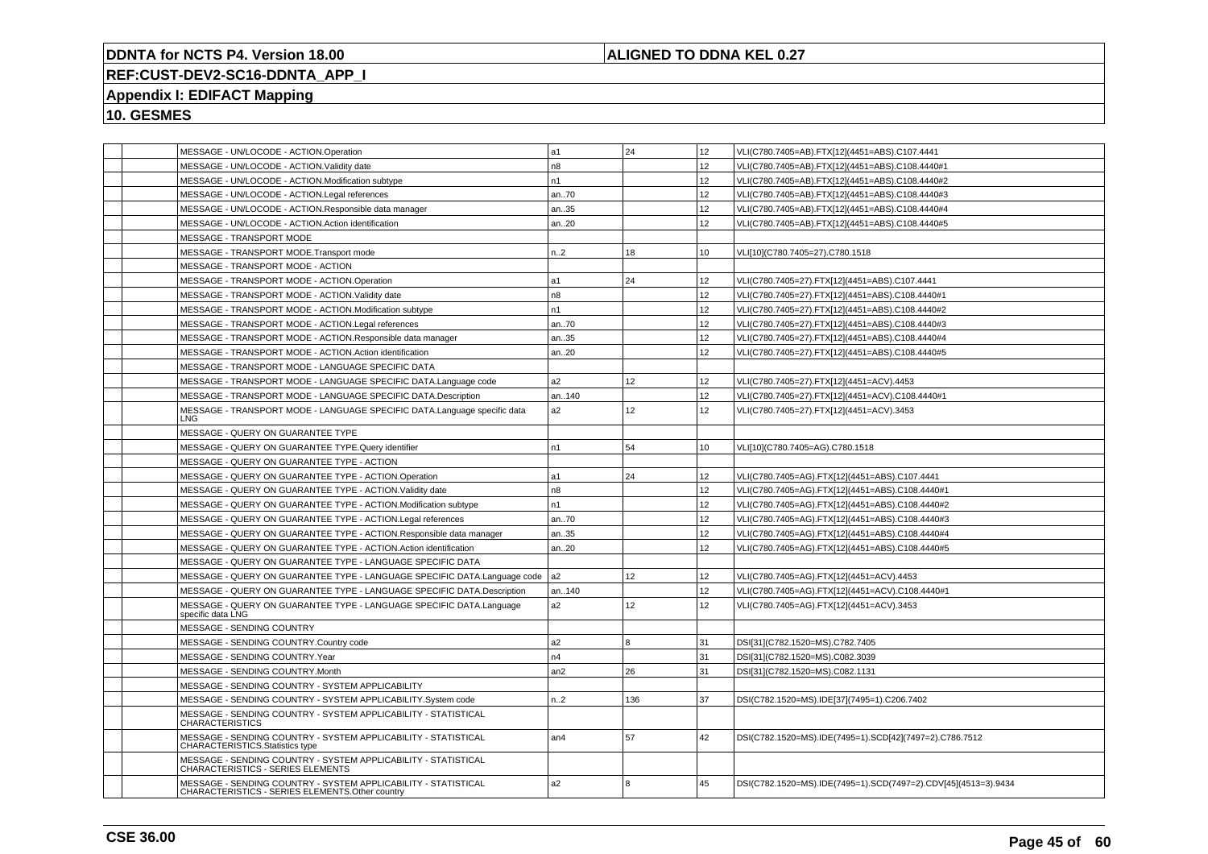| | | | | | | |
|---|---|---|---|---|---|---|
| | | MESSAGE - UN/LOCODE - ACTION.Operation | a1 | 24 | 12 | VLI(C780.7405=AB).FTX[12](4451=ABS).C107.4441 |
| | | MESSAGE - UN/LOCODE - ACTION.Validity date | n8 | | 12 | VLI(C780.7405=AB).FTX[12](4451=ABS).C108.4440#1 |
| | | MESSAGE - UN/LOCODE - ACTION.Modification subtype | n1 | | 12 | VLI(C780.7405=AB).FTX[12](4451=ABS).C108.4440#2 |
| | | MESSAGE - UN/LOCODE - ACTION.Legal references | an..70 | | 12 | VLI(C780.7405=AB).FTX[12](4451=ABS).C108.4440#3 |
| | | MESSAGE - UN/LOCODE - ACTION.Responsible data manager | an..35 | | 12 | VLI(C780.7405=AB).FTX[12](4451=ABS).C108.4440#4 |
| | | MESSAGE - UN/LOCODE - ACTION.Action identification | an..20 | | 12 | VLI(C780.7405=AB).FTX[12](4451=ABS).C108.4440#5 |
| | | MESSAGE - TRANSPORT MODE | | | | |
| | | MESSAGE - TRANSPORT MODE.Transport mode | n..2 | 18 | 10 | VLI[10](C780.7405=27).C780.1518 |
| | | MESSAGE - TRANSPORT MODE - ACTION | | | | |
| | | MESSAGE - TRANSPORT MODE - ACTION.Operation | a1 | 24 | 12 | VLI(C780.7405=27).FTX[12](4451=ABS).C107.4441 |
| | | MESSAGE - TRANSPORT MODE - ACTION.Validity date | n8 | | 12 | VLI(C780.7405=27).FTX[12](4451=ABS).C108.4440#1 |
| | | MESSAGE - TRANSPORT MODE - ACTION.Modification subtype | n1 | | 12 | VLI(C780.7405=27).FTX[12](4451=ABS).C108.4440#2 |
| | | MESSAGE - TRANSPORT MODE - ACTION.Legal references | an..70 | | 12 | VLI(C780.7405=27).FTX[12](4451=ABS).C108.4440#3 |
| | | MESSAGE - TRANSPORT MODE - ACTION.Responsible data manager | an..35 | | 12 | VLI(C780.7405=27).FTX[12](4451=ABS).C108.4440#4 |
| | | MESSAGE - TRANSPORT MODE - ACTION.Action identification | an..20 | | 12 | VLI(C780.7405=27).FTX[12](4451=ABS).C108.4440#5 |
| | | MESSAGE - TRANSPORT MODE - LANGUAGE SPECIFIC DATA | | | | |
| | | MESSAGE - TRANSPORT MODE - LANGUAGE SPECIFIC DATA.Language code | a2 | 12 | 12 | VLI(C780.7405=27).FTX[12](4451=ACV).4453 |
| | | MESSAGE - TRANSPORT MODE - LANGUAGE SPECIFIC DATA.Description | an..140 | | 12 | VLI(C780.7405=27).FTX[12](4451=ACV).C108.4440#1 |
| | | MESSAGE - TRANSPORT MODE - LANGUAGE SPECIFIC DATA.Language specific data LNG | a2 | 12 | 12 | VLI(C780.7405=27).FTX[12](4451=ACV).3453 |
| | | MESSAGE - QUERY ON GUARANTEE TYPE | | | | |
| | | MESSAGE - QUERY ON GUARANTEE TYPE.Query identifier | n1 | 54 | 10 | VLI[10](C780.7405=AG).C780.1518 |
| | | MESSAGE - QUERY ON GUARANTEE TYPE - ACTION | | | | |
| | | MESSAGE - QUERY ON GUARANTEE TYPE - ACTION.Operation | a1 | 24 | 12 | VLI(C780.7405=AG).FTX[12](4451=ABS).C107.4441 |
| | | MESSAGE - QUERY ON GUARANTEE TYPE - ACTION.Validity date | n8 | | 12 | VLI(C780.7405=AG).FTX[12](4451=ABS).C108.4440#1 |
| | | MESSAGE - QUERY ON GUARANTEE TYPE - ACTION.Modification subtype | n1 | | 12 | VLI(C780.7405=AG).FTX[12](4451=ABS).C108.4440#2 |
| | | MESSAGE - QUERY ON GUARANTEE TYPE - ACTION.Legal references | an..70 | | 12 | VLI(C780.7405=AG).FTX[12](4451=ABS).C108.4440#3 |
| | | MESSAGE - QUERY ON GUARANTEE TYPE - ACTION.Responsible data manager | an..35 | | 12 | VLI(C780.7405=AG).FTX[12](4451=ABS).C108.4440#4 |
| | | MESSAGE - QUERY ON GUARANTEE TYPE - ACTION.Action identification | an..20 | | 12 | VLI(C780.7405=AG).FTX[12](4451=ABS).C108.4440#5 |
| | | MESSAGE - QUERY ON GUARANTEE TYPE - LANGUAGE SPECIFIC DATA | | | | |
| | | MESSAGE - QUERY ON GUARANTEE TYPE - LANGUAGE SPECIFIC DATA.Language code | a2 | 12 | 12 | VLI(C780.7405=AG).FTX[12](4451=ACV).4453 |
| | | MESSAGE - QUERY ON GUARANTEE TYPE - LANGUAGE SPECIFIC DATA.Description | an..140 | | 12 | VLI(C780.7405=AG).FTX[12](4451=ACV).C108.4440#1 |
| | | MESSAGE - QUERY ON GUARANTEE TYPE - LANGUAGE SPECIFIC DATA.Language specific data LNG | a2 | 12 | 12 | VLI(C780.7405=AG).FTX[12](4451=ACV).3453 |
| | | MESSAGE - SENDING COUNTRY | | | | |
| | | MESSAGE - SENDING COUNTRY.Country code | a2 | 8 | 31 | DSI[31](C782.1520=MS).C782.7405 |
| | | MESSAGE - SENDING COUNTRY.Year | n4 | | 31 | DSI[31](C782.1520=MS).C082.3039 |
| | | MESSAGE - SENDING COUNTRY.Month | an2 | 26 | 31 | DSI[31](C782.1520=MS).C082.1131 |
| | | MESSAGE - SENDING COUNTRY - SYSTEM APPLICABILITY | | | | |
| | | MESSAGE - SENDING COUNTRY - SYSTEM APPLICABILITY.System code | n..2 | 136 | 37 | DSI(C782.1520=MS).IDE[37](7495=1).C206.7402 |
| | | MESSAGE - SENDING COUNTRY - SYSTEM APPLICABILITY - STATISTICAL CHARACTERISTICS | | | | |
| | | MESSAGE - SENDING COUNTRY - SYSTEM APPLICABILITY - STATISTICAL CHARACTERISTICS.Statistics type | an4 | 57 | 42 | DSI(C782.1520=MS).IDE(7495=1).SCD[42](7497=2).C786.7512 |
| | | MESSAGE - SENDING COUNTRY - SYSTEM APPLICABILITY - STATISTICAL CHARACTERISTICS - SERIES ELEMENTS | | | | |
| | | MESSAGE - SENDING COUNTRY - SYSTEM APPLICABILITY - STATISTICAL CHARACTERISTICS - SERIES ELEMENTS.Other country | a2 | 8 | 45 | DSI(C782.1520=MS).IDE(7495=1).SCD(7497=2).CDV[45](4513=3).9434 |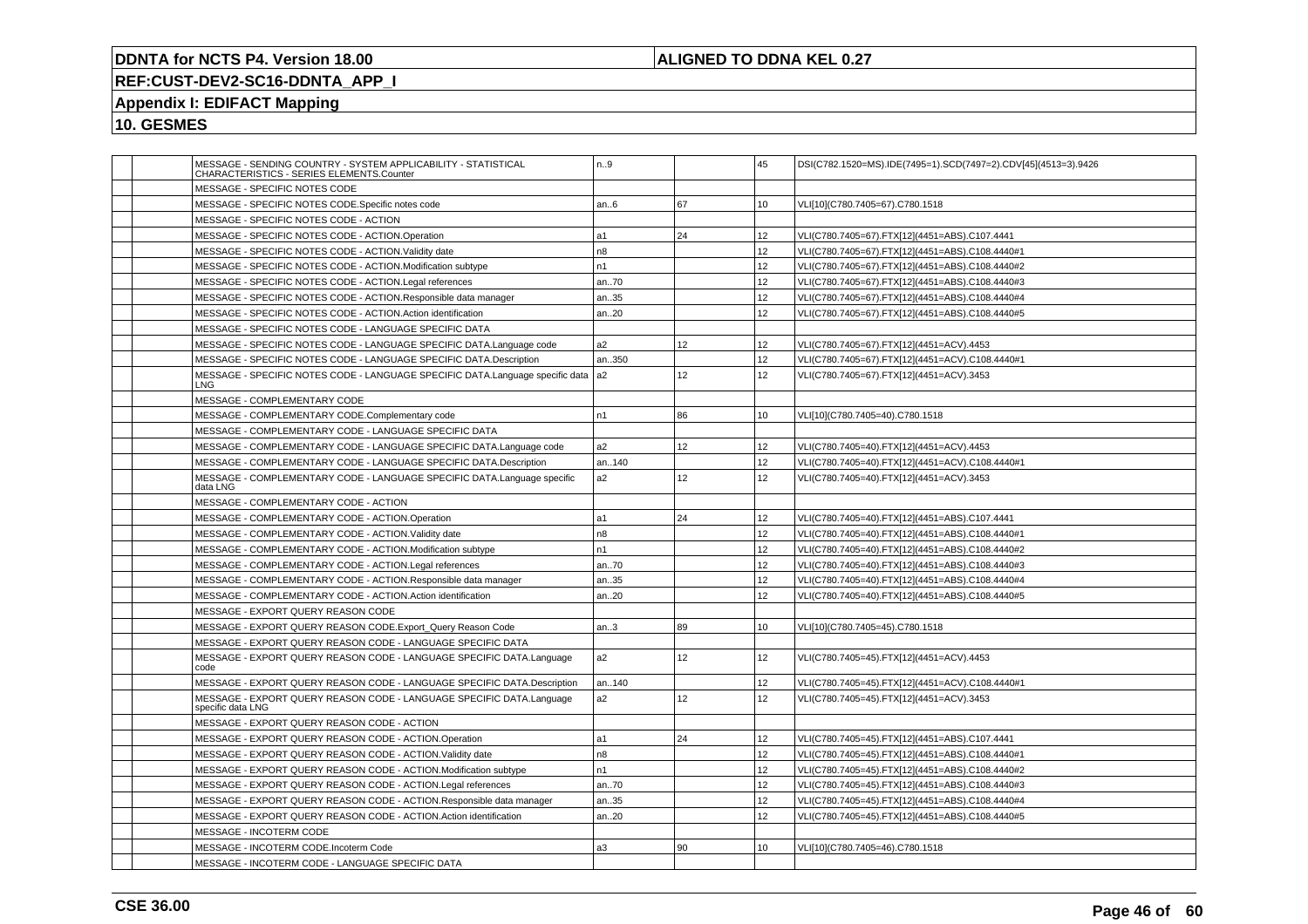**DDNTA for NCTS P4. Version 18.00** | **ALIGNED TO DDNA KEL 0.27**

**REF:CUST-DEV2-SC16-DDNTA_APP_I**

**Appendix I: EDIFACT Mapping**

**10. GESMES**

| | | | | | | |
|---|---|---|---|---|---|---|
| | | MESSAGE - SENDING COUNTRY - SYSTEM APPLICABILITY - STATISTICAL CHARACTERISTICS - SERIES ELEMENTS.Counter | n..9 | | 45 | DSI(C782.1520=MS).IDE(7495=1).SCD(7497=2).CDV[45](4513=3).9426 |
| | | MESSAGE - SPECIFIC NOTES CODE | | | | |
| | | MESSAGE - SPECIFIC NOTES CODE.Specific notes code | an..6 | 67 | 10 | VLI[10](C780.7405=67).C780.1518 |
| | | MESSAGE - SPECIFIC NOTES CODE - ACTION | | | | |
| | | MESSAGE - SPECIFIC NOTES CODE - ACTION.Operation | a1 | 24 | 12 | VLI(C780.7405=67).FTX[12](4451=ABS).C107.4441 |
| | | MESSAGE - SPECIFIC NOTES CODE - ACTION.Validity date | n8 | | 12 | VLI(C780.7405=67).FTX[12](4451=ABS).C108.4440#1 |
| | | MESSAGE - SPECIFIC NOTES CODE - ACTION.Modification subtype | n1 | | 12 | VLI(C780.7405=67).FTX[12](4451=ABS).C108.4440#2 |
| | | MESSAGE - SPECIFIC NOTES CODE - ACTION.Legal references | an..70 | | 12 | VLI(C780.7405=67).FTX[12](4451=ABS).C108.4440#3 |
| | | MESSAGE - SPECIFIC NOTES CODE - ACTION.Responsible data manager | an..35 | | 12 | VLI(C780.7405=67).FTX[12](4451=ABS).C108.4440#4 |
| | | MESSAGE - SPECIFIC NOTES CODE - ACTION.Action identification | an..20 | | 12 | VLI(C780.7405=67).FTX[12](4451=ABS).C108.4440#5 |
| | | MESSAGE - SPECIFIC NOTES CODE - LANGUAGE SPECIFIC DATA | | | | |
| | | MESSAGE - SPECIFIC NOTES CODE - LANGUAGE SPECIFIC DATA.Language code | a2 | 12 | 12 | VLI(C780.7405=67).FTX[12](4451=ACV).4453 |
| | | MESSAGE - SPECIFIC NOTES CODE - LANGUAGE SPECIFIC DATA.Description | an..350 | | 12 | VLI(C780.7405=67).FTX[12](4451=ACV).C108.4440#1 |
| | | MESSAGE - SPECIFIC NOTES CODE - LANGUAGE SPECIFIC DATA.Language specific data LNG | a2 | 12 | 12 | VLI(C780.7405=67).FTX[12](4451=ACV).3453 |
| | | MESSAGE - COMPLEMENTARY CODE | | | | |
| | | MESSAGE - COMPLEMENTARY CODE.Complementary code | n1 | 86 | 10 | VLI[10](C780.7405=40).C780.1518 |
| | | MESSAGE - COMPLEMENTARY CODE - LANGUAGE SPECIFIC DATA | | | | |
| | | MESSAGE - COMPLEMENTARY CODE - LANGUAGE SPECIFIC DATA.Language code | a2 | 12 | 12 | VLI(C780.7405=40).FTX[12](4451=ACV).4453 |
| | | MESSAGE - COMPLEMENTARY CODE - LANGUAGE SPECIFIC DATA.Description | an..140 | | 12 | VLI(C780.7405=40).FTX[12](4451=ACV).C108.4440#1 |
| | | MESSAGE - COMPLEMENTARY CODE - LANGUAGE SPECIFIC DATA.Language specific data LNG | a2 | 12 | 12 | VLI(C780.7405=40).FTX[12](4451=ACV).3453 |
| | | MESSAGE - COMPLEMENTARY CODE - ACTION | | | | |
| | | MESSAGE - COMPLEMENTARY CODE - ACTION.Operation | a1 | 24 | 12 | VLI(C780.7405=40).FTX[12](4451=ABS).C107.4441 |
| | | MESSAGE - COMPLEMENTARY CODE - ACTION.Validity date | n8 | | 12 | VLI(C780.7405=40).FTX[12](4451=ABS).C108.4440#1 |
| | | MESSAGE - COMPLEMENTARY CODE - ACTION.Modification subtype | n1 | | 12 | VLI(C780.7405=40).FTX[12](4451=ABS).C108.4440#2 |
| | | MESSAGE - COMPLEMENTARY CODE - ACTION.Legal references | an..70 | | 12 | VLI(C780.7405=40).FTX[12](4451=ABS).C108.4440#3 |
| | | MESSAGE - COMPLEMENTARY CODE - ACTION.Responsible data manager | an..35 | | 12 | VLI(C780.7405=40).FTX[12](4451=ABS).C108.4440#4 |
| | | MESSAGE - COMPLEMENTARY CODE - ACTION.Action identification | an..20 | | 12 | VLI(C780.7405=40).FTX[12](4451=ABS).C108.4440#5 |
| | | MESSAGE - EXPORT QUERY REASON CODE | | | | |
| | | MESSAGE - EXPORT QUERY REASON CODE.Export_Query Reason Code | an..3 | 89 | 10 | VLI[10](C780.7405=45).C780.1518 |
| | | MESSAGE - EXPORT QUERY REASON CODE - LANGUAGE SPECIFIC DATA | | | | |
| | | MESSAGE - EXPORT QUERY REASON CODE - LANGUAGE SPECIFIC DATA.Language code | a2 | 12 | 12 | VLI(C780.7405=45).FTX[12](4451=ACV).4453 |
| | | MESSAGE - EXPORT QUERY REASON CODE - LANGUAGE SPECIFIC DATA.Description | an..140 | | 12 | VLI(C780.7405=45).FTX[12](4451=ACV).C108.4440#1 |
| | | MESSAGE - EXPORT QUERY REASON CODE - LANGUAGE SPECIFIC DATA.Language specific data LNG | a2 | 12 | 12 | VLI(C780.7405=45).FTX[12](4451=ACV).3453 |
| | | MESSAGE - EXPORT QUERY REASON CODE - ACTION | | | | |
| | | MESSAGE - EXPORT QUERY REASON CODE - ACTION.Operation | a1 | 24 | 12 | VLI(C780.7405=45).FTX[12](4451=ABS).C107.4441 |
| | | MESSAGE - EXPORT QUERY REASON CODE - ACTION.Validity date | n8 | | 12 | VLI(C780.7405=45).FTX[12](4451=ABS).C108.4440#1 |
| | | MESSAGE - EXPORT QUERY REASON CODE - ACTION.Modification subtype | n1 | | 12 | VLI(C780.7405=45).FTX[12](4451=ABS).C108.4440#2 |
| | | MESSAGE - EXPORT QUERY REASON CODE - ACTION.Legal references | an..70 | | 12 | VLI(C780.7405=45).FTX[12](4451=ABS).C108.4440#3 |
| | | MESSAGE - EXPORT QUERY REASON CODE - ACTION.Responsible data manager | an..35 | | 12 | VLI(C780.7405=45).FTX[12](4451=ABS).C108.4440#4 |
| | | MESSAGE - EXPORT QUERY REASON CODE - ACTION.Action identification | an..20 | | 12 | VLI(C780.7405=45).FTX[12](4451=ABS).C108.4440#5 |
| | | MESSAGE - INCOTERM CODE | | | | |
| | | MESSAGE - INCOTERM CODE.Incoterm Code | a3 | 90 | 10 | VLI[10](C780.7405=46).C780.1518 |
| | | MESSAGE - INCOTERM CODE - LANGUAGE SPECIFIC DATA | | | | |

**CSE 36.00**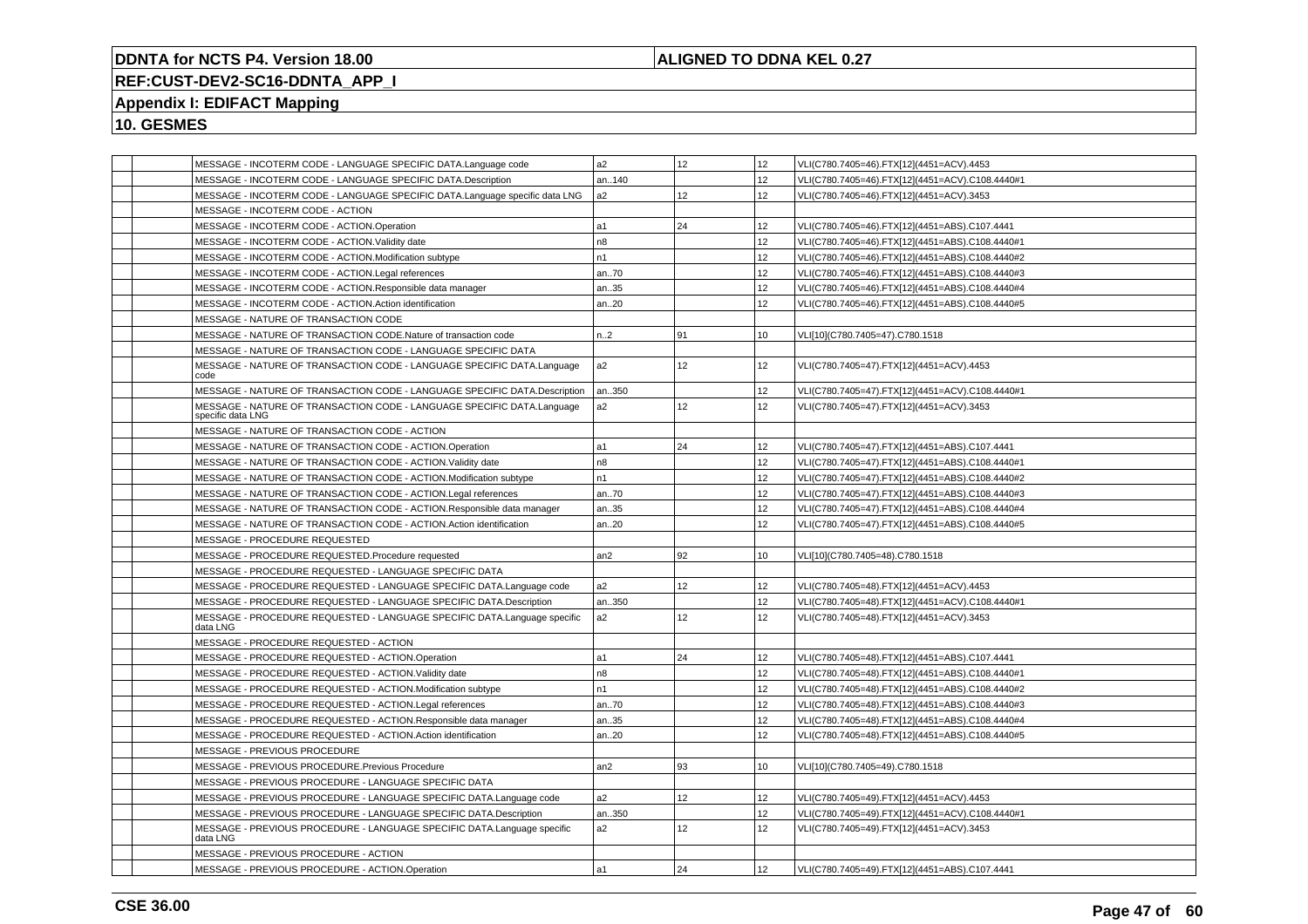**DDNTA for NCTS P4. Version 18.00** | **ALIGNED TO DDNA KEL 0.27**

**REF:CUST-DEV2-SC16-DDNTA_APP_I**

**Appendix I: EDIFACT Mapping**

**10. GESMES**

| | | | | | | |
|---|---|---|---|---|---|---|
| | | MESSAGE - INCOTERM CODE - LANGUAGE SPECIFIC DATA.Language code | a2 | 12 | 12 | VLI(C780.7405=46).FTX[12](4451=ACV).4453 |
| | | MESSAGE - INCOTERM CODE - LANGUAGE SPECIFIC DATA.Description | an..140 | | 12 | VLI(C780.7405=46).FTX[12](4451=ACV).C108.4440#1 |
| | | MESSAGE - INCOTERM CODE - LANGUAGE SPECIFIC DATA.Language specific data LNG | a2 | 12 | 12 | VLI(C780.7405=46).FTX[12](4451=ACV).3453 |
| | | MESSAGE - INCOTERM CODE - ACTION | | | | |
| | | MESSAGE - INCOTERM CODE - ACTION.Operation | a1 | 24 | 12 | VLI(C780.7405=46).FTX[12](4451=ABS).C107.4441 |
| | | MESSAGE - INCOTERM CODE - ACTION.Validity date | n8 | | 12 | VLI(C780.7405=46).FTX[12](4451=ABS).C108.4440#1 |
| | | MESSAGE - INCOTERM CODE - ACTION.Modification subtype | n1 | | 12 | VLI(C780.7405=46).FTX[12](4451=ABS).C108.4440#2 |
| | | MESSAGE - INCOTERM CODE - ACTION.Legal references | an..70 | | 12 | VLI(C780.7405=46).FTX[12](4451=ABS).C108.4440#3 |
| | | MESSAGE - INCOTERM CODE - ACTION.Responsible data manager | an..35 | | 12 | VLI(C780.7405=46).FTX[12](4451=ABS).C108.4440#4 |
| | | MESSAGE - INCOTERM CODE - ACTION.Action identification | an..20 | | 12 | VLI(C780.7405=46).FTX[12](4451=ABS).C108.4440#5 |
| | | MESSAGE - NATURE OF TRANSACTION CODE | | | | |
| | | MESSAGE - NATURE OF TRANSACTION CODE.Nature of transaction code | n..2 | 91 | 10 | VLI[10](C780.7405=47).C780.1518 |
| | | MESSAGE - NATURE OF TRANSACTION CODE - LANGUAGE SPECIFIC DATA | | | | |
| | | MESSAGE - NATURE OF TRANSACTION CODE - LANGUAGE SPECIFIC DATA.Language code | a2 | 12 | 12 | VLI(C780.7405=47).FTX[12](4451=ACV).4453 |
| | | MESSAGE - NATURE OF TRANSACTION CODE - LANGUAGE SPECIFIC DATA.Description | an..350 | | 12 | VLI(C780.7405=47).FTX[12](4451=ACV).C108.4440#1 |
| | | MESSAGE - NATURE OF TRANSACTION CODE - LANGUAGE SPECIFIC DATA.Language specific data LNG | a2 | 12 | 12 | VLI(C780.7405=47).FTX[12](4451=ACV).3453 |
| | | MESSAGE - NATURE OF TRANSACTION CODE - ACTION | | | | |
| | | MESSAGE - NATURE OF TRANSACTION CODE - ACTION.Operation | a1 | 24 | 12 | VLI(C780.7405=47).FTX[12](4451=ABS).C107.4441 |
| | | MESSAGE - NATURE OF TRANSACTION CODE - ACTION.Validity date | n8 | | 12 | VLI(C780.7405=47).FTX[12](4451=ABS).C108.4440#1 |
| | | MESSAGE - NATURE OF TRANSACTION CODE - ACTION.Modification subtype | n1 | | 12 | VLI(C780.7405=47).FTX[12](4451=ABS).C108.4440#2 |
| | | MESSAGE - NATURE OF TRANSACTION CODE - ACTION.Legal references | an..70 | | 12 | VLI(C780.7405=47).FTX[12](4451=ABS).C108.4440#3 |
| | | MESSAGE - NATURE OF TRANSACTION CODE - ACTION.Responsible data manager | an..35 | | 12 | VLI(C780.7405=47).FTX[12](4451=ABS).C108.4440#4 |
| | | MESSAGE - NATURE OF TRANSACTION CODE - ACTION.Action identification | an..20 | | 12 | VLI(C780.7405=47).FTX[12](4451=ABS).C108.4440#5 |
| | | MESSAGE - PROCEDURE REQUESTED | | | | |
| | | MESSAGE - PROCEDURE REQUESTED.Procedure requested | an2 | 92 | 10 | VLI[10](C780.7405=48).C780.1518 |
| | | MESSAGE - PROCEDURE REQUESTED - LANGUAGE SPECIFIC DATA | | | | |
| | | MESSAGE - PROCEDURE REQUESTED - LANGUAGE SPECIFIC DATA.Language code | a2 | 12 | 12 | VLI(C780.7405=48).FTX[12](4451=ACV).4453 |
| | | MESSAGE - PROCEDURE REQUESTED - LANGUAGE SPECIFIC DATA.Description | an..350 | | 12 | VLI(C780.7405=48).FTX[12](4451=ACV).C108.4440#1 |
| | | MESSAGE - PROCEDURE REQUESTED - LANGUAGE SPECIFIC DATA.Language specific data LNG | a2 | 12 | 12 | VLI(C780.7405=48).FTX[12](4451=ACV).3453 |
| | | MESSAGE - PROCEDURE REQUESTED - ACTION | | | | |
| | | MESSAGE - PROCEDURE REQUESTED - ACTION.Operation | a1 | 24 | 12 | VLI(C780.7405=48).FTX[12](4451=ABS).C107.4441 |
| | | MESSAGE - PROCEDURE REQUESTED - ACTION.Validity date | n8 | | 12 | VLI(C780.7405=48).FTX[12](4451=ABS).C108.4440#1 |
| | | MESSAGE - PROCEDURE REQUESTED - ACTION.Modification subtype | n1 | | 12 | VLI(C780.7405=48).FTX[12](4451=ABS).C108.4440#2 |
| | | MESSAGE - PROCEDURE REQUESTED - ACTION.Legal references | an..70 | | 12 | VLI(C780.7405=48).FTX[12](4451=ABS).C108.4440#3 |
| | | MESSAGE - PROCEDURE REQUESTED - ACTION.Responsible data manager | an..35 | | 12 | VLI(C780.7405=48).FTX[12](4451=ABS).C108.4440#4 |
| | | MESSAGE - PROCEDURE REQUESTED - ACTION.Action identification | an..20 | | 12 | VLI(C780.7405=48).FTX[12](4451=ABS).C108.4440#5 |
| | | MESSAGE - PREVIOUS PROCEDURE | | | | |
| | | MESSAGE - PREVIOUS PROCEDURE.Previous Procedure | an2 | 93 | 10 | VLI[10](C780.7405=49).C780.1518 |
| | | MESSAGE - PREVIOUS PROCEDURE - LANGUAGE SPECIFIC DATA | | | | |
| | | MESSAGE - PREVIOUS PROCEDURE - LANGUAGE SPECIFIC DATA.Language code | a2 | 12 | 12 | VLI(C780.7405=49).FTX[12](4451=ACV).4453 |
| | | MESSAGE - PREVIOUS PROCEDURE - LANGUAGE SPECIFIC DATA.Description | an..350 | | 12 | VLI(C780.7405=49).FTX[12](4451=ACV).C108.4440#1 |
| | | MESSAGE - PREVIOUS PROCEDURE - LANGUAGE SPECIFIC DATA.Language specific data LNG | a2 | 12 | 12 | VLI(C780.7405=49).FTX[12](4451=ACV).3453 |
| | | MESSAGE - PREVIOUS PROCEDURE - ACTION | | | | |
| | | MESSAGE - PREVIOUS PROCEDURE - ACTION.Operation | a1 | 24 | 12 | VLI(C780.7405=49).FTX[12](4451=ABS).C107.4441 |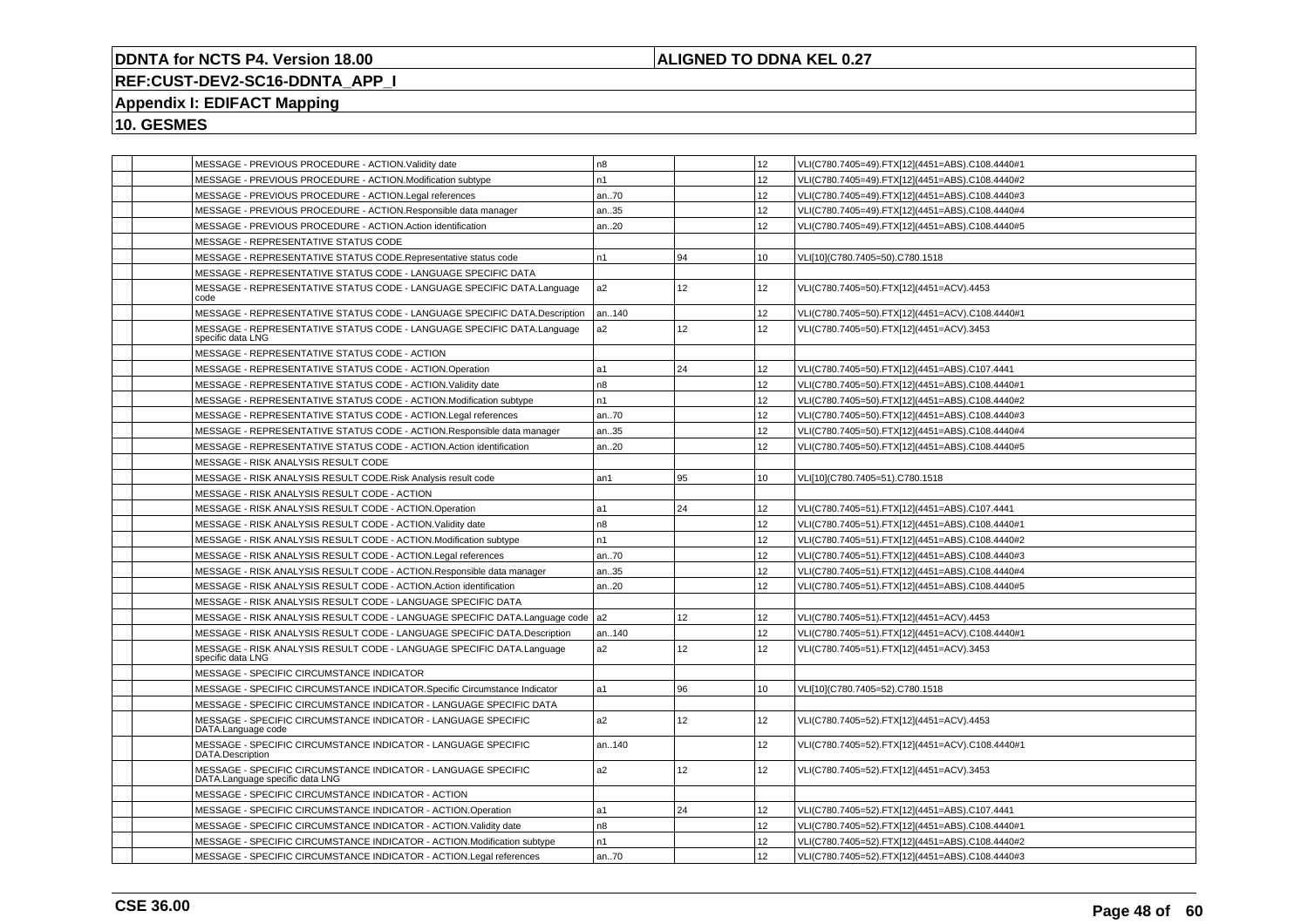**DDNTA for NCTS P4. Version 18.00** | **ALIGNED TO DDNA KEL 0.27**

**REF:CUST-DEV2-SC16-DDNTA_APP_I**

**Appendix I: EDIFACT Mapping**

**10. GESMES**

| | | | | | | |
|---|---|---|---|---|---|---|
| | | MESSAGE - PREVIOUS PROCEDURE - ACTION.Validity date | n8 | | 12 | VLI(C780.7405=49).FTX[12](4451=ABS).C108.4440#1 |
| | | MESSAGE - PREVIOUS PROCEDURE - ACTION.Modification subtype | n1 | | 12 | VLI(C780.7405=49).FTX[12](4451=ABS).C108.4440#2 |
| | | MESSAGE - PREVIOUS PROCEDURE - ACTION.Legal references | an..70 | | 12 | VLI(C780.7405=49).FTX[12](4451=ABS).C108.4440#3 |
| | | MESSAGE - PREVIOUS PROCEDURE - ACTION.Responsible data manager | an..35 | | 12 | VLI(C780.7405=49).FTX[12](4451=ABS).C108.4440#4 |
| | | MESSAGE - PREVIOUS PROCEDURE - ACTION.Action identification | an..20 | | 12 | VLI(C780.7405=49).FTX[12](4451=ABS).C108.4440#5 |
| | | MESSAGE - REPRESENTATIVE STATUS CODE | | | | |
| | | MESSAGE - REPRESENTATIVE STATUS CODE.Representative status code | n1 | 94 | 10 | VLI[10](C780.7405=50).C780.1518 |
| | | MESSAGE - REPRESENTATIVE STATUS CODE - LANGUAGE SPECIFIC DATA | | | | |
| | | MESSAGE - REPRESENTATIVE STATUS CODE - LANGUAGE SPECIFIC DATA.Language code | a2 | 12 | 12 | VLI(C780.7405=50).FTX[12](4451=ACV).4453 |
| | | MESSAGE - REPRESENTATIVE STATUS CODE - LANGUAGE SPECIFIC DATA.Description | an..140 | | 12 | VLI(C780.7405=50).FTX[12](4451=ACV).C108.4440#1 |
| | | MESSAGE - REPRESENTATIVE STATUS CODE - LANGUAGE SPECIFIC DATA.Language specific data LNG | a2 | 12 | 12 | VLI(C780.7405=50).FTX[12](4451=ACV).3453 |
| | | MESSAGE - REPRESENTATIVE STATUS CODE - ACTION | | | | |
| | | MESSAGE - REPRESENTATIVE STATUS CODE - ACTION.Operation | a1 | 24 | 12 | VLI(C780.7405=50).FTX[12](4451=ABS).C107.4441 |
| | | MESSAGE - REPRESENTATIVE STATUS CODE - ACTION.Validity date | n8 | | 12 | VLI(C780.7405=50).FTX[12](4451=ABS).C108.4440#1 |
| | | MESSAGE - REPRESENTATIVE STATUS CODE - ACTION.Modification subtype | n1 | | 12 | VLI(C780.7405=50).FTX[12](4451=ABS).C108.4440#2 |
| | | MESSAGE - REPRESENTATIVE STATUS CODE - ACTION.Legal references | an..70 | | 12 | VLI(C780.7405=50).FTX[12](4451=ABS).C108.4440#3 |
| | | MESSAGE - REPRESENTATIVE STATUS CODE - ACTION.Responsible data manager | an..35 | | 12 | VLI(C780.7405=50).FTX[12](4451=ABS).C108.4440#4 |
| | | MESSAGE - REPRESENTATIVE STATUS CODE - ACTION.Action identification | an..20 | | 12 | VLI(C780.7405=50).FTX[12](4451=ABS).C108.4440#5 |
| | | MESSAGE - RISK ANALYSIS RESULT CODE | | | | |
| | | MESSAGE - RISK ANALYSIS RESULT CODE.Risk Analysis result code | an1 | 95 | 10 | VLI[10](C780.7405=51).C780.1518 |
| | | MESSAGE - RISK ANALYSIS RESULT CODE - ACTION | | | | |
| | | MESSAGE - RISK ANALYSIS RESULT CODE - ACTION.Operation | a1 | 24 | 12 | VLI(C780.7405=51).FTX[12](4451=ABS).C107.4441 |
| | | MESSAGE - RISK ANALYSIS RESULT CODE - ACTION.Validity date | n8 | | 12 | VLI(C780.7405=51).FTX[12](4451=ABS).C108.4440#1 |
| | | MESSAGE - RISK ANALYSIS RESULT CODE - ACTION.Modification subtype | n1 | | 12 | VLI(C780.7405=51).FTX[12](4451=ABS).C108.4440#2 |
| | | MESSAGE - RISK ANALYSIS RESULT CODE - ACTION.Legal references | an..70 | | 12 | VLI(C780.7405=51).FTX[12](4451=ABS).C108.4440#3 |
| | | MESSAGE - RISK ANALYSIS RESULT CODE - ACTION.Responsible data manager | an..35 | | 12 | VLI(C780.7405=51).FTX[12](4451=ABS).C108.4440#4 |
| | | MESSAGE - RISK ANALYSIS RESULT CODE - ACTION.Action identification | an..20 | | 12 | VLI(C780.7405=51).FTX[12](4451=ABS).C108.4440#5 |
| | | MESSAGE - RISK ANALYSIS RESULT CODE - LANGUAGE SPECIFIC DATA | | | | |
| | | MESSAGE - RISK ANALYSIS RESULT CODE - LANGUAGE SPECIFIC DATA.Language code | a2 | 12 | 12 | VLI(C780.7405=51).FTX[12](4451=ACV).4453 |
| | | MESSAGE - RISK ANALYSIS RESULT CODE - LANGUAGE SPECIFIC DATA.Description | an..140 | | 12 | VLI(C780.7405=51).FTX[12](4451=ACV).C108.4440#1 |
| | | MESSAGE - RISK ANALYSIS RESULT CODE - LANGUAGE SPECIFIC DATA.Language specific data LNG | a2 | 12 | 12 | VLI(C780.7405=51).FTX[12](4451=ACV).3453 |
| | | MESSAGE - SPECIFIC CIRCUMSTANCE INDICATOR | | | | |
| | | MESSAGE - SPECIFIC CIRCUMSTANCE INDICATOR.Specific Circumstance Indicator | a1 | 96 | 10 | VLI[10](C780.7405=52).C780.1518 |
| | | MESSAGE - SPECIFIC CIRCUMSTANCE INDICATOR - LANGUAGE SPECIFIC DATA | | | | |
| | | MESSAGE - SPECIFIC CIRCUMSTANCE INDICATOR - LANGUAGE SPECIFIC DATA.Language code | a2 | 12 | 12 | VLI(C780.7405=52).FTX[12](4451=ACV).4453 |
| | | MESSAGE - SPECIFIC CIRCUMSTANCE INDICATOR - LANGUAGE SPECIFIC DATA.Description | an..140 | | 12 | VLI(C780.7405=52).FTX[12](4451=ACV).C108.4440#1 |
| | | MESSAGE - SPECIFIC CIRCUMSTANCE INDICATOR - LANGUAGE SPECIFIC DATA.Language specific data LNG | a2 | 12 | 12 | VLI(C780.7405=52).FTX[12](4451=ACV).3453 |
| | | MESSAGE - SPECIFIC CIRCUMSTANCE INDICATOR - ACTION | | | | |
| | | MESSAGE - SPECIFIC CIRCUMSTANCE INDICATOR - ACTION.Operation | a1 | 24 | 12 | VLI(C780.7405=52).FTX[12](4451=ABS).C107.4441 |
| | | MESSAGE - SPECIFIC CIRCUMSTANCE INDICATOR - ACTION.Validity date | n8 | | 12 | VLI(C780.7405=52).FTX[12](4451=ABS).C108.4440#1 |
| | | MESSAGE - SPECIFIC CIRCUMSTANCE INDICATOR - ACTION.Modification subtype | n1 | | 12 | VLI(C780.7405=52).FTX[12](4451=ABS).C108.4440#2 |
| | | MESSAGE - SPECIFIC CIRCUMSTANCE INDICATOR - ACTION.Legal references | an..70 | | 12 | VLI(C780.7405=52).FTX[12](4451=ABS).C108.4440#3 |

**CSE 36.00**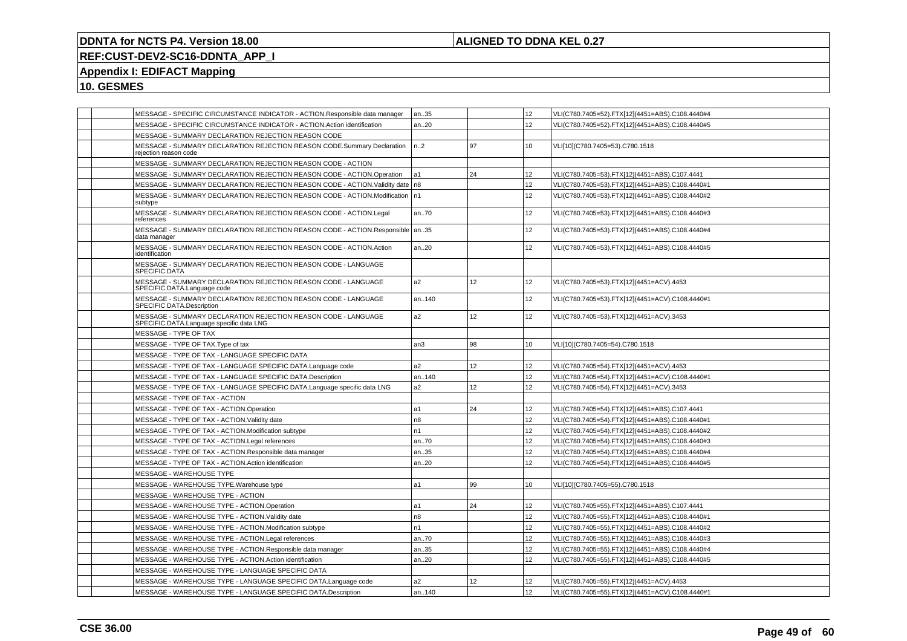| | | | | | | |
|---|---|---|---|---|---|---|
| | | MESSAGE - SPECIFIC CIRCUMSTANCE INDICATOR - ACTION.Responsible data manager | an..35 | | 12 | VLI(C780.7405=52).FTX[12](4451=ABS).C108.4440#4 |
| | | MESSAGE - SPECIFIC CIRCUMSTANCE INDICATOR - ACTION.Action identification | an..20 | | 12 | VLI(C780.7405=52).FTX[12](4451=ABS).C108.4440#5 |
| | | MESSAGE - SUMMARY DECLARATION REJECTION REASON CODE | | | | |
| | | MESSAGE - SUMMARY DECLARATION REJECTION REASON CODE.Summary Declaration rejection reason code | n..2 | 97 | 10 | VLI[10](C780.7405=53).C780.1518 |
| | | MESSAGE - SUMMARY DECLARATION REJECTION REASON CODE - ACTION | | | | |
| | | MESSAGE - SUMMARY DECLARATION REJECTION REASON CODE - ACTION.Operation | a1 | 24 | 12 | VLI(C780.7405=53).FTX[12](4451=ABS).C107.4441 |
| | | MESSAGE - SUMMARY DECLARATION REJECTION REASON CODE - ACTION.Validity date | n8 | | 12 | VLI(C780.7405=53).FTX[12](4451=ABS).C108.4440#1 |
| | | MESSAGE - SUMMARY DECLARATION REJECTION REASON CODE - ACTION.Modification subtype | n1 | | 12 | VLI(C780.7405=53).FTX[12](4451=ABS).C108.4440#2 |
| | | MESSAGE - SUMMARY DECLARATION REJECTION REASON CODE - ACTION.Legal references | an..70 | | 12 | VLI(C780.7405=53).FTX[12](4451=ABS).C108.4440#3 |
| | | MESSAGE - SUMMARY DECLARATION REJECTION REASON CODE - ACTION.Responsible data manager | an..35 | | 12 | VLI(C780.7405=53).FTX[12](4451=ABS).C108.4440#4 |
| | | MESSAGE - SUMMARY DECLARATION REJECTION REASON CODE - ACTION.Action identification | an..20 | | 12 | VLI(C780.7405=53).FTX[12](4451=ABS).C108.4440#5 |
| | | MESSAGE - SUMMARY DECLARATION REJECTION REASON CODE - LANGUAGE SPECIFIC DATA | | | | |
| | | MESSAGE - SUMMARY DECLARATION REJECTION REASON CODE - LANGUAGE SPECIFIC DATA.Language code | a2 | 12 | 12 | VLI(C780.7405=53).FTX[12](4451=ACV).4453 |
| | | MESSAGE - SUMMARY DECLARATION REJECTION REASON CODE - LANGUAGE SPECIFIC DATA.Description | an..140 | | 12 | VLI(C780.7405=53).FTX[12](4451=ACV).C108.4440#1 |
| | | MESSAGE - SUMMARY DECLARATION REJECTION REASON CODE - LANGUAGE SPECIFIC DATA.Language specific data LNG | a2 | 12 | 12 | VLI(C780.7405=53).FTX[12](4451=ACV).3453 |
| | | MESSAGE - TYPE OF TAX | | | | |
| | | MESSAGE - TYPE OF TAX.Type of tax | an3 | 98 | 10 | VLI[10](C780.7405=54).C780.1518 |
| | | MESSAGE - TYPE OF TAX - LANGUAGE SPECIFIC DATA | | | | |
| | | MESSAGE - TYPE OF TAX - LANGUAGE SPECIFIC DATA.Language code | a2 | 12 | 12 | VLI(C780.7405=54).FTX[12](4451=ACV).4453 |
| | | MESSAGE - TYPE OF TAX - LANGUAGE SPECIFIC DATA.Description | an..140 | | 12 | VLI(C780.7405=54).FTX[12](4451=ACV).C108.4440#1 |
| | | MESSAGE - TYPE OF TAX - LANGUAGE SPECIFIC DATA.Language specific data LNG | a2 | 12 | 12 | VLI(C780.7405=54).FTX[12](4451=ACV).3453 |
| | | MESSAGE - TYPE OF TAX - ACTION | | | | |
| | | MESSAGE - TYPE OF TAX - ACTION.Operation | a1 | 24 | 12 | VLI(C780.7405=54).FTX[12](4451=ABS).C107.4441 |
| | | MESSAGE - TYPE OF TAX - ACTION.Validity date | n8 | | 12 | VLI(C780.7405=54).FTX[12](4451=ABS).C108.4440#1 |
| | | MESSAGE - TYPE OF TAX - ACTION.Modification subtype | n1 | | 12 | VLI(C780.7405=54).FTX[12](4451=ABS).C108.4440#2 |
| | | MESSAGE - TYPE OF TAX - ACTION.Legal references | an..70 | | 12 | VLI(C780.7405=54).FTX[12](4451=ABS).C108.4440#3 |
| | | MESSAGE - TYPE OF TAX - ACTION.Responsible data manager | an..35 | | 12 | VLI(C780.7405=54).FTX[12](4451=ABS).C108.4440#4 |
| | | MESSAGE - TYPE OF TAX - ACTION.Action identification | an..20 | | 12 | VLI(C780.7405=54).FTX[12](4451=ABS).C108.4440#5 |
| | | MESSAGE - WAREHOUSE TYPE | | | | |
| | | MESSAGE - WAREHOUSE TYPE.Warehouse type | a1 | 99 | 10 | VLI[10](C780.7405=55).C780.1518 |
| | | MESSAGE - WAREHOUSE TYPE - ACTION | | | | |
| | | MESSAGE - WAREHOUSE TYPE - ACTION.Operation | a1 | 24 | 12 | VLI(C780.7405=55).FTX[12](4451=ABS).C107.4441 |
| | | MESSAGE - WAREHOUSE TYPE - ACTION.Validity date | n8 | | 12 | VLI(C780.7405=55).FTX[12](4451=ABS).C108.4440#1 |
| | | MESSAGE - WAREHOUSE TYPE - ACTION.Modification subtype | n1 | | 12 | VLI(C780.7405=55).FTX[12](4451=ABS).C108.4440#2 |
| | | MESSAGE - WAREHOUSE TYPE - ACTION.Legal references | an..70 | | 12 | VLI(C780.7405=55).FTX[12](4451=ABS).C108.4440#3 |
| | | MESSAGE - WAREHOUSE TYPE - ACTION.Responsible data manager | an..35 | | 12 | VLI(C780.7405=55).FTX[12](4451=ABS).C108.4440#4 |
| | | MESSAGE - WAREHOUSE TYPE - ACTION.Action identification | an..20 | | 12 | VLI(C780.7405=55).FTX[12](4451=ABS).C108.4440#5 |
| | | MESSAGE - WAREHOUSE TYPE - LANGUAGE SPECIFIC DATA | | | | |
| | | MESSAGE - WAREHOUSE TYPE - LANGUAGE SPECIFIC DATA.Language code | a2 | 12 | 12 | VLI(C780.7405=55).FTX[12](4451=ACV).4453 |
| | | MESSAGE - WAREHOUSE TYPE - LANGUAGE SPECIFIC DATA.Description | an..140 | | 12 | VLI(C780.7405=55).FTX[12](4451=ACV).C108.4440#1 |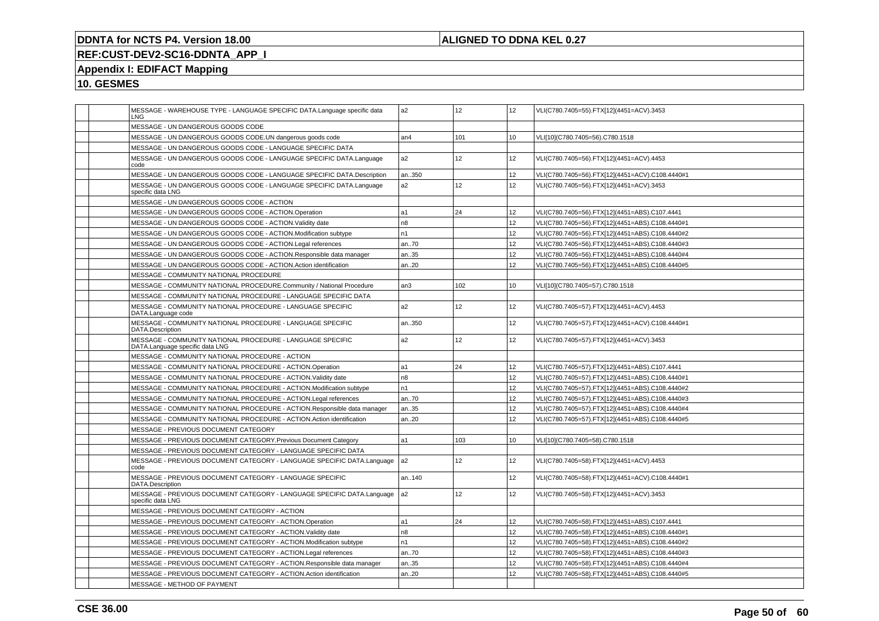**DDNTA for NCTS P4. Version 18.00** **ALIGNED TO DDNA KEL 0.27**

**REF:CUST-DEV2-SC16-DDNTA_APP_I**

**Appendix I: EDIFACT Mapping**

**10. GESMES**

| | | | | | | |
|---|---|---|---|---|---|---|
| | | MESSAGE - WAREHOUSE TYPE - LANGUAGE SPECIFIC DATA.Language specific data LNG | a2 | 12 | 12 | VLI(C780.7405=55).FTX[12](4451=ACV).3453 |
| | | MESSAGE - UN DANGEROUS GOODS CODE | | | | |
| | | MESSAGE - UN DANGEROUS GOODS CODE.UN dangerous goods code | an4 | 101 | 10 | VLI[10](C780.7405=56).C780.1518 |
| | | MESSAGE - UN DANGEROUS GOODS CODE - LANGUAGE SPECIFIC DATA | | | | |
| | | MESSAGE - UN DANGEROUS GOODS CODE - LANGUAGE SPECIFIC DATA.Language code | a2 | 12 | 12 | VLI(C780.7405=56).FTX[12](4451=ACV).4453 |
| | | MESSAGE - UN DANGEROUS GOODS CODE - LANGUAGE SPECIFIC DATA.Description | an..350 | | 12 | VLI(C780.7405=56).FTX[12](4451=ACV).C108.4440#1 |
| | | MESSAGE - UN DANGEROUS GOODS CODE - LANGUAGE SPECIFIC DATA.Language specific data LNG | a2 | 12 | 12 | VLI(C780.7405=56).FTX[12](4451=ACV).3453 |
| | | MESSAGE - UN DANGEROUS GOODS CODE - ACTION | | | | |
| | | MESSAGE - UN DANGEROUS GOODS CODE - ACTION.Operation | a1 | 24 | 12 | VLI(C780.7405=56).FTX[12](4451=ABS).C107.4441 |
| | | MESSAGE - UN DANGEROUS GOODS CODE - ACTION.Validity date | n8 | | 12 | VLI(C780.7405=56).FTX[12](4451=ABS).C108.4440#1 |
| | | MESSAGE - UN DANGEROUS GOODS CODE - ACTION.Modification subtype | n1 | | 12 | VLI(C780.7405=56).FTX[12](4451=ABS).C108.4440#2 |
| | | MESSAGE - UN DANGEROUS GOODS CODE - ACTION.Legal references | an..70 | | 12 | VLI(C780.7405=56).FTX[12](4451=ABS).C108.4440#3 |
| | | MESSAGE - UN DANGEROUS GOODS CODE - ACTION.Responsible data manager | an..35 | | 12 | VLI(C780.7405=56).FTX[12](4451=ABS).C108.4440#4 |
| | | MESSAGE - UN DANGEROUS GOODS CODE - ACTION.Action identification | an..20 | | 12 | VLI(C780.7405=56).FTX[12](4451=ABS).C108.4440#5 |
| | | MESSAGE - COMMUNITY NATIONAL PROCEDURE | | | | |
| | | MESSAGE - COMMUNITY NATIONAL PROCEDURE.Community / National Procedure | an3 | 102 | 10 | VLI[10](C780.7405=57).C780.1518 |
| | | MESSAGE - COMMUNITY NATIONAL PROCEDURE - LANGUAGE SPECIFIC DATA | | | | |
| | | MESSAGE - COMMUNITY NATIONAL PROCEDURE - LANGUAGE SPECIFIC DATA.Language code | a2 | 12 | 12 | VLI(C780.7405=57).FTX[12](4451=ACV).4453 |
| | | MESSAGE - COMMUNITY NATIONAL PROCEDURE - LANGUAGE SPECIFIC DATA.Description | an..350 | | 12 | VLI(C780.7405=57).FTX[12](4451=ACV).C108.4440#1 |
| | | MESSAGE - COMMUNITY NATIONAL PROCEDURE - LANGUAGE SPECIFIC DATA.Language specific data LNG | a2 | 12 | 12 | VLI(C780.7405=57).FTX[12](4451=ACV).3453 |
| | | MESSAGE - COMMUNITY NATIONAL PROCEDURE - ACTION | | | | |
| | | MESSAGE - COMMUNITY NATIONAL PROCEDURE - ACTION.Operation | a1 | 24 | 12 | VLI(C780.7405=57).FTX[12](4451=ABS).C107.4441 |
| | | MESSAGE - COMMUNITY NATIONAL PROCEDURE - ACTION.Validity date | n8 | | 12 | VLI(C780.7405=57).FTX[12](4451=ABS).C108.4440#1 |
| | | MESSAGE - COMMUNITY NATIONAL PROCEDURE - ACTION.Modification subtype | n1 | | 12 | VLI(C780.7405=57).FTX[12](4451=ABS).C108.4440#2 |
| | | MESSAGE - COMMUNITY NATIONAL PROCEDURE - ACTION.Legal references | an..70 | | 12 | VLI(C780.7405=57).FTX[12](4451=ABS).C108.4440#3 |
| | | MESSAGE - COMMUNITY NATIONAL PROCEDURE - ACTION.Responsible data manager | an..35 | | 12 | VLI(C780.7405=57).FTX[12](4451=ABS).C108.4440#4 |
| | | MESSAGE - COMMUNITY NATIONAL PROCEDURE - ACTION.Action identification | an..20 | | 12 | VLI(C780.7405=57).FTX[12](4451=ABS).C108.4440#5 |
| | | MESSAGE - PREVIOUS DOCUMENT CATEGORY | | | | |
| | | MESSAGE - PREVIOUS DOCUMENT CATEGORY.Previous Document Category | a1 | 103 | 10 | VLI[10](C780.7405=58).C780.1518 |
| | | MESSAGE - PREVIOUS DOCUMENT CATEGORY - LANGUAGE SPECIFIC DATA | | | | |
| | | MESSAGE - PREVIOUS DOCUMENT CATEGORY - LANGUAGE SPECIFIC DATA.Language code | a2 | 12 | 12 | VLI(C780.7405=58).FTX[12](4451=ACV).4453 |
| | | MESSAGE - PREVIOUS DOCUMENT CATEGORY - LANGUAGE SPECIFIC DATA.Description | an..140 | | 12 | VLI(C780.7405=58).FTX[12](4451=ACV).C108.4440#1 |
| | | MESSAGE - PREVIOUS DOCUMENT CATEGORY - LANGUAGE SPECIFIC DATA.Language specific data LNG | a2 | 12 | 12 | VLI(C780.7405=58).FTX[12](4451=ACV).3453 |
| | | MESSAGE - PREVIOUS DOCUMENT CATEGORY - ACTION | | | | |
| | | MESSAGE - PREVIOUS DOCUMENT CATEGORY - ACTION.Operation | a1 | 24 | 12 | VLI(C780.7405=58).FTX[12](4451=ABS).C107.4441 |
| | | MESSAGE - PREVIOUS DOCUMENT CATEGORY - ACTION.Validity date | n8 | | 12 | VLI(C780.7405=58).FTX[12](4451=ABS).C108.4440#1 |
| | | MESSAGE - PREVIOUS DOCUMENT CATEGORY - ACTION.Modification subtype | n1 | | 12 | VLI(C780.7405=58).FTX[12](4451=ABS).C108.4440#2 |
| | | MESSAGE - PREVIOUS DOCUMENT CATEGORY - ACTION.Legal references | an..70 | | 12 | VLI(C780.7405=58).FTX[12](4451=ABS).C108.4440#3 |
| | | MESSAGE - PREVIOUS DOCUMENT CATEGORY - ACTION.Responsible data manager | an..35 | | 12 | VLI(C780.7405=58).FTX[12](4451=ABS).C108.4440#4 |
| | | MESSAGE - PREVIOUS DOCUMENT CATEGORY - ACTION.Action identification | an..20 | | 12 | VLI(C780.7405=58).FTX[12](4451=ABS).C108.4440#5 |
| | | MESSAGE - METHOD OF PAYMENT | | | | |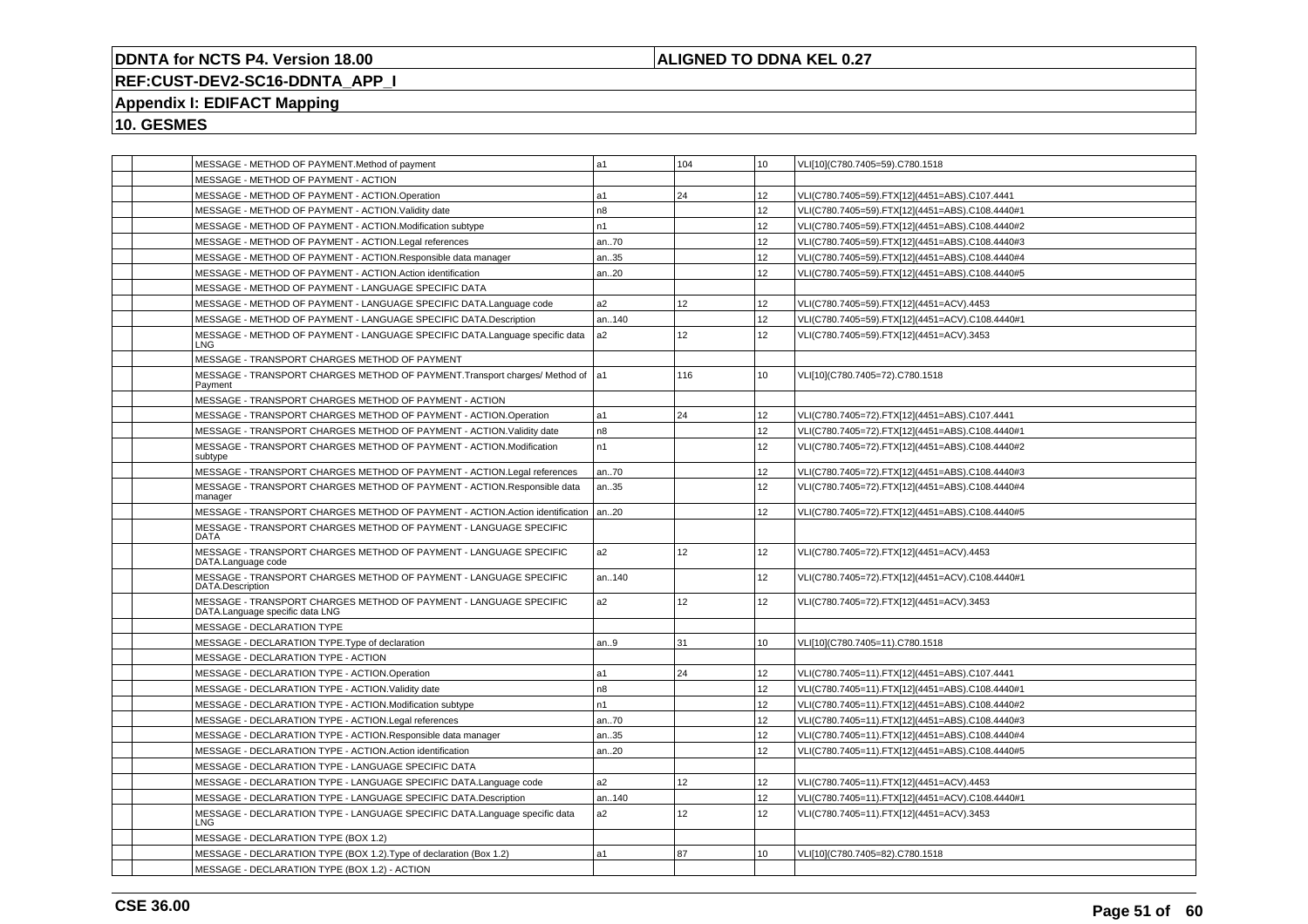## 10. GESMES

| | | | | | | |
|---|---|---|---|---|---|---|
| | | MESSAGE - METHOD OF PAYMENT.Method of payment | a1 | 104 | 10 | VLI[10](C780.7405=59).C780.1518 |
| | | MESSAGE - METHOD OF PAYMENT - ACTION | | | | |
| | | MESSAGE - METHOD OF PAYMENT - ACTION.Operation | a1 | 24 | 12 | VLI(C780.7405=59).FTX[12](4451=ABS).C107.4441 |
| | | MESSAGE - METHOD OF PAYMENT - ACTION.Validity date | n8 | | 12 | VLI(C780.7405=59).FTX[12](4451=ABS).C108.4440#1 |
| | | MESSAGE - METHOD OF PAYMENT - ACTION.Modification subtype | n1 | | 12 | VLI(C780.7405=59).FTX[12](4451=ABS).C108.4440#2 |
| | | MESSAGE - METHOD OF PAYMENT - ACTION.Legal references | an..70 | | 12 | VLI(C780.7405=59).FTX[12](4451=ABS).C108.4440#3 |
| | | MESSAGE - METHOD OF PAYMENT - ACTION.Responsible data manager | an..35 | | 12 | VLI(C780.7405=59).FTX[12](4451=ABS).C108.4440#4 |
| | | MESSAGE - METHOD OF PAYMENT - ACTION.Action identification | an..20 | | 12 | VLI(C780.7405=59).FTX[12](4451=ABS).C108.4440#5 |
| | | MESSAGE - METHOD OF PAYMENT - LANGUAGE SPECIFIC DATA | | | | |
| | | MESSAGE - METHOD OF PAYMENT - LANGUAGE SPECIFIC DATA.Language code | a2 | 12 | 12 | VLI(C780.7405=59).FTX[12](4451=ACV).4453 |
| | | MESSAGE - METHOD OF PAYMENT - LANGUAGE SPECIFIC DATA.Description | an..140 | | 12 | VLI(C780.7405=59).FTX[12](4451=ACV).C108.4440#1 |
| | | MESSAGE - METHOD OF PAYMENT - LANGUAGE SPECIFIC DATA.Language specific data LNG | a2 | 12 | 12 | VLI(C780.7405=59).FTX[12](4451=ACV).3453 |
| | | MESSAGE - TRANSPORT CHARGES METHOD OF PAYMENT | | | | |
| | | MESSAGE - TRANSPORT CHARGES METHOD OF PAYMENT.Transport charges/ Method of Payment | a1 | 116 | 10 | VLI[10](C780.7405=72).C780.1518 |
| | | MESSAGE - TRANSPORT CHARGES METHOD OF PAYMENT - ACTION | | | | |
| | | MESSAGE - TRANSPORT CHARGES METHOD OF PAYMENT - ACTION.Operation | a1 | 24 | 12 | VLI(C780.7405=72).FTX[12](4451=ABS).C107.4441 |
| | | MESSAGE - TRANSPORT CHARGES METHOD OF PAYMENT - ACTION.Validity date | n8 | | 12 | VLI(C780.7405=72).FTX[12](4451=ABS).C108.4440#1 |
| | | MESSAGE - TRANSPORT CHARGES METHOD OF PAYMENT - ACTION.Modification subtype | n1 | | 12 | VLI(C780.7405=72).FTX[12](4451=ABS).C108.4440#2 |
| | | MESSAGE - TRANSPORT CHARGES METHOD OF PAYMENT - ACTION.Legal references | an..70 | | 12 | VLI(C780.7405=72).FTX[12](4451=ABS).C108.4440#3 |
| | | MESSAGE - TRANSPORT CHARGES METHOD OF PAYMENT - ACTION.Responsible data manager | an..35 | | 12 | VLI(C780.7405=72).FTX[12](4451=ABS).C108.4440#4 |
| | | MESSAGE - TRANSPORT CHARGES METHOD OF PAYMENT - ACTION.Action identification | an..20 | | 12 | VLI(C780.7405=72).FTX[12](4451=ABS).C108.4440#5 |
| | | MESSAGE - TRANSPORT CHARGES METHOD OF PAYMENT - LANGUAGE SPECIFIC DATA | | | | |
| | | MESSAGE - TRANSPORT CHARGES METHOD OF PAYMENT - LANGUAGE SPECIFIC DATA.Language code | a2 | 12 | 12 | VLI(C780.7405=72).FTX[12](4451=ACV).4453 |
| | | MESSAGE - TRANSPORT CHARGES METHOD OF PAYMENT - LANGUAGE SPECIFIC DATA.Description | an..140 | | 12 | VLI(C780.7405=72).FTX[12](4451=ACV).C108.4440#1 |
| | | MESSAGE - TRANSPORT CHARGES METHOD OF PAYMENT - LANGUAGE SPECIFIC DATA.Language specific data LNG | a2 | 12 | 12 | VLI(C780.7405=72).FTX[12](4451=ACV).3453 |
| | | MESSAGE - DECLARATION TYPE | | | | |
| | | MESSAGE - DECLARATION TYPE.Type of declaration | an..9 | 31 | 10 | VLI[10](C780.7405=11).C780.1518 |
| | | MESSAGE - DECLARATION TYPE - ACTION | | | | |
| | | MESSAGE - DECLARATION TYPE - ACTION.Operation | a1 | 24 | 12 | VLI(C780.7405=11).FTX[12](4451=ABS).C107.4441 |
| | | MESSAGE - DECLARATION TYPE - ACTION.Validity date | n8 | | 12 | VLI(C780.7405=11).FTX[12](4451=ABS).C108.4440#1 |
| | | MESSAGE - DECLARATION TYPE - ACTION.Modification subtype | n1 | | 12 | VLI(C780.7405=11).FTX[12](4451=ABS).C108.4440#2 |
| | | MESSAGE - DECLARATION TYPE - ACTION.Legal references | an..70 | | 12 | VLI(C780.7405=11).FTX[12](4451=ABS).C108.4440#3 |
| | | MESSAGE - DECLARATION TYPE - ACTION.Responsible data manager | an..35 | | 12 | VLI(C780.7405=11).FTX[12](4451=ABS).C108.4440#4 |
| | | MESSAGE - DECLARATION TYPE - ACTION.Action identification | an..20 | | 12 | VLI(C780.7405=11).FTX[12](4451=ABS).C108.4440#5 |
| | | MESSAGE - DECLARATION TYPE - LANGUAGE SPECIFIC DATA | | | | |
| | | MESSAGE - DECLARATION TYPE - LANGUAGE SPECIFIC DATA.Language code | a2 | 12 | 12 | VLI(C780.7405=11).FTX[12](4451=ACV).4453 |
| | | MESSAGE - DECLARATION TYPE - LANGUAGE SPECIFIC DATA.Description | an..140 | | 12 | VLI(C780.7405=11).FTX[12](4451=ACV).C108.4440#1 |
| | | MESSAGE - DECLARATION TYPE - LANGUAGE SPECIFIC DATA.Language specific data LNG | a2 | 12 | 12 | VLI(C780.7405=11).FTX[12](4451=ACV).3453 |
| | | MESSAGE - DECLARATION TYPE (BOX 1.2) | | | | |
| | | MESSAGE - DECLARATION TYPE (BOX 1.2).Type of declaration (Box 1.2) | a1 | 87 | 10 | VLI[10](C780.7405=82).C780.1518 |
| | | MESSAGE - DECLARATION TYPE (BOX 1.2) - ACTION | | | | |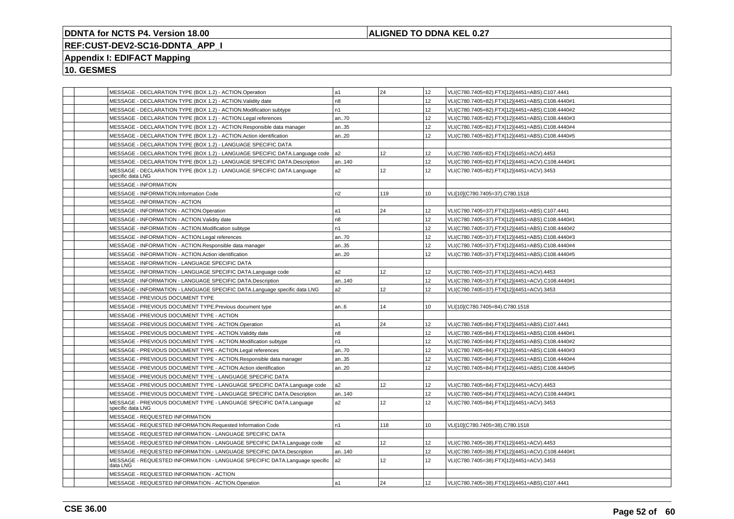**DDNTA for NCTS P4. Version 18.00** | **ALIGNED TO DDNA KEL 0.27**

**REF:CUST-DEV2-SC16-DDNTA_APP_I**

**Appendix I: EDIFACT Mapping**

**10. GESMES**

| | | | | | | |
|---|---|---|---|---|---|---|
| | | MESSAGE - DECLARATION TYPE (BOX 1.2) - ACTION.Operation | a1 | 24 | 12 | VLI(C780.7405=82).FTX[12](4451=ABS).C107.4441 |
| | | MESSAGE - DECLARATION TYPE (BOX 1.2) - ACTION.Validity date | n8 | | 12 | VLI(C780.7405=82).FTX[12](4451=ABS).C108.4440#1 |
| | | MESSAGE - DECLARATION TYPE (BOX 1.2) - ACTION.Modification subtype | n1 | | 12 | VLI(C780.7405=82).FTX[12](4451=ABS).C108.4440#2 |
| | | MESSAGE - DECLARATION TYPE (BOX 1.2) - ACTION.Legal references | an..70 | | 12 | VLI(C780.7405=82).FTX[12](4451=ABS).C108.4440#3 |
| | | MESSAGE - DECLARATION TYPE (BOX 1.2) - ACTION.Responsible data manager | an..35 | | 12 | VLI(C780.7405=82).FTX[12](4451=ABS).C108.4440#4 |
| | | MESSAGE - DECLARATION TYPE (BOX 1.2) - ACTION.Action identification | an..20 | | 12 | VLI(C780.7405=82).FTX[12](4451=ABS).C108.4440#5 |
| | | MESSAGE - DECLARATION TYPE (BOX 1.2) - LANGUAGE SPECIFIC DATA | | | | |
| | | MESSAGE - DECLARATION TYPE (BOX 1.2) - LANGUAGE SPECIFIC DATA.Language code | a2 | 12 | 12 | VLI(C780.7405=82).FTX[12](4451=ACV).4453 |
| | | MESSAGE - DECLARATION TYPE (BOX 1.2) - LANGUAGE SPECIFIC DATA.Description | an..140 | | 12 | VLI(C780.7405=82).FTX[12](4451=ACV).C108.4440#1 |
| | | MESSAGE - DECLARATION TYPE (BOX 1.2) - LANGUAGE SPECIFIC DATA.Language specific data LNG | a2 | 12 | 12 | VLI(C780.7405=82).FTX[12](4451=ACV).3453 |
| | | MESSAGE - INFORMATION | | | | |
| | | MESSAGE - INFORMATION.Information Code | n2 | 119 | 10 | VLI[10](C780.7405=37).C780.1518 |
| | | MESSAGE - INFORMATION - ACTION | | | | |
| | | MESSAGE - INFORMATION - ACTION.Operation | a1 | 24 | 12 | VLI(C780.7405=37).FTX[12](4451=ABS).C107.4441 |
| | | MESSAGE - INFORMATION - ACTION.Validity date | n8 | | 12 | VLI(C780.7405=37).FTX[12](4451=ABS).C108.4440#1 |
| | | MESSAGE - INFORMATION - ACTION.Modification subtype | n1 | | 12 | VLI(C780.7405=37).FTX[12](4451=ABS).C108.4440#2 |
| | | MESSAGE - INFORMATION - ACTION.Legal references | an..70 | | 12 | VLI(C780.7405=37).FTX[12](4451=ABS).C108.4440#3 |
| | | MESSAGE - INFORMATION - ACTION.Responsible data manager | an..35 | | 12 | VLI(C780.7405=37).FTX[12](4451=ABS).C108.4440#4 |
| | | MESSAGE - INFORMATION - ACTION.Action identification | an..20 | | 12 | VLI(C780.7405=37).FTX[12](4451=ABS).C108.4440#5 |
| | | MESSAGE - INFORMATION - LANGUAGE SPECIFIC DATA | | | | |
| | | MESSAGE - INFORMATION - LANGUAGE SPECIFIC DATA.Language code | a2 | 12 | 12 | VLI(C780.7405=37).FTX[12](4451=ACV).4453 |
| | | MESSAGE - INFORMATION - LANGUAGE SPECIFIC DATA.Description | an..140 | | 12 | VLI(C780.7405=37).FTX[12](4451=ACV).C108.4440#1 |
| | | MESSAGE - INFORMATION - LANGUAGE SPECIFIC DATA.Language specific data LNG | a2 | 12 | 12 | VLI(C780.7405=37).FTX[12](4451=ACV).3453 |
| | | MESSAGE - PREVIOUS DOCUMENT TYPE | | | | |
| | | MESSAGE - PREVIOUS DOCUMENT TYPE.Previous document type | an..6 | 14 | 10 | VLI[10](C780.7405=84).C780.1518 |
| | | MESSAGE - PREVIOUS DOCUMENT TYPE - ACTION | | | | |
| | | MESSAGE - PREVIOUS DOCUMENT TYPE - ACTION.Operation | a1 | 24 | 12 | VLI(C780.7405=84).FTX[12](4451=ABS).C107.4441 |
| | | MESSAGE - PREVIOUS DOCUMENT TYPE - ACTION.Validity date | n8 | | 12 | VLI(C780.7405=84).FTX[12](4451=ABS).C108.4440#1 |
| | | MESSAGE - PREVIOUS DOCUMENT TYPE - ACTION.Modification subtype | n1 | | 12 | VLI(C780.7405=84).FTX[12](4451=ABS).C108.4440#2 |
| | | MESSAGE - PREVIOUS DOCUMENT TYPE - ACTION.Legal references | an..70 | | 12 | VLI(C780.7405=84).FTX[12](4451=ABS).C108.4440#3 |
| | | MESSAGE - PREVIOUS DOCUMENT TYPE - ACTION.Responsible data manager | an..35 | | 12 | VLI(C780.7405=84).FTX[12](4451=ABS).C108.4440#4 |
| | | MESSAGE - PREVIOUS DOCUMENT TYPE - ACTION.Action identification | an..20 | | 12 | VLI(C780.7405=84).FTX[12](4451=ABS).C108.4440#5 |
| | | MESSAGE - PREVIOUS DOCUMENT TYPE - LANGUAGE SPECIFIC DATA | | | | |
| | | MESSAGE - PREVIOUS DOCUMENT TYPE - LANGUAGE SPECIFIC DATA.Language code | a2 | 12 | 12 | VLI(C780.7405=84).FTX[12](4451=ACV).4453 |
| | | MESSAGE - PREVIOUS DOCUMENT TYPE - LANGUAGE SPECIFIC DATA.Description | an..140 | | 12 | VLI(C780.7405=84).FTX[12](4451=ACV).C108.4440#1 |
| | | MESSAGE - PREVIOUS DOCUMENT TYPE - LANGUAGE SPECIFIC DATA.Language specific data LNG | a2 | 12 | 12 | VLI(C780.7405=84).FTX[12](4451=ACV).3453 |
| | | MESSAGE - REQUESTED INFORMATION | | | | |
| | | MESSAGE - REQUESTED INFORMATION.Requested Information Code | n1 | 118 | 10 | VLI[10](C780.7405=38).C780.1518 |
| | | MESSAGE - REQUESTED INFORMATION - LANGUAGE SPECIFIC DATA | | | | |
| | | MESSAGE - REQUESTED INFORMATION - LANGUAGE SPECIFIC DATA.Language code | a2 | 12 | 12 | VLI(C780.7405=38).FTX[12](4451=ACV).4453 |
| | | MESSAGE - REQUESTED INFORMATION - LANGUAGE SPECIFIC DATA.Description | an..140 | | 12 | VLI(C780.7405=38).FTX[12](4451=ACV).C108.4440#1 |
| | | MESSAGE - REQUESTED INFORMATION - LANGUAGE SPECIFIC DATA.Language specific data LNG | a2 | 12 | 12 | VLI(C780.7405=38).FTX[12](4451=ACV).3453 |
| | | MESSAGE - REQUESTED INFORMATION - ACTION | | | | |
| | | MESSAGE - REQUESTED INFORMATION - ACTION.Operation | a1 | 24 | 12 | VLI(C780.7405=38).FTX[12](4451=ABS).C107.4441 |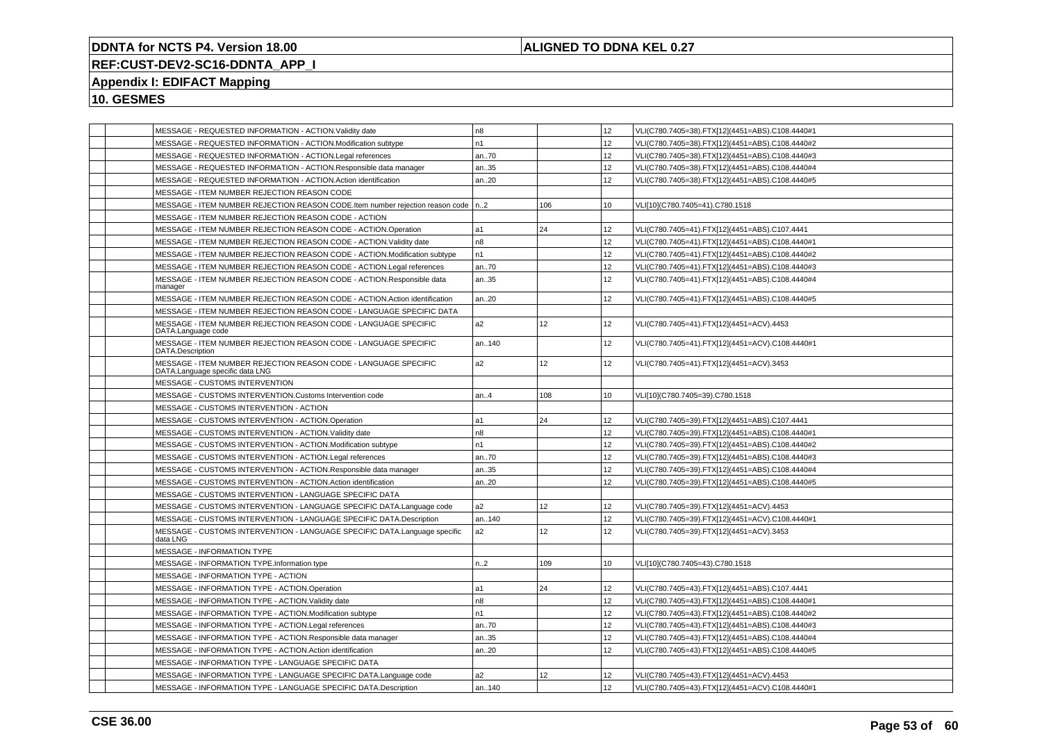**DDNTA for NCTS P4. Version 18.00** | **ALIGNED TO DDNA KEL 0.27**

**REF:CUST-DEV2-SC16-DDNTA_APP_I**

**Appendix I: EDIFACT Mapping**

**10. GESMES**

| | | | | | | |
|---|---|---|---|---|---|---|
| | | MESSAGE - REQUESTED INFORMATION - ACTION.Validity date | n8 | | 12 | VLI(C780.7405=38).FTX[12](4451=ABS).C108.4440#1 |
| | | MESSAGE - REQUESTED INFORMATION - ACTION.Modification subtype | n1 | | 12 | VLI(C780.7405=38).FTX[12](4451=ABS).C108.4440#2 |
| | | MESSAGE - REQUESTED INFORMATION - ACTION.Legal references | an..70 | | 12 | VLI(C780.7405=38).FTX[12](4451=ABS).C108.4440#3 |
| | | MESSAGE - REQUESTED INFORMATION - ACTION.Responsible data manager | an..35 | | 12 | VLI(C780.7405=38).FTX[12](4451=ABS).C108.4440#4 |
| | | MESSAGE - REQUESTED INFORMATION - ACTION.Action identification | an..20 | | 12 | VLI(C780.7405=38).FTX[12](4451=ABS).C108.4440#5 |
| | | MESSAGE - ITEM NUMBER REJECTION REASON CODE | | | | |
| | | MESSAGE - ITEM NUMBER REJECTION REASON CODE.Item number rejection reason code | n..2 | 106 | 10 | VLI[10](C780.7405=41).C780.1518 |
| | | MESSAGE - ITEM NUMBER REJECTION REASON CODE - ACTION | | | | |
| | | MESSAGE - ITEM NUMBER REJECTION REASON CODE - ACTION.Operation | a1 | 24 | 12 | VLI(C780.7405=41).FTX[12](4451=ABS).C107.4441 |
| | | MESSAGE - ITEM NUMBER REJECTION REASON CODE - ACTION.Validity date | n8 | | 12 | VLI(C780.7405=41).FTX[12](4451=ABS).C108.4440#1 |
| | | MESSAGE - ITEM NUMBER REJECTION REASON CODE - ACTION.Modification subtype | n1 | | 12 | VLI(C780.7405=41).FTX[12](4451=ABS).C108.4440#2 |
| | | MESSAGE - ITEM NUMBER REJECTION REASON CODE - ACTION.Legal references | an..70 | | 12 | VLI(C780.7405=41).FTX[12](4451=ABS).C108.4440#3 |
| | | MESSAGE - ITEM NUMBER REJECTION REASON CODE - ACTION.Responsible data manager | an..35 | | 12 | VLI(C780.7405=41).FTX[12](4451=ABS).C108.4440#4 |
| | | MESSAGE - ITEM NUMBER REJECTION REASON CODE - ACTION.Action identification | an..20 | | 12 | VLI(C780.7405=41).FTX[12](4451=ABS).C108.4440#5 |
| | | MESSAGE - ITEM NUMBER REJECTION REASON CODE - LANGUAGE SPECIFIC DATA | | | | |
| | | MESSAGE - ITEM NUMBER REJECTION REASON CODE - LANGUAGE SPECIFIC DATA.Language code | a2 | 12 | 12 | VLI(C780.7405=41).FTX[12](4451=ACV).4453 |
| | | MESSAGE - ITEM NUMBER REJECTION REASON CODE - LANGUAGE SPECIFIC DATA.Description | an..140 | | 12 | VLI(C780.7405=41).FTX[12](4451=ACV).C108.4440#1 |
| | | MESSAGE - ITEM NUMBER REJECTION REASON CODE - LANGUAGE SPECIFIC DATA.Language specific data LNG | a2 | 12 | 12 | VLI(C780.7405=41).FTX[12](4451=ACV).3453 |
| | | MESSAGE - CUSTOMS INTERVENTION | | | | |
| | | MESSAGE - CUSTOMS INTERVENTION.Customs Intervention code | an..4 | 108 | 10 | VLI[10](C780.7405=39).C780.1518 |
| | | MESSAGE - CUSTOMS INTERVENTION - ACTION | | | | |
| | | MESSAGE - CUSTOMS INTERVENTION - ACTION.Operation | a1 | 24 | 12 | VLI(C780.7405=39).FTX[12](4451=ABS).C107.4441 |
| | | MESSAGE - CUSTOMS INTERVENTION - ACTION.Validity date | n8 | | 12 | VLI(C780.7405=39).FTX[12](4451=ABS).C108.4440#1 |
| | | MESSAGE - CUSTOMS INTERVENTION - ACTION.Modification subtype | n1 | | 12 | VLI(C780.7405=39).FTX[12](4451=ABS).C108.4440#2 |
| | | MESSAGE - CUSTOMS INTERVENTION - ACTION.Legal references | an..70 | | 12 | VLI(C780.7405=39).FTX[12](4451=ABS).C108.4440#3 |
| | | MESSAGE - CUSTOMS INTERVENTION - ACTION.Responsible data manager | an..35 | | 12 | VLI(C780.7405=39).FTX[12](4451=ABS).C108.4440#4 |
| | | MESSAGE - CUSTOMS INTERVENTION - ACTION.Action identification | an..20 | | 12 | VLI(C780.7405=39).FTX[12](4451=ABS).C108.4440#5 |
| | | MESSAGE - CUSTOMS INTERVENTION - LANGUAGE SPECIFIC DATA | | | | |
| | | MESSAGE - CUSTOMS INTERVENTION - LANGUAGE SPECIFIC DATA.Language code | a2 | 12 | 12 | VLI(C780.7405=39).FTX[12](4451=ACV).4453 |
| | | MESSAGE - CUSTOMS INTERVENTION - LANGUAGE SPECIFIC DATA.Description | an..140 | | 12 | VLI(C780.7405=39).FTX[12](4451=ACV).C108.4440#1 |
| | | MESSAGE - CUSTOMS INTERVENTION - LANGUAGE SPECIFIC DATA.Language specific data LNG | a2 | 12 | 12 | VLI(C780.7405=39).FTX[12](4451=ACV).3453 |
| | | MESSAGE - INFORMATION TYPE | | | | |
| | | MESSAGE - INFORMATION TYPE.Information type | n..2 | 109 | 10 | VLI[10](C780.7405=43).C780.1518 |
| | | MESSAGE - INFORMATION TYPE - ACTION | | | | |
| | | MESSAGE - INFORMATION TYPE - ACTION.Operation | a1 | 24 | 12 | VLI(C780.7405=43).FTX[12](4451=ABS).C107.4441 |
| | | MESSAGE - INFORMATION TYPE - ACTION.Validity date | n8 | | 12 | VLI(C780.7405=43).FTX[12](4451=ABS).C108.4440#1 |
| | | MESSAGE - INFORMATION TYPE - ACTION.Modification subtype | n1 | | 12 | VLI(C780.7405=43).FTX[12](4451=ABS).C108.4440#2 |
| | | MESSAGE - INFORMATION TYPE - ACTION.Legal references | an..70 | | 12 | VLI(C780.7405=43).FTX[12](4451=ABS).C108.4440#3 |
| | | MESSAGE - INFORMATION TYPE - ACTION.Responsible data manager | an..35 | | 12 | VLI(C780.7405=43).FTX[12](4451=ABS).C108.4440#4 |
| | | MESSAGE - INFORMATION TYPE - ACTION.Action identification | an..20 | | 12 | VLI(C780.7405=43).FTX[12](4451=ABS).C108.4440#5 |
| | | MESSAGE - INFORMATION TYPE - LANGUAGE SPECIFIC DATA | | | | |
| | | MESSAGE - INFORMATION TYPE - LANGUAGE SPECIFIC DATA.Language code | a2 | 12 | 12 | VLI(C780.7405=43).FTX[12](4451=ACV).4453 |
| | | MESSAGE - INFORMATION TYPE - LANGUAGE SPECIFIC DATA.Description | an..140 | | 12 | VLI(C780.7405=43).FTX[12](4451=ACV).C108.4440#1 |

**CSE 36.00**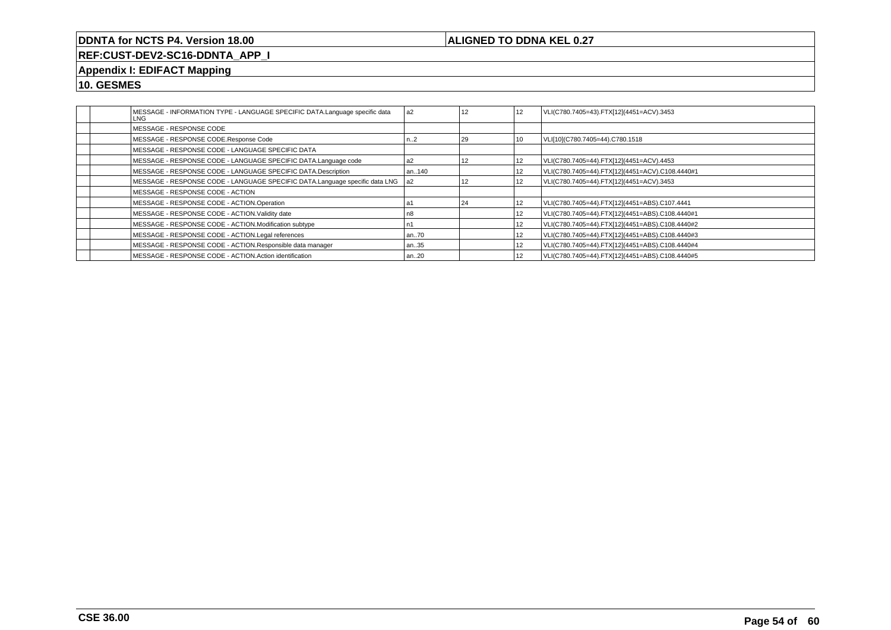| | | | | | | |
|---|---|---|---|---|---|---|
| | | MESSAGE - INFORMATION TYPE - LANGUAGE SPECIFIC DATA.Language specific data LNG | a2 | 12 | 12 | VLI(C780.7405=43).FTX[12](4451=ACV).3453 |
| | | MESSAGE - RESPONSE CODE | | | | |
| | | MESSAGE - RESPONSE CODE.Response Code | n..2 | 29 | 10 | VLI[10](C780.7405=44).C780.1518 |
| | | MESSAGE - RESPONSE CODE - LANGUAGE SPECIFIC DATA | | | | |
| | | MESSAGE - RESPONSE CODE - LANGUAGE SPECIFIC DATA.Language code | a2 | 12 | 12 | VLI(C780.7405=44).FTX[12](4451=ACV).4453 |
| | | MESSAGE - RESPONSE CODE - LANGUAGE SPECIFIC DATA.Description | an..140 | | 12 | VLI(C780.7405=44).FTX[12](4451=ACV).C108.4440#1 |
| | | MESSAGE - RESPONSE CODE - LANGUAGE SPECIFIC DATA.Language specific data LNG | a2 | 12 | 12 | VLI(C780.7405=44).FTX[12](4451=ACV).3453 |
| | | MESSAGE - RESPONSE CODE - ACTION | | | | |
| | | MESSAGE - RESPONSE CODE - ACTION.Operation | a1 | 24 | 12 | VLI(C780.7405=44).FTX[12](4451=ABS).C107.4441 |
| | | MESSAGE - RESPONSE CODE - ACTION.Validity date | n8 | | 12 | VLI(C780.7405=44).FTX[12](4451=ABS).C108.4440#1 |
| | | MESSAGE - RESPONSE CODE - ACTION.Modification subtype | n1 | | 12 | VLI(C780.7405=44).FTX[12](4451=ABS).C108.4440#2 |
| | | MESSAGE - RESPONSE CODE - ACTION.Legal references | an..70 | | 12 | VLI(C780.7405=44).FTX[12](4451=ABS).C108.4440#3 |
| | | MESSAGE - RESPONSE CODE - ACTION.Responsible data manager | an..35 | | 12 | VLI(C780.7405=44).FTX[12](4451=ABS).C108.4440#4 |
| | | MESSAGE - RESPONSE CODE - ACTION.Action identification | an..20 | | 12 | VLI(C780.7405=44).FTX[12](4451=ABS).C108.4440#5 |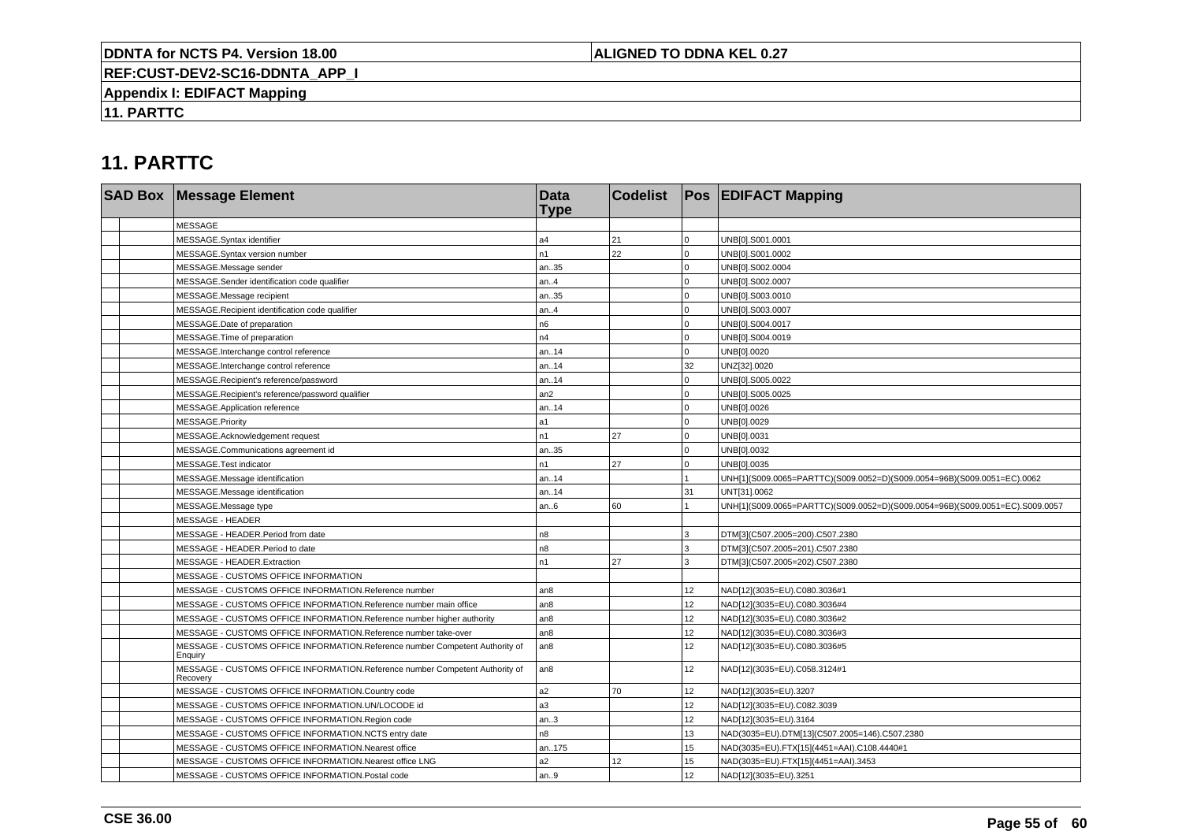# 11. PARTTC

| SAD Box | Message Element | Data Type | Codelist | Pos | EDIFACT Mapping |
|---|---|---|---|---|---|
| | MESSAGE | | | | |
| | MESSAGE.Syntax identifier | a4 | 21 | 0 | UNB[0].S001.0001 |
| | MESSAGE.Syntax version number | n1 | 22 | 0 | UNB[0].S001.0002 |
| | MESSAGE.Message sender | an..35 | | 0 | UNB[0].S002.0004 |
| | MESSAGE.Sender identification code qualifier | an..4 | | 0 | UNB[0].S002.0007 |
| | MESSAGE.Message recipient | an..35 | | 0 | UNB[0].S003.0010 |
| | MESSAGE.Recipient identification code qualifier | an..4 | | 0 | UNB[0].S003.0007 |
| | MESSAGE.Date of preparation | n6 | | 0 | UNB[0].S004.0017 |
| | MESSAGE.Time of preparation | n4 | | 0 | UNB[0].S004.0019 |
| | MESSAGE.Interchange control reference | an..14 | | 0 | UNB[0].0020 |
| | MESSAGE.Interchange control reference | an..14 | | 32 | UNZ[32].0020 |
| | MESSAGE.Recipient's reference/password | an..14 | | 0 | UNB[0].S005.0022 |
| | MESSAGE.Recipient's reference/password qualifier | an2 | | 0 | UNB[0].S005.0025 |
| | MESSAGE.Application reference | an..14 | | 0 | UNB[0].0026 |
| | MESSAGE.Priority | a1 | | 0 | UNB[0].0029 |
| | MESSAGE.Acknowledgement request | n1 | 27 | 0 | UNB[0].0031 |
| | MESSAGE.Communications agreement id | an..35 | | 0 | UNB[0].0032 |
| | MESSAGE.Test indicator | n1 | 27 | 0 | UNB[0].0035 |
| | MESSAGE.Message identification | an..14 | | 1 | UNH[1](S009.0065=PARTTC)(S009.0052=D)(S009.0054=96B)(S009.0051=EC).0062 |
| | MESSAGE.Message identification | an..14 | | 31 | UNT[31].0062 |
| | MESSAGE.Message type | an..6 | 60 | 1 | UNH[1](S009.0065=PARTTC)(S009.0052=D)(S009.0054=96B)(S009.0051=EC).S009.0057 |
| | MESSAGE - HEADER | | | | |
| | MESSAGE - HEADER.Period from date | n8 | | 3 | DTM[3](C507.2005=200).C507.2380 |
| | MESSAGE - HEADER.Period to date | n8 | | 3 | DTM[3](C507.2005=201).C507.2380 |
| | MESSAGE - HEADER.Extraction | n1 | 27 | 3 | DTM[3](C507.2005=202).C507.2380 |
| | MESSAGE - CUSTOMS OFFICE INFORMATION | | | | |
| | MESSAGE - CUSTOMS OFFICE INFORMATION.Reference number | an8 | | 12 | NAD[12](3035=EU).C080.3036#1 |
| | MESSAGE - CUSTOMS OFFICE INFORMATION.Reference number main office | an8 | | 12 | NAD[12](3035=EU).C080.3036#4 |
| | MESSAGE - CUSTOMS OFFICE INFORMATION.Reference number higher authority | an8 | | 12 | NAD[12](3035=EU).C080.3036#2 |
| | MESSAGE - CUSTOMS OFFICE INFORMATION.Reference number take-over | an8 | | 12 | NAD[12](3035=EU).C080.3036#3 |
| | MESSAGE - CUSTOMS OFFICE INFORMATION.Reference number Competent Authority of Enquiry | an8 | | 12 | NAD[12](3035=EU).C080.3036#5 |
| | MESSAGE - CUSTOMS OFFICE INFORMATION.Reference number Competent Authority of Recovery | an8 | | 12 | NAD[12](3035=EU).C058.3124#1 |
| | MESSAGE - CUSTOMS OFFICE INFORMATION.Country code | a2 | 70 | 12 | NAD[12](3035=EU).3207 |
| | MESSAGE - CUSTOMS OFFICE INFORMATION.UN/LOCODE id | a3 | | 12 | NAD[12](3035=EU).C082.3039 |
| | MESSAGE - CUSTOMS OFFICE INFORMATION.Region code | an..3 | | 12 | NAD[12](3035=EU).3164 |
| | MESSAGE - CUSTOMS OFFICE INFORMATION.NCTS entry date | n8 | | 13 | NAD(3035=EU).DTM[13](C507.2005=146).C507.2380 |
| | MESSAGE - CUSTOMS OFFICE INFORMATION.Nearest office | an..175 | | 15 | NAD(3035=EU).FTX[15](4451=AAI).C108.4440#1 |
| | MESSAGE - CUSTOMS OFFICE INFORMATION.Nearest office LNG | a2 | 12 | 15 | NAD(3035=EU).FTX[15](4451=AAI).3453 |
| | MESSAGE - CUSTOMS OFFICE INFORMATION.Postal code | an..9 | | 12 | NAD[12](3035=EU).3251 |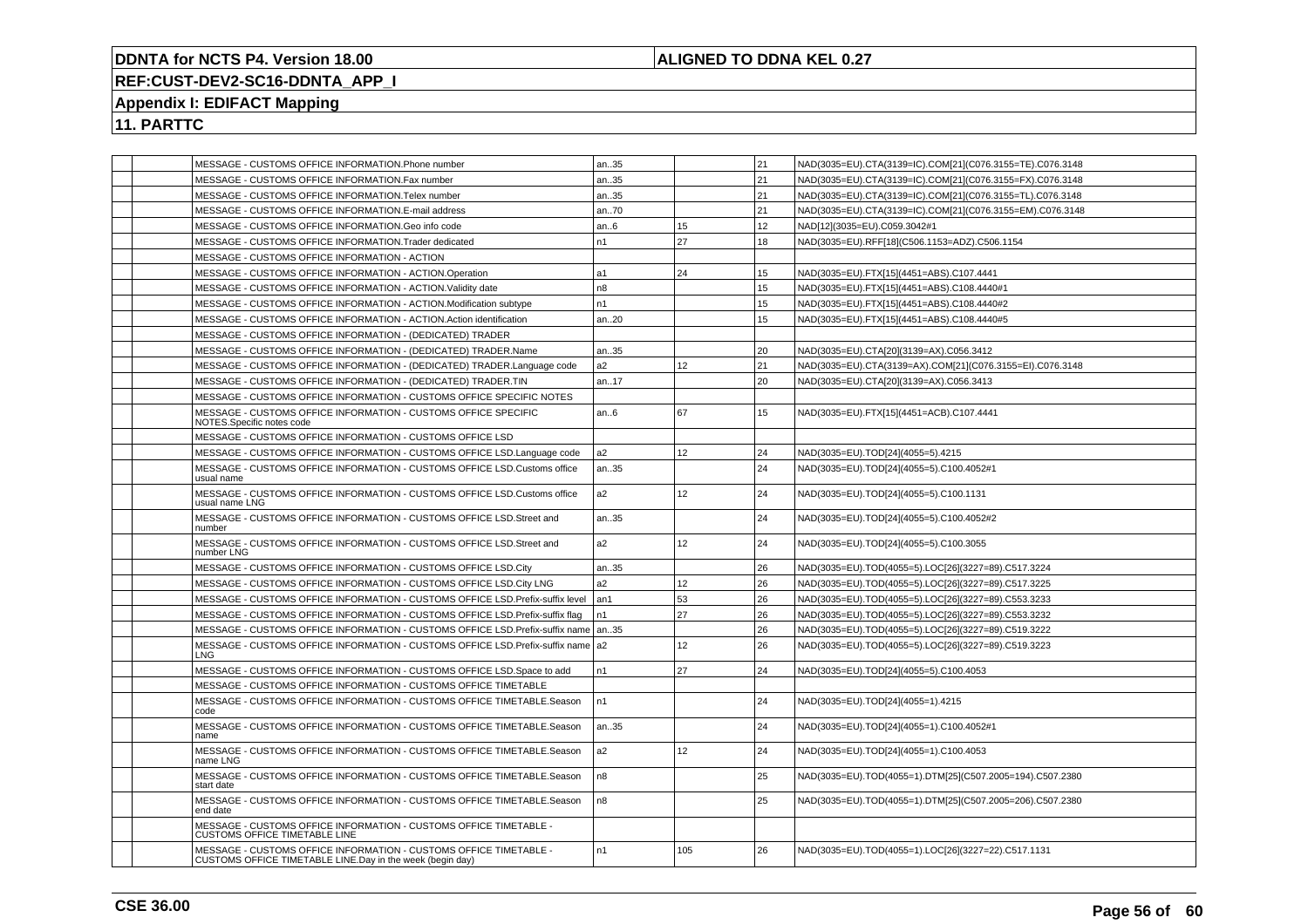**DDNTA for NCTS P4. Version 18.00**

**ALIGNED TO DDNA KEL 0.27**

**REF:CUST-DEV2-SC16-DDNTA_APP_I**

**Appendix I: EDIFACT Mapping**

**11. PARTTC**

| | | | | | | |
|---|---|---|---|---|---|---|
| | | MESSAGE - CUSTOMS OFFICE INFORMATION.Phone number | an..35 | | 21 | NAD(3035=EU).CTA(3139=IC).COM[21](C076.3155=TE).C076.3148 |
| | | MESSAGE - CUSTOMS OFFICE INFORMATION.Fax number | an..35 | | 21 | NAD(3035=EU).CTA(3139=IC).COM[21](C076.3155=FX).C076.3148 |
| | | MESSAGE - CUSTOMS OFFICE INFORMATION.Telex number | an..35 | | 21 | NAD(3035=EU).CTA(3139=IC).COM[21](C076.3155=TL).C076.3148 |
| | | MESSAGE - CUSTOMS OFFICE INFORMATION.E-mail address | an..70 | | 21 | NAD(3035=EU).CTA(3139=IC).COM[21](C076.3155=EM).C076.3148 |
| | | MESSAGE - CUSTOMS OFFICE INFORMATION.Geo info code | an..6 | 15 | 12 | NAD[12](3035=EU).C059.3042#1 |
| | | MESSAGE - CUSTOMS OFFICE INFORMATION.Trader dedicated | n1 | 27 | 18 | NAD(3035=EU).RFF[18](C506.1153=ADZ).C506.1154 |
| | | MESSAGE - CUSTOMS OFFICE INFORMATION - ACTION | | | | |
| | | MESSAGE - CUSTOMS OFFICE INFORMATION - ACTION.Operation | a1 | 24 | 15 | NAD(3035=EU).FTX[15](4451=ABS).C107.4441 |
| | | MESSAGE - CUSTOMS OFFICE INFORMATION - ACTION.Validity date | n8 | | 15 | NAD(3035=EU).FTX[15](4451=ABS).C108.4440#1 |
| | | MESSAGE - CUSTOMS OFFICE INFORMATION - ACTION.Modification subtype | n1 | | 15 | NAD(3035=EU).FTX[15](4451=ABS).C108.4440#2 |
| | | MESSAGE - CUSTOMS OFFICE INFORMATION - ACTION.Action identification | an..20 | | 15 | NAD(3035=EU).FTX[15](4451=ABS).C108.4440#5 |
| | | MESSAGE - CUSTOMS OFFICE INFORMATION - (DEDICATED) TRADER | | | | |
| | | MESSAGE - CUSTOMS OFFICE INFORMATION - (DEDICATED) TRADER.Name | an..35 | | 20 | NAD(3035=EU).CTA[20](3139=AX).C056.3412 |
| | | MESSAGE - CUSTOMS OFFICE INFORMATION - (DEDICATED) TRADER.Language code | a2 | 12 | 21 | NAD(3035=EU).CTA(3139=AX).COM[21](C076.3155=EI).C076.3148 |
| | | MESSAGE - CUSTOMS OFFICE INFORMATION - (DEDICATED) TRADER.TIN | an..17 | | 20 | NAD(3035=EU).CTA[20](3139=AX).C056.3413 |
| | | MESSAGE - CUSTOMS OFFICE INFORMATION - CUSTOMS OFFICE SPECIFIC NOTES | | | | |
| | | MESSAGE - CUSTOMS OFFICE INFORMATION - CUSTOMS OFFICE SPECIFIC NOTES.Specific notes code | an..6 | 67 | 15 | NAD(3035=EU).FTX[15](4451=ACB).C107.4441 |
| | | MESSAGE - CUSTOMS OFFICE INFORMATION - CUSTOMS OFFICE LSD | | | | |
| | | MESSAGE - CUSTOMS OFFICE INFORMATION - CUSTOMS OFFICE LSD.Language code | a2 | 12 | 24 | NAD(3035=EU).TOD[24](4055=5).4215 |
| | | MESSAGE - CUSTOMS OFFICE INFORMATION - CUSTOMS OFFICE LSD.Customs office usual name | an..35 | | 24 | NAD(3035=EU).TOD[24](4055=5).C100.4052#1 |
| | | MESSAGE - CUSTOMS OFFICE INFORMATION - CUSTOMS OFFICE LSD.Customs office usual name LNG | a2 | 12 | 24 | NAD(3035=EU).TOD[24](4055=5).C100.1131 |
| | | MESSAGE - CUSTOMS OFFICE INFORMATION - CUSTOMS OFFICE LSD.Street and number | an..35 | | 24 | NAD(3035=EU).TOD[24](4055=5).C100.4052#2 |
| | | MESSAGE - CUSTOMS OFFICE INFORMATION - CUSTOMS OFFICE LSD.Street and number LNG | a2 | 12 | 24 | NAD(3035=EU).TOD[24](4055=5).C100.3055 |
| | | MESSAGE - CUSTOMS OFFICE INFORMATION - CUSTOMS OFFICE LSD.City | an..35 | | 26 | NAD(3035=EU).TOD(4055=5).LOC[26](3227=89).C517.3224 |
| | | MESSAGE - CUSTOMS OFFICE INFORMATION - CUSTOMS OFFICE LSD.City LNG | a2 | 12 | 26 | NAD(3035=EU).TOD(4055=5).LOC[26](3227=89).C517.3225 |
| | | MESSAGE - CUSTOMS OFFICE INFORMATION - CUSTOMS OFFICE LSD.Prefix-suffix level | an1 | 53 | 26 | NAD(3035=EU).TOD(4055=5).LOC[26](3227=89).C553.3233 |
| | | MESSAGE - CUSTOMS OFFICE INFORMATION - CUSTOMS OFFICE LSD.Prefix-suffix flag | n1 | 27 | 26 | NAD(3035=EU).TOD(4055=5).LOC[26](3227=89).C553.3232 |
| | | MESSAGE - CUSTOMS OFFICE INFORMATION - CUSTOMS OFFICE LSD.Prefix-suffix name | an..35 | | 26 | NAD(3035=EU).TOD(4055=5).LOC[26](3227=89).C519.3222 |
| | | MESSAGE - CUSTOMS OFFICE INFORMATION - CUSTOMS OFFICE LSD.Prefix-suffix name LNG | a2 | 12 | 26 | NAD(3035=EU).TOD(4055=5).LOC[26](3227=89).C519.3223 |
| | | MESSAGE - CUSTOMS OFFICE INFORMATION - CUSTOMS OFFICE LSD.Space to add | n1 | 27 | 24 | NAD(3035=EU).TOD[24](4055=5).C100.4053 |
| | | MESSAGE - CUSTOMS OFFICE INFORMATION - CUSTOMS OFFICE TIMETABLE | | | | |
| | | MESSAGE - CUSTOMS OFFICE INFORMATION - CUSTOMS OFFICE TIMETABLE.Season code | n1 | | 24 | NAD(3035=EU).TOD[24](4055=1).4215 |
| | | MESSAGE - CUSTOMS OFFICE INFORMATION - CUSTOMS OFFICE TIMETABLE.Season name | an..35 | | 24 | NAD(3035=EU).TOD[24](4055=1).C100.4052#1 |
| | | MESSAGE - CUSTOMS OFFICE INFORMATION - CUSTOMS OFFICE TIMETABLE.Season name LNG | a2 | 12 | 24 | NAD(3035=EU).TOD[24](4055=1).C100.4053 |
| | | MESSAGE - CUSTOMS OFFICE INFORMATION - CUSTOMS OFFICE TIMETABLE.Season start date | n8 | | 25 | NAD(3035=EU).TOD(4055=1).DTM[25](C507.2005=194).C507.2380 |
| | | MESSAGE - CUSTOMS OFFICE INFORMATION - CUSTOMS OFFICE TIMETABLE.Season end date | n8 | | 25 | NAD(3035=EU).TOD(4055=1).DTM[25](C507.2005=206).C507.2380 |
| | | MESSAGE - CUSTOMS OFFICE INFORMATION - CUSTOMS OFFICE TIMETABLE - CUSTOMS OFFICE TIMETABLE LINE | | | | |
| | | MESSAGE - CUSTOMS OFFICE INFORMATION - CUSTOMS OFFICE TIMETABLE - CUSTOMS OFFICE TIMETABLE LINE.Day in the week (begin day) | n1 | 105 | 26 | NAD(3035=EU).TOD(4055=1).LOC[26](3227=22).C517.1131 |

**CSE 36.00**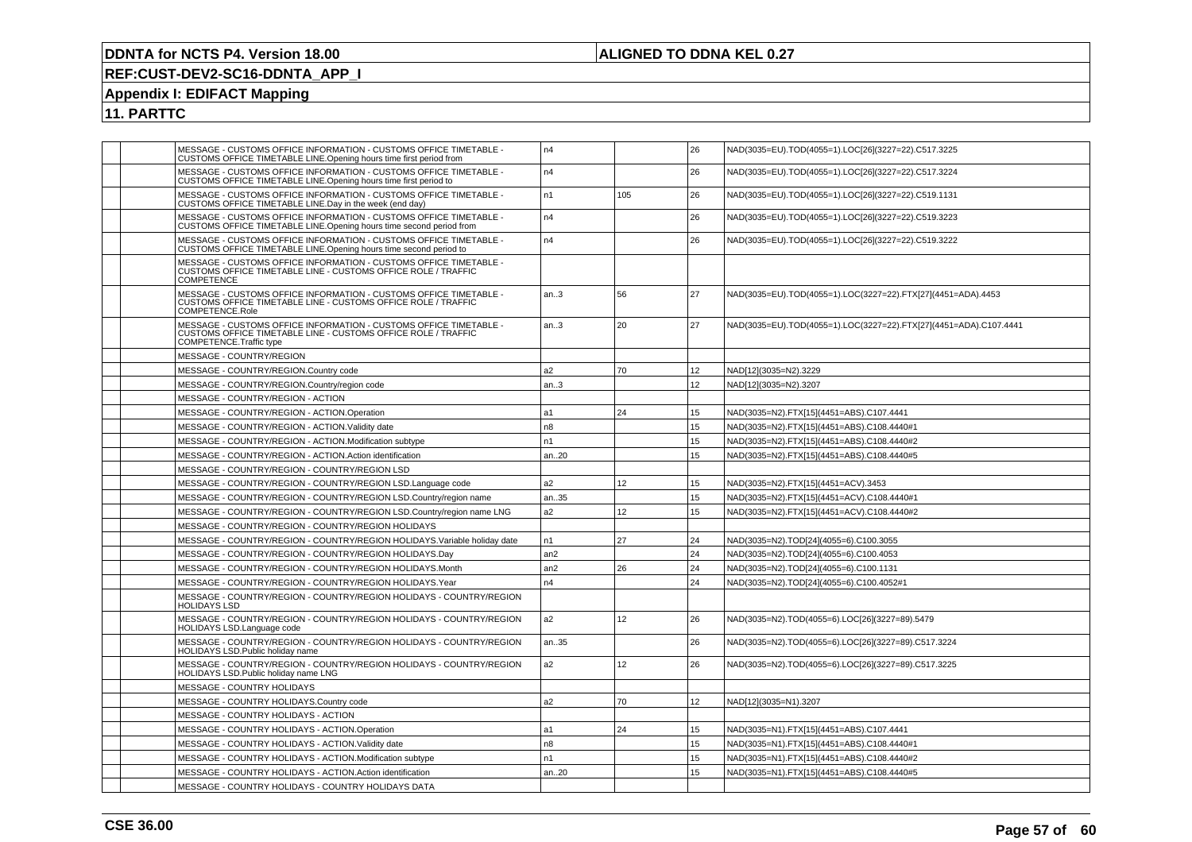**11. PARTTC**

| | | | | | | |
|---|---|---|---|---|---|---|
| | | MESSAGE - CUSTOMS OFFICE INFORMATION - CUSTOMS OFFICE TIMETABLE - CUSTOMS OFFICE TIMETABLE LINE.Opening hours time first period from | n4 | | 26 | NAD(3035=EU).TOD(4055=1).LOC[26](3227=22).C517.3225 |
| | | MESSAGE - CUSTOMS OFFICE INFORMATION - CUSTOMS OFFICE TIMETABLE - CUSTOMS OFFICE TIMETABLE LINE.Opening hours time first period to | n4 | | 26 | NAD(3035=EU).TOD(4055=1).LOC[26](3227=22).C517.3224 |
| | | MESSAGE - CUSTOMS OFFICE INFORMATION - CUSTOMS OFFICE TIMETABLE - CUSTOMS OFFICE TIMETABLE LINE.Day in the week (end day) | n1 | 105 | 26 | NAD(3035=EU).TOD(4055=1).LOC[26](3227=22).C519.1131 |
| | | MESSAGE - CUSTOMS OFFICE INFORMATION - CUSTOMS OFFICE TIMETABLE - CUSTOMS OFFICE TIMETABLE LINE.Opening hours time second period from | n4 | | 26 | NAD(3035=EU).TOD(4055=1).LOC[26](3227=22).C519.3223 |
| | | MESSAGE - CUSTOMS OFFICE INFORMATION - CUSTOMS OFFICE TIMETABLE - CUSTOMS OFFICE TIMETABLE LINE.Opening hours time second period to | n4 | | 26 | NAD(3035=EU).TOD(4055=1).LOC[26](3227=22).C519.3222 |
| | | MESSAGE - CUSTOMS OFFICE INFORMATION - CUSTOMS OFFICE TIMETABLE - CUSTOMS OFFICE TIMETABLE LINE - CUSTOMS OFFICE ROLE / TRAFFIC COMPETENCE | | | | |
| | | MESSAGE - CUSTOMS OFFICE INFORMATION - CUSTOMS OFFICE TIMETABLE - CUSTOMS OFFICE TIMETABLE LINE - CUSTOMS OFFICE ROLE / TRAFFIC COMPETENCE.Role | an..3 | 56 | 27 | NAD(3035=EU).TOD(4055=1).LOC(3227=22).FTX[27](4451=ADA).4453 |
| | | MESSAGE - CUSTOMS OFFICE INFORMATION - CUSTOMS OFFICE TIMETABLE - CUSTOMS OFFICE TIMETABLE LINE - CUSTOMS OFFICE ROLE / TRAFFIC COMPETENCE.Traffic type | an..3 | 20 | 27 | NAD(3035=EU).TOD(4055=1).LOC(3227=22).FTX[27](4451=ADA).C107.4441 |
| | | MESSAGE - COUNTRY/REGION | | | | |
| | | MESSAGE - COUNTRY/REGION.Country code | a2 | 70 | 12 | NAD[12](3035=N2).3229 |
| | | MESSAGE - COUNTRY/REGION.Country/region code | an..3 | | 12 | NAD[12](3035=N2).3207 |
| | | MESSAGE - COUNTRY/REGION - ACTION | | | | |
| | | MESSAGE - COUNTRY/REGION - ACTION.Operation | a1 | 24 | 15 | NAD(3035=N2).FTX[15](4451=ABS).C107.4441 |
| | | MESSAGE - COUNTRY/REGION - ACTION.Validity date | n8 | | 15 | NAD(3035=N2).FTX[15](4451=ABS).C108.4440#1 |
| | | MESSAGE - COUNTRY/REGION - ACTION.Modification subtype | n1 | | 15 | NAD(3035=N2).FTX[15](4451=ABS).C108.4440#2 |
| | | MESSAGE - COUNTRY/REGION - ACTION.Action identification | an..20 | | 15 | NAD(3035=N2).FTX[15](4451=ABS).C108.4440#5 |
| | | MESSAGE - COUNTRY/REGION - COUNTRY/REGION LSD | | | | |
| | | MESSAGE - COUNTRY/REGION - COUNTRY/REGION LSD.Language code | a2 | 12 | 15 | NAD(3035=N2).FTX[15](4451=ACV).3453 |
| | | MESSAGE - COUNTRY/REGION - COUNTRY/REGION LSD.Country/region name | an..35 | | 15 | NAD(3035=N2).FTX[15](4451=ACV).C108.4440#1 |
| | | MESSAGE - COUNTRY/REGION - COUNTRY/REGION LSD.Country/region name LNG | a2 | 12 | 15 | NAD(3035=N2).FTX[15](4451=ACV).C108.4440#2 |
| | | MESSAGE - COUNTRY/REGION - COUNTRY/REGION HOLIDAYS | | | | |
| | | MESSAGE - COUNTRY/REGION - COUNTRY/REGION HOLIDAYS.Variable holiday date | n1 | 27 | 24 | NAD(3035=N2).TOD[24](4055=6).C100.3055 |
| | | MESSAGE - COUNTRY/REGION - COUNTRY/REGION HOLIDAYS.Day | an2 | | 24 | NAD(3035=N2).TOD[24](4055=6).C100.4053 |
| | | MESSAGE - COUNTRY/REGION - COUNTRY/REGION HOLIDAYS.Month | an2 | 26 | 24 | NAD(3035=N2).TOD[24](4055=6).C100.1131 |
| | | MESSAGE - COUNTRY/REGION - COUNTRY/REGION HOLIDAYS.Year | n4 | | 24 | NAD(3035=N2).TOD[24](4055=6).C100.4052#1 |
| | | MESSAGE - COUNTRY/REGION - COUNTRY/REGION HOLIDAYS - COUNTRY/REGION HOLIDAYS LSD | | | | |
| | | MESSAGE - COUNTRY/REGION - COUNTRY/REGION HOLIDAYS - COUNTRY/REGION HOLIDAYS LSD.Language code | a2 | 12 | 26 | NAD(3035=N2).TOD(4055=6).LOC[26](3227=89).5479 |
| | | MESSAGE - COUNTRY/REGION - COUNTRY/REGION HOLIDAYS - COUNTRY/REGION HOLIDAYS LSD.Public holiday name | an..35 | | 26 | NAD(3035=N2).TOD(4055=6).LOC[26](3227=89).C517.3224 |
| | | MESSAGE - COUNTRY/REGION - COUNTRY/REGION HOLIDAYS - COUNTRY/REGION HOLIDAYS LSD.Public holiday name LNG | a2 | 12 | 26 | NAD(3035=N2).TOD(4055=6).LOC[26](3227=89).C517.3225 |
| | | MESSAGE - COUNTRY HOLIDAYS | | | | |
| | | MESSAGE - COUNTRY HOLIDAYS.Country code | a2 | 70 | 12 | NAD[12](3035=N1).3207 |
| | | MESSAGE - COUNTRY HOLIDAYS - ACTION | | | | |
| | | MESSAGE - COUNTRY HOLIDAYS - ACTION.Operation | a1 | 24 | 15 | NAD(3035=N1).FTX[15](4451=ABS).C107.4441 |
| | | MESSAGE - COUNTRY HOLIDAYS - ACTION.Validity date | n8 | | 15 | NAD(3035=N1).FTX[15](4451=ABS).C108.4440#1 |
| | | MESSAGE - COUNTRY HOLIDAYS - ACTION.Modification subtype | n1 | | 15 | NAD(3035=N1).FTX[15](4451=ABS).C108.4440#2 |
| | | MESSAGE - COUNTRY HOLIDAYS - ACTION.Action identification | an..20 | | 15 | NAD(3035=N1).FTX[15](4451=ABS).C108.4440#5 |
| | | MESSAGE - COUNTRY HOLIDAYS - COUNTRY HOLIDAYS DATA | | | | |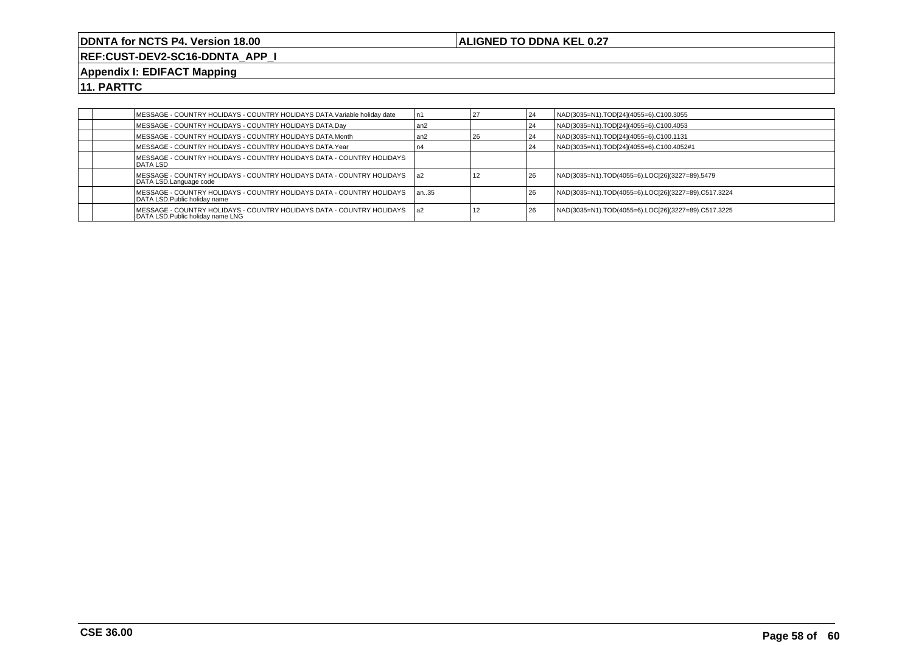| | | | | | | |
|---|---|---|---|---|---|---|
| | | MESSAGE - COUNTRY HOLIDAYS - COUNTRY HOLIDAYS DATA.Variable holiday date | n1 | 27 | 24 | NAD(3035=N1).TOD[24](4055=6).C100.3055 |
| | | MESSAGE - COUNTRY HOLIDAYS - COUNTRY HOLIDAYS DATA.Day | an2 | | 24 | NAD(3035=N1).TOD[24](4055=6).C100.4053 |
| | | MESSAGE - COUNTRY HOLIDAYS - COUNTRY HOLIDAYS DATA.Month | an2 | 26 | 24 | NAD(3035=N1).TOD[24](4055=6).C100.1131 |
| | | MESSAGE - COUNTRY HOLIDAYS - COUNTRY HOLIDAYS DATA.Year | n4 | | 24 | NAD(3035=N1).TOD[24](4055=6).C100.4052#1 |
| | | MESSAGE - COUNTRY HOLIDAYS - COUNTRY HOLIDAYS DATA - COUNTRY HOLIDAYS DATA LSD | | | | |
| | | MESSAGE - COUNTRY HOLIDAYS - COUNTRY HOLIDAYS DATA - COUNTRY HOLIDAYS DATA LSD.Language code | a2 | 12 | 26 | NAD(3035=N1).TOD(4055=6).LOC[26](3227=89).5479 |
| | | MESSAGE - COUNTRY HOLIDAYS - COUNTRY HOLIDAYS DATA - COUNTRY HOLIDAYS DATA LSD.Public holiday name | an..35 | | 26 | NAD(3035=N1).TOD(4055=6).LOC[26](3227=89).C517.3224 |
| | | MESSAGE - COUNTRY HOLIDAYS - COUNTRY HOLIDAYS DATA - COUNTRY HOLIDAYS DATA LSD.Public holiday name LNG | a2 | 12 | 26 | NAD(3035=N1).TOD(4055=6).LOC[26](3227=89).C517.3225 |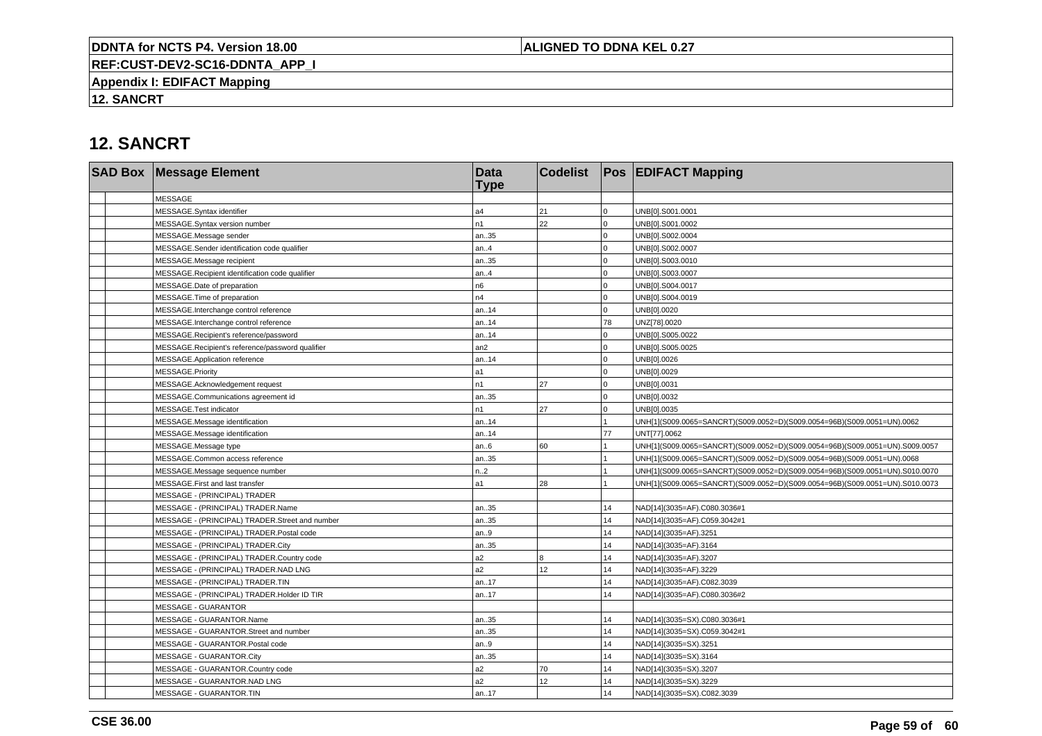## 12. SANCRT

| SAD Box | | Message Element | Data Type | Codelist | Pos | EDIFACT Mapping |
|---|---|---|---|---|---|---|
| | | MESSAGE | | | | |
| | | MESSAGE.Syntax identifier | a4 | 21 | 0 | UNB[0].S001.0001 |
| | | MESSAGE.Syntax version number | n1 | 22 | 0 | UNB[0].S001.0002 |
| | | MESSAGE.Message sender | an..35 | | 0 | UNB[0].S002.0004 |
| | | MESSAGE.Sender identification code qualifier | an..4 | | 0 | UNB[0].S002.0007 |
| | | MESSAGE.Message recipient | an..35 | | 0 | UNB[0].S003.0010 |
| | | MESSAGE.Recipient identification code qualifier | an..4 | | 0 | UNB[0].S003.0007 |
| | | MESSAGE.Date of preparation | n6 | | 0 | UNB[0].S004.0017 |
| | | MESSAGE.Time of preparation | n4 | | 0 | UNB[0].S004.0019 |
| | | MESSAGE.Interchange control reference | an..14 | | 0 | UNB[0].0020 |
| | | MESSAGE.Interchange control reference | an..14 | | 78 | UNZ[78].0020 |
| | | MESSAGE.Recipient's reference/password | an..14 | | 0 | UNB[0].S005.0022 |
| | | MESSAGE.Recipient's reference/password qualifier | an2 | | 0 | UNB[0].S005.0025 |
| | | MESSAGE.Application reference | an..14 | | 0 | UNB[0].0026 |
| | | MESSAGE.Priority | a1 | | 0 | UNB[0].0029 |
| | | MESSAGE.Acknowledgement request | n1 | 27 | 0 | UNB[0].0031 |
| | | MESSAGE.Communications agreement id | an..35 | | 0 | UNB[0].0032 |
| | | MESSAGE.Test indicator | n1 | 27 | 0 | UNB[0].0035 |
| | | MESSAGE.Message identification | an..14 | | 1 | UNH[1](S009.0065=SANCRT)(S009.0052=D)(S009.0054=96B)(S009.0051=UN).0062 |
| | | MESSAGE.Message identification | an..14 | | 77 | UNT[77].0062 |
| | | MESSAGE.Message type | an..6 | 60 | 1 | UNH[1](S009.0065=SANCRT)(S009.0052=D)(S009.0054=96B)(S009.0051=UN).S009.0057 |
| | | MESSAGE.Common access reference | an..35 | | 1 | UNH[1](S009.0065=SANCRT)(S009.0052=D)(S009.0054=96B)(S009.0051=UN).0068 |
| | | MESSAGE.Message sequence number | n..2 | | 1 | UNH[1](S009.0065=SANCRT)(S009.0052=D)(S009.0054=96B)(S009.0051=UN).S010.0070 |
| | | MESSAGE.First and last transfer | a1 | 28 | 1 | UNH[1](S009.0065=SANCRT)(S009.0052=D)(S009.0054=96B)(S009.0051=UN).S010.0073 |
| | | MESSAGE - (PRINCIPAL) TRADER | | | | |
| | | MESSAGE - (PRINCIPAL) TRADER.Name | an..35 | | 14 | NAD[14](3035=AF).C080.3036#1 |
| | | MESSAGE - (PRINCIPAL) TRADER.Street and number | an..35 | | 14 | NAD[14](3035=AF).C059.3042#1 |
| | | MESSAGE - (PRINCIPAL) TRADER.Postal code | an..9 | | 14 | NAD[14](3035=AF).3251 |
| | | MESSAGE - (PRINCIPAL) TRADER.City | an..35 | | 14 | NAD[14](3035=AF).3164 |
| | | MESSAGE - (PRINCIPAL) TRADER.Country code | a2 | 8 | 14 | NAD[14](3035=AF).3207 |
| | | MESSAGE - (PRINCIPAL) TRADER.NAD LNG | a2 | 12 | 14 | NAD[14](3035=AF).3229 |
| | | MESSAGE - (PRINCIPAL) TRADER.TIN | an..17 | | 14 | NAD[14](3035=AF).C082.3039 |
| | | MESSAGE - (PRINCIPAL) TRADER.Holder ID TIR | an..17 | | 14 | NAD[14](3035=AF).C080.3036#2 |
| | | MESSAGE - GUARANTOR | | | | |
| | | MESSAGE - GUARANTOR.Name | an..35 | | 14 | NAD[14](3035=SX).C080.3036#1 |
| | | MESSAGE - GUARANTOR.Street and number | an..35 | | 14 | NAD[14](3035=SX).C059.3042#1 |
| | | MESSAGE - GUARANTOR.Postal code | an..9 | | 14 | NAD[14](3035=SX).3251 |
| | | MESSAGE - GUARANTOR.City | an..35 | | 14 | NAD[14](3035=SX).3164 |
| | | MESSAGE - GUARANTOR.Country code | a2 | 70 | 14 | NAD[14](3035=SX).3207 |
| | | MESSAGE - GUARANTOR.NAD LNG | a2 | 12 | 14 | NAD[14](3035=SX).3229 |
| | | MESSAGE - GUARANTOR.TIN | an..17 | | 14 | NAD[14](3035=SX).C082.3039 |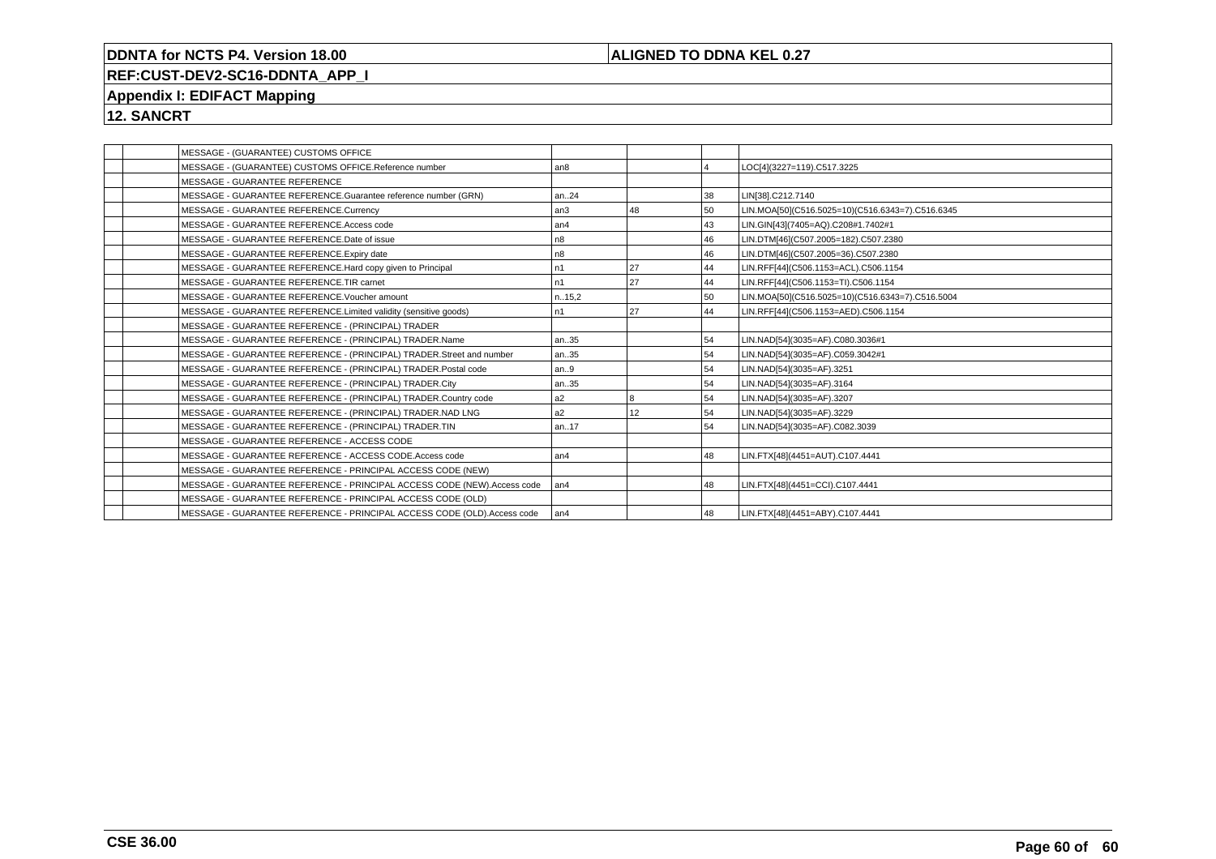# DDNTA for NCTS P4. Version 18.00

**ALIGNED TO DDNA KEL 0.27**

**REF:CUST-DEV2-SC16-DDNTA_APP_I**

**Appendix I: EDIFACT Mapping**

**12. SANCRT**

| | | | | | | |
|---|---|---|---|---|---|---|
| | | MESSAGE - (GUARANTEE) CUSTOMS OFFICE | | | | |
| | | MESSAGE - (GUARANTEE) CUSTOMS OFFICE.Reference number | an8 | | 4 | LOC[4](3227=119).C517.3225 |
| | | MESSAGE - GUARANTEE REFERENCE | | | | |
| | | MESSAGE - GUARANTEE REFERENCE.Guarantee reference number (GRN) | an..24 | | 38 | LIN[38].C212.7140 |
| | | MESSAGE - GUARANTEE REFERENCE.Currency | an3 | 48 | 50 | LIN.MOA[50](C516.5025=10)(C516.6343=7).C516.6345 |
| | | MESSAGE - GUARANTEE REFERENCE.Access code | an4 | | 43 | LIN.GIN[43](7405=AQ).C208#1.7402#1 |
| | | MESSAGE - GUARANTEE REFERENCE.Date of issue | n8 | | 46 | LIN.DTM[46](C507.2005=182).C507.2380 |
| | | MESSAGE - GUARANTEE REFERENCE.Expiry date | n8 | | 46 | LIN.DTM[46](C507.2005=36).C507.2380 |
| | | MESSAGE - GUARANTEE REFERENCE.Hard copy given to Principal | n1 | 27 | 44 | LIN.RFF[44](C506.1153=ACL).C506.1154 |
| | | MESSAGE - GUARANTEE REFERENCE.TIR carnet | n1 | 27 | 44 | LIN.RFF[44](C506.1153=TI).C506.1154 |
| | | MESSAGE - GUARANTEE REFERENCE.Voucher amount | n..15,2 | | 50 | LIN.MOA[50](C516.5025=10)(C516.6343=7).C516.5004 |
| | | MESSAGE - GUARANTEE REFERENCE.Limited validity (sensitive goods) | n1 | 27 | 44 | LIN.RFF[44](C506.1153=AED).C506.1154 |
| | | MESSAGE - GUARANTEE REFERENCE - (PRINCIPAL) TRADER | | | | |
| | | MESSAGE - GUARANTEE REFERENCE - (PRINCIPAL) TRADER.Name | an..35 | | 54 | LIN.NAD[54](3035=AF).C080.3036#1 |
| | | MESSAGE - GUARANTEE REFERENCE - (PRINCIPAL) TRADER.Street and number | an..35 | | 54 | LIN.NAD[54](3035=AF).C059.3042#1 |
| | | MESSAGE - GUARANTEE REFERENCE - (PRINCIPAL) TRADER.Postal code | an..9 | | 54 | LIN.NAD[54](3035=AF).3251 |
| | | MESSAGE - GUARANTEE REFERENCE - (PRINCIPAL) TRADER.City | an..35 | | 54 | LIN.NAD[54](3035=AF).3164 |
| | | MESSAGE - GUARANTEE REFERENCE - (PRINCIPAL) TRADER.Country code | a2 | 8 | 54 | LIN.NAD[54](3035=AF).3207 |
| | | MESSAGE - GUARANTEE REFERENCE - (PRINCIPAL) TRADER.NAD LNG | a2 | 12 | 54 | LIN.NAD[54](3035=AF).3229 |
| | | MESSAGE - GUARANTEE REFERENCE - (PRINCIPAL) TRADER.TIN | an..17 | | 54 | LIN.NAD[54](3035=AF).C082.3039 |
| | | MESSAGE - GUARANTEE REFERENCE - ACCESS CODE | | | | |
| | | MESSAGE - GUARANTEE REFERENCE - ACCESS CODE.Access code | an4 | | 48 | LIN.FTX[48](4451=AUT).C107.4441 |
| | | MESSAGE - GUARANTEE REFERENCE - PRINCIPAL ACCESS CODE (NEW) | | | | |
| | | MESSAGE - GUARANTEE REFERENCE - PRINCIPAL ACCESS CODE (NEW).Access code | an4 | | 48 | LIN.FTX[48](4451=CCI).C107.4441 |
| | | MESSAGE - GUARANTEE REFERENCE - PRINCIPAL ACCESS CODE (OLD) | | | | |
| | | MESSAGE - GUARANTEE REFERENCE - PRINCIPAL ACCESS CODE (OLD).Access code | an4 | | 48 | LIN.FTX[48](4451=ABY).C107.4441 |

CSE 36.00